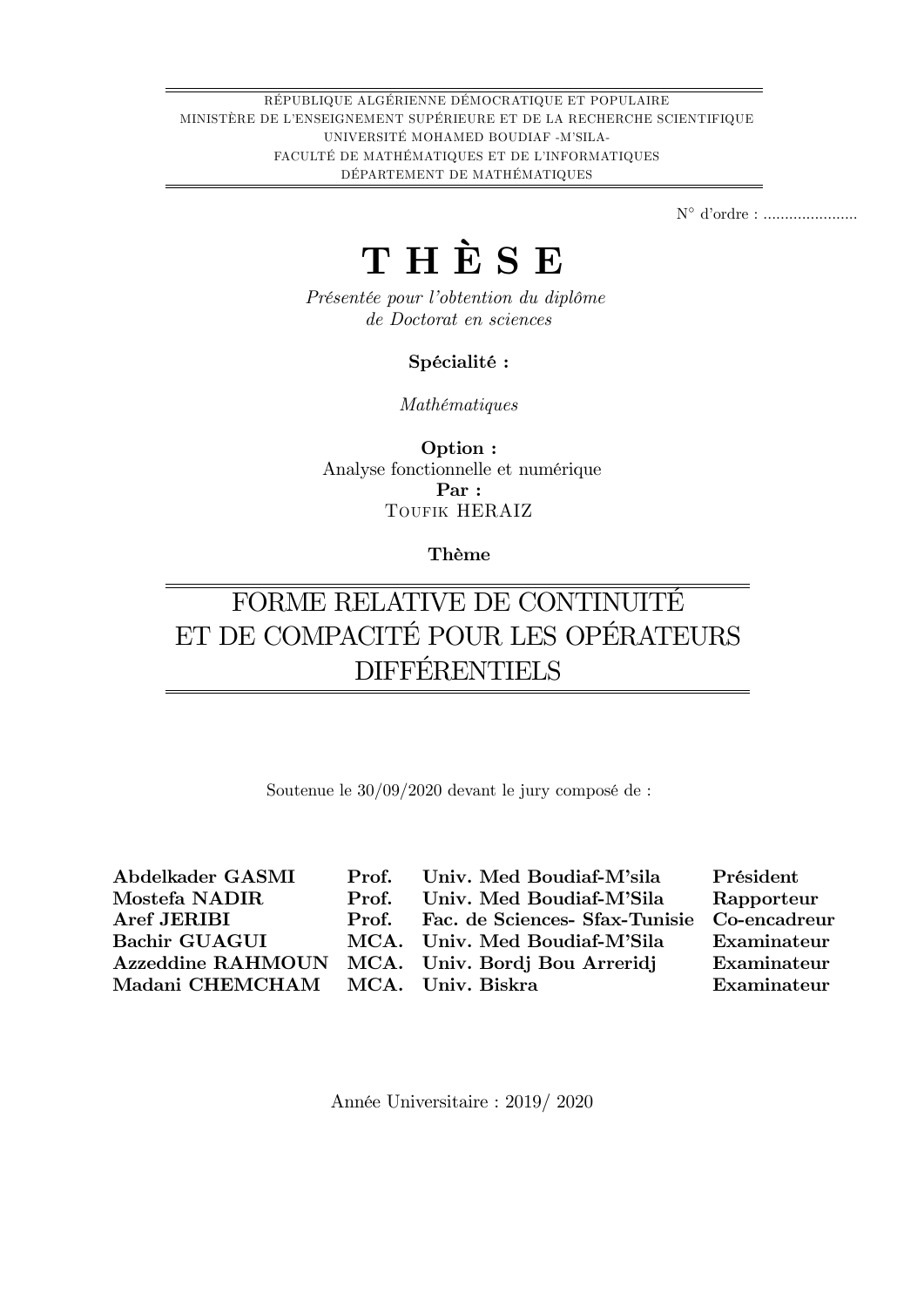RÉPUBLIQUE ALGÉRIENNE DÉMOCRATIQUE ET POPULAIRE
MINISTÈRE DE L'ENSEIGNEMENT SUPÉRIEURE ET DE LA RECHERCHE SCIENTIFIQUE
UNIVERSITÉ MOHAMED BOUDIAF -M'SILA-
FACULTÉ DE MATHÉMATIQUES ET DE L'INFORMATIQUES
DÉPARTEMENT DE MATHÉMATIQUES

N° d'ordre : ......................

# T H È S E

*Présentée pour l'obtention du diplôme*
*de Doctorat en sciences*

**Spécialité :**

*Mathématiques*

**Option :**
Analyse fonctionnelle et numérique
**Par :**
Toufik HERAIZ

**Thème**

## FORME RELATIVE DE CONTINUITÉ ET DE COMPACITÉ POUR LES OPÉRATEURS DIFFÉRENTIELS

Soutenue le 30/09/2020 devant le jury composé de :

| | | | |
|---|---|---|---|
| **Abdelkader GASMI** | **Prof.** | **Univ. Med Boudiaf-M'sila** | **Président** |
| **Mostefa NADIR** | **Prof.** | **Univ. Med Boudiaf-M'Sila** | **Rapporteur** |
| **Aref JERIBI** | **Prof.** | **Fac. de Sciences- Sfax-Tunisie** | **Co-encadreur** |
| **Bachir GUAGUI** | **MCA.** | **Univ. Med Boudiaf-M'Sila** | **Examinateur** |
| **Azzeddine RAHMOUN** | **MCA.** | **Univ. Bordj Bou Arreridj** | **Examinateur** |
| **Madani CHEMCHAM** | **MCA.** | **Univ. Biskra** | **Examinateur** |

Année Universitaire : 2019/ 2020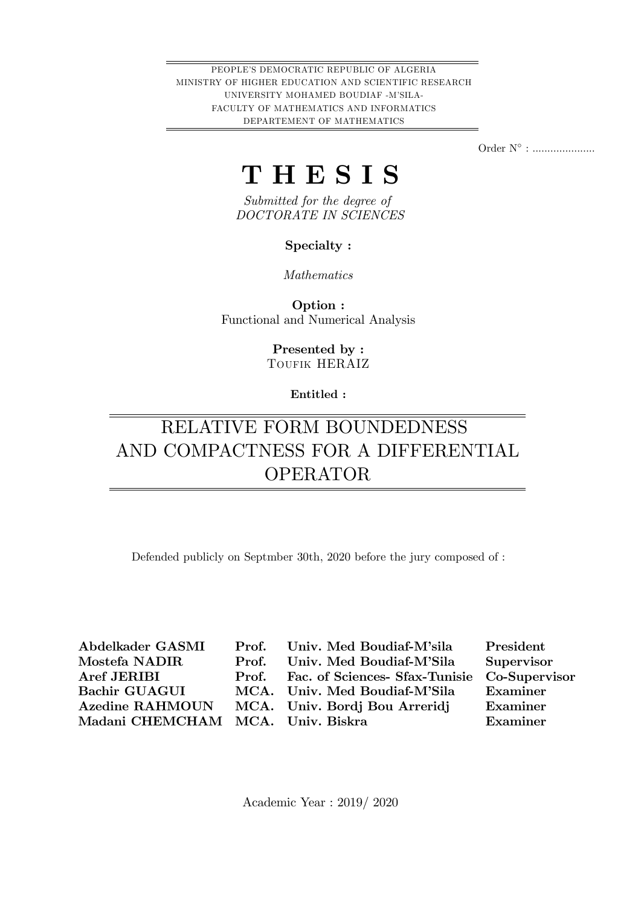PEOPLE'S DEMOCRATIC REPUBLIC OF ALGERIA
MINISTRY OF HIGHER EDUCATION AND SCIENTIFIC RESEARCH
UNIVERSITY MOHAMED BOUDIAF -M'SILA-
FACULTY OF MATHEMATICS AND INFORMATICS
DEPARTEMENT OF MATHEMATICS

Order N° : .....................

# T H E S I S

*Submitted for the degree of*
*DOCTORATE IN SCIENCES*

**Specialty :**

*Mathematics*

**Option :**
Functional and Numerical Analysis

**Presented by :**
Toufik HERAIZ

**Entitled :**

## RELATIVE FORM BOUNDEDNESS AND COMPACTNESS FOR A DIFFERENTIAL OPERATOR

Defended publicly on Septmber 30th, 2020 before the jury composed of :

| | | | |
|---|---|---|---|
| **Abdelkader GASMI** | **Prof.** | **Univ. Med Boudiaf-M'sila** | **President** |
| **Mostefa NADIR** | **Prof.** | **Univ. Med Boudiaf-M'Sila** | **Supervisor** |
| **Aref JERIBI** | **Prof.** | **Fac. of Sciences- Sfax-Tunisie** | **Co-Supervisor** |
| **Bachir GUAGUI** | **MCA.** | **Univ. Med Boudiaf-M'Sila** | **Examiner** |
| **Azedine RAHMOUN** | **MCA.** | **Univ. Bordj Bou Arreridj** | **Examiner** |
| **Madani CHEMCHAM** | **MCA.** | **Univ. Biskra** | **Examiner** |

Academic Year : 2019/ 2020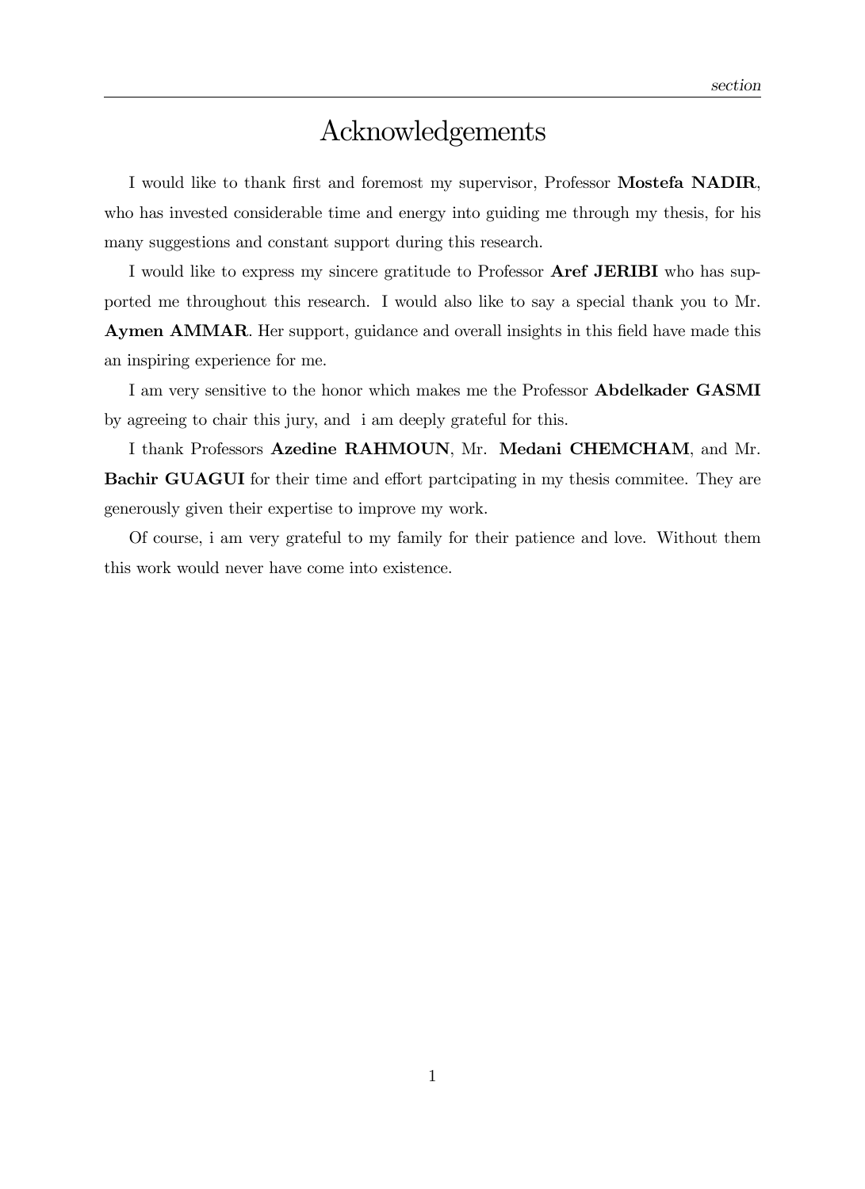# Acknowledgements

I would like to thank first and foremost my supervisor, Professor **Mostefa NADIR**, who has invested considerable time and energy into guiding me through my thesis, for his many suggestions and constant support during this research.

I would like to express my sincere gratitude to Professor **Aref JERIBI** who has supported me throughout this research. I would also like to say a special thank you to Mr. **Aymen AMMAR**. Her support, guidance and overall insights in this field have made this an inspiring experience for me.

I am very sensitive to the honor which makes me the Professor **Abdelkader GASMI** by agreeing to chair this jury, and i am deeply grateful for this.

I thank Professors **Azedine RAHMOUN**, Mr. **Medani CHEMCHAM**, and Mr. **Bachir GUAGUI** for their time and effort partcipating in my thesis commitee. They are generously given their expertise to improve my work.

Of course, i am very grateful to my family for their patience and love. Without them this work would never have come into existence.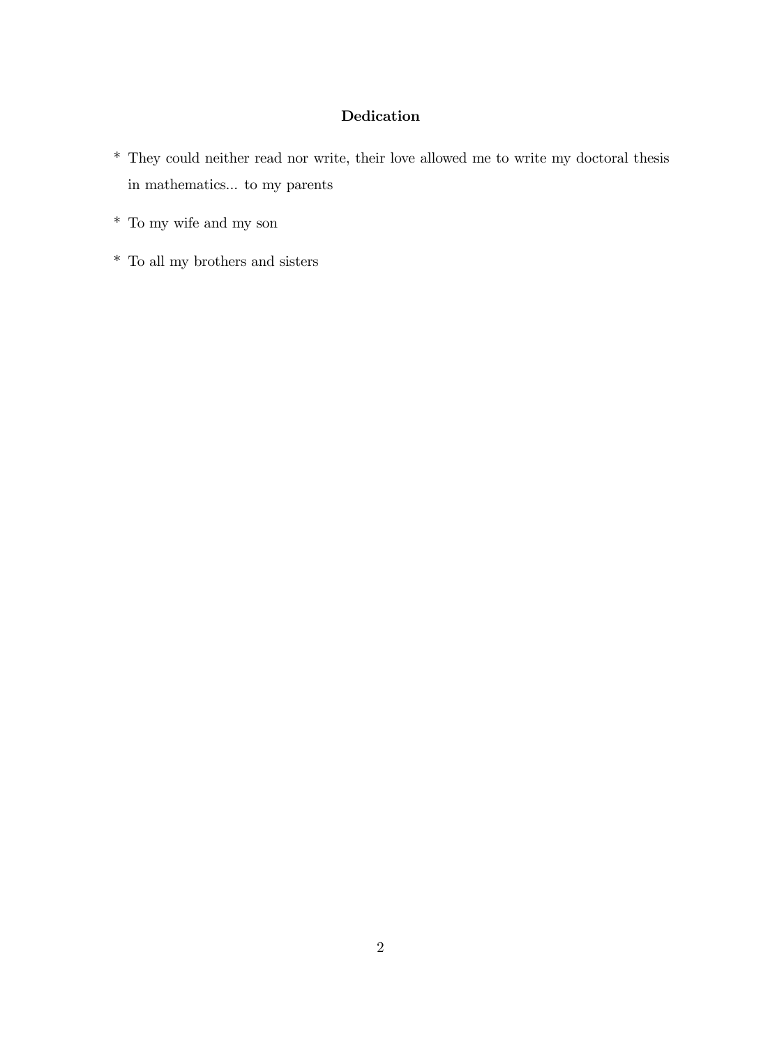## Dedication

* They could neither read nor write, their love allowed me to write my doctoral thesis in mathematics... to my parents

* To my wife and my son

* To all my brothers and sisters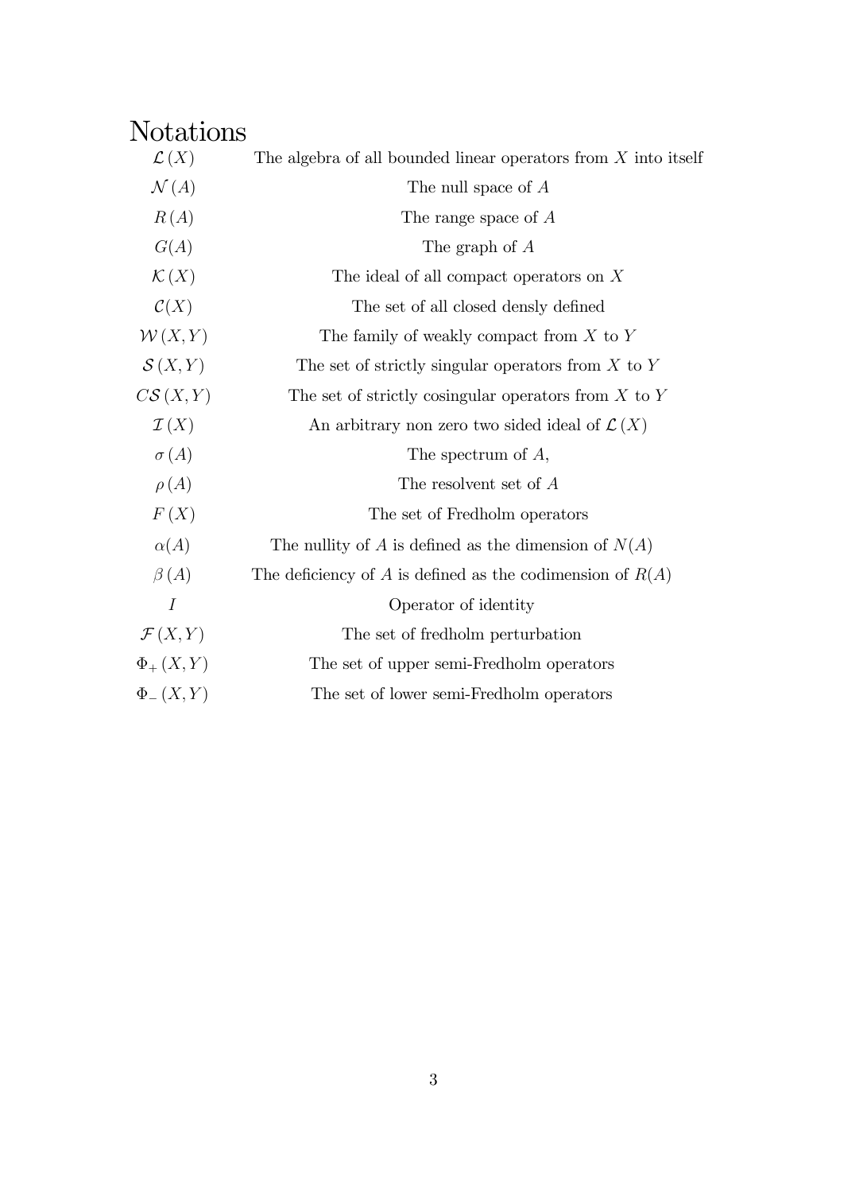# Notations

| | |
|---|---|
| $\mathcal{L}(X)$ | The algebra of all bounded linear operators from $X$ into itself |
| $\mathcal{N}(A)$ | The null space of $A$ |
| $R(A)$ | The range space of $A$ |
| $G(A)$ | The graph of $A$ |
| $\mathcal{K}(X)$ | The ideal of all compact operators on $X$ |
| $\mathcal{C}(X)$ | The set of all closed densly defined |
| $\mathcal{W}(X,Y)$ | The family of weakly compact from $X$ to $Y$ |
| $\mathcal{S}(X,Y)$ | The set of strictly singular operators from $X$ to $Y$ |
| $C\mathcal{S}(X,Y)$ | The set of strictly cosingular operators from $X$ to $Y$ |
| $\mathcal{I}(X)$ | An arbitrary non zero two sided ideal of $\mathcal{L}(X)$ |
| $\sigma(A)$ | The spectrum of $A$, |
| $\rho(A)$ | The resolvent set of $A$ |
| $F(X)$ | The set of Fredholm operators |
| $\alpha(A)$ | The nullity of $A$ is defined as the dimension of $N(A)$ |
| $\beta(A)$ | The deficiency of $A$ is defined as the codimension of $R(A)$ |
| $I$ | Operator of identity |
| $\mathcal{F}(X,Y)$ | The set of fredholm perturbation |
| $\Phi_{+}(X,Y)$ | The set of upper semi-Fredholm operators |
| $\Phi_{-}(X,Y)$ | The set of lower semi-Fredholm operators |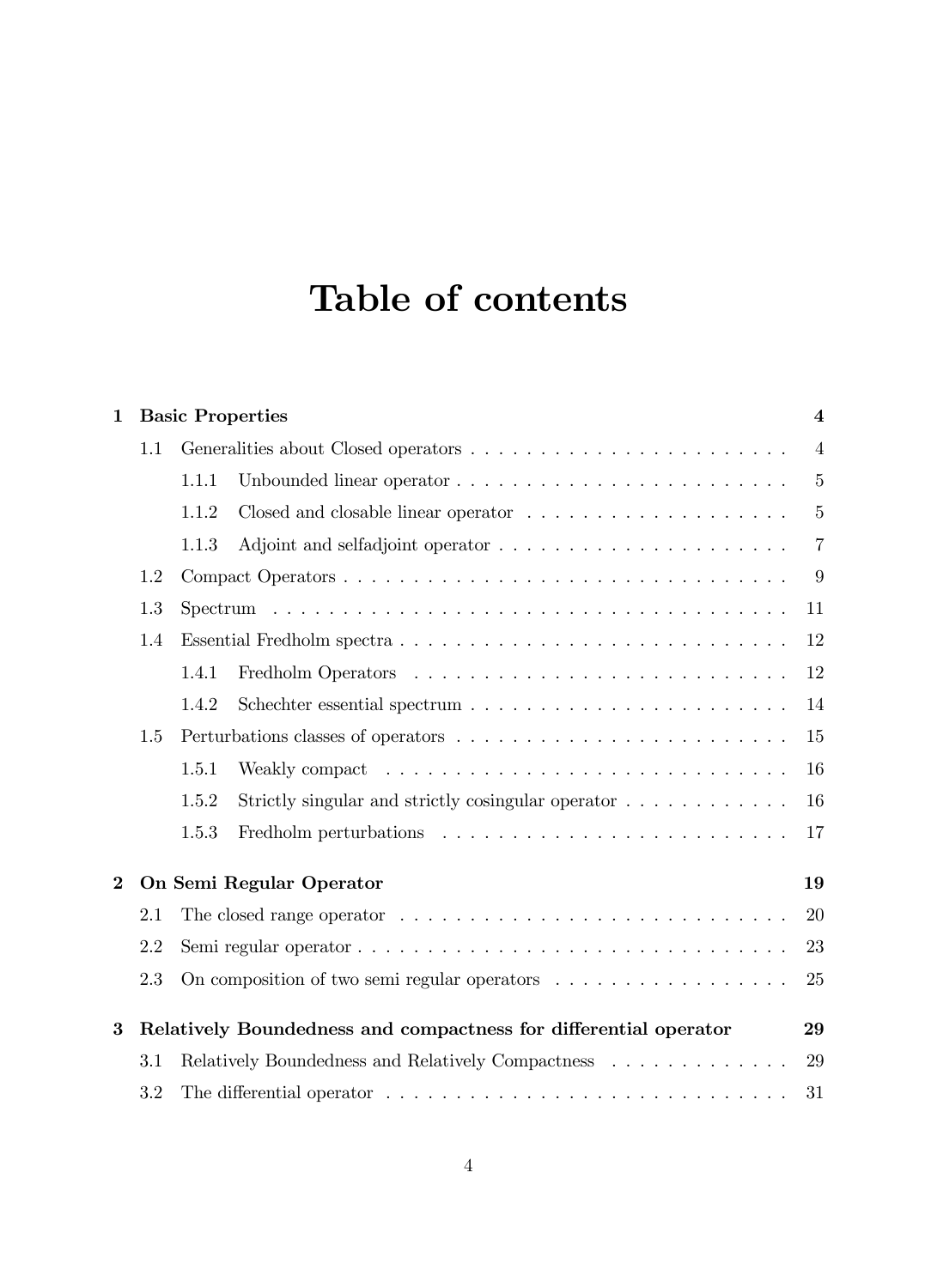# Table of contents

**1 Basic Properties** — **4**

- 1.1 Generalities about Closed operators — 4
  - 1.1.1 Unbounded linear operator — 5
  - 1.1.2 Closed and closable linear operator — 5
  - 1.1.3 Adjoint and selfadjoint operator — 7
- 1.2 Compact Operators — 9
- 1.3 Spectrum — 11
- 1.4 Essential Fredholm spectra — 12
  - 1.4.1 Fredholm Operators — 12
  - 1.4.2 Schechter essential spectrum — 14
- 1.5 Perturbations classes of operators — 15
  - 1.5.1 Weakly compact — 16
  - 1.5.2 Strictly singular and strictly cosingular operator — 16
  - 1.5.3 Fredholm perturbations — 17

**2 On Semi Regular Operator** — **19**

- 2.1 The closed range operator — 20
- 2.2 Semi regular operator — 23
- 2.3 On composition of two semi regular operators — 25

**3 Relatively Boundedness and compactness for differential operator** — **29**

- 3.1 Relatively Boundedness and Relatively Compactness — 29
- 3.2 The differential operator — 31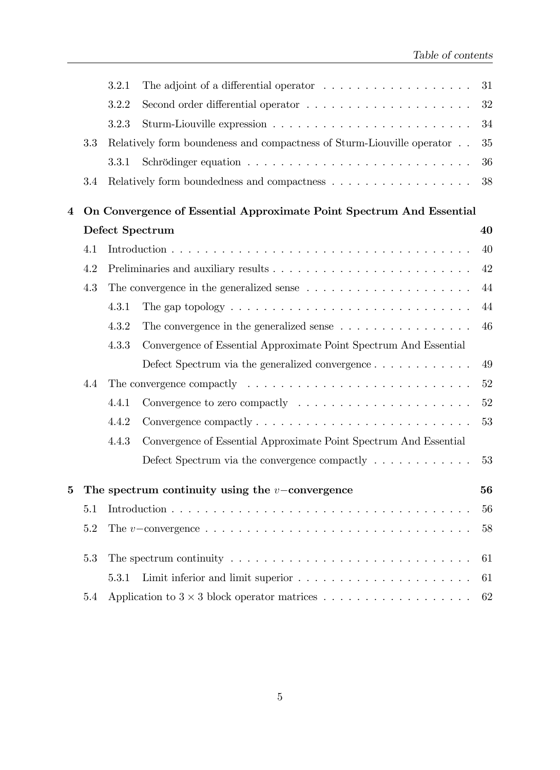3.2.1 The adjoint of a differential operator . . . . . . . . . . . . . . . . . . 31

3.2.2 Second order differential operator . . . . . . . . . . . . . . . . . . . . 32

3.2.3 Sturm-Liouville expression . . . . . . . . . . . . . . . . . . . . . . . . 34

3.3 Relatively form boundeness and compactness of Sturm-Liouville operator . . 35

3.3.1 Schrödinger equation . . . . . . . . . . . . . . . . . . . . . . . . . . . 36

3.4 Relatively form boundedness and compactness . . . . . . . . . . . . . . . . 38

**4 On Convergence of Essential Approximate Point Spectrum And Essential Defect Spectrum 40**

4.1 Introduction . . . . . . . . . . . . . . . . . . . . . . . . . . . . . . . . . . . 40

4.2 Preliminaries and auxiliary results . . . . . . . . . . . . . . . . . . . . . . . 42

4.3 The convergence in the generalized sense . . . . . . . . . . . . . . . . . . . 44

4.3.1 The gap topology . . . . . . . . . . . . . . . . . . . . . . . . . . . . . 44

4.3.2 The convergence in the generalized sense . . . . . . . . . . . . . . . . 46

4.3.3 Convergence of Essential Approximate Point Spectrum And Essential Defect Spectrum via the generalized convergence . . . . . . . . . . . . 49

4.4 The convergence compactly . . . . . . . . . . . . . . . . . . . . . . . . . . 52

4.4.1 Convergence to zero compactly . . . . . . . . . . . . . . . . . . . . . 52

4.4.2 Convergence compactly . . . . . . . . . . . . . . . . . . . . . . . . . . 53

4.4.3 Convergence of Essential Approximate Point Spectrum And Essential Defect Spectrum via the convergence compactly . . . . . . . . . . . . 53

**5 The spectrum continuity using the $v-$convergence 56**

5.1 Introduction . . . . . . . . . . . . . . . . . . . . . . . . . . . . . . . . . . . 56

5.2 The $v-$convergence . . . . . . . . . . . . . . . . . . . . . . . . . . . . . . . 58

5.3 The spectrum continuity . . . . . . . . . . . . . . . . . . . . . . . . . . . . . 61

5.3.1 Limit inferior and limit superior . . . . . . . . . . . . . . . . . . . . . 61

5.4 Application to $3 \times 3$ block operator matrices . . . . . . . . . . . . . . . . . . 62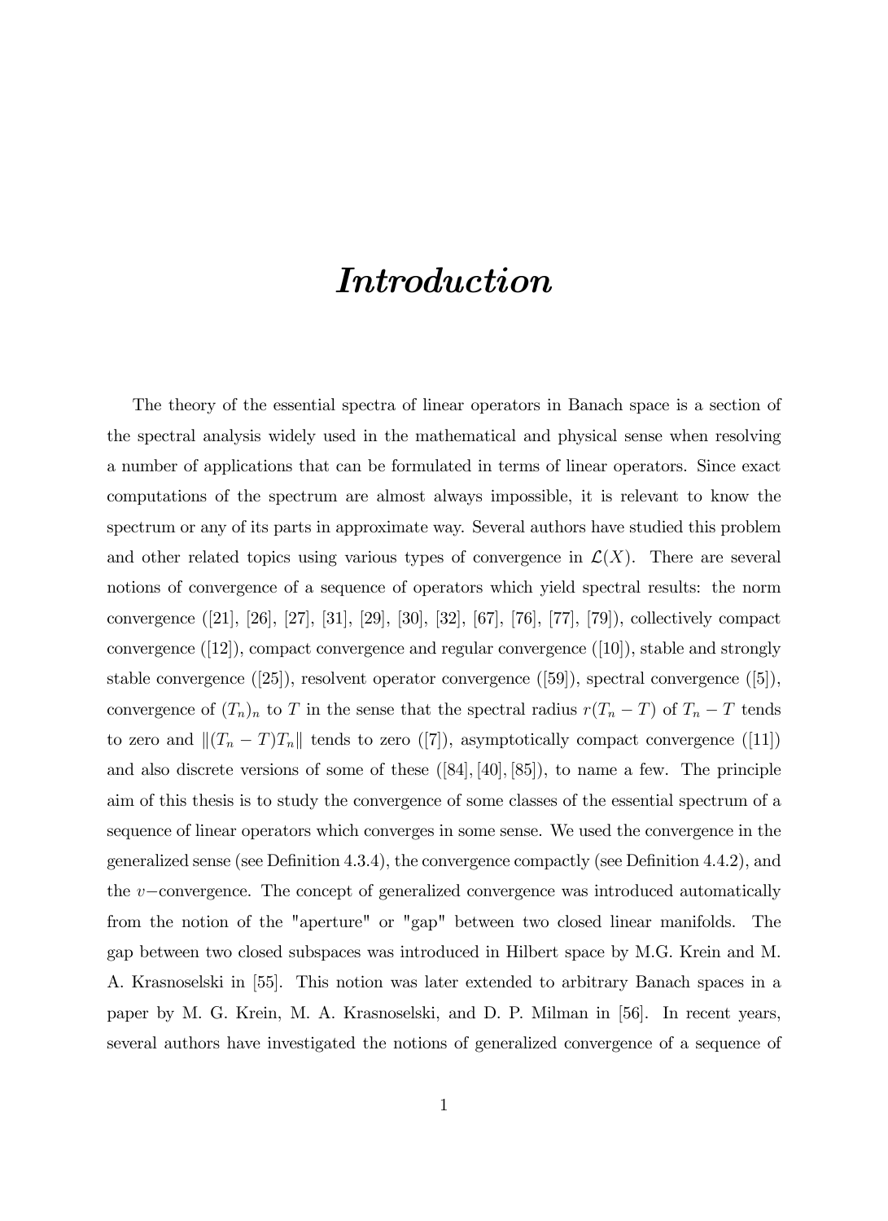# *Introduction*

The theory of the essential spectra of linear operators in Banach space is a section of the spectral analysis widely used in the mathematical and physical sense when resolving a number of applications that can be formulated in terms of linear operators. Since exact computations of the spectrum are almost always impossible, it is relevant to know the spectrum or any of its parts in approximate way. Several authors have studied this problem and other related topics using various types of convergence in $\mathcal{L}(X)$. There are several notions of convergence of a sequence of operators which yield spectral results: the norm convergence ([21], [26], [27], [31], [29], [30], [32], [67], [76], [77], [79]), collectively compact convergence ([12]), compact convergence and regular convergence ([10]), stable and strongly stable convergence ([25]), resolvent operator convergence ([59]), spectral convergence ([5]), convergence of $(T_n)_n$ to $T$ in the sense that the spectral radius $r(T_n - T)$ of $T_n - T$ tends to zero and $\|(T_n - T)T_n\|$ tends to zero ([7]), asymptotically compact convergence ([11]) and also discrete versions of some of these ([84], [40], [85]), to name a few. The principle aim of this thesis is to study the convergence of some classes of the essential spectrum of a sequence of linear operators which converges in some sense. We used the convergence in the generalized sense (see Definition 4.3.4), the convergence compactly (see Definition 4.4.2), and the $v-$convergence. The concept of generalized convergence was introduced automatically from the notion of the "aperture" or "gap" between two closed linear manifolds. The gap between two closed subspaces was introduced in Hilbert space by M.G. Krein and M. A. Krasnoselski in [55]. This notion was later extended to arbitrary Banach spaces in a paper by M. G. Krein, M. A. Krasnoselski, and D. P. Milman in [56]. In recent years, several authors have investigated the notions of generalized convergence of a sequence of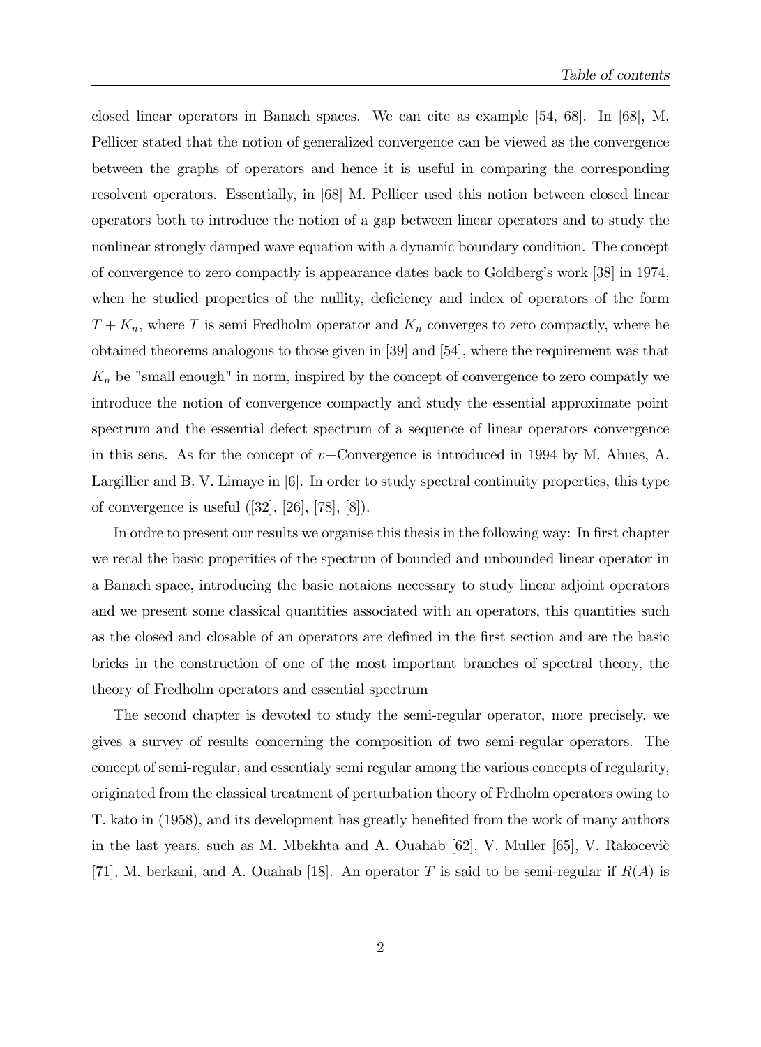closed linear operators in Banach spaces. We can cite as example [54, 68]. In [68], M. Pellicer stated that the notion of generalized convergence can be viewed as the convergence between the graphs of operators and hence it is useful in comparing the corresponding resolvent operators. Essentially, in [68] M. Pellicer used this notion between closed linear operators both to introduce the notion of a gap between linear operators and to study the nonlinear strongly damped wave equation with a dynamic boundary condition. The concept of convergence to zero compactly is appearance dates back to Goldberg's work [38] in 1974, when he studied properties of the nullity, deficiency and index of operators of the form $T + K_n$, where $T$ is semi Fredholm operator and $K_n$ converges to zero compactly, where he obtained theorems analogous to those given in [39] and [54], where the requirement was that $K_n$ be "small enough" in norm, inspired by the concept of convergence to zero compatly we introduce the notion of convergence compactly and study the essential approximate point spectrum and the essential defect spectrum of a sequence of linear operators convergence in this sens. As for the concept of $v-$Convergence is introduced in 1994 by M. Ahues, A. Largillier and B. V. Limaye in [6]. In order to study spectral continuity properties, this type of convergence is useful ([32], [26], [78], [8]).

In ordre to present our results we organise this thesis in the following way: In first chapter we recal the basic properities of the spectrun of bounded and unbounded linear operator in a Banach space, introducing the basic notaions necessary to study linear adjoint operators and we present some classical quantities associated with an operators, this quantities such as the closed and closable of an operators are defined in the first section and are the basic bricks in the construction of one of the most important branches of spectral theory, the theory of Fredholm operators and essential spectrum

The second chapter is devoted to study the semi-regular operator, more precisely, we gives a survey of results concerning the composition of two semi-regular operators. The concept of semi-regular, and essentialy semi regular among the various concepts of regularity, originated from the classical treatment of perturbation theory of Frdholm operators owing to T. kato in (1958), and its development has greatly benefited from the work of many authors in the last years, such as M. Mbekhta and A. Ouahab [62], V. Muller [65], V. Rakocevìc [71], M. berkani, and A. Ouahab [18]. An operator $T$ is said to be semi-regular if $R(A)$ is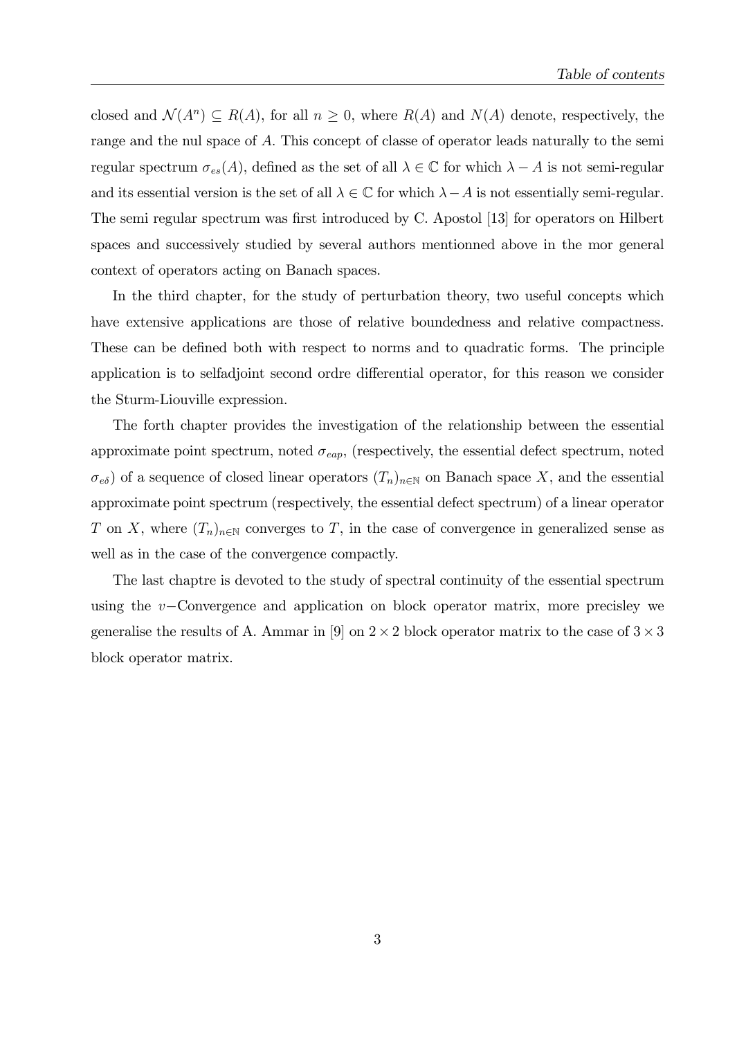closed and $\mathcal{N}(A^n) \subseteq R(A)$, for all $n \geq 0$, where $R(A)$ and $N(A)$ denote, respectively, the range and the nul space of $A$. This concept of classe of operator leads naturally to the semi regular spectrum $\sigma_{es}(A)$, defined as the set of all $\lambda \in \mathbb{C}$ for which $\lambda - A$ is not semi-regular and its essential version is the set of all $\lambda \in \mathbb{C}$ for which $\lambda - A$ is not essentially semi-regular. The semi regular spectrum was first introduced by C. Apostol [13] for operators on Hilbert spaces and successively studied by several authors mentionned above in the mor general context of operators acting on Banach spaces.

In the third chapter, for the study of perturbation theory, two useful concepts which have extensive applications are those of relative boundedness and relative compactness. These can be defined both with respect to norms and to quadratic forms. The principle application is to selfadjoint second ordre differential operator, for this reason we consider the Sturm-Liouville expression.

The forth chapter provides the investigation of the relationship between the essential approximate point spectrum, noted $\sigma_{eap}$, (respectively, the essential defect spectrum, noted $\sigma_{e\delta}$) of a sequence of closed linear operators $(T_n)_{n\in\mathbb{N}}$ on Banach space $X$, and the essential approximate point spectrum (respectively, the essential defect spectrum) of a linear operator $T$ on $X$, where $(T_n)_{n\in\mathbb{N}}$ converges to $T$, in the case of convergence in generalized sense as well as in the case of the convergence compactly.

The last chaptre is devoted to the study of spectral continuity of the essential spectrum using the $v-$Convergence and application on block operator matrix, more precisley we generalise the results of A. Ammar in [9] on $2 \times 2$ block operator matrix to the case of $3 \times 3$ block operator matrix.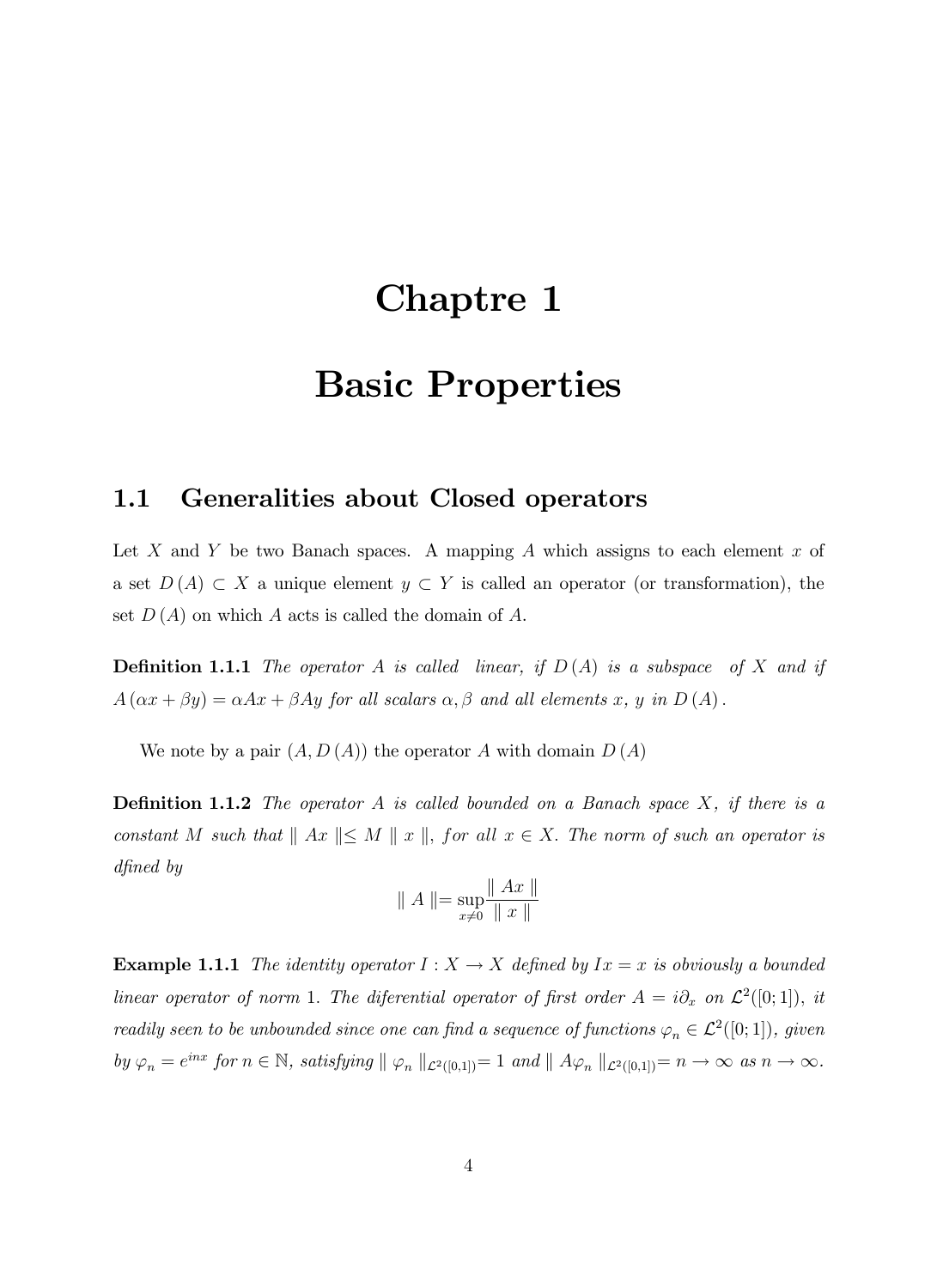# Chaptre 1

# Basic Properties

## 1.1 Generalities about Closed operators

Let $X$ and $Y$ be two Banach spaces. A mapping $A$ which assigns to each element $x$ of a set $D(A) \subset X$ a unique element $y \subset Y$ is called an operator (or transformation), the set $D(A)$ on which $A$ acts is called the domain of $A$.

**Definition 1.1.1** *The operator $A$ is called linear, if $D(A)$ is a subspace of $X$ and if $A(\alpha x + \beta y) = \alpha Ax + \beta Ay$ for all scalars $\alpha, \beta$ and all elements $x$, $y$ in $D(A)$.*

We note by a pair $(A, D(A))$ the operator $A$ with domain $D(A)$

**Definition 1.1.2** *The operator $A$ is called bounded on a Banach space $X$, if there is a constant $M$ such that $\| Ax \| \leq M \| x \|$, for all $x \in X$. The norm of such an operator is dfined by*

$$\| A \| = \sup_{x \neq 0} \frac{\| Ax \|}{\| x \|}$$

**Example 1.1.1** *The identity operator $I : X \to X$ defined by $Ix = x$ is obviously a bounded linear operator of norm 1. The diferential operator of first order $A = i\partial_x$ on $\mathcal{L}^2([0;1])$, it readily seen to be unbounded since one can find a sequence of functions $\varphi_n \in \mathcal{L}^2([0;1])$, given by $\varphi_n = e^{inx}$ for $n \in \mathbb{N}$, satisfying $\| \varphi_n \|_{\mathcal{L}^2([0,1])} = 1$ and $\| A\varphi_n \|_{\mathcal{L}^2([0,1])} = n \to \infty$ as $n \to \infty$.*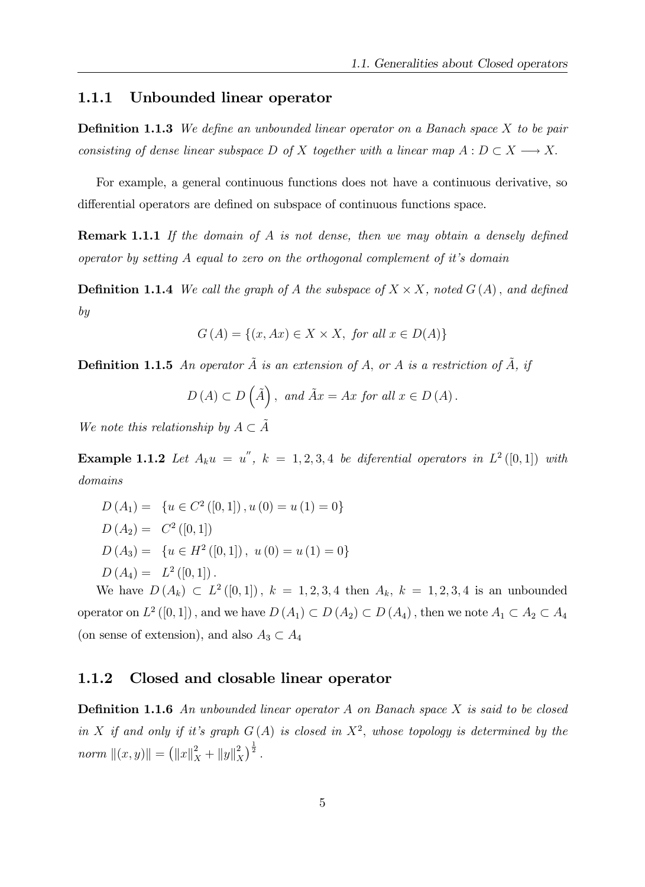### 1.1.1 Unbounded linear operator

**Definition 1.1.3** *We define an unbounded linear operator on a Banach space $X$ to be pair consisting of dense linear subspace $D$ of $X$ together with a linear map $A : D \subset X \longrightarrow X$.*

For example, a general continuous functions does not have a continuous derivative, so differential operators are defined on subspace of continuous functions space.

**Remark 1.1.1** *If the domain of $A$ is not dense, then we may obtain a densely defined operator by setting $A$ equal to zero on the orthogonal complement of it's domain*

**Definition 1.1.4** *We call the graph of $A$ the subspace of $X \times X$, noted $G(A)$, and defined by*

$$G(A) = \{(x, Ax) \in X \times X, \text{ for all } x \in D(A)\}$$

**Definition 1.1.5** *An operator $\tilde{A}$ is an extension of $A$, or $A$ is a restriction of $\tilde{A}$, if*

$$D(A) \subset D\left(\tilde{A}\right), \text{ and } \tilde{A}x = Ax \text{ for all } x \in D(A).$$

*We note this relationship by $A \subset \tilde{A}$*

**Example 1.1.2** *Let $A_k u = u''$, $k = 1, 2, 3, 4$ be diferential operators in $L^2([0, 1])$ with domains*

$$D(A_1) = \{u \in C^2([0, 1]), u(0) = u(1) = 0\}$$
$$D(A_2) = C^2([0, 1])$$
$$D(A_3) = \{u \in H^2([0, 1]), u(0) = u(1) = 0\}$$
$$D(A_4) = L^2([0, 1]).$$

We have $D(A_k) \subset L^2([0, 1])$, $k = 1, 2, 3, 4$ then $A_k$, $k = 1, 2, 3, 4$ is an unbounded operator on $L^2([0, 1])$, and we have $D(A_1) \subset D(A_2) \subset D(A_4)$, then we note $A_1 \subset A_2 \subset A_4$ (on sense of extension), and also $A_3 \subset A_4$

### 1.1.2 Closed and closable linear operator

**Definition 1.1.6** *An unbounded linear operator $A$ on Banach space $X$ is said to be closed in $X$ if and only if it's graph $G(A)$ is closed in $X^2$, whose topology is determined by the norm $\|(x, y)\| = \left(\|x\|_X^2 + \|y\|_X^2\right)^{\frac{1}{2}}$.*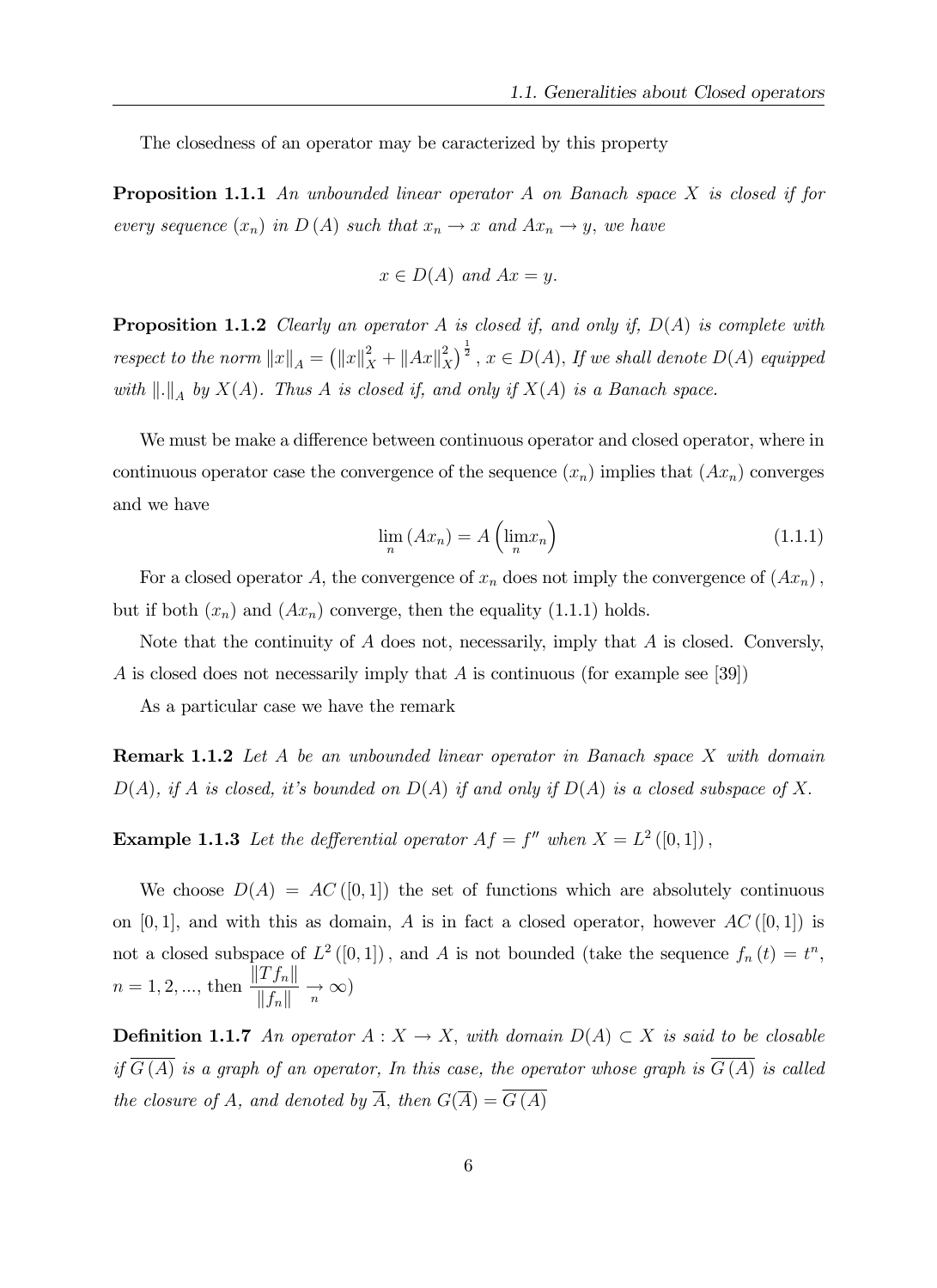The closedness of an operator may be caracterized by this property

**Proposition 1.1.1** *An unbounded linear operator $A$ on Banach space $X$ is closed if for every sequence $(x_n)$ in $D(A)$ such that $x_n \to x$ and $Ax_n \to y$, we have*

$$x \in D(A) \text{ and } Ax = y.$$

**Proposition 1.1.2** *Clearly an operator $A$ is closed if, and only if, $D(A)$ is complete with respect to the norm $\|x\|_A = \left(\|x\|_X^2 + \|Ax\|_X^2\right)^{\frac{1}{2}}$, $x \in D(A)$, If we shall denote $D(A)$ equipped with $\|.\|_A$ by $X(A)$. Thus $A$ is closed if, and only if $X(A)$ is a Banach space.*

We must be make a difference between continuous operator and closed operator, where in continuous operator case the convergence of the sequence $(x_n)$ implies that $(Ax_n)$ converges and we have

$$\lim_n (Ax_n) = A\left(\lim_n x_n\right) \tag{1.1.1}$$

For a closed operator $A$, the convergence of $x_n$ does not imply the convergence of $(Ax_n)$, but if both $(x_n)$ and $(Ax_n)$ converge, then the equality (1.1.1) holds.

Note that the continuity of $A$ does not, necessarily, imply that $A$ is closed. Conversly, $A$ is closed does not necessarily imply that $A$ is continuous (for example see [39])

As a particular case we have the remark

**Remark 1.1.2** *Let $A$ be an unbounded linear operator in Banach space $X$ with domain $D(A)$, if $A$ is closed, it's bounded on $D(A)$ if and only if $D(A)$ is a closed subspace of $X$.*

**Example 1.1.3** *Let the defferential operator $Af = f''$ when $X = L^2([0,1])$,*

We choose $D(A) = AC([0,1])$ the set of functions which are absolutely continuous on $[0,1]$, and with this as domain, $A$ is in fact a closed operator, however $AC([0,1])$ is not a closed subspace of $L^2([0,1])$, and $A$ is not bounded (take the sequence $f_n(t) = t^n$, $n = 1, 2, \ldots$, then $\frac{\|Tf_n\|}{\|f_n\|} \underset{n}{\to} \infty$)

**Definition 1.1.7** *An operator $A : X \to X$, with domain $D(A) \subset X$ is said to be closable if $\overline{G(A)}$ is a graph of an operator, In this case, the operator whose graph is $\overline{G(A)}$ is called the closure of $A$, and denoted by $\overline{A}$, then $G(\overline{A}) = \overline{G(A)}$*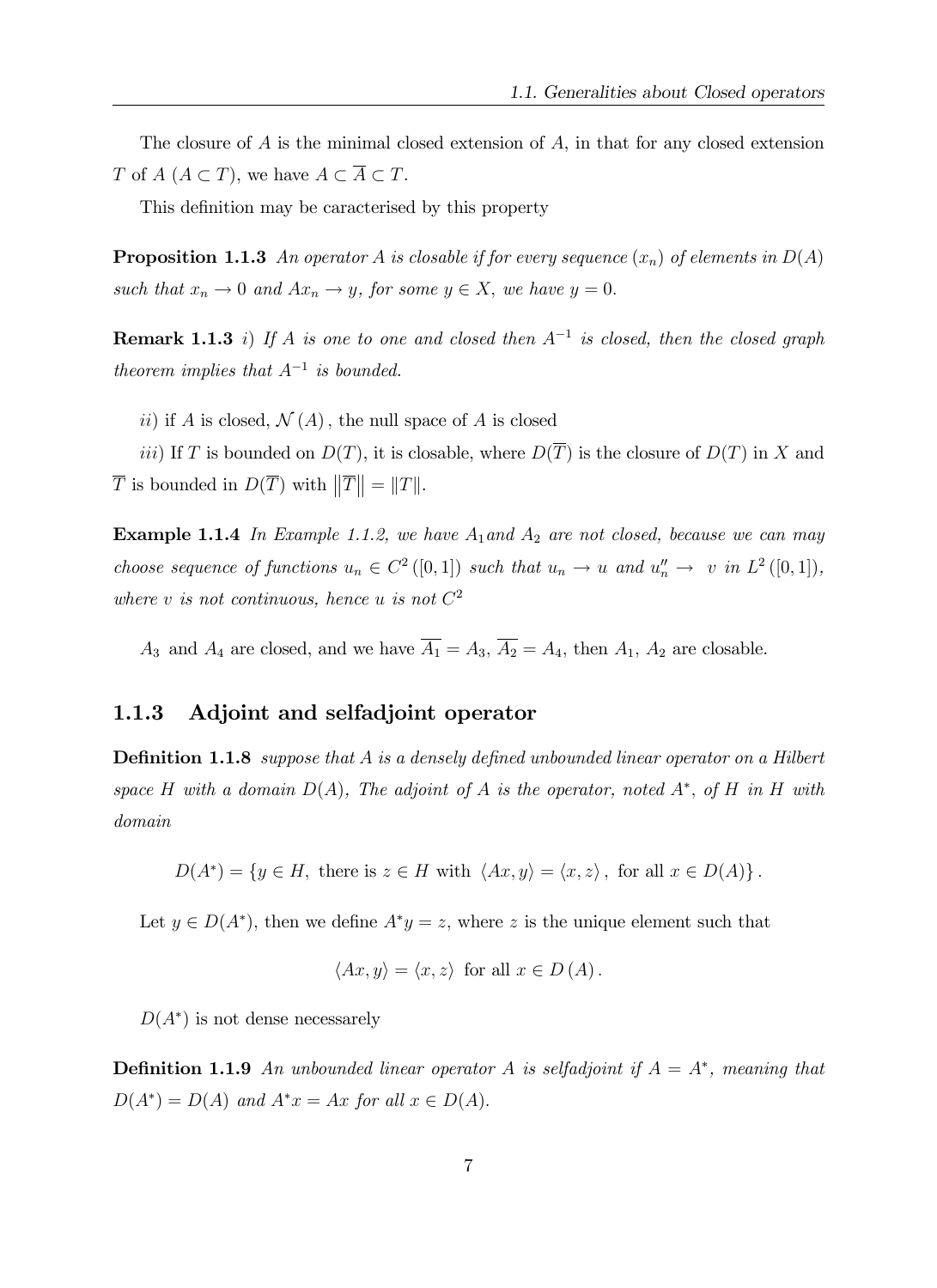The closure of $A$ is the minimal closed extension of $A$, in that for any closed extension $T$ of $A$ ($A \subset T$), we have $A \subset \overline{A} \subset T$.

This definition may be caracterised by this property

**Proposition 1.1.3** *An operator $A$ is closable if for every sequence $(x_n)$ of elements in $D(A)$ such that $x_n \to 0$ and $Ax_n \to y$, for some $y \in X$, we have $y = 0$.*

**Remark 1.1.3** *i) If $A$ is one to one and closed then $A^{-1}$ is closed, then the closed graph theorem implies that $A^{-1}$ is bounded.*

*ii)* if $A$ is closed, $\mathcal{N}(A)$, the null space of $A$ is closed

*iii)* If $T$ is bounded on $D(T)$, it is closable, where $D(\overline{T})$ is the closure of $D(T)$ in $X$ and $\overline{T}$ is bounded in $D(\overline{T})$ with $\|\overline{T}\| = \|T\|$.

**Example 1.1.4** *In Example 1.1.2, we have $A_1$ and $A_2$ are not closed, because we can may choose sequence of functions $u_n \in C^2([0,1])$ such that $u_n \to u$ and $u_n'' \to v$ in $L^2([0,1])$, where $v$ is not continuous, hence $u$ is not $C^2$*

$A_3$ and $A_4$ are closed, and we have $\overline{A_1} = A_3$, $\overline{A_2} = A_4$, then $A_1$, $A_2$ are closable.

### 1.1.3 Adjoint and selfadjoint operator

**Definition 1.1.8** *suppose that $A$ is a densely defined unbounded linear operator on a Hilbert space $H$ with a domain $D(A)$, The adjoint of $A$ is the operator, noted $A^*$, of $H$ in $H$ with domain*

$$D(A^*) = \{y \in H, \text{ there is } z \in H \text{ with } \langle Ax, y\rangle = \langle x, z\rangle, \text{ for all } x \in D(A)\}.$$

Let $y \in D(A^*)$, then we define $A^*y = z$, where $z$ is the unique element such that

$$\langle Ax, y\rangle = \langle x, z\rangle \text{ for all } x \in D(A).$$

$D(A^*)$ is not dense necessarely

**Definition 1.1.9** *An unbounded linear operator $A$ is selfadjoint if $A = A^*$, meaning that $D(A^*) = D(A)$ and $A^*x = Ax$ for all $x \in D(A)$.*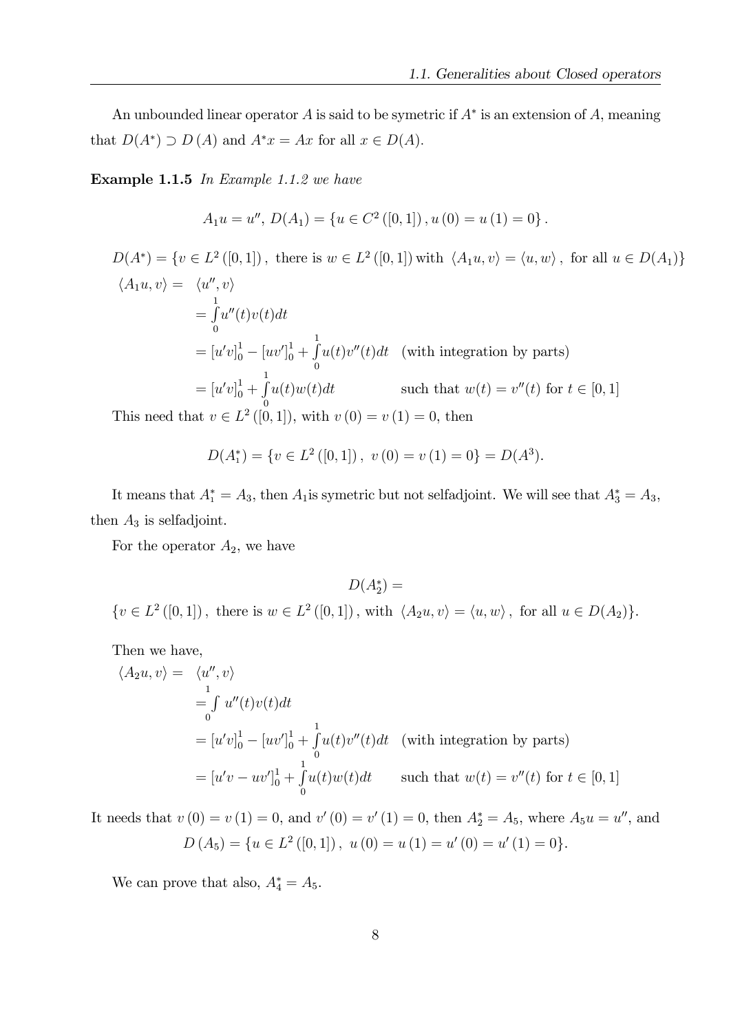An unbounded linear operator $A$ is said to be symetric if $A^*$ is an extension of $A$, meaning that $D(A^*) \supset D(A)$ and $A^*x = Ax$ for all $x \in D(A)$.

**Example 1.1.5** *In Example 1.1.2 we have*

$$A_1 u = u'',\ D(A_1) = \{u \in C^2([0,1]), u(0) = u(1) = 0\}.$$

$D(A^*) = \{v \in L^2([0,1]),\ \text{there is } w \in L^2([0,1]) \text{ with } \langle A_1 u, v\rangle = \langle u, w\rangle,\ \text{for all } u \in D(A_1)\}$

$$\begin{aligned}
\langle A_1 u, v\rangle = &\ \langle u'', v\rangle \\
&= \int_0^1 u''(t)v(t)dt \\
&= [u'v]_0^1 - [uv']_0^1 + \int_0^1 u(t)v''(t)dt \quad \text{(with integration by parts)} \\
&= [u'v]_0^1 + \int_0^1 u(t)w(t)dt \qquad\qquad \text{such that } w(t) = v''(t) \text{ for } t \in [0,1]
\end{aligned}$$

This need that $v \in L^2([0,1])$, with $v(0) = v(1) = 0$, then

$$D(A_1^*) = \{v \in L^2([0,1]),\ v(0) = v(1) = 0\} = D(A^3).$$

It means that $A_1^* = A_3$, then $A_1$is symetric but not selfadjoint. We will see that $A_3^* = A_3$, then $A_3$ is selfadjoint.

For the operator $A_2$, we have

$$D(A_2^*) =$$

$\{v \in L^2([0,1]),\ \text{there is } w \in L^2([0,1]),\ \text{with } \langle A_2 u, v\rangle = \langle u, w\rangle,\ \text{for all } u \in D(A_2)\}$.

Then we have,

$$\begin{aligned}
\langle A_2 u, v\rangle = &\ \langle u'', v\rangle \\
&= \int_0^1 u''(t)v(t)dt \\
&= [u'v]_0^1 - [uv']_0^1 + \int_0^1 u(t)v''(t)dt \quad \text{(with integration by parts)} \\
&= [u'v - uv']_0^1 + \int_0^1 u(t)w(t)dt \qquad \text{such that } w(t) = v''(t) \text{ for } t \in [0,1]
\end{aligned}$$

It needs that $v(0) = v(1) = 0$, and $v'(0) = v'(1) = 0$, then $A_2^* = A_5$, where $A_5 u = u''$, and

$$D(A_5) = \{u \in L^2([0,1]),\ u(0) = u(1) = u'(0) = u'(1) = 0\}.$$

We can prove that also, $A_4^* = A_5$.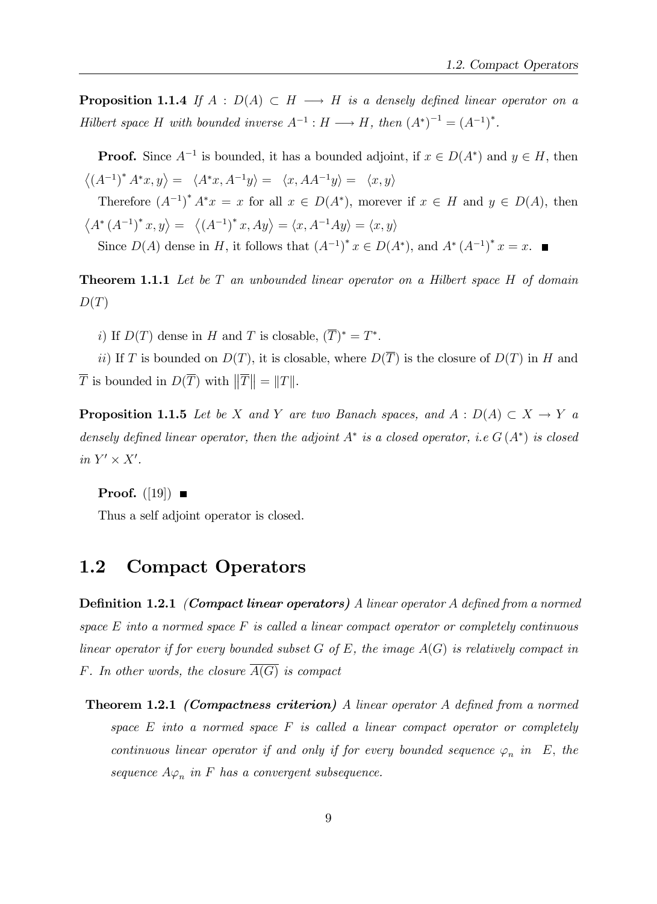**Proposition 1.1.4** *If $A : D(A) \subset H \longrightarrow H$ is a densely defined linear operator on a Hilbert space $H$ with bounded inverse $A^{-1} : H \longrightarrow H$, then $(A^*)^{-1} = (A^{-1})^*$.*

**Proof.** Since $A^{-1}$ is bounded, it has a bounded adjoint, if $x \in D(A^*)$ and $y \in H$, then $\left\langle (A^{-1})^* A^* x, y \right\rangle = \left\langle A^* x, A^{-1} y \right\rangle = \left\langle x, AA^{-1} y \right\rangle = \left\langle x, y \right\rangle$

Therefore $(A^{-1})^* A^* x = x$ for all $x \in D(A^*)$, morever if $x \in H$ and $y \in D(A)$, then $\left\langle A^* (A^{-1})^* x, y \right\rangle = \left\langle (A^{-1})^* x, Ay \right\rangle = \langle x, A^{-1} Ay \rangle = \langle x, y \rangle$

Since $D(A)$ dense in $H$, it follows that $(A^{-1})^* x \in D(A^*)$, and $A^* (A^{-1})^* x = x$. ■

**Theorem 1.1.1** *Let be $T$ an unbounded linear operator on a Hilbert space $H$ of domain $D(T)$*

*i)* If $D(T)$ dense in $H$ and $T$ is closable, $(\overline{T})^* = T^*$.

*ii)* If $T$ is bounded on $D(T)$, it is closable, where $D(\overline{T})$ is the closure of $D(T)$ in $H$ and $\overline{T}$ is bounded in $D(\overline{T})$ with $\|\overline{T}\| = \|T\|$.

**Proposition 1.1.5** *Let be $X$ and $Y$ are two Banach spaces, and $A : D(A) \subset X \to Y$ a densely defined linear operator, then the adjoint $A^*$ is a closed operator, i.e $G(A^*)$ is closed in $Y' \times X'$.*

**Proof.** ([19]) ■

Thus a self adjoint operator is closed.

## 1.2 Compact Operators

**Definition 1.2.1** ***(Compact linear operators)*** *A linear operator $A$ defined from a normed space $E$ into a normed space $F$ is called a linear compact operator or completely continuous linear operator if for every bounded subset $G$ of $E$, the image $A(G)$ is relatively compact in $F$. In other words, the closure $\overline{A(G)}$ is compact*

**Theorem 1.2.1** ***(Compactness criterion)*** *A linear operator $A$ defined from a normed space $E$ into a normed space $F$ is called a linear compact operator or completely continuous linear operator if and only if for every bounded sequence $\varphi_n$ in $E$, the sequence $A\varphi_n$ in $F$ has a convergent subsequence.*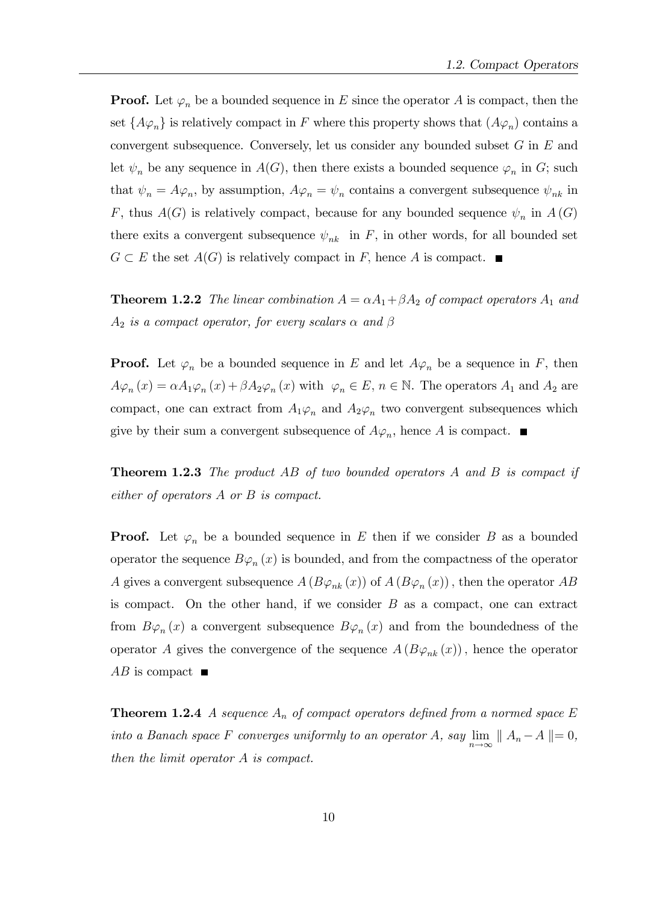**Proof.** Let $\varphi_n$ be a bounded sequence in $E$ since the operator $A$ is compact, then the set $\{A\varphi_n\}$ is relatively compact in $F$ where this property shows that $(A\varphi_n)$ contains a convergent subsequence. Conversely, let us consider any bounded subset $G$ in $E$ and let $\psi_n$ be any sequence in $A(G)$, then there exists a bounded sequence $\varphi_n$ in $G$; such that $\psi_n = A\varphi_n$, by assumption, $A\varphi_n = \psi_n$ contains a convergent subsequence $\psi_{nk}$ in $F$, thus $A(G)$ is relatively compact, because for any bounded sequence $\psi_n$ in $A(G)$ there exits a convergent subsequence $\psi_{nk}$ in $F$, in other words, for all bounded set $G \subset E$ the set $A(G)$ is relatively compact in $F$, hence $A$ is compact. ■

**Theorem 1.2.2** *The linear combination $A = \alpha A_1 + \beta A_2$ of compact operators $A_1$ and $A_2$ is a compact operator, for every scalars $\alpha$ and $\beta$*

**Proof.** Let $\varphi_n$ be a bounded sequence in $E$ and let $A\varphi_n$ be a sequence in $F$, then $A\varphi_n(x) = \alpha A_1\varphi_n(x) + \beta A_2\varphi_n(x)$ with $\varphi_n \in E$, $n \in \mathbb{N}$. The operators $A_1$ and $A_2$ are compact, one can extract from $A_1\varphi_n$ and $A_2\varphi_n$ two convergent subsequences which give by their sum a convergent subsequence of $A\varphi_n$, hence $A$ is compact. ■

**Theorem 1.2.3** *The product $AB$ of two bounded operators $A$ and $B$ is compact if either of operators $A$ or $B$ is compact.*

**Proof.** Let $\varphi_n$ be a bounded sequence in $E$ then if we consider $B$ as a bounded operator the sequence $B\varphi_n(x)$ is bounded, and from the compactness of the operator $A$ gives a convergent subsequence $A(B\varphi_{nk}(x))$ of $A(B\varphi_n(x))$, then the operator $AB$ is compact. On the other hand, if we consider $B$ as a compact, one can extract from $B\varphi_n(x)$ a convergent subsequence $B\varphi_n(x)$ and from the boundedness of the operator $A$ gives the convergence of the sequence $A(B\varphi_{nk}(x))$, hence the operator $AB$ is compact ■

**Theorem 1.2.4** *A sequence $A_n$ of compact operators defined from a normed space $E$ into a Banach space $F$ converges uniformly to an operator $A$, say $\lim\limits_{n\to\infty} \| A_n - A \| = 0$, then the limit operator $A$ is compact.*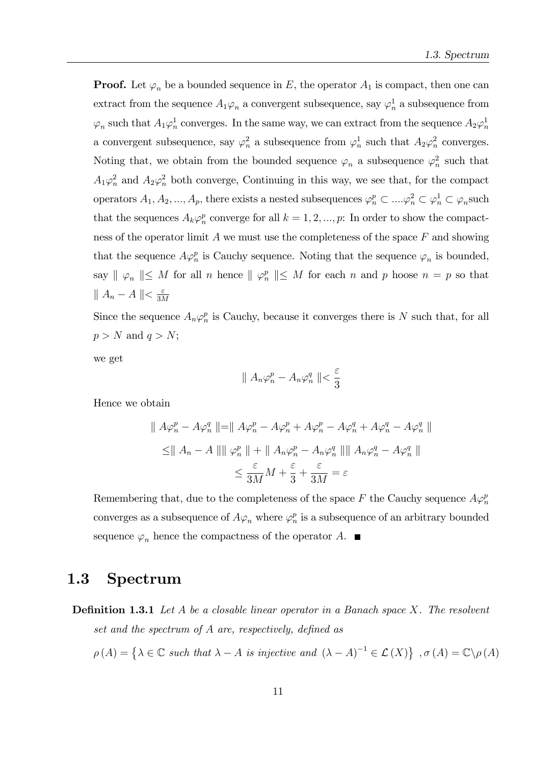**Proof.** Let $\varphi_n$ be a bounded sequence in $E$, the operator $A_1$ is compact, then one can extract from the sequence $A_1\varphi_n$ a convergent subsequence, say $\varphi_n^1$ a subsequence from $\varphi_n$ such that $A_1\varphi_n^1$ converges. In the same way, we can extract from the sequence $A_2\varphi_n^1$ a convergent subsequence, say $\varphi_n^2$ a subsequence from $\varphi_n^1$ such that $A_2\varphi_n^2$ converges. Noting that, we obtain from the bounded sequence $\varphi_n$ a subsequence $\varphi_n^2$ such that $A_1\varphi_n^2$ and $A_2\varphi_n^2$ both converge, Continuing in this way, we see that, for the compact operators $A_1, A_2, ..., A_p$, there exists a nested subsequences $\varphi_n^p \subset ....\varphi_n^2 \subset \varphi_n^1 \subset \varphi_n$such that the sequences $A_k\varphi_n^p$ converge for all $k = 1, 2, ..., p$: In order to show the compactness of the operator limit $A$ we must use the completeness of the space $F$ and showing that the sequence $A\varphi_n^p$ is Cauchy sequence. Noting that the sequence $\varphi_n$ is bounded, say $\| \varphi_n \| \leq M$ for all $n$ hence $\| \varphi_n^p \| \leq M$ for each $n$ and $p$ hoose $n = p$ so that $\| A_n - A \| < \frac{\varepsilon}{3M}$

Since the sequence $A_n\varphi_n^p$ is Cauchy, because it converges there is $N$ such that, for all $p > N$ and $q > N$;

we get

$$\| A_n\varphi_n^p - A_n\varphi_n^q \| < \frac{\varepsilon}{3}$$

Hence we obtain

$$\begin{aligned}
\| A\varphi_n^p - A\varphi_n^q \| &= \| A\varphi_n^p - A\varphi_n^p + A\varphi_n^p - A\varphi_n^q + A\varphi_n^q - A\varphi_n^q \| \\
&\leq \| A_n - A \| \| \varphi_n^p \| + \| A_n\varphi_n^p - A_n\varphi_n^q \| \| A_n\varphi_n^q - A\varphi_n^q \| \\
&\leq \frac{\varepsilon}{3M}M + \frac{\varepsilon}{3} + \frac{\varepsilon}{3M} = \varepsilon
\end{aligned}$$

Remembering that, due to the completeness of the space $F$ the Cauchy sequence $A\varphi_n^p$ converges as a subsequence of $A\varphi_n$ where $\varphi_n^p$ is a subsequence of an arbitrary bounded sequence $\varphi_n$ hence the compactness of the operator $A$. ■

## 1.3 Spectrum

**Definition 1.3.1** *Let $A$ be a closable linear operator in a Banach space $X$. The resolvent set and the spectrum of $A$ are, respectively, defined as*

$$\rho(A) = \left\{ \lambda \in \mathbb{C} \text{ such that } \lambda - A \text{ is injective and } (\lambda - A)^{-1} \in \mathcal{L}(X) \right\} \ , \sigma(A) = \mathbb{C} \backslash \rho(A)$$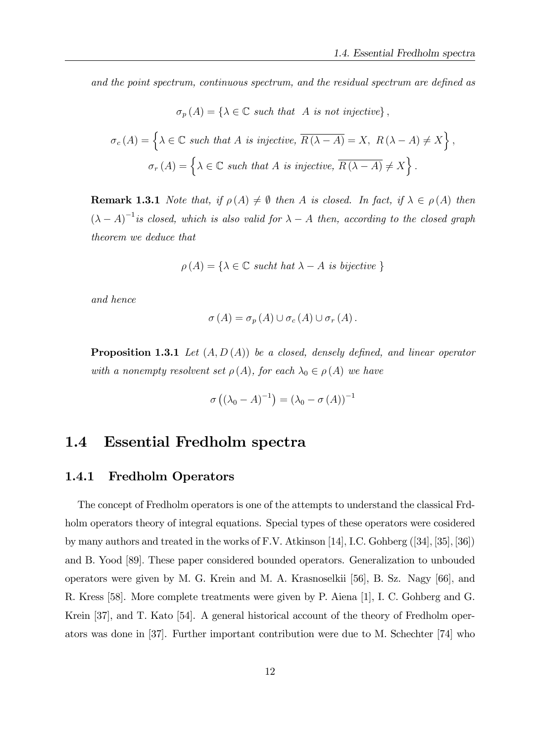*and the point spectrum, continuous spectrum, and the residual spectrum are defined as*

$$\sigma_p(A) = \{\lambda \in \mathbb{C} \text{ such that } A \text{ is not injective}\},$$

$$\sigma_c(A) = \left\{\lambda \in \mathbb{C} \text{ such that } A \text{ is injective, } \overline{R(\lambda - A)} = X,\ R(\lambda - A) \neq X\right\},$$

$$\sigma_r(A) = \left\{\lambda \in \mathbb{C} \text{ such that } A \text{ is injective, } \overline{R(\lambda - A)} \neq X\right\}.$$

**Remark 1.3.1** *Note that, if $\rho(A) \neq \emptyset$ then $A$ is closed. In fact, if $\lambda \in \rho(A)$ then $(\lambda - A)^{-1}$is closed, which is also valid for $\lambda - A$ then, according to the closed graph theorem we deduce that*

$$\rho(A) = \{\lambda \in \mathbb{C} \text{ sucht hat } \lambda - A \text{ is bijective }\}$$

*and hence*

$$\sigma(A) = \sigma_p(A) \cup \sigma_c(A) \cup \sigma_r(A).$$

**Proposition 1.3.1** *Let $(A, D(A))$ be a closed, densely defined, and linear operator with a nonempty resolvent set $\rho(A)$, for each $\lambda_0 \in \rho(A)$ we have*

$$\sigma\left((\lambda_0 - A)^{-1}\right) = (\lambda_0 - \sigma(A))^{-1}$$

## 1.4 Essential Fredholm spectra

### 1.4.1 Fredholm Operators

The concept of Fredholm operators is one of the attempts to understand the classical Frdholm operators theory of integral equations. Special types of these operators were cosidered by many authors and treated in the works of F.V. Atkinson [14], I.C. Gohberg ([34], [35], [36]) and B. Yood [89]. These paper considered bounded operators. Generalization to unbouded operators were given by M. G. Krein and M. A. Krasnoselkii [56], B. Sz. Nagy [66], and R. Kress [58]. More complete treatments were given by P. Aiena [1], I. C. Gohberg and G. Krein [37], and T. Kato [54]. A general historical account of the theory of Fredholm operators was done in [37]. Further important contribution were due to M. Schechter [74] who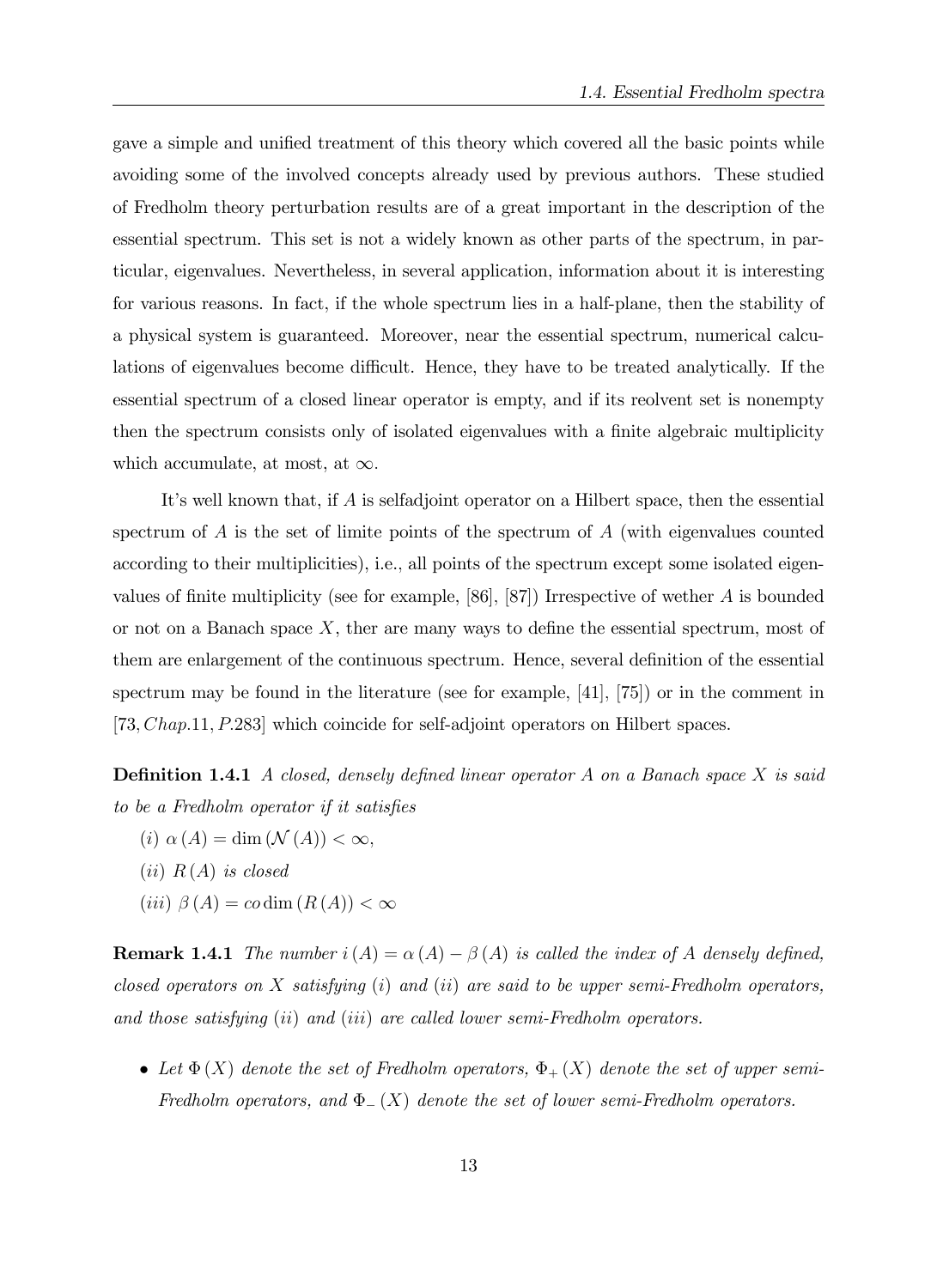gave a simple and unified treatment of this theory which covered all the basic points while avoiding some of the involved concepts already used by previous authors. These studied of Fredholm theory perturbation results are of a great important in the description of the essential spectrum. This set is not a widely known as other parts of the spectrum, in particular, eigenvalues. Nevertheless, in several application, information about it is interesting for various reasons. In fact, if the whole spectrum lies in a half-plane, then the stability of a physical system is guaranteed. Moreover, near the essential spectrum, numerical calculations of eigenvalues become difficult. Hence, they have to be treated analytically. If the essential spectrum of a closed linear operator is empty, and if its reolvent set is nonempty then the spectrum consists only of isolated eigenvalues with a finite algebraic multiplicity which accumulate, at most, at $\infty$.

It's well known that, if $A$ is selfadjoint operator on a Hilbert space, then the essential spectrum of $A$ is the set of limite points of the spectrum of $A$ (with eigenvalues counted according to their multiplicities), i.e., all points of the spectrum except some isolated eigenvalues of finite multiplicity (see for example, [86], [87]) Irrespective of wether $A$ is bounded or not on a Banach space $X$, ther are many ways to define the essential spectrum, most of them are enlargement of the continuous spectrum. Hence, several definition of the essential spectrum may be found in the literature (see for example, [41], [75]) or in the comment in $[73, Chap.11, P.283]$ which coincide for self-adjoint operators on Hilbert spaces.

**Definition 1.4.1** *A closed, densely defined linear operator $A$ on a Banach space $X$ is said to be a Fredholm operator if it satisfies*

$(i)$ $\alpha(A) = \dim(\mathcal{N}(A)) < \infty$,

$(ii)$ $R(A)$ *is closed*

$(iii)$ $\beta(A) = co\dim(R(A)) < \infty$

**Remark 1.4.1** *The number $i(A) = \alpha(A) - \beta(A)$ is called the index of $A$ densely defined, closed operators on $X$ satisfying $(i)$ and $(ii)$ are said to be upper semi-Fredholm operators, and those satisfying $(ii)$ and $(iii)$ are called lower semi-Fredholm operators.*

- *Let $\Phi(X)$ denote the set of Fredholm operators, $\Phi_{+}(X)$ denote the set of upper semi-Fredholm operators, and $\Phi_{-}(X)$ denote the set of lower semi-Fredholm operators.*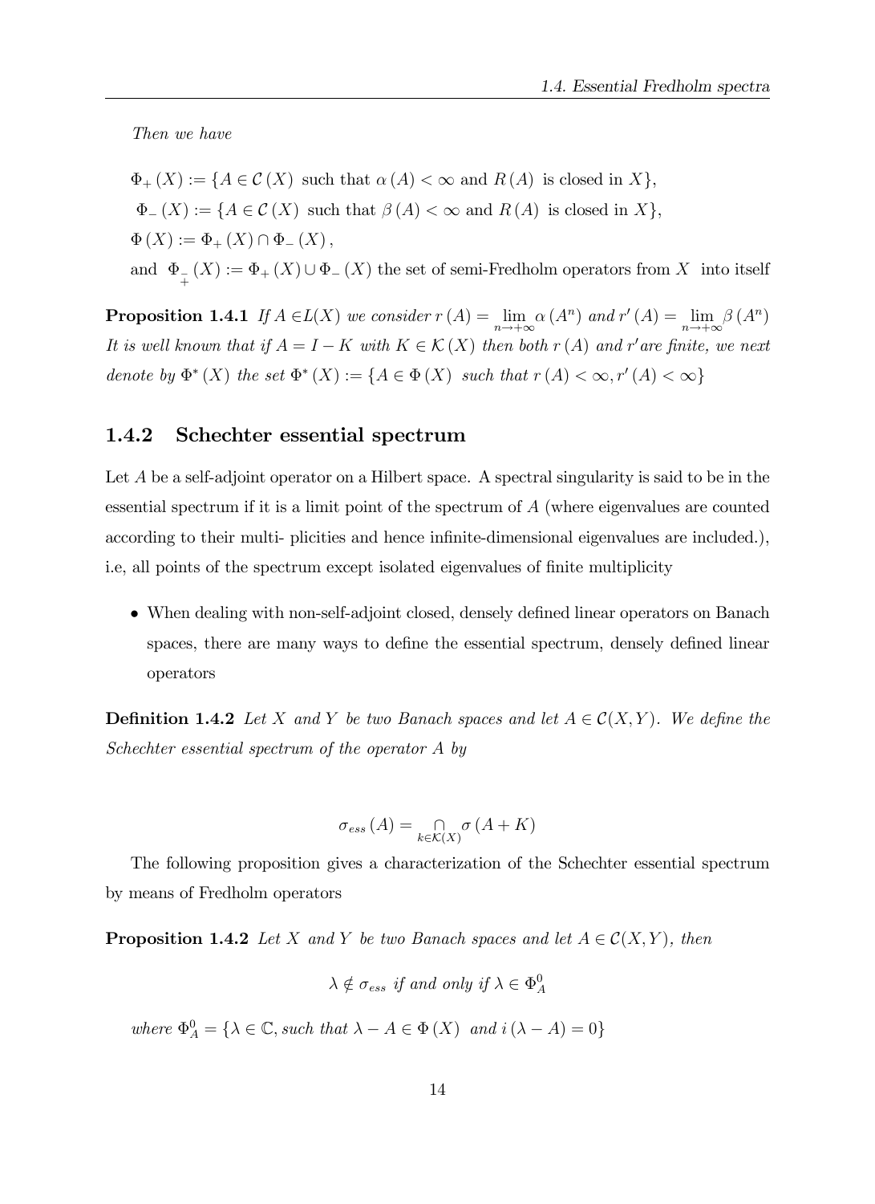*Then we have*

$\Phi_+(X) := \{A \in \mathcal{C}(X)$ such that $\alpha(A) < \infty$ and $R(A)$ is closed in $X\}$,

$\Phi_-(X) := \{A \in \mathcal{C}(X)$ such that $\beta(A) < \infty$ and $R(A)$ is closed in $X\}$,

$\Phi(X) := \Phi_+(X) \cap \Phi_-(X)$,

and $\Phi_{\overset{-}{+}}(X) := \Phi_+(X) \cup \Phi_-(X)$ the set of semi-Fredholm operators from $X$ into itself

**Proposition 1.4.1** *If $A \in L(X)$ we consider $r(A) = \lim_{n\to+\infty} \alpha(A^n)$ and $r'(A) = \lim_{n\to+\infty} \beta(A^n)$ It is well known that if $A = I - K$ with $K \in \mathcal{K}(X)$ then both $r(A)$ and $r'$ are finite, we next denote by $\Phi^*(X)$ the set $\Phi^*(X) := \{A \in \Phi(X)$ such that $r(A) < \infty, r'(A) < \infty\}$*

### 1.4.2 Schechter essential spectrum

Let $A$ be a self-adjoint operator on a Hilbert space. A spectral singularity is said to be in the essential spectrum if it is a limit point of the spectrum of $A$ (where eigenvalues are counted according to their multi- plicities and hence infinite-dimensional eigenvalues are included.), i.e, all points of the spectrum except isolated eigenvalues of finite multiplicity

- When dealing with non-self-adjoint closed, densely defined linear operators on Banach spaces, there are many ways to define the essential spectrum, densely defined linear operators

**Definition 1.4.2** *Let $X$ and $Y$ be two Banach spaces and let $A \in \mathcal{C}(X, Y)$. We define the Schechter essential spectrum of the operator $A$ by*

$$\sigma_{ess}(A) = \bigcap_{k \in \mathcal{K}(X)} \sigma(A + K)$$

The following proposition gives a characterization of the Schechter essential spectrum by means of Fredholm operators

**Proposition 1.4.2** *Let $X$ and $Y$ be two Banach spaces and let $A \in \mathcal{C}(X, Y)$, then*

$$\lambda \notin \sigma_{ess} \text{ if and only if } \lambda \in \Phi_A^0$$

*where $\Phi_A^0 = \{\lambda \in \mathbb{C}$, such that $\lambda - A \in \Phi(X)$ and $i(\lambda - A) = 0\}$*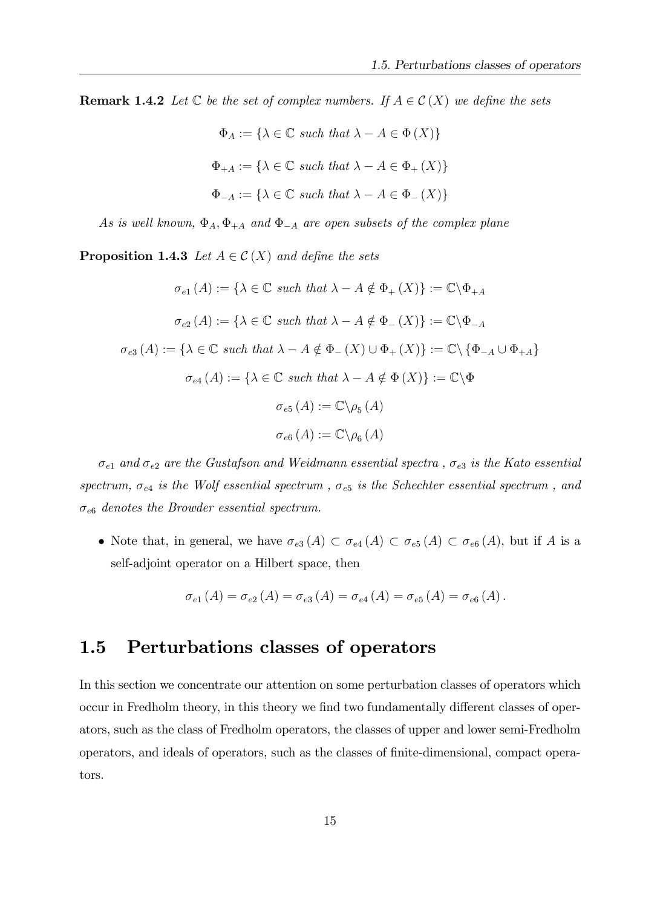**Remark 1.4.2** *Let $\mathbb{C}$ be the set of complex numbers. If $A \in \mathcal{C}(X)$ we define the sets*

$$\Phi_A := \{\lambda \in \mathbb{C} \text{ such that } \lambda - A \in \Phi(X)\}$$

$$\Phi_{+A} := \{\lambda \in \mathbb{C} \text{ such that } \lambda - A \in \Phi_+(X)\}$$

$$\Phi_{-A} := \{\lambda \in \mathbb{C} \text{ such that } \lambda - A \in \Phi_-(X)\}$$

*As is well known, $\Phi_A, \Phi_{+A}$ and $\Phi_{-A}$ are open subsets of the complex plane*

**Proposition 1.4.3** *Let $A \in \mathcal{C}(X)$ and define the sets*

$$\sigma_{e1}(A) := \{\lambda \in \mathbb{C} \text{ such that } \lambda - A \notin \Phi_+(X)\} := \mathbb{C} \backslash \Phi_{+A}$$

$$\sigma_{e2}(A) := \{\lambda \in \mathbb{C} \text{ such that } \lambda - A \notin \Phi_-(X)\} := \mathbb{C} \backslash \Phi_{-A}$$

$$\sigma_{e3}(A) := \{\lambda \in \mathbb{C} \text{ such that } \lambda - A \notin \Phi_-(X) \cup \Phi_+(X)\} := \mathbb{C} \backslash \{\Phi_{-A} \cup \Phi_{+A}\}$$

$$\sigma_{e4}(A) := \{\lambda \in \mathbb{C} \text{ such that } \lambda - A \notin \Phi(X)\} := \mathbb{C} \backslash \Phi$$

$$\sigma_{e5}(A) := \mathbb{C} \backslash \rho_5(A)$$

$$\sigma_{e6}(A) := \mathbb{C} \backslash \rho_6(A)$$

*$\sigma_{e1}$ and $\sigma_{e2}$ are the Gustafson and Weidmann essential spectra , $\sigma_{e3}$ is the Kato essential spectrum, $\sigma_{e4}$ is the Wolf essential spectrum , $\sigma_{e5}$ is the Schechter essential spectrum , and $\sigma_{e6}$ denotes the Browder essential spectrum.*

- Note that, in general, we have $\sigma_{e3}(A) \subset \sigma_{e4}(A) \subset \sigma_{e5}(A) \subset \sigma_{e6}(A)$, but if $A$ is a self-adjoint operator on a Hilbert space, then

$$\sigma_{e1}(A) = \sigma_{e2}(A) = \sigma_{e3}(A) = \sigma_{e4}(A) = \sigma_{e5}(A) = \sigma_{e6}(A).$$

## 1.5 Perturbations classes of operators

In this section we concentrate our attention on some perturbation classes of operators which occur in Fredholm theory, in this theory we find two fundamentally different classes of operators, such as the class of Fredholm operators, the classes of upper and lower semi-Fredholm operators, and ideals of operators, such as the classes of finite-dimensional, compact operators.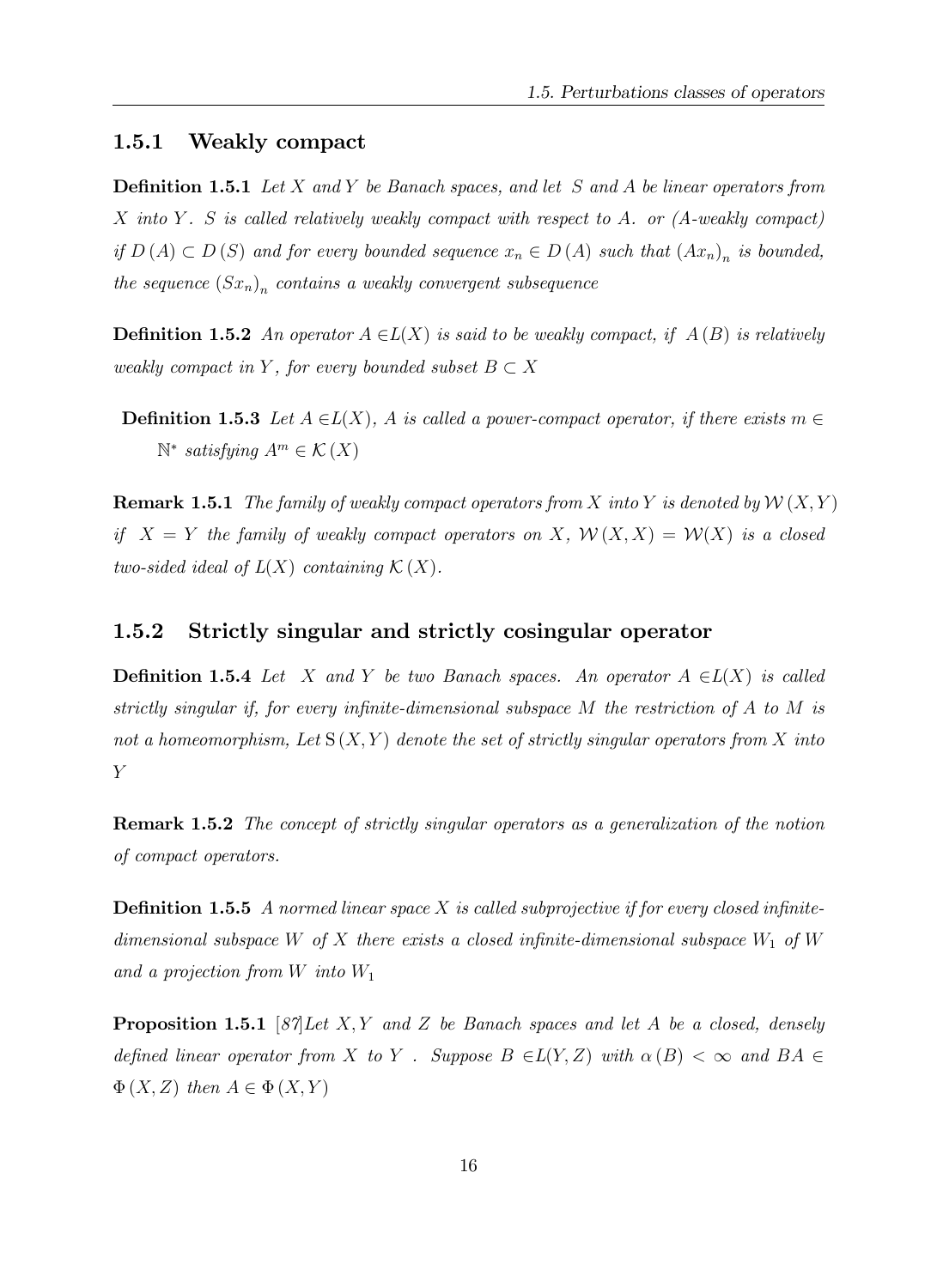### 1.5.1 Weakly compact

**Definition 1.5.1** *Let $X$ and $Y$ be Banach spaces, and let $S$ and $A$ be linear operators from $X$ into $Y$. $S$ is called relatively weakly compact with respect to $A$. or ($A$-weakly compact) if $D(A) \subset D(S)$ and for every bounded sequence $x_n \in D(A)$ such that $(Ax_n)_n$ is bounded, the sequence $(Sx_n)_n$ contains a weakly convergent subsequence*

**Definition 1.5.2** *An operator $A \in L(X)$ is said to be weakly compact, if $A(B)$ is relatively weakly compact in $Y$, for every bounded subset $B \subset X$*

**Definition 1.5.3** *Let $A \in L(X)$, $A$ is called a power-compact operator, if there exists $m \in \mathbb{N}^*$ satisfying $A^m \in \mathcal{K}(X)$*

**Remark 1.5.1** *The family of weakly compact operators from $X$ into $Y$ is denoted by $\mathcal{W}(X,Y)$ if $X = Y$ the family of weakly compact operators on $X$, $\mathcal{W}(X,X) = \mathcal{W}(X)$ is a closed two-sided ideal of $L(X)$ containing $\mathcal{K}(X)$.*

### 1.5.2 Strictly singular and strictly cosingular operator

**Definition 1.5.4** *Let $X$ and $Y$ be two Banach spaces. An operator $A \in L(X)$ is called strictly singular if, for every infinite-dimensional subspace $M$ the restriction of $A$ to $M$ is not a homeomorphism, Let $\mathrm{S}(X,Y)$ denote the set of strictly singular operators from $X$ into $Y$*

**Remark 1.5.2** *The concept of strictly singular operators as a generalization of the notion of compact operators.*

**Definition 1.5.5** *A normed linear space $X$ is called subprojective if for every closed infinite-dimensional subspace $W$ of $X$ there exists a closed infinite-dimensional subspace $W_1$ of $W$ and a projection from $W$ into $W_1$*

**Proposition 1.5.1** [87]*Let $X, Y$ and $Z$ be Banach spaces and let $A$ be a closed, densely defined linear operator from $X$ to $Y$. Suppose $B \in L(Y,Z)$ with $\alpha(B) < \infty$ and $BA \in \Phi(X,Z)$ then $A \in \Phi(X,Y)$*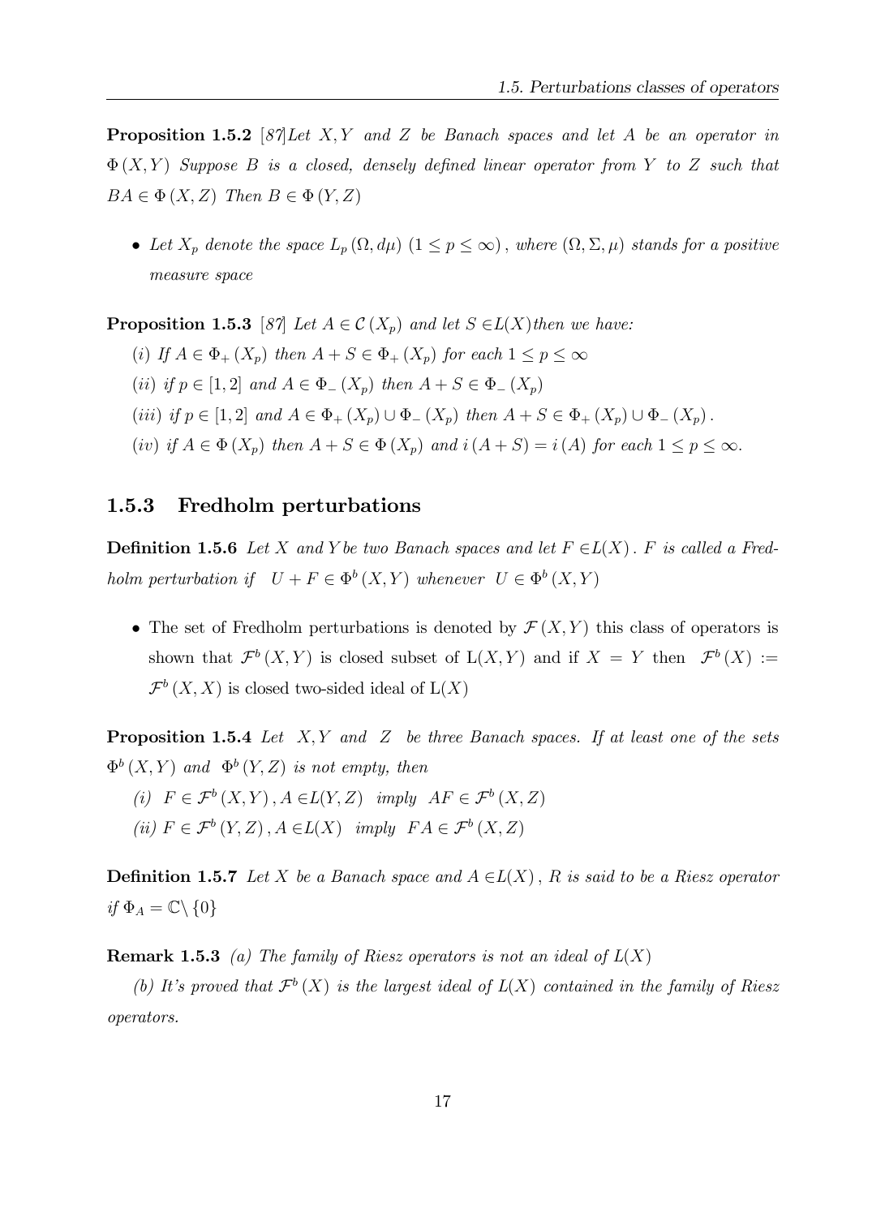**Proposition 1.5.2** [87]*Let $X, Y$ and $Z$ be Banach spaces and let $A$ be an operator in $\Phi(X, Y)$ Suppose $B$ is a closed, densely defined linear operator from $Y$ to $Z$ such that $BA \in \Phi(X, Z)$ Then $B \in \Phi(Y, Z)$*

- *Let $X_p$ denote the space $L_p(\Omega, d\mu)$ $(1 \leq p \leq \infty)$, where $(\Omega, \Sigma, \mu)$ stands for a positive measure space*

**Proposition 1.5.3** [87] *Let $A \in \mathcal{C}(X_p)$ and let $S \in L(X)$ then we have:*

*(i) If $A \in \Phi_+(X_p)$ then $A + S \in \Phi_+(X_p)$ for each $1 \leq p \leq \infty$*

*(ii) if $p \in [1, 2]$ and $A \in \Phi_-(X_p)$ then $A + S \in \Phi_-(X_p)$*

*(iii) if $p \in [1, 2]$ and $A \in \Phi_+(X_p) \cup \Phi_-(X_p)$ then $A + S \in \Phi_+(X_p) \cup \Phi_-(X_p)$.*

*(iv) if $A \in \Phi(X_p)$ then $A + S \in \Phi(X_p)$ and $i(A + S) = i(A)$ for each $1 \leq p \leq \infty$.*

### 1.5.3 Fredholm perturbations

**Definition 1.5.6** *Let $X$ and $Y$ be two Banach spaces and let $F \in L(X)$. $F$ is called a Fredholm perturbation if $U + F \in \Phi^b(X, Y)$ whenever $U \in \Phi^b(X, Y)$*

- The set of Fredholm perturbations is denoted by $\mathcal{F}(X, Y)$ this class of operators is shown that $\mathcal{F}^b(X, Y)$ is closed subset of $L(X, Y)$ and if $X = Y$ then $\mathcal{F}^b(X) := \mathcal{F}^b(X, X)$ is closed two-sided ideal of $L(X)$

**Proposition 1.5.4** *Let $X, Y$ and $Z$ be three Banach spaces. If at least one of the sets $\Phi^b(X, Y)$ and $\Phi^b(Y, Z)$ is not empty, then*

*(i) $F \in \mathcal{F}^b(X, Y)$, $A \in L(Y, Z)$ imply $AF \in \mathcal{F}^b(X, Z)$*

*(ii) $F \in \mathcal{F}^b(Y, Z)$, $A \in L(X)$ imply $FA \in \mathcal{F}^b(X, Z)$*

**Definition 1.5.7** *Let $X$ be a Banach space and $A \in L(X)$, $R$ is said to be a Riesz operator if $\Phi_A = \mathbb{C} \backslash \{0\}$*

**Remark 1.5.3** *(a) The family of Riesz operators is not an ideal of $L(X)$*

*(b) It's proved that $\mathcal{F}^b(X)$ is the largest ideal of $L(X)$ contained in the family of Riesz operators.*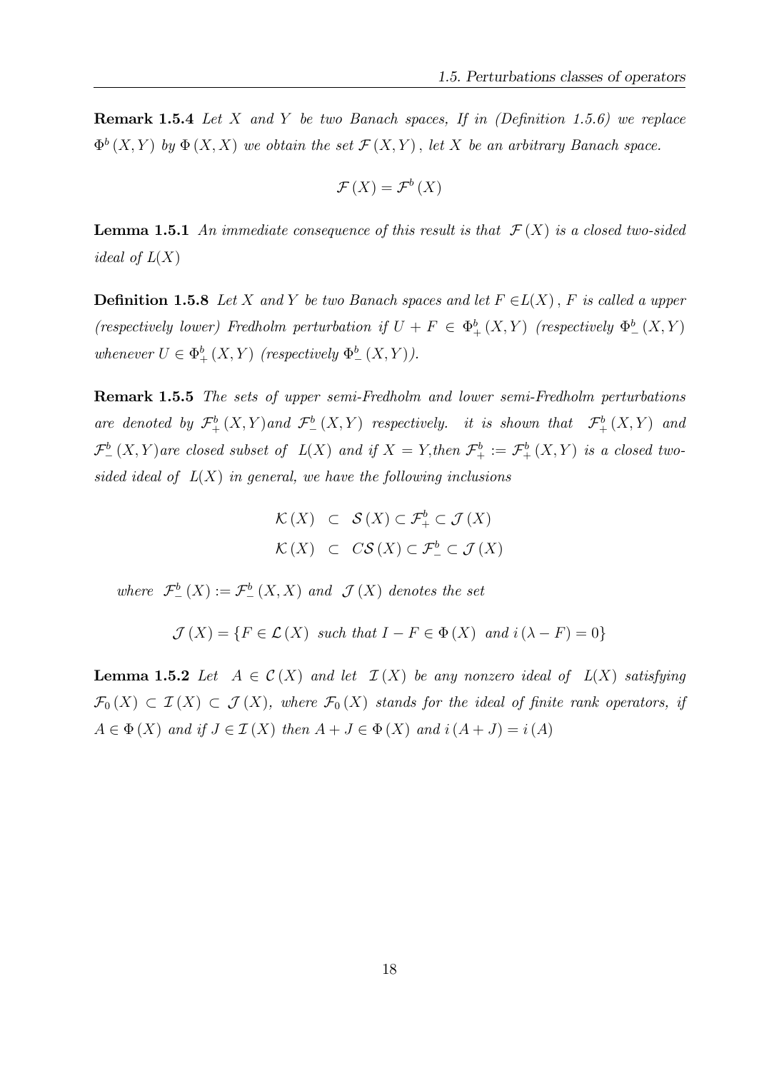**Remark 1.5.4** *Let $X$ and $Y$ be two Banach spaces, If in (Definition 1.5.6) we replace $\Phi^b(X,Y)$ by $\Phi(X,X)$ we obtain the set $\mathcal{F}(X,Y)$, let $X$ be an arbitrary Banach space.*

$$\mathcal{F}(X) = \mathcal{F}^b(X)$$

**Lemma 1.5.1** *An immediate consequence of this result is that $\mathcal{F}(X)$ is a closed two-sided ideal of $L(X)$*

**Definition 1.5.8** *Let $X$ and $Y$ be two Banach spaces and let $F \in L(X)$, $F$ is called a upper (respectively lower) Fredholm perturbation if $U + F \in \Phi_+^b(X,Y)$ (respectively $\Phi_-^b(X,Y)$ whenever $U \in \Phi_+^b(X,Y)$ (respectively $\Phi_-^b(X,Y)$).*

**Remark 1.5.5** *The sets of upper semi-Fredholm and lower semi-Fredholm perturbations are denoted by $\mathcal{F}_+^b(X,Y)$and $\mathcal{F}_-^b(X,Y)$ respectively. it is shown that $\mathcal{F}_+^b(X,Y)$ and $\mathcal{F}_-^b(X,Y)$are closed subset of $L(X)$ and if $X = Y$,then $\mathcal{F}_+^b := \mathcal{F}_+^b(X,Y)$ is a closed two-sided ideal of $L(X)$ in general, we have the following inclusions*

$$\begin{aligned}
\mathcal{K}(X) &\subset \mathcal{S}(X) \subset \mathcal{F}_+^b \subset \mathcal{J}(X) \\
\mathcal{K}(X) &\subset C\mathcal{S}(X) \subset \mathcal{F}_-^b \subset \mathcal{J}(X)
\end{aligned}$$

*where $\mathcal{F}_-^b(X) := \mathcal{F}_-^b(X,X)$ and $\mathcal{J}(X)$ denotes the set*

$$\mathcal{J}(X) = \{F \in \mathcal{L}(X) \text{ such that } I - F \in \Phi(X) \text{ and } i(\lambda - F) = 0\}$$

**Lemma 1.5.2** *Let $A \in \mathcal{C}(X)$ and let $\mathcal{I}(X)$ be any nonzero ideal of $L(X)$ satisfying $\mathcal{F}_0(X) \subset \mathcal{I}(X) \subset \mathcal{J}(X)$, where $\mathcal{F}_0(X)$ stands for the ideal of finite rank operators, if $A \in \Phi(X)$ and if $J \in \mathcal{I}(X)$ then $A + J \in \Phi(X)$ and $i(A + J) = i(A)$*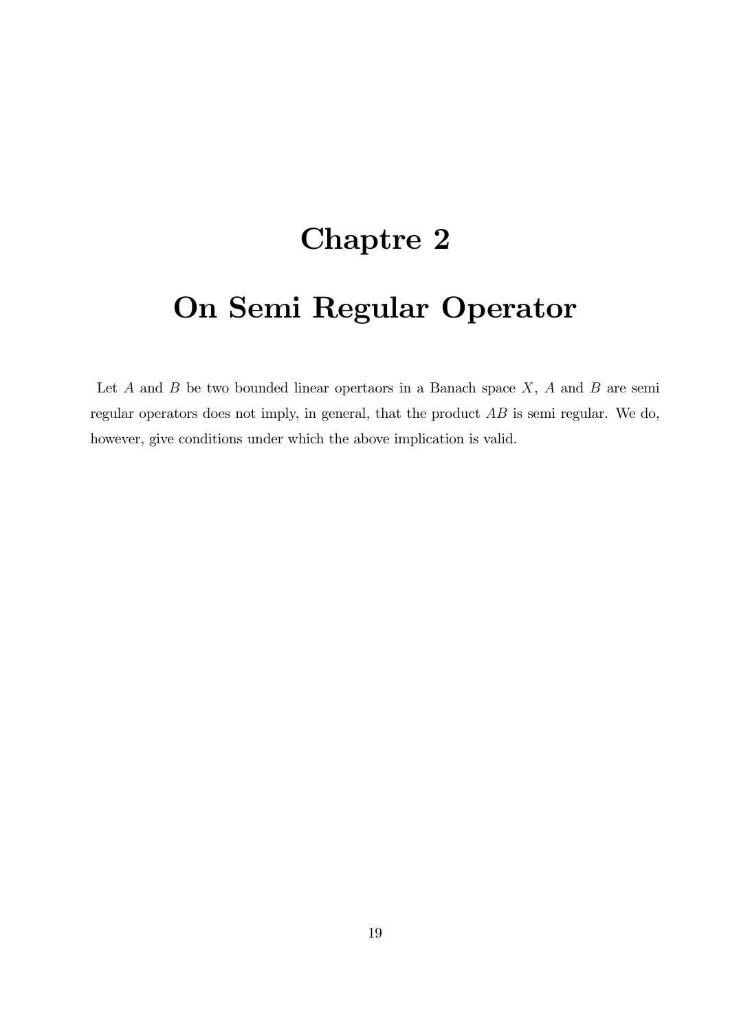# Chaptre 2

# On Semi Regular Operator

Let $A$ and $B$ be two bounded linear opertaors in a Banach space $X$, $A$ and $B$ are semi regular operators does not imply, in general, that the product $AB$ is semi regular. We do, however, give conditions under which the above implication is valid.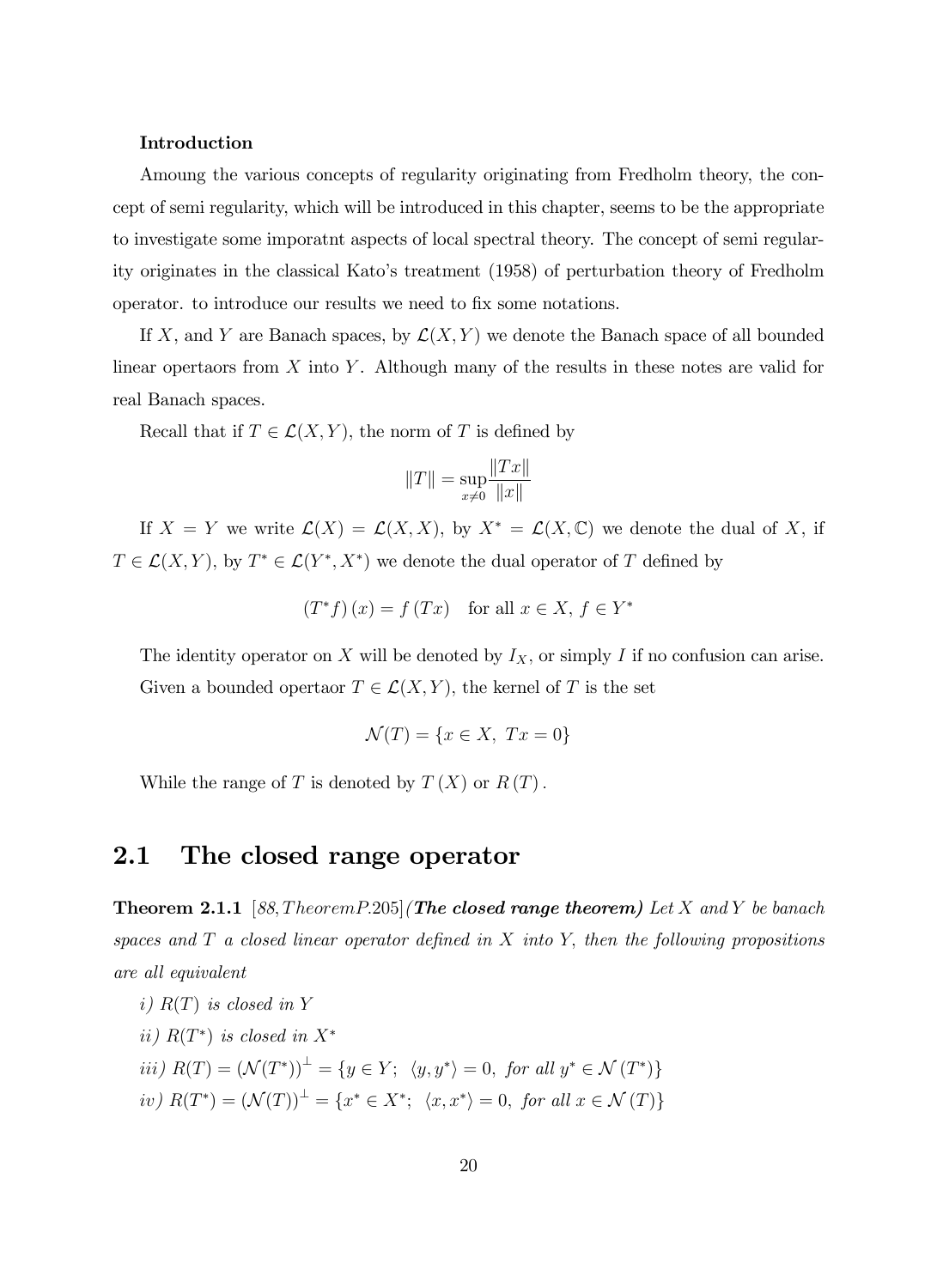**Introduction**

Amoung the various concepts of regularity originating from Fredholm theory, the concept of semi regularity, which will be introduced in this chapter, seems to be the appropriate to investigate some imporatnt aspects of local spectral theory. The concept of semi regularity originates in the classical Kato's treatment (1958) of perturbation theory of Fredholm operator. to introduce our results we need to fix some notations.

If $X$, and $Y$ are Banach spaces, by $\mathcal{L}(X,Y)$ we denote the Banach space of all bounded linear opertaors from $X$ into $Y$. Although many of the results in these notes are valid for real Banach spaces.

Recall that if $T \in \mathcal{L}(X,Y)$, the norm of $T$ is defined by

$$\|T\| = \sup_{x \neq 0} \frac{\|Tx\|}{\|x\|}$$

If $X = Y$ we write $\mathcal{L}(X) = \mathcal{L}(X,X)$, by $X^* = \mathcal{L}(X, \mathbb{C})$ we denote the dual of $X$, if $T \in \mathcal{L}(X,Y)$, by $T^* \in \mathcal{L}(Y^*, X^*)$ we denote the dual operator of $T$ defined by

$$(T^* f)(x) = f(Tx) \quad \text{for all } x \in X,\ f \in Y^*$$

The identity operator on $X$ will be denoted by $I_X$, or simply $I$ if no confusion can arise.

Given a bounded opertaor $T \in \mathcal{L}(X,Y)$, the kernel of $T$ is the set

$$\mathcal{N}(T) = \{x \in X,\ Tx = 0\}$$

While the range of $T$ is denoted by $T(X)$ or $R(T)$.

## 2.1 The closed range operator

**Theorem 2.1.1** $[88, Theorem P.205]$ ***(The closed range theorem)*** *Let $X$ and $Y$ be banach spaces and $T$ a closed linear operator defined in $X$ into $Y$, then the following propositions are all equivalent*

*i) $R(T)$ is closed in $Y$*

*ii) $R(T^*)$ is closed in $X^*$*

*iii) $R(T) = (\mathcal{N}(T^*))^{\perp} = \{y \in Y;\ \langle y, y^* \rangle = 0,\ for\ all\ y^* \in \mathcal{N}(T^*)\}$*

*iv) $R(T^*) = (\mathcal{N}(T))^{\perp} = \{x^* \in X^*;\ \langle x, x^* \rangle = 0,\ for\ all\ x \in \mathcal{N}(T)\}$*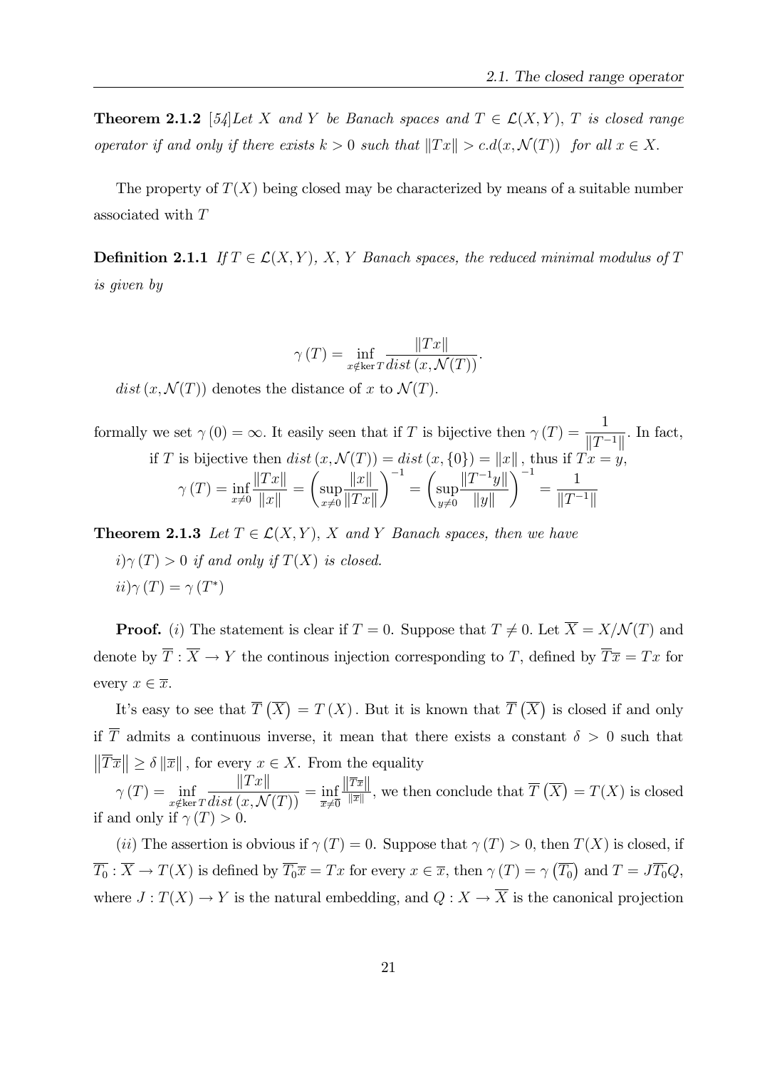**Theorem 2.1.2** [54]*Let $X$ and $Y$ be Banach spaces and $T \in \mathcal{L}(X,Y)$, $T$ is closed range operator if and only if there exists $k > 0$ such that $\|Tx\| > c.d(x, \mathcal{N}(T))$ for all $x \in X$.*

The property of $T(X)$ being closed may be characterized by means of a suitable number associated with $T$

**Definition 2.1.1** *If $T \in \mathcal{L}(X,Y)$, $X$, $Y$ Banach spaces, the reduced minimal modulus of $T$ is given by*

$$\gamma(T) = \inf_{x \notin \ker T} \frac{\|Tx\|}{dist\,(x, \mathcal{N}(T))}.$$

$dist\,(x, \mathcal{N}(T))$ denotes the distance of $x$ to $\mathcal{N}(T)$.

formally we set $\gamma(0) = \infty$. It easily seen that if $T$ is bijective then $\gamma(T) = \dfrac{1}{\|T^{-1}\|}$. In fact, if $T$ is bijective then $dist\,(x, \mathcal{N}(T)) = dist\,(x, \{0\}) = \|x\|$, thus if $Tx = y$,

$$\gamma(T) = \inf_{x \neq 0} \frac{\|Tx\|}{\|x\|} = \left(\sup_{x \neq 0} \frac{\|x\|}{\|Tx\|}\right)^{-1} = \left(\sup_{y \neq 0} \frac{\|T^{-1}y\|}{\|y\|}\right)^{-1} = \frac{1}{\|T^{-1}\|}$$

**Theorem 2.1.3** *Let $T \in \mathcal{L}(X,Y)$, $X$ and $Y$ Banach spaces, then we have*

*i) $\gamma(T) > 0$ if and only if $T(X)$ is closed.*

*ii) $\gamma(T) = \gamma(T^*)$*

**Proof.** $(i)$ The statement is clear if $T = 0$. Suppose that $T \neq 0$. Let $\overline{X} = X/\mathcal{N}(T)$ and denote by $\overline{T} : \overline{X} \to Y$ the continous injection corresponding to $T$, defined by $\overline{T}\overline{x} = Tx$ for every $x \in \overline{x}$.

It's easy to see that $\overline{T}\left(\overline{X}\right) = T(X)$. But it is known that $\overline{T}\left(\overline{X}\right)$ is closed if and only if $\overline{T}$ admits a continuous inverse, it mean that there exists a constant $\delta > 0$ such that $\left\|\overline{T}\overline{x}\right\| \geq \delta \left\|\overline{x}\right\|$, for every $x \in X$. From the equality

$\gamma(T) = \inf_{x \notin \ker T} \dfrac{\|Tx\|}{dist\,(x, \mathcal{N}(T))} = \inf_{\overline{x} \neq \overline{0}} \frac{\|\overline{T}\overline{x}\|}{\|\overline{x}\|}$, we then conclude that $\overline{T}\left(\overline{X}\right) = T(X)$ is closed if and only if $\gamma(T) > 0$.

$(ii)$ The assertion is obvious if $\gamma(T) = 0$. Suppose that $\gamma(T) > 0$, then $T(X)$ is closed, if $\overline{T_0} : \overline{X} \to T(X)$ is defined by $\overline{T_0}\overline{x} = Tx$ for every $x \in \overline{x}$, then $\gamma(T) = \gamma\left(\overline{T_0}\right)$ and $T = J\overline{T_0}Q$, where $J : T(X) \to Y$ is the natural embedding, and $Q : X \to \overline{X}$ is the canonical projection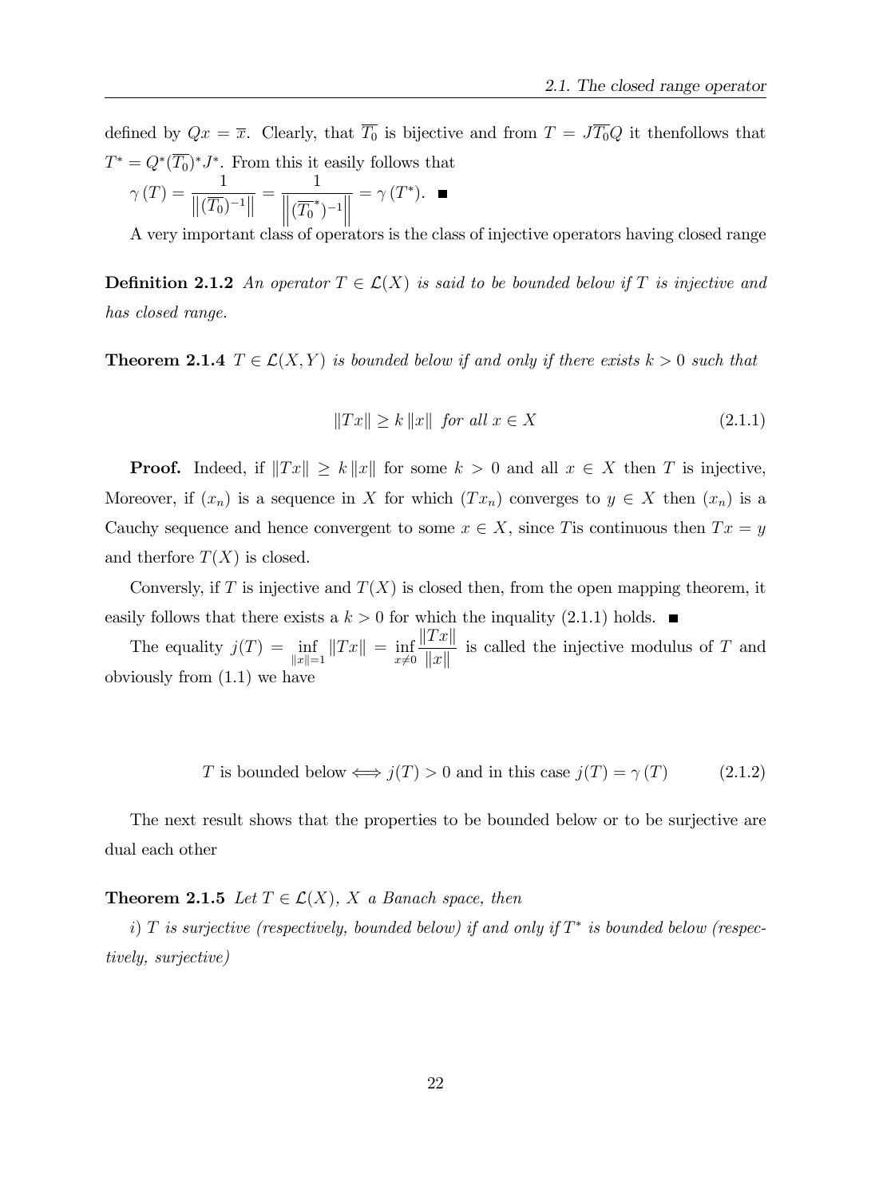defined by $Qx = \overline{x}$. Clearly, that $\overline{T_0}$ is bijective and from $T = J\overline{T_0}Q$ it thenfollows that $T^* = Q^*(\overline{T_0})^* J^*$. From this it easily follows that
$\gamma(T) = \dfrac{1}{\left\|(\overline{T_0})^{-1}\right\|} = \dfrac{1}{\left\|(\overline{T_0}^*)^{-1}\right\|} = \gamma(T^*)$. ■

A very important class of operators is the class of injective operators having closed range

**Definition 2.1.2** *An operator $T \in \mathcal{L}(X)$ is said to be bounded below if $T$ is injective and has closed range.*

**Theorem 2.1.4** *$T \in \mathcal{L}(X, Y)$ is bounded below if and only if there exists $k > 0$ such that*

$$\|Tx\| \geq k\,\|x\| \text{ for all } x \in X \tag{2.1.1}$$

**Proof.** Indeed, if $\|Tx\| \geq k\,\|x\|$ for some $k > 0$ and all $x \in X$ then $T$ is injective, Moreover, if $(x_n)$ is a sequence in $X$ for which $(Tx_n)$ converges to $y \in X$ then $(x_n)$ is a Cauchy sequence and hence convergent to some $x \in X$, since $T$is continuous then $Tx = y$ and therfore $T(X)$ is closed.

Conversly, if $T$ is injective and $T(X)$ is closed then, from the open mapping theorem, it easily follows that there exists a $k > 0$ for which the inquality (2.1.1) holds. ■

The equality $j(T) = \inf\limits_{\|x\|=1} \|Tx\| = \inf\limits_{x \neq 0} \dfrac{\|Tx\|}{\|x\|}$ is called the injective modulus of $T$ and obviously from (1.1) we have

$$T \text{ is bounded below} \Longleftrightarrow j(T) > 0 \text{ and in this case } j(T) = \gamma(T) \tag{2.1.2}$$

The next result shows that the properties to be bounded below or to be surjective are dual each other

**Theorem 2.1.5** *Let $T \in \mathcal{L}(X)$, $X$ a Banach space, then*

*i) $T$ is surjective (respectively, bounded below) if and only if $T^*$ is bounded below (respectively, surjective)*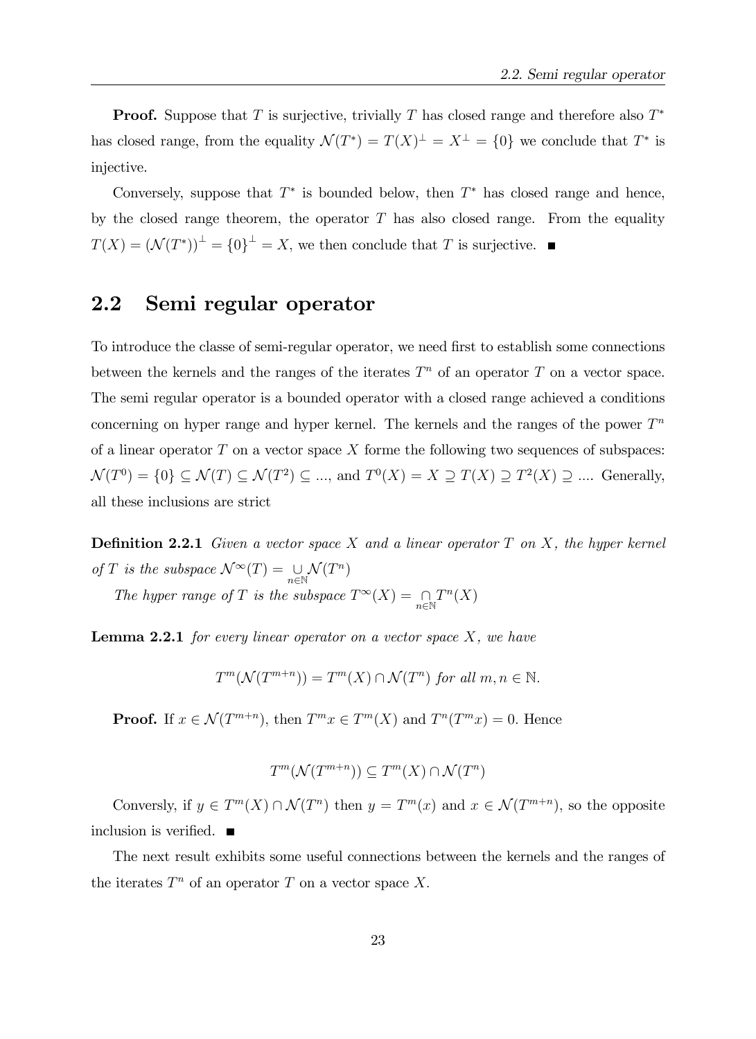**Proof.** Suppose that $T$ is surjective, trivially $T$ has closed range and therefore also $T^*$ has closed range, from the equality $\mathcal{N}(T^*) = T(X)^\perp = X^\perp = \{0\}$ we conclude that $T^*$ is injective.

Conversely, suppose that $T^*$ is bounded below, then $T^*$ has closed range and hence, by the closed range theorem, the operator $T$ has also closed range. From the equality $T(X) = (\mathcal{N}(T^*))^\perp = \{0\}^\perp = X$, we then conclude that $T$ is surjective. ■

## 2.2 Semi regular operator

To introduce the classe of semi-regular operator, we need first to establish some connections between the kernels and the ranges of the iterates $T^n$ of an operator $T$ on a vector space. The semi regular operator is a bounded operator with a closed range achieved a conditions concerning on hyper range and hyper kernel. The kernels and the ranges of the power $T^n$ of a linear operator $T$ on a vector space $X$ forme the following two sequences of subspaces: $\mathcal{N}(T^0) = \{0\} \subseteq \mathcal{N}(T) \subseteq \mathcal{N}(T^2) \subseteq ...$, and $T^0(X) = X \supseteq T(X) \supseteq T^2(X) \supseteq ....$ Generally, all these inclusions are strict

**Definition 2.2.1** *Given a vector space $X$ and a linear operator $T$ on $X$, the hyper kernel of $T$ is the subspace $\mathcal{N}^\infty(T) = \underset{n\in\mathbb{N}}{\cup} \mathcal{N}(T^n)$*

*The hyper range of $T$ is the subspace $T^\infty(X) = \underset{n\in\mathbb{N}}{\cap} T^n(X)$*

**Lemma 2.2.1** *for every linear operator on a vector space $X$, we have*

$$T^m(\mathcal{N}(T^{m+n})) = T^m(X) \cap \mathcal{N}(T^n) \text{ for all } m, n \in \mathbb{N}.$$

**Proof.** If $x \in \mathcal{N}(T^{m+n})$, then $T^m x \in T^m(X)$ and $T^n(T^m x) = 0$. Hence

$$T^m(\mathcal{N}(T^{m+n})) \subseteq T^m(X) \cap \mathcal{N}(T^n)$$

Conversely, if $y \in T^m(X) \cap \mathcal{N}(T^n)$ then $y = T^m(x)$ and $x \in \mathcal{N}(T^{m+n})$, so the opposite inclusion is verified. ■

The next result exhibits some useful connections between the kernels and the ranges of the iterates $T^n$ of an operator $T$ on a vector space $X$.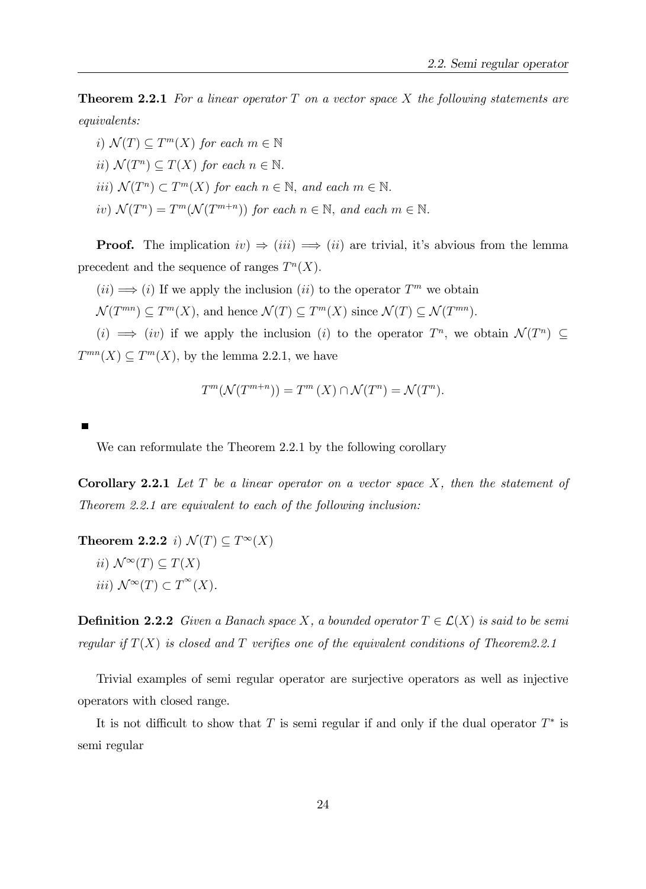**Theorem 2.2.1** *For a linear operator $T$ on a vector space $X$ the following statements are equivalents:*

*i)* $\mathcal{N}(T) \subseteq T^m(X)$ *for each* $m \in \mathbb{N}$

*ii)* $\mathcal{N}(T^n) \subseteq T(X)$ *for each* $n \in \mathbb{N}$.

*iii)* $\mathcal{N}(T^n) \subset T^m(X)$ *for each* $n \in \mathbb{N}$, *and each* $m \in \mathbb{N}$.

*iv)* $\mathcal{N}(T^n) = T^m(\mathcal{N}(T^{m+n}))$ *for each* $n \in \mathbb{N}$, *and each* $m \in \mathbb{N}$.

**Proof.** The implication $iv) \Rightarrow (iii) \implies (ii)$ are trivial, it's abvious from the lemma precedent and the sequence of ranges $T^n(X)$.

$(ii) \implies (i)$ If we apply the inclusion $(ii)$ to the operator $T^m$ we obtain $\mathcal{N}(T^{mn}) \subseteq T^m(X)$, and hence $\mathcal{N}(T) \subseteq T^m(X)$ since $\mathcal{N}(T) \subseteq \mathcal{N}(T^{mn})$.

$(i) \implies (iv)$ if we apply the inclusion $(i)$ to the operator $T^n$, we obtain $\mathcal{N}(T^n) \subseteq T^{mn}(X) \subseteq T^m(X)$, by the lemma 2.2.1, we have

$$T^m(\mathcal{N}(T^{m+n})) = T^m(X) \cap \mathcal{N}(T^n) = \mathcal{N}(T^n).$$

■

We can reformulate the Theorem 2.2.1 by the following corollary

**Corollary 2.2.1** *Let $T$ be a linear operator on a vector space $X$, then the statement of Theorem 2.2.1 are equivalent to each of the following inclusion:*

**Theorem 2.2.2** *i)* $\mathcal{N}(T) \subseteq T^\infty(X)$

*ii)* $\mathcal{N}^\infty(T) \subseteq T(X)$

*iii)* $\mathcal{N}^\infty(T) \subset T^\infty(X)$.

**Definition 2.2.2** *Given a Banach space $X$, a bounded operator $T \in \mathcal{L}(X)$ is said to be semi regular if $T(X)$ is closed and $T$ verifies one of the equivalent conditions of Theorem2.2.1*

Trivial examples of semi regular operator are surjective operators as well as injective operators with closed range.

It is not difficult to show that $T$ is semi regular if and only if the dual operator $T^*$ is semi regular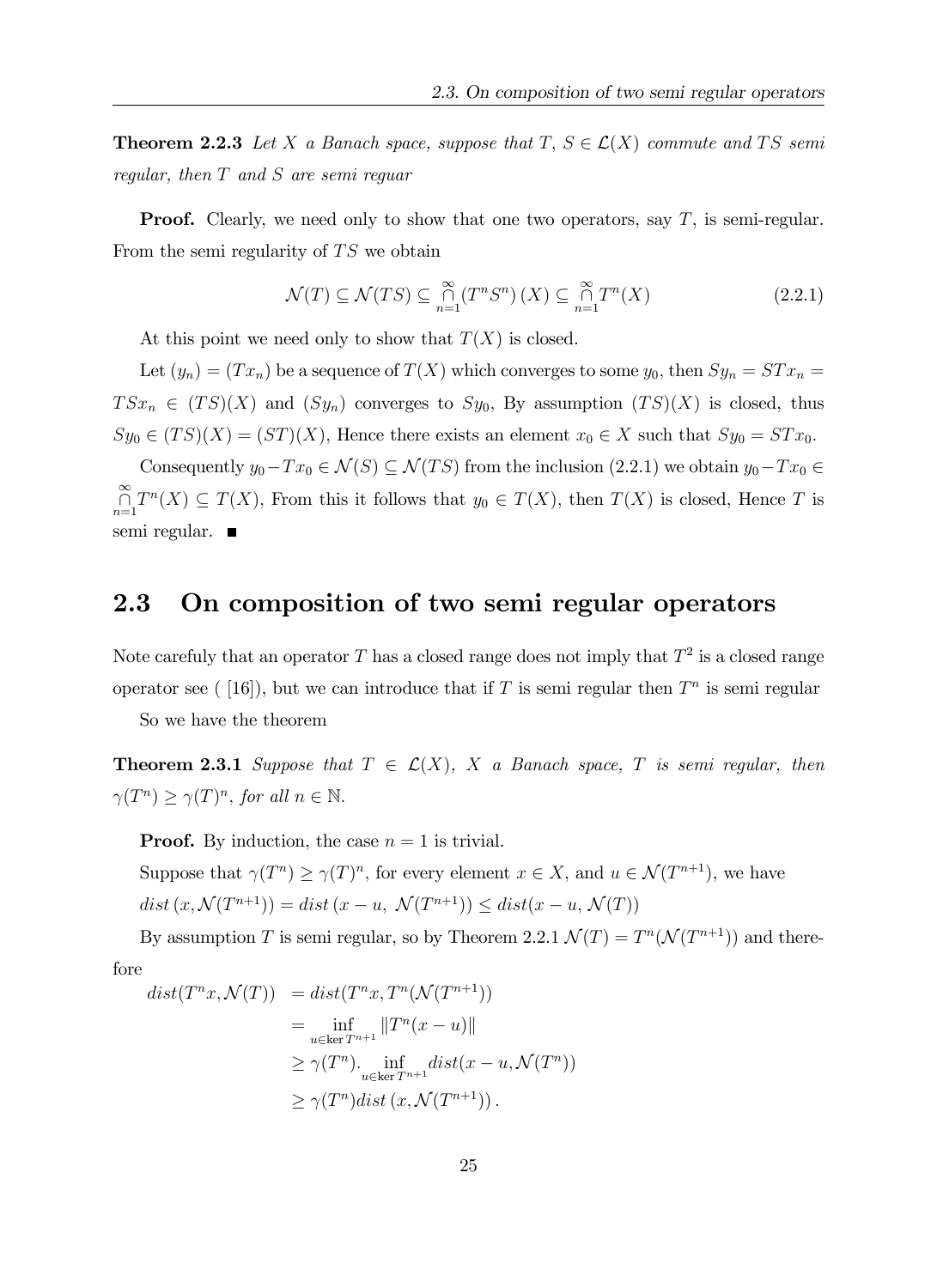**Theorem 2.2.3** *Let $X$ a Banach space, suppose that $T$, $S \in \mathcal{L}(X)$ commute and $TS$ semi regular, then $T$ and $S$ are semi reguar*

**Proof.** Clearly, we need only to show that one two operators, say $T$, is semi-regular. From the semi regularity of $TS$ we obtain

$$\mathcal{N}(T) \subseteq \mathcal{N}(TS) \subseteq \bigcap_{n=1}^{\infty} (T^n S^n)(X) \subseteq \bigcap_{n=1}^{\infty} T^n(X) \tag{2.2.1}$$

At this point we need only to show that $T(X)$ is closed.

Let $(y_n) = (Tx_n)$ be a sequence of $T(X)$ which converges to some $y_0$, then $Sy_n = STx_n = TSx_n \in (TS)(X)$ and $(Sy_n)$ converges to $Sy_0$, By assumption $(TS)(X)$ is closed, thus $Sy_0 \in (TS)(X) = (ST)(X)$, Hence there exists an element $x_0 \in X$ such that $Sy_0 = STx_0$.

Consequently $y_0 - Tx_0 \in \mathcal{N}(S) \subseteq \mathcal{N}(TS)$ from the inclusion (2.2.1) we obtain $y_0 - Tx_0 \in \bigcap_{n=1}^{\infty} T^n(X) \subseteq T(X)$, From this it follows that $y_0 \in T(X)$, then $T(X)$ is closed, Hence $T$ is semi regular. ■

## 2.3 On composition of two semi regular operators

Note carefuly that an operator $T$ has a closed range does not imply that $T^2$ is a closed range operator see ( [16]), but we can introduce that if $T$ is semi regular then $T^n$ is semi regular

So we have the theorem

**Theorem 2.3.1** *Suppose that $T \in \mathcal{L}(X)$, $X$ a Banach space, $T$ is semi regular, then $\gamma(T^n) \geq \gamma(T)^n$, for all $n \in \mathbb{N}$.*

**Proof.** By induction, the case $n = 1$ is trivial.

Suppose that $\gamma(T^n) \geq \gamma(T)^n$, for every element $x \in X$, and $u \in \mathcal{N}(T^{n+1})$, we have $dist\,(x, \mathcal{N}(T^{n+1})) = dist\,(x - u,\ \mathcal{N}(T^{n+1})) \leq dist(x - u, \mathcal{N}(T))$

By assumption $T$ is semi regular, so by Theorem 2.2.1 $\mathcal{N}(T) = T^n(\mathcal{N}(T^{n+1}))$ and therefore

$$\begin{aligned}
dist(T^n x, \mathcal{N}(T)) &= dist(T^n x, T^n(\mathcal{N}(T^{n+1})) \\
&= \inf_{u \in \ker T^{n+1}} \|T^n(x - u)\| \\
&\geq \gamma(T^n). \inf_{u \in \ker T^{n+1}} dist(x - u, \mathcal{N}(T^n)) \\
&\geq \gamma(T^n) dist\,(x, \mathcal{N}(T^{n+1}))\,.
\end{aligned}$$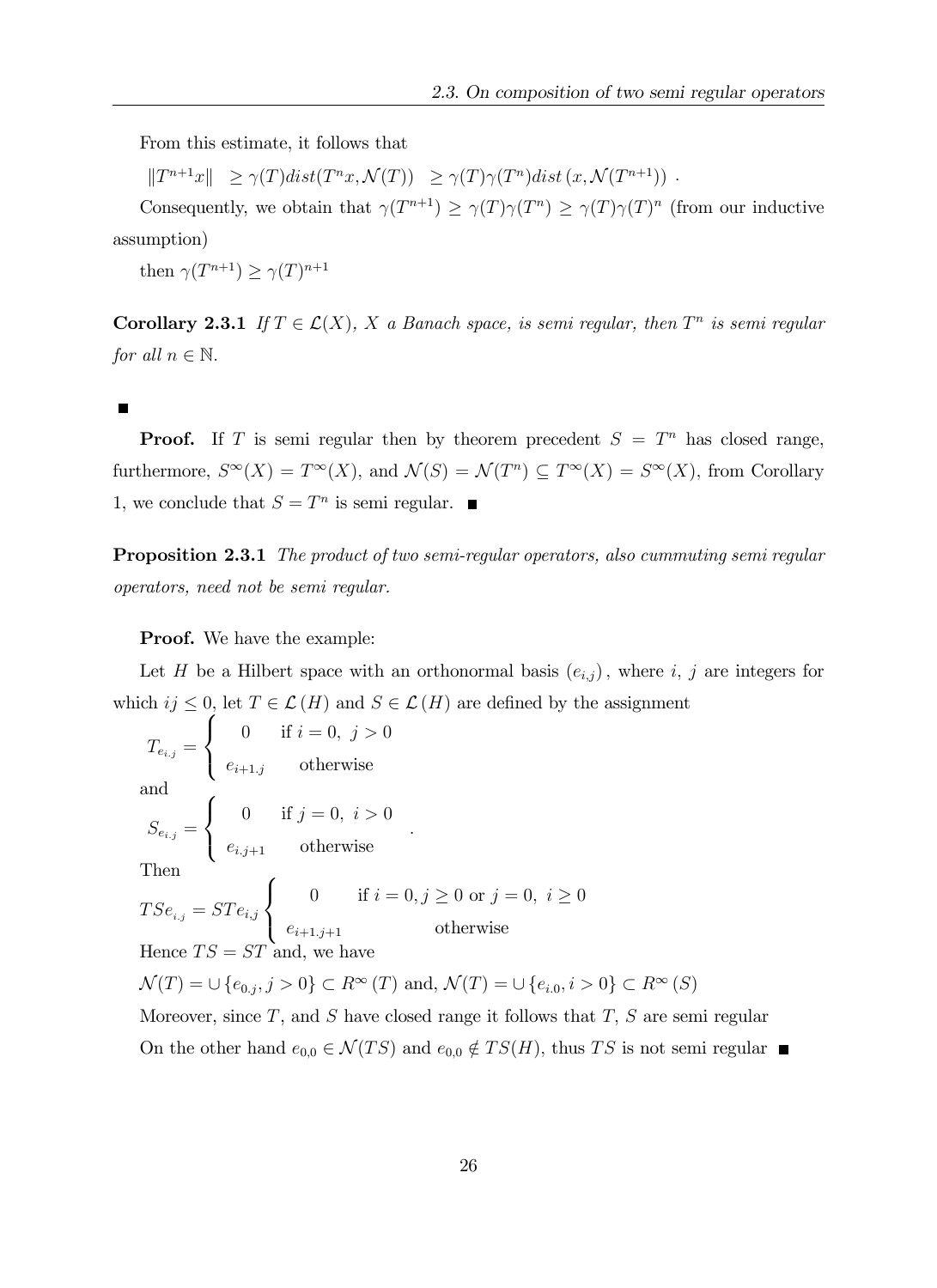From this estimate, it follows that

$\|T^{n+1}x\| \geq \gamma(T)dist(T^n x, \mathcal{N}(T)) \geq \gamma(T)\gamma(T^n)dist(x, \mathcal{N}(T^{n+1}))$ .

Consequently, we obtain that $\gamma(T^{n+1}) \geq \gamma(T)\gamma(T^n) \geq \gamma(T)\gamma(T)^n$ (from our inductive assumption)

then $\gamma(T^{n+1}) \geq \gamma(T)^{n+1}$

**Corollary 2.3.1** *If $T \in \mathcal{L}(X)$, $X$ a Banach space, is semi regular, then $T^n$ is semi regular for all $n \in \mathbb{N}$.*

■

**Proof.** If $T$ is semi regular then by theorem precedent $S = T^n$ has closed range, furthermore, $S^{\infty}(X) = T^{\infty}(X)$, and $\mathcal{N}(S) = \mathcal{N}(T^n) \subseteq T^{\infty}(X) = S^{\infty}(X)$, from Corollary 1, we conclude that $S = T^n$ is semi regular. ■

**Proposition 2.3.1** *The product of two semi-regular operators, also cummuting semi regular operators, need not be semi regular.*

**Proof.** We have the example:

Let $H$ be a Hilbert space with an orthonormal basis $(e_{i,j})$, where $i$, $j$ are integers for which $ij \leq 0$, let $T \in \mathcal{L}(H)$ and $S \in \mathcal{L}(H)$ are defined by the assignment

$$T_{e_{i.j}} = \begin{cases} 0 & \text{if } i = 0,\ j > 0 \\ e_{i+1.j} & \text{otherwise} \end{cases}$$

and

$$S_{e_{i.j}} = \begin{cases} 0 & \text{if } j = 0,\ i > 0 \\ e_{i.j+1} & \text{otherwise} \end{cases} .$$

Then

$$TSe_{_{i.j}} = STe_{i,j} \begin{cases} 0 & \text{if } i = 0, j \geq 0 \text{ or } j = 0,\ i \geq 0 \\ e_{i+1.j+1} & \text{otherwise} \end{cases}$$

Hence $TS = ST$ and, we have

$\mathcal{N}(T) = \cup\{e_{0.j}, j > 0\} \subset R^{\infty}(T)$ and, $\mathcal{N}(T) = \cup\{e_{i.0}, i > 0\} \subset R^{\infty}(S)$

Moreover, since $T$, and $S$ have closed range it follows that $T$, $S$ are semi regular

On the other hand $e_{0,0} \in \mathcal{N}(TS)$ and $e_{0,0} \notin TS(H)$, thus $TS$ is not semi regular ■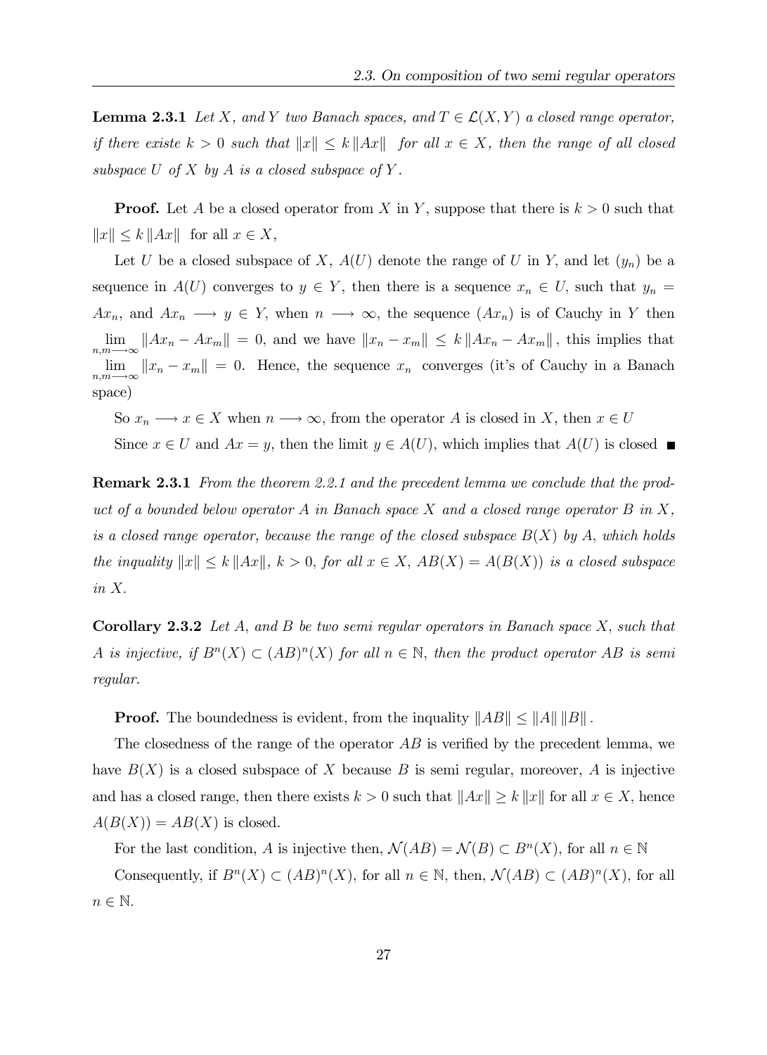**Lemma 2.3.1** *Let $X$, and $Y$ two Banach spaces, and $T \in \mathcal{L}(X,Y)$ a closed range operator, if there existe $k > 0$ such that $\|x\| \leq k \|Ax\|$ for all $x \in X$, then the range of all closed subspace $U$ of $X$ by $A$ is a closed subspace of $Y$.*

**Proof.** Let $A$ be a closed operator from $X$ in $Y$, suppose that there is $k > 0$ such that $\|x\| \leq k \|Ax\|$ for all $x \in X$,

Let $U$ be a closed subspace of $X$, $A(U)$ denote the range of $U$ in $Y$, and let $(y_n)$ be a sequence in $A(U)$ converges to $y \in Y$, then there is a sequence $x_n \in U$, such that $y_n = Ax_n$, and $Ax_n \longrightarrow y \in Y$, when $n \longrightarrow \infty$, the sequence $(Ax_n)$ is of Cauchy in $Y$ then $\lim\limits_{n,m \longrightarrow \infty} \|Ax_n - Ax_m\| = 0$, and we have $\|x_n - x_m\| \leq k \|Ax_n - Ax_m\|$, this implies that $\lim\limits_{n,m \longrightarrow \infty} \|x_n - x_m\| = 0$. Hence, the sequence $x_n$ converges (it's of Cauchy in a Banach space)

So $x_n \longrightarrow x \in X$ when $n \longrightarrow \infty$, from the operator $A$ is closed in $X$, then $x \in U$

Since $x \in U$ and $Ax = y$, then the limit $y \in A(U)$, which implies that $A(U)$ is closed ∎

**Remark 2.3.1** *From the theorem 2.2.1 and the precedent lemma we conclude that the product of a bounded below operator $A$ in Banach space $X$ and a closed range operator $B$ in $X$, is a closed range operator, because the range of the closed subspace $B(X)$ by $A$, which holds the inquality $\|x\| \leq k \|Ax\|$, $k > 0$, for all $x \in X$, $AB(X) = A(B(X))$ is a closed subspace in $X$.*

**Corollary 2.3.2** *Let $A$, and $B$ be two semi regular operators in Banach space $X$, such that $A$ is injective, if $B^n(X) \subset (AB)^n(X)$ for all $n \in \mathbb{N}$, then the product operator $AB$ is semi regular.*

**Proof.** The boundedness is evident, from the inquality $\|AB\| \leq \|A\| \|B\|$.

The closedness of the range of the operator $AB$ is verified by the precedent lemma, we have $B(X)$ is a closed subspace of $X$ because $B$ is semi regular, moreover, $A$ is injective and has a closed range, then there exists $k > 0$ such that $\|Ax\| \geq k \|x\|$ for all $x \in X$, hence $A(B(X)) = AB(X)$ is closed.

For the last condition, $A$ is injective then, $\mathcal{N}(AB) = \mathcal{N}(B) \subset B^n(X)$, for all $n \in \mathbb{N}$

Consequently, if $B^n(X) \subset (AB)^n(X)$, for all $n \in \mathbb{N}$, then, $\mathcal{N}(AB) \subset (AB)^n(X)$, for all $n \in \mathbb{N}$.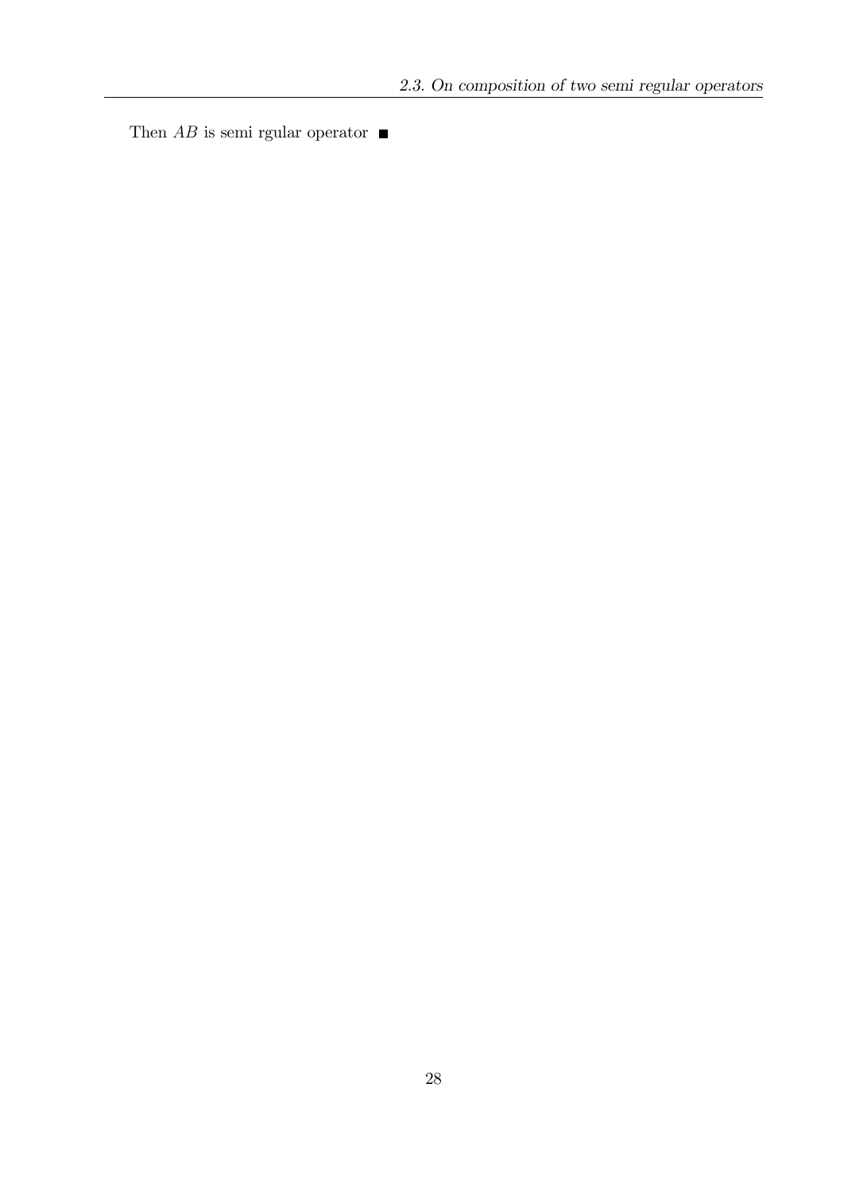Then $AB$ is semi rgular operator ■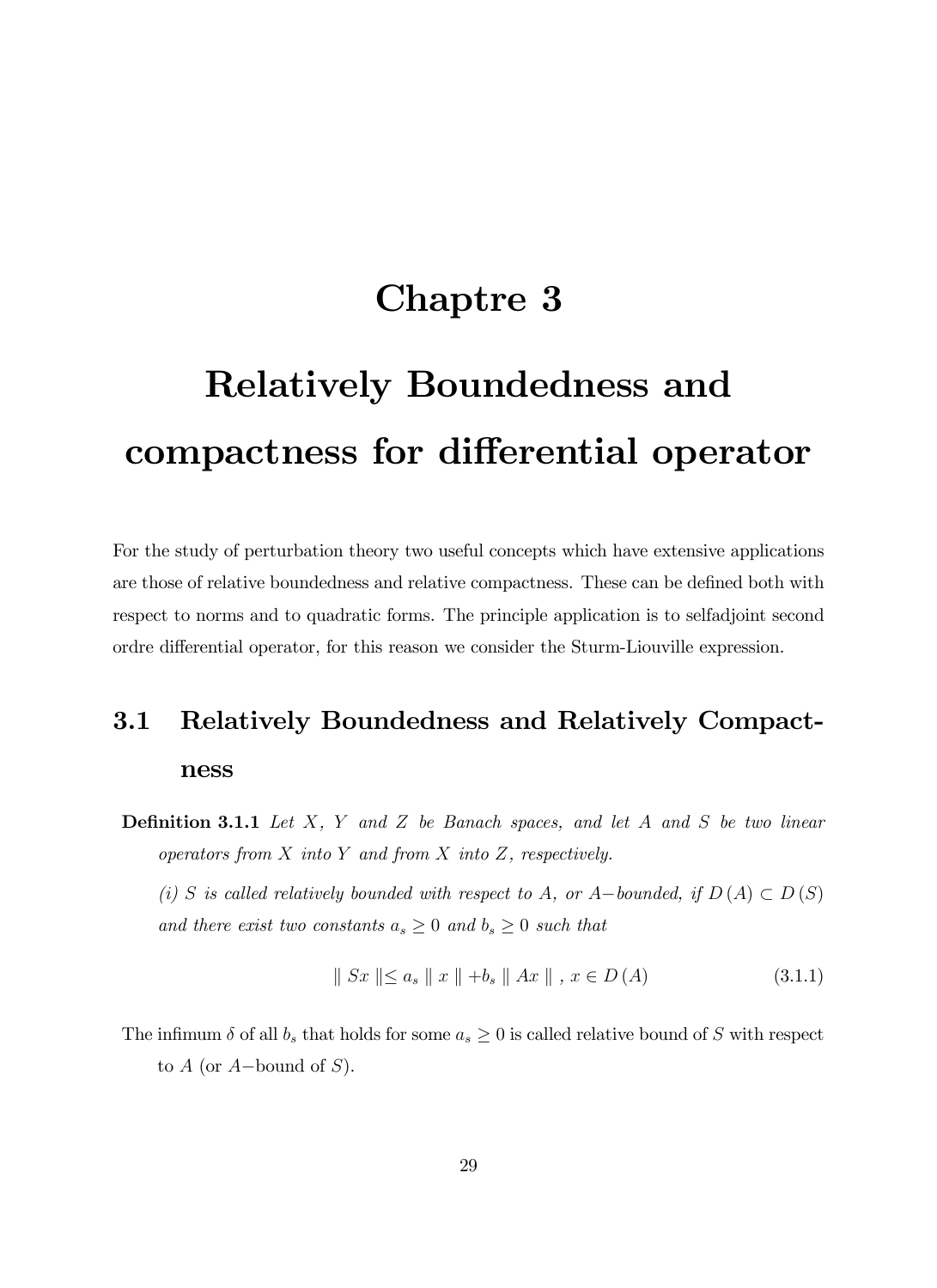# Chaptre 3

# Relatively Boundedness and compactness for differential operator

For the study of perturbation theory two useful concepts which have extensive applications are those of relative boundedness and relative compactness. These can be defined both with respect to norms and to quadratic forms. The principle application is to selfadjoint second ordre differential operator, for this reason we consider the Sturm-Liouville expression.

## 3.1 Relatively Boundedness and Relatively Compactness

**Definition 3.1.1** *Let $X$, $Y$ and $Z$ be Banach spaces, and let $A$ and $S$ be two linear operators from $X$ into $Y$ and from $X$ into $Z$, respectively.*

*(i) $S$ is called relatively bounded with respect to $A$, or $A-$bounded, if $D(A) \subset D(S)$ and there exist two constants $a_s \geq 0$ and $b_s \geq 0$ such that*

$$\| Sx \| \leq a_s \| x \| + b_s \| Ax \| , \; x \in D(A) \tag{3.1.1}$$

The infimum $\delta$ of all $b_s$ that holds for some $a_s \geq 0$ is called relative bound of $S$ with respect to $A$ (or $A-$bound of $S$).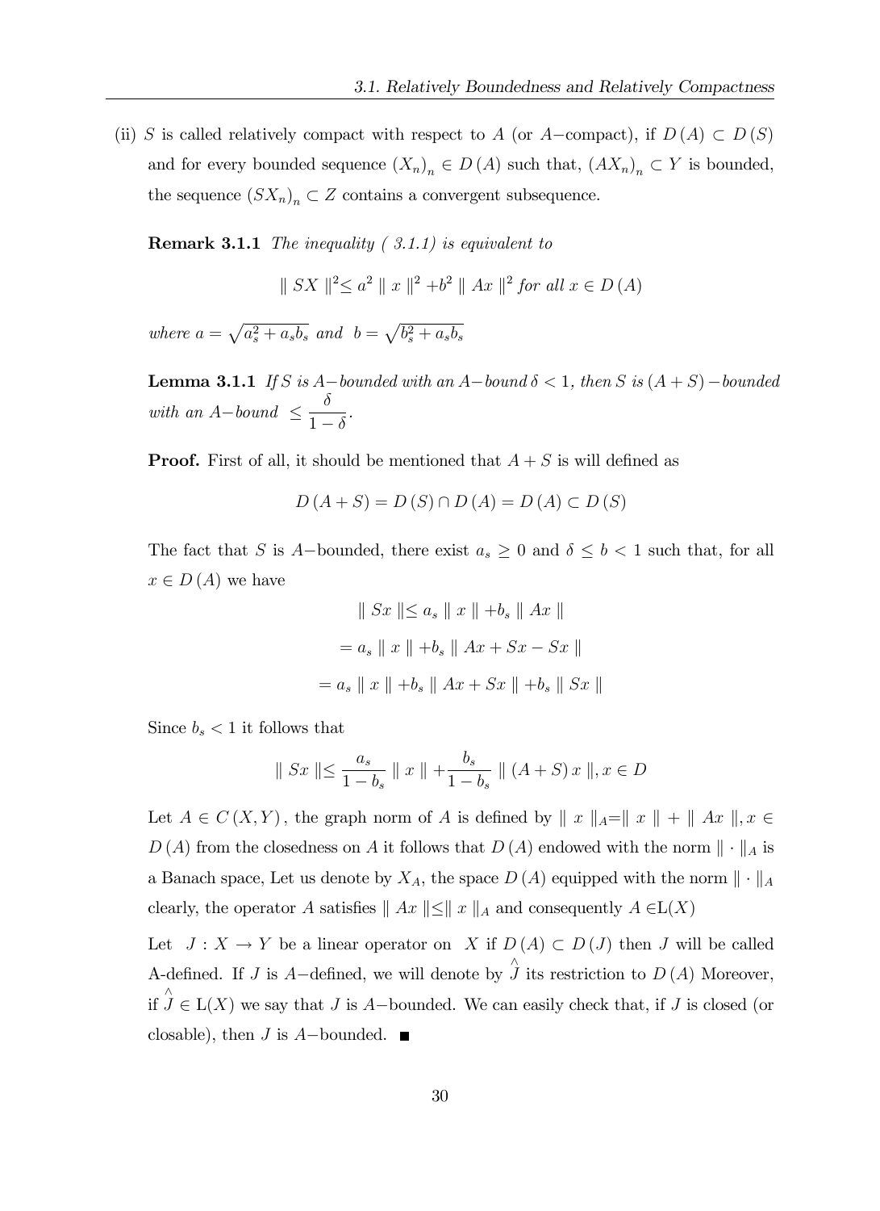(ii) $S$ is called relatively compact with respect to $A$ (or $A-$compact), if $D(A) \subset D(S)$ and for every bounded sequence $(X_n)_n \in D(A)$ such that, $(AX_n)_n \subset Y$ is bounded, the sequence $(SX_n)_n \subset Z$ contains a convergent subsequence.

**Remark 3.1.1** *The inequality ( 3.1.1) is equivalent to*

$$\| SX \|^2 \leq a^2 \| x \|^2 + b^2 \| Ax \|^2 \text{ for all } x \in D(A)$$

*where* $a = \sqrt{a_s^2 + a_s b_s}$ *and* $b = \sqrt{b_s^2 + a_s b_s}$

**Lemma 3.1.1** *If $S$ is $A-$bounded with an $A-$bound $\delta < 1$, then $S$ is $(A+S)-$bounded with an $A-$bound $\leq \dfrac{\delta}{1-\delta}$.*

**Proof.** First of all, it should be mentioned that $A+S$ is will defined as

$$D(A+S) = D(S) \cap D(A) = D(A) \subset D(S)$$

The fact that $S$ is $A-$bounded, there exist $a_s \geq 0$ and $\delta \leq b < 1$ such that, for all $x \in D(A)$ we have

$$\| Sx \| \leq a_s \| x \| + b_s \| Ax \|$$

$$= a_s \| x \| + b_s \| Ax + Sx - Sx \|$$

$$= a_s \| x \| + b_s \| Ax + Sx \| + b_s \| Sx \|$$

Since $b_s < 1$ it follows that

$$\| Sx \| \leq \frac{a_s}{1-b_s} \| x \| + \frac{b_s}{1-b_s} \| (A+S)x \|, x \in D$$

Let $A \in C(X,Y)$, the graph norm of $A$ is defined by $\| x \|_A = \| x \| + \| Ax \|, x \in D(A)$ from the closedness on $A$ it follows that $D(A)$ endowed with the norm $\| \cdot \|_A$ is a Banach space, Let us denote by $X_A$, the space $D(A)$ equipped with the norm $\| \cdot \|_A$ clearly, the operator $A$ satisfies $\| Ax \| \leq \| x \|_A$ and consequently $A \in \mathrm{L}(X)$

Let $J : X \to Y$ be a linear operator on $X$ if $D(A) \subset D(J)$ then $J$ will be called A-defined. If $J$ is $A-$defined, we will denote by $\hat{J}$ its restriction to $D(A)$ Moreover, if $\hat{J} \in \mathrm{L}(X)$ we say that $J$ is $A-$bounded. We can easily check that, if $J$ is closed (or closable), then $J$ is $A-$bounded. ■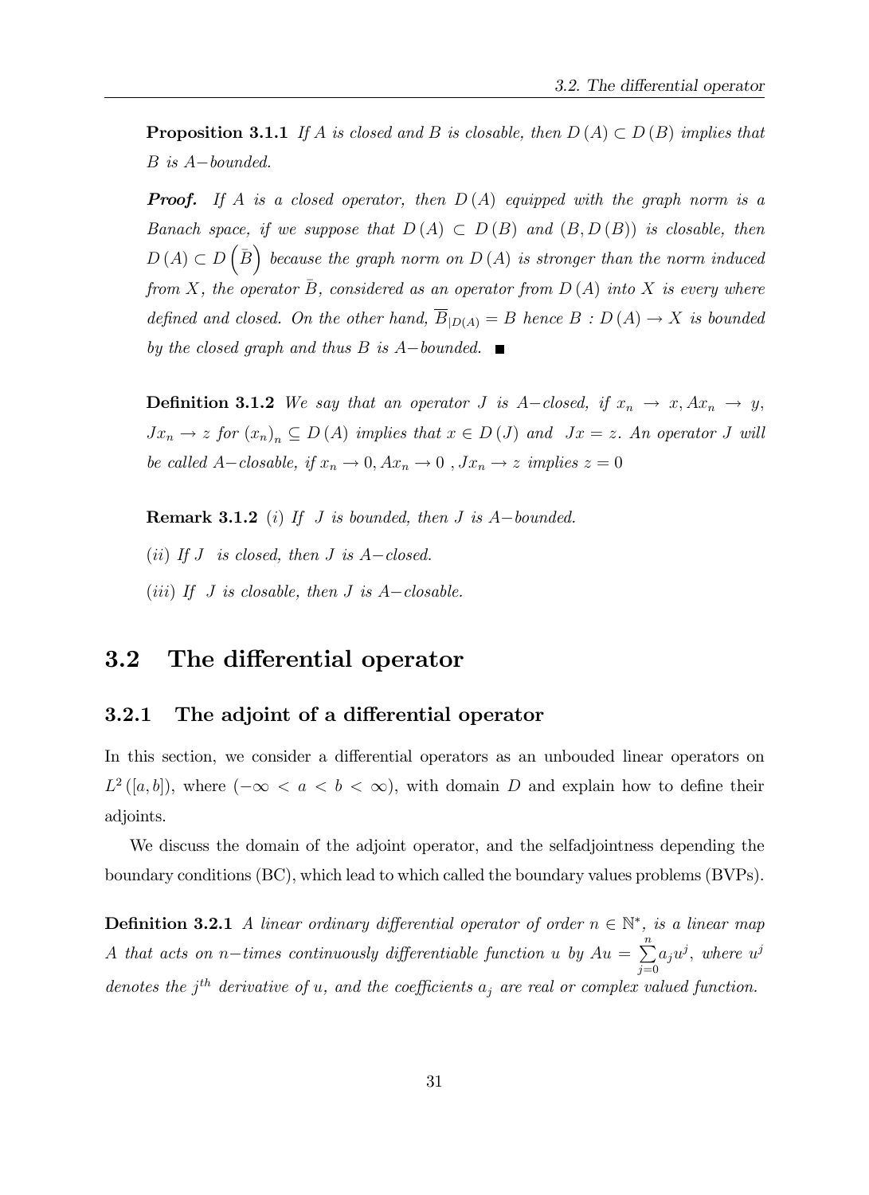**Proposition 3.1.1** *If $A$ is closed and $B$ is closable, then $D(A) \subset D(B)$ implies that $B$ is $A-$bounded.*

***Proof.*** *If $A$ is a closed operator, then $D(A)$ equipped with the graph norm is a Banach space, if we suppose that $D(A) \subset D(B)$ and $(B, D(B))$ is closable, then $D(A) \subset D\left(\bar{B}\right)$ because the graph norm on $D(A)$ is stronger than the norm induced from $X$, the operator $\bar{B}$, considered as an operator from $D(A)$ into $X$ is every where defined and closed. On the other hand, $\overline{B}_{|D(A)} = B$ hence $B : D(A) \to X$ is bounded by the closed graph and thus $B$ is $A-$bounded.* ■

**Definition 3.1.2** *We say that an operator $J$ is $A-$closed, if $x_n \to x, Ax_n \to y$, $Jx_n \to z$ for $(x_n)_n \subseteq D(A)$ implies that $x \in D(J)$ and $Jx = z$. An operator $J$ will be called $A-$closable, if $x_n \to 0, Ax_n \to 0$ , $Jx_n \to z$ implies $z = 0$*

**Remark 3.1.2** $(i)$ *If $J$ is bounded, then $J$ is $A-$bounded.*

$(ii)$ *If $J$ is closed, then $J$ is $A-$closed.*

$(iii)$ *If $J$ is closable, then $J$ is $A-$closable.*

## 3.2 The differential operator

### 3.2.1 The adjoint of a differential operator

In this section, we consider a differential operators as an unbouded linear operators on $L^2([a, b])$, where $(-\infty < a < b < \infty)$, with domain $D$ and explain how to define their adjoints.

We discuss the domain of the adjoint operator, and the selfadjointness depending the boundary conditions (BC), which lead to which called the boundary values problems (BVPs).

**Definition 3.2.1** *A linear ordinary differential operator of order $n \in \mathbb{N}^*$, is a linear map $A$ that acts on $n-$times continuously differentiable function $u$ by $Au = \sum_{j=0}^{n} a_j u^j$, where $u^j$ denotes the $j^{th}$ derivative of $u$, and the coefficients $a_j$ are real or complex valued function.*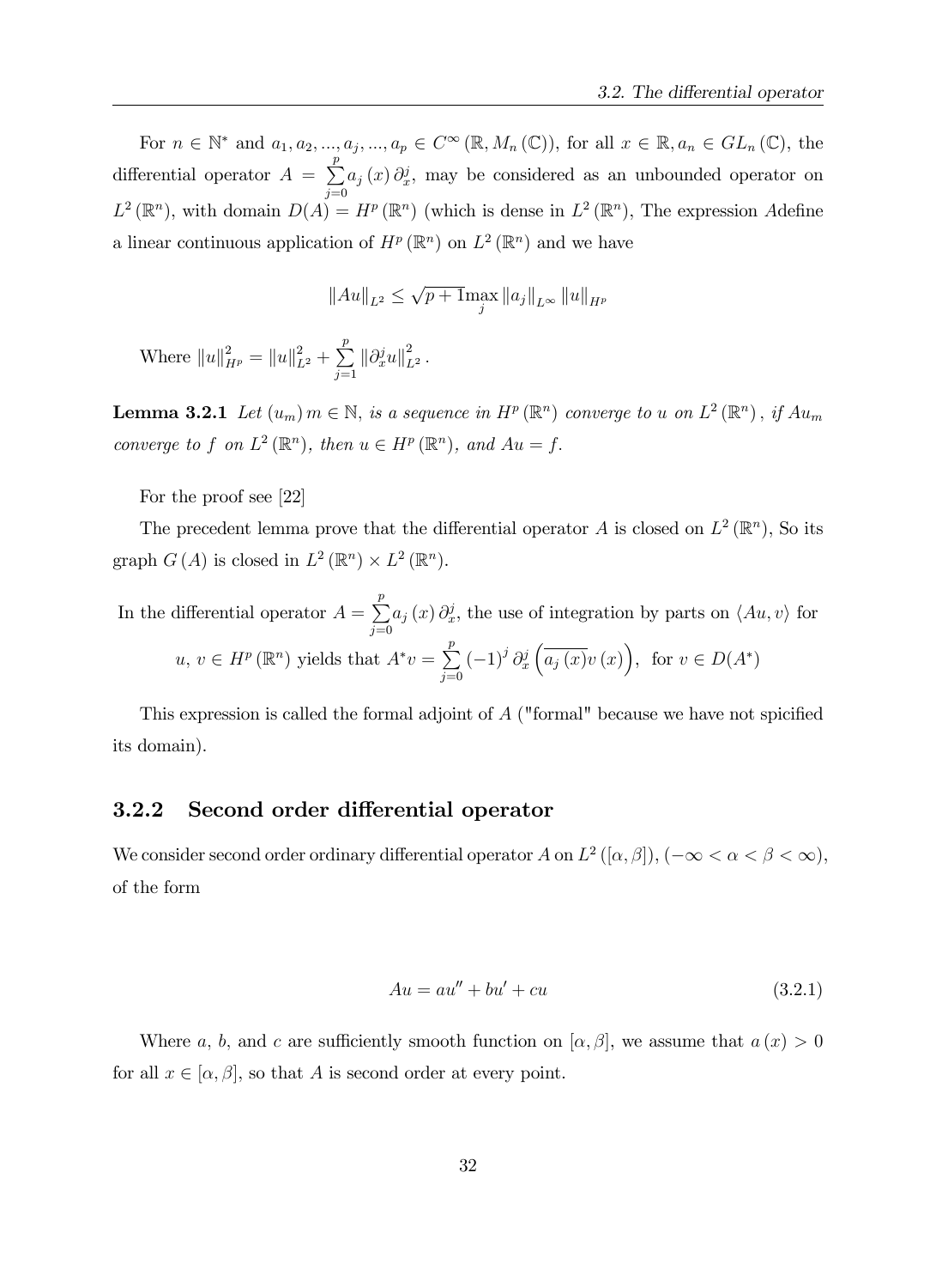For $n \in \mathbb{N}^*$ and $a_1, a_2, ..., a_j, ..., a_p \in C^\infty(\mathbb{R}, M_n(\mathbb{C}))$, for all $x \in \mathbb{R}, a_n \in GL_n(\mathbb{C})$, the differential operator $A = \sum_{j=0}^{p} a_j(x)\partial_x^j$, may be considered as an unbounded operator on $L^2(\mathbb{R}^n)$, with domain $D(A) = H^p(\mathbb{R}^n)$ (which is dense in $L^2(\mathbb{R}^n)$, The expression $A$define a linear continuous application of $H^p(\mathbb{R}^n)$ on $L^2(\mathbb{R}^n)$ and we have

$$\|Au\|_{L^2} \leq \sqrt{p+1}\max_j \|a_j\|_{L^\infty} \|u\|_{H^p}$$

Where $\|u\|_{H^p}^2 = \|u\|_{L^2}^2 + \sum_{j=1}^{p} \|\partial_x^j u\|_{L^2}^2$.

**Lemma 3.2.1** *Let $(u_m)\, m \in \mathbb{N}$, is a sequence in $H^p(\mathbb{R}^n)$ converge to $u$ on $L^2(\mathbb{R}^n)$, if $Au_m$ converge to $f$ on $L^2(\mathbb{R}^n)$, then $u \in H^p(\mathbb{R}^n)$, and $Au = f$.*

For the proof see [22]

The precedent lemma prove that the differential operator $A$ is closed on $L^2(\mathbb{R}^n)$, So its graph $G(A)$ is closed in $L^2(\mathbb{R}^n) \times L^2(\mathbb{R}^n)$.

In the differential operator $A = \sum_{j=0}^{p} a_j(x)\partial_x^j$, the use of integration by parts on $\langle Au, v\rangle$ for $u,\, v \in H^p(\mathbb{R}^n)$ yields that $A^*v = \sum_{j=0}^{p} (-1)^j \partial_x^j \left(\overline{a_j(x)}v(x)\right)$, for $v \in D(A^*)$

This expression is called the formal adjoint of $A$ ("formal" because we have not spicified its domain).

### 3.2.2 Second order differential operator

We consider second order ordinary differential operator $A$ on $L^2([\alpha, \beta])$, $(-\infty < \alpha < \beta < \infty)$, of the form

$$Au = au'' + bu' + cu \tag{3.2.1}$$

Where $a$, $b$, and $c$ are sufficiently smooth function on $[\alpha, \beta]$, we assume that $a(x) > 0$ for all $x \in [\alpha, \beta]$, so that $A$ is second order at every point.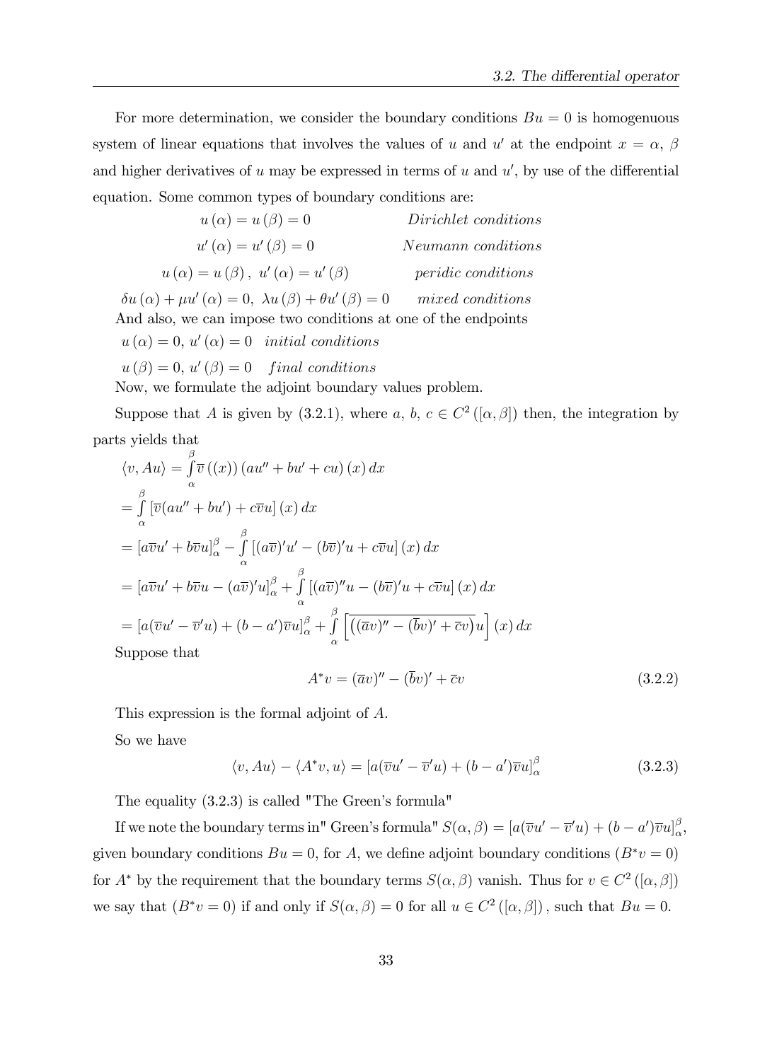For more determination, we consider the boundary conditions $Bu = 0$ is homogenuous system of linear equations that involves the values of $u$ and $u'$ at the endpoint $x = \alpha,\ \beta$ and higher derivatives of $u$ may be expressed in terms of $u$ and $u'$, by use of the differential equation. Some common types of boundary conditions are:

$$u(\alpha) = u(\beta) = 0 \qquad \textit{Dirichlet conditions}$$

$$u'(\alpha) = u'(\beta) = 0 \qquad \textit{Neumann conditions}$$

$$u(\alpha) = u(\beta),\ u'(\alpha) = u'(\beta) \qquad \textit{peridic conditions}$$

$$\delta u(\alpha) + \mu u'(\alpha) = 0,\ \lambda u(\beta) + \theta u'(\beta) = 0 \qquad \textit{mixed conditions}$$

And also, we can impose two conditions at one of the endpoints

$u(\alpha) = 0,\ u'(\alpha) = 0$ *initial conditions*

$u(\beta) = 0,\ u'(\beta) = 0$ *final conditions*

Now, we formulate the adjoint boundary values problem.

Suppose that $A$ is given by (3.2.1), where $a,\ b,\ c \in C^2([\alpha, \beta])$ then, the integration by parts yields that

$$\langle v, Au\rangle = \int_\alpha^\beta \overline{v}((x))(au'' + bu' + cu)(x)\,dx$$

$$= \int_\alpha^\beta [\overline{v}(au'' + bu') + c\overline{v}u](x)\,dx$$

$$= [a\overline{v}u' + b\overline{v}u]_\alpha^\beta - \int_\alpha^\beta [(a\overline{v})'u' - (b\overline{v})'u + c\overline{v}u](x)\,dx$$

$$= [a\overline{v}u' + b\overline{v}u - (a\overline{v})'u]_\alpha^\beta + \int_\alpha^\beta [(a\overline{v})''u - (b\overline{v})'u + c\overline{v}u](x)\,dx$$

$$= [a(\overline{v}u' - \overline{v}'u) + (b - a')\overline{v}u]_\alpha^\beta + \int_\alpha^\beta \left[\overline{\left((\overline{a}v)'' - (\overline{b}v)' + \overline{c}v\right)}u\right](x)\,dx$$

Suppose that

$$A^*v = (\overline{a}v)'' - (\overline{b}v)' + \overline{c}v \tag{3.2.2}$$

This expression is the formal adjoint of $A$.

So we have

$$\langle v, Au\rangle - \langle A^*v, u\rangle = [a(\overline{v}u' - \overline{v}'u) + (b - a')\overline{v}u]_\alpha^\beta \tag{3.2.3}$$

The equality (3.2.3) is called "The Green's formula"

If we note the boundary terms in" Green's formula" $S(\alpha, \beta) = [a(\overline{v}u' - \overline{v}'u) + (b - a')\overline{v}u]_\alpha^\beta$, given boundary conditions $Bu = 0$, for $A$, we define adjoint boundary conditions $(B^*v = 0)$ for $A^*$ by the requirement that the boundary terms $S(\alpha, \beta)$ vanish. Thus for $v \in C^2([\alpha, \beta])$ we say that $(B^*v = 0)$ if and only if $S(\alpha, \beta) = 0$ for all $u \in C^2([\alpha, \beta])$, such that $Bu = 0$.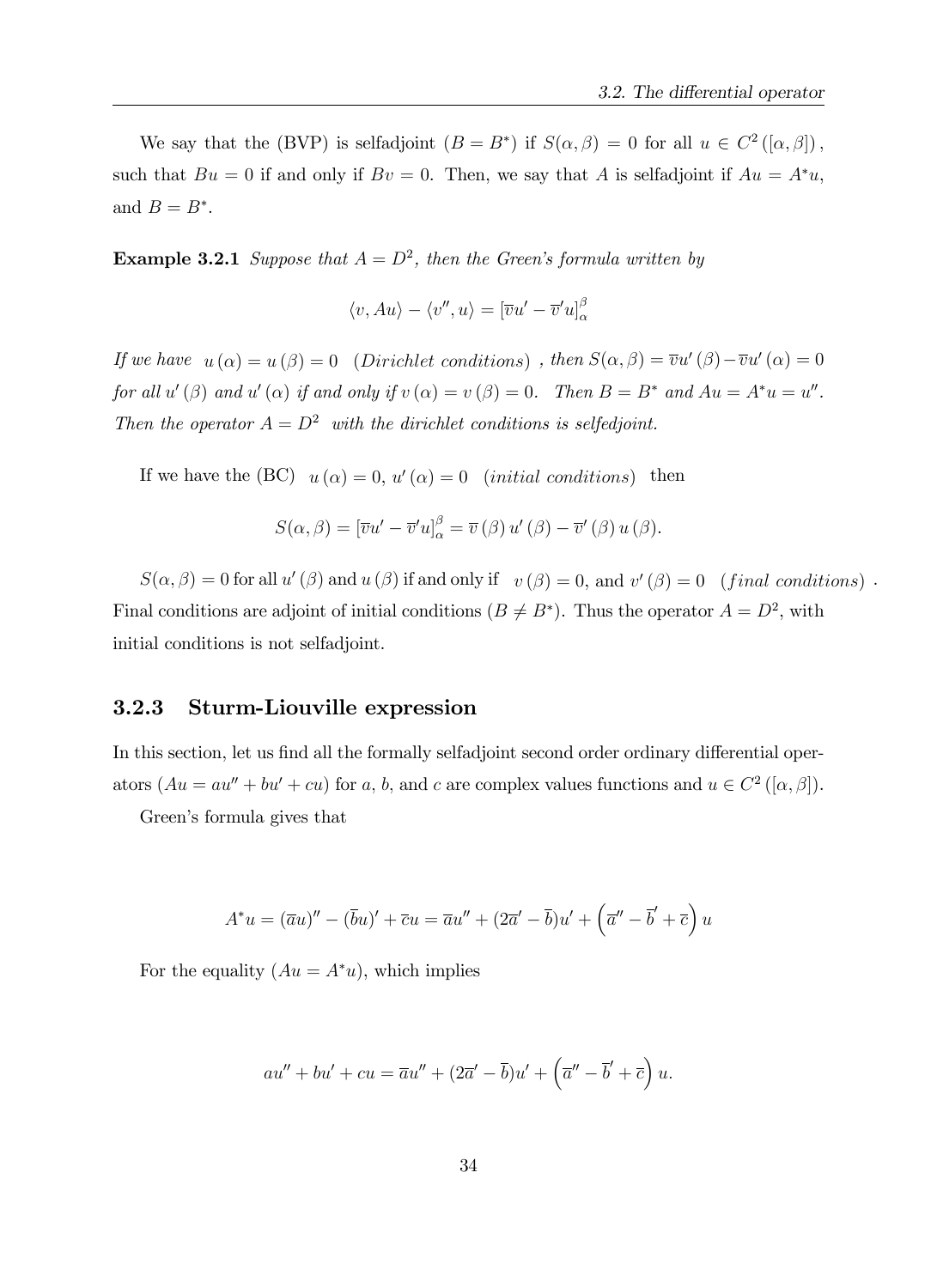We say that the (BVP) is selfadjoint $(B = B^*)$ if $S(\alpha, \beta) = 0$ for all $u \in C^2([\alpha, \beta])$, such that $Bu = 0$ if and only if $Bv = 0$. Then, we say that $A$ is selfadjoint if $Au = A^*u$, and $B = B^*$.

**Example 3.2.1** *Suppose that $A = D^2$, then the Green's formula written by*

$$\langle v, Au\rangle - \langle v'', u\rangle = [\overline{v}u' - \overline{v}'u]_{\alpha}^{\beta}$$

*If we have $u(\alpha) = u(\beta) = 0$ (Dirichlet conditions), then $S(\alpha, \beta) = \overline{v}u'(\beta) - \overline{v}u'(\alpha) = 0$ for all $u'(\beta)$ and $u'(\alpha)$ if and only if $v(\alpha) = v(\beta) = 0$. Then $B = B^*$ and $Au = A^*u = u''$. Then the operator $A = D^2$ with the dirichlet conditions is selfedjoint.*

If we have the (BC) $u(\alpha) = 0$, $u'(\alpha) = 0$ $(initial\ conditions)$ then

$$S(\alpha, \beta) = [\overline{v}u' - \overline{v}'u]_{\alpha}^{\beta} = \overline{v}(\beta)\, u'(\beta) - \overline{v}'(\beta)\, u(\beta).$$

$S(\alpha, \beta) = 0$ for all $u'(\beta)$ and $u(\beta)$ if and only if $v(\beta) = 0$, and $v'(\beta) = 0$ $(final\ conditions)$. Final conditions are adjoint of initial conditions $(B \neq B^*)$. Thus the operator $A = D^2$, with initial conditions is not selfadjoint.

### 3.2.3 Sturm-Liouville expression

In this section, let us find all the formally selfadjoint second order ordinary differential operators $(Au = au'' + bu' + cu)$ for $a$, $b$, and $c$ are complex values functions and $u \in C^2([\alpha, \beta])$.

Green's formula gives that

$$A^*u = (\overline{a}u)'' - (\overline{b}u)' + \overline{c}u = \overline{a}u'' + (2\overline{a}' - \overline{b})u' + \left(\overline{a}'' - \overline{b}' + \overline{c}\right)u$$

For the equality $(Au = A^*u)$, which implies

$$au'' + bu' + cu = \overline{a}u'' + (2\overline{a}' - \overline{b})u' + \left(\overline{a}'' - \overline{b}' + \overline{c}\right)u.$$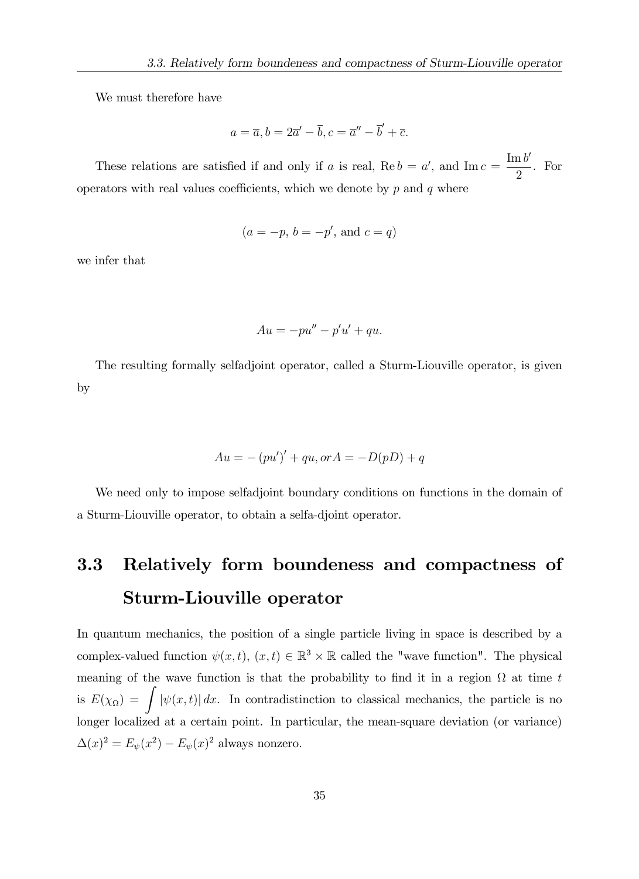We must therefore have

$$a = \overline{a}, b = 2\overline{a}' - \overline{b}, c = \overline{a}'' - \overline{b}' + \overline{c}.$$

These relations are satisfied if and only if $a$ is real, $\operatorname{Re} b = a'$, and $\operatorname{Im} c = \dfrac{\operatorname{Im} b'}{2}$. For operators with real values coefficients, which we denote by $p$ and $q$ where

$$(a = -p,\, b = -p', \text{ and } c = q)$$

we infer that

$$Au = -pu'' - p'u' + qu.$$

The resulting formally selfadjoint operator, called a Sturm-Liouville operator, is given by

$$Au = -\left(pu'\right)' + qu, or A = -D(pD) + q$$

We need only to impose selfadjoint boundary conditions on functions in the domain of a Sturm-Liouville operator, to obtain a selfa-djoint operator.

## 3.3 Relatively form boundeness and compactness of Sturm-Liouville operator

In quantum mechanics, the position of a single particle living in space is described by a complex-valued function $\psi(x,t)$, $(x,t) \in \mathbb{R}^3 \times \mathbb{R}$ called the "wave function". The physical meaning of the wave function is that the probability to find it in a region $\Omega$ at time $t$ is $E(\chi_\Omega) = \displaystyle\int |\psi(x,t)|\, dx$. In contradistinction to classical mechanics, the particle is no longer localized at a certain point. In particular, the mean-square deviation (or variance) $\Delta(x)^2 = E_\psi(x^2) - E_\psi(x)^2$ always nonzero.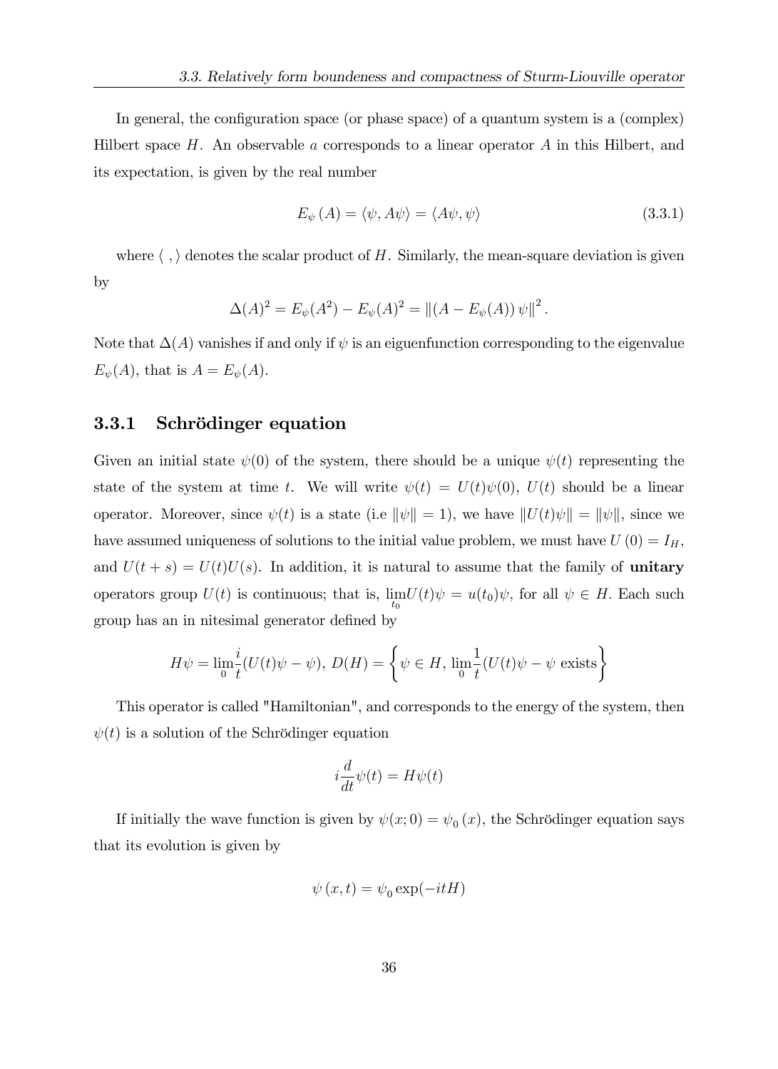In general, the configuration space (or phase space) of a quantum system is a (complex) Hilbert space $H$. An observable $a$ corresponds to a linear operator $A$ in this Hilbert, and its expectation, is given by the real number

$$E_{\psi}(A) = \langle \psi, A\psi \rangle = \langle A\psi, \psi \rangle \tag{3.3.1}$$

where $\langle \ , \rangle$ denotes the scalar product of $H$. Similarly, the mean-square deviation is given by

$$\Delta(A)^2 = E_{\psi}(A^2) - E_{\psi}(A)^2 = \|(A - E_{\psi}(A))\,\psi\|^2 .$$

Note that $\Delta(A)$ vanishes if and only if $\psi$ is an eiguenfunction corresponding to the eigenvalue $E_{\psi}(A)$, that is $A = E_{\psi}(A)$.

### 3.3.1 Schrödinger equation

Given an initial state $\psi(0)$ of the system, there should be a unique $\psi(t)$ representing the state of the system at time $t$. We will write $\psi(t) = U(t)\psi(0)$, $U(t)$ should be a linear operator. Moreover, since $\psi(t)$ is a state (i.e $\|\psi\| = 1$), we have $\|U(t)\psi\| = \|\psi\|$, since we have assumed uniqueness of solutions to the initial value problem, we must have $U(0) = I_H$, and $U(t+s) = U(t)U(s)$. In addition, it is natural to assume that the family of **unitary** operators group $U(t)$ is continuous; that is, $\lim\limits_{t_0} U(t)\psi = u(t_0)\psi$, for all $\psi \in H$. Each such group has an in nitesimal generator defined by

$$H\psi = \lim_{0} \frac{i}{t}(U(t)\psi - \psi),\ D(H) = \left\{ \psi \in H,\ \lim_{0} \frac{1}{t}(U(t)\psi - \psi \text{ exists} \right\}$$

This operator is called "Hamiltonian", and corresponds to the energy of the system, then $\psi(t)$ is a solution of the Schrödinger equation

$$i\frac{d}{dt}\psi(t) = H\psi(t)$$

If initially the wave function is given by $\psi(x;0) = \psi_0(x)$, the Schrödinger equation says that its evolution is given by

$$\psi(x,t) = \psi_0 \exp(-itH)$$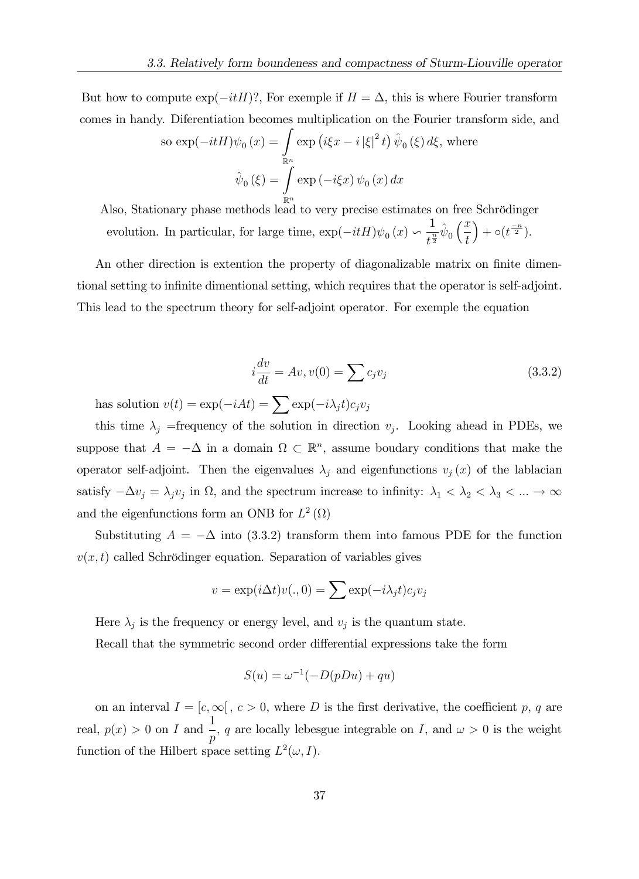But how to compute $\exp(-itH)$?, For exemple if $H = \Delta$, this is where Fourier transform comes in handy. Diferentiation becomes multiplication on the Fourier transform side, and

so $\exp(-itH)\psi_0(x) = \int_{\mathbb{R}^n} \exp\left(i\xi x - i|\xi|^2 t\right)\hat{\psi}_0(\xi)\, d\xi$, where

$$\hat{\psi}_0(\xi) = \int_{\mathbb{R}^n} \exp(-i\xi x)\, \psi_0(x)\, dx$$

Also, Stationary phase methods lead to very precise estimates on free Schrödinger evolution. In particular, for large time, $\exp(-itH)\psi_0(x) \backsim \frac{1}{t^{\frac{n}{2}}}\hat{\psi}_0\left(\frac{x}{t}\right) + \circ(t^{\frac{-n}{2}})$.

An other direction is extention the property of diagonalizable matrix on finite dimentional setting to infinite dimentional setting, which requires that the operator is self-adjoint. This lead to the spectrum theory for self-adjoint operator. For exemple the equation

$$i\frac{dv}{dt} = Av, v(0) = \sum c_j v_j \tag{3.3.2}$$

has solution $v(t) = \exp(-iAt) = \sum \exp(-i\lambda_j t)c_j v_j$

this time $\lambda_j$ =frequency of the solution in direction $v_j$. Looking ahead in PDEs, we suppose that $A = -\Delta$ in a domain $\Omega \subset \mathbb{R}^n$, assume boudary conditions that make the operator self-adjoint. Then the eigenvalues $\lambda_j$ and eigenfunctions $v_j(x)$ of the lablacian satisfy $-\Delta v_j = \lambda_j v_j$ in $\Omega$, and the spectrum increase to infinity: $\lambda_1 < \lambda_2 < \lambda_3 < ... \to \infty$ and the eigenfunctions form an ONB for $L^2(\Omega)$

Substituting $A = -\Delta$ into (3.3.2) transform them into famous PDE for the function $v(x,t)$ called Schrödinger equation. Separation of variables gives

$$v = \exp(i\Delta t)v(.,0) = \sum \exp(-i\lambda_j t)c_j v_j$$

Here $\lambda_j$ is the frequency or energy level, and $v_j$ is the quantum state.

Recall that the symmetric second order differential expressions take the form

$$S(u) = \omega^{-1}(-D(pDu) + qu)$$

on an interval $I = [c, \infty[$, $c > 0$, where $D$ is the first derivative, the coefficient $p$, $q$ are real, $p(x) > 0$ on $I$ and $\frac{1}{p}$, $q$ are locally lebesgue integrable on $I$, and $\omega > 0$ is the weight function of the Hilbert space setting $L^2(\omega, I)$.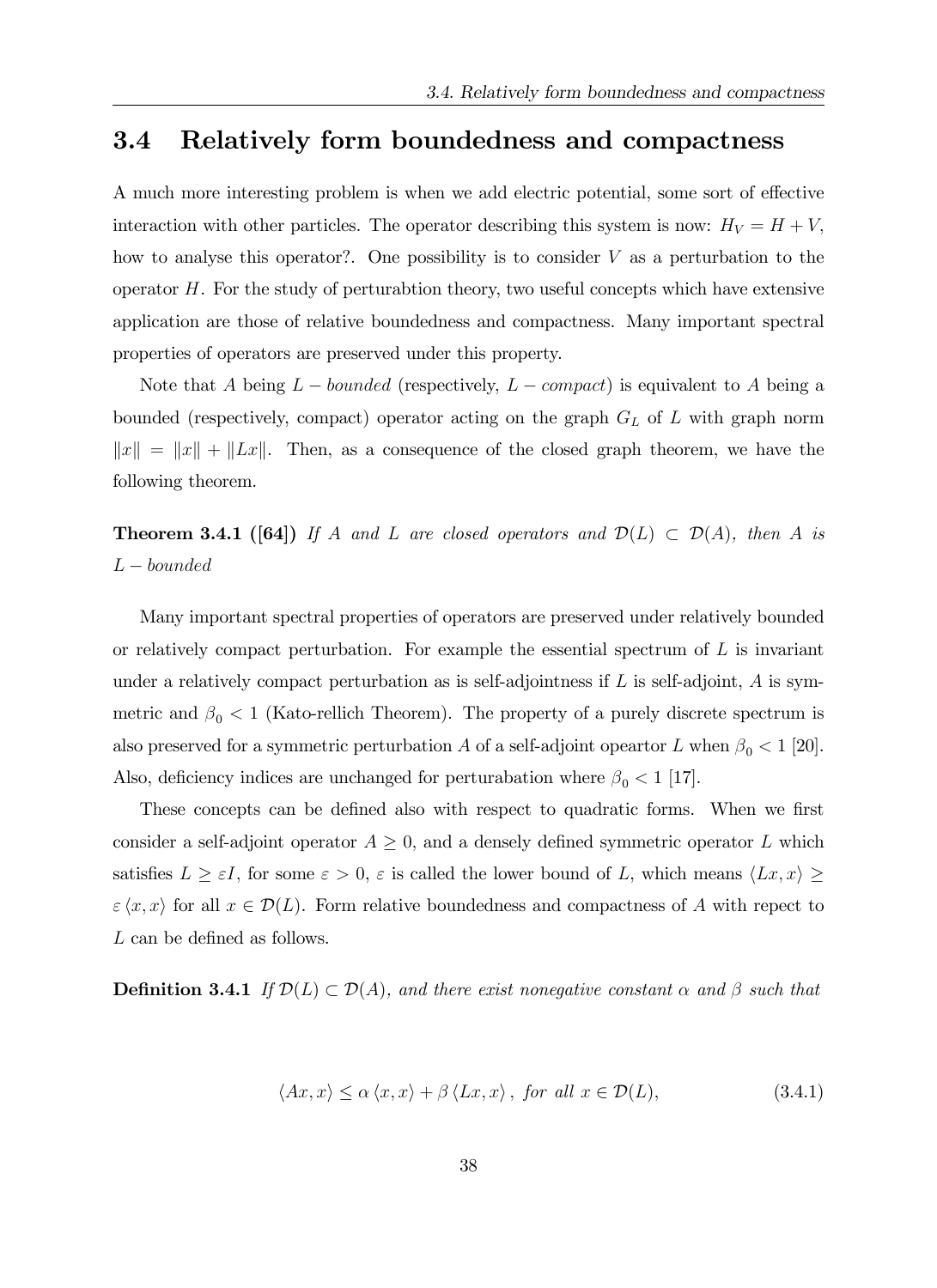## 3.4 Relatively form boundedness and compactness

A much more interesting problem is when we add electric potential, some sort of effective interaction with other particles. The operator describing this system is now: $H_V = H + V$, how to analyse this operator?. One possibility is to consider $V$ as a perturbation to the operator $H$. For the study of perturabtion theory, two useful concepts which have extensive application are those of relative boundedness and compactness. Many important spectral properties of operators are preserved under this property.

Note that $A$ being $L-bounded$ (respectively, $L-compact$) is equivalent to $A$ being a bounded (respectively, compact) operator acting on the graph $G_L$ of $L$ with graph norm $\|x\| = \|x\| + \|Lx\|$. Then, as a consequence of the closed graph theorem, we have the following theorem.

**Theorem 3.4.1 ([64])** *If $A$ and $L$ are closed operators and $\mathcal{D}(L) \subset \mathcal{D}(A)$, then $A$ is $L-bounded$*

Many important spectral properties of operators are preserved under relatively bounded or relatively compact perturbation. For example the essential spectrum of $L$ is invariant under a relatively compact perturbation as is self-adjointness if $L$ is self-adjoint, $A$ is symmetric and $\beta_0 < 1$ (Kato-rellich Theorem). The property of a purely discrete spectrum is also preserved for a symmetric perturbation $A$ of a self-adjoint opeartor $L$ when $\beta_0 < 1$ [20]. Also, deficiency indices are unchanged for perturabation where $\beta_0 < 1$ [17].

These concepts can be defined also with respect to quadratic forms. When we first consider a self-adjoint operator $A \geq 0$, and a densely defined symmetric operator $L$ which satisfies $L \geq \varepsilon I$, for some $\varepsilon > 0$, $\varepsilon$ is called the lower bound of $L$, which means $\langle Lx, x\rangle \geq \varepsilon \langle x, x\rangle$ for all $x \in \mathcal{D}(L)$. Form relative boundedness and compactness of $A$ with repect to $L$ can be defined as follows.

**Definition 3.4.1** *If $\mathcal{D}(L) \subset \mathcal{D}(A)$, and there exist nonegative constant $\alpha$ and $\beta$ such that*

$$\langle Ax, x\rangle \leq \alpha \langle x, x\rangle + \beta \langle Lx, x\rangle, \text{ for all } x \in \mathcal{D}(L), \tag{3.4.1}$$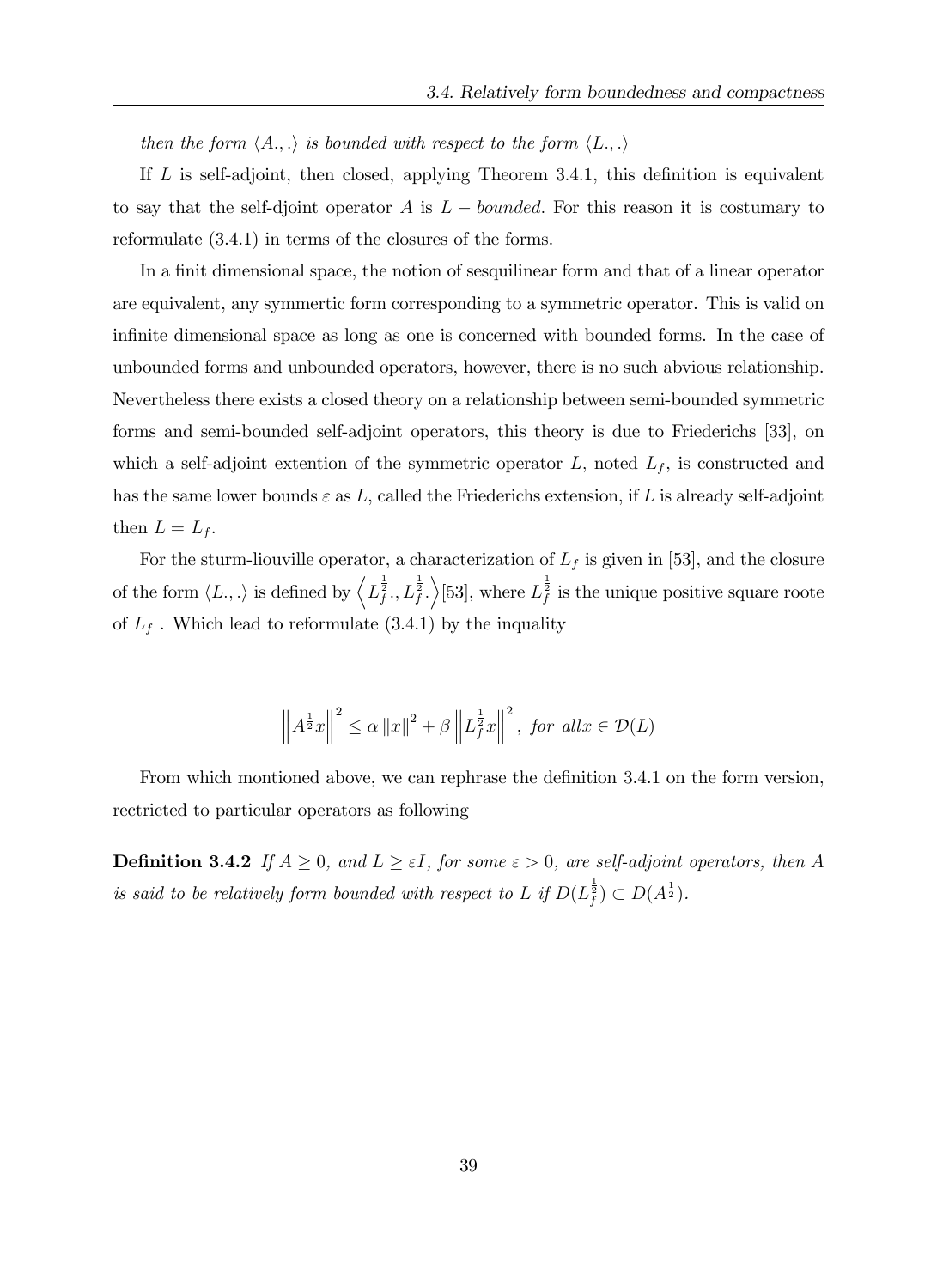*then the form $\langle A.,.\rangle$ is bounded with respect to the form $\langle L.,.\rangle$*

If $L$ is self-adjoint, then closed, applying Theorem 3.4.1, this definition is equivalent to say that the self-djoint operator $A$ is $L-$ *bounded.* For this reason it is costumary to reformulate (3.4.1) in terms of the closures of the forms.

In a finit dimensional space, the notion of sesquilinear form and that of a linear operator are equivalent, any symmertic form corresponding to a symmetric operator. This is valid on infinite dimensional space as long as one is concerned with bounded forms. In the case of unbounded forms and unbounded operators, however, there is no such abvious relationship. Nevertheless there exists a closed theory on a relationship between semi-bounded symmetric forms and semi-bounded self-adjoint operators, this theory is due to Friederichs [33], on which a self-adjoint extention of the symmetric operator $L$, noted $L_f$, is constructed and has the same lower bounds $\varepsilon$ as $L$, called the Friederichs extension, if $L$ is already self-adjoint then $L = L_f$.

For the sturm-liouville operator, a characterization of $L_f$ is given in [53], and the closure of the form $\langle L.,.\rangle$ is defined by $\left\langle L_f^{\frac{1}{2}}.,L_f^{\frac{1}{2}}.\right\rangle$[53], where $L_f^{\frac{1}{2}}$ is the unique positive square roote of $L_f$ . Which lead to reformulate (3.4.1) by the inquality

$$\left\|A^{\frac{1}{2}}x\right\|^2 \leq \alpha \left\|x\right\|^2 + \beta \left\|L_f^{\frac{1}{2}}x\right\|^2, \ for \ all x \in \mathcal{D}(L)$$

From which montioned above, we can rephrase the definition 3.4.1 on the form version, rectricted to particular operators as following

**Definition 3.4.2** *If $A \geq 0$, and $L \geq \varepsilon I$, for some $\varepsilon > 0$, are self-adjoint operators, then $A$ is said to be relatively form bounded with respect to $L$ if $D(L_f^{\frac{1}{2}}) \subset D(A^{\frac{1}{2}})$.*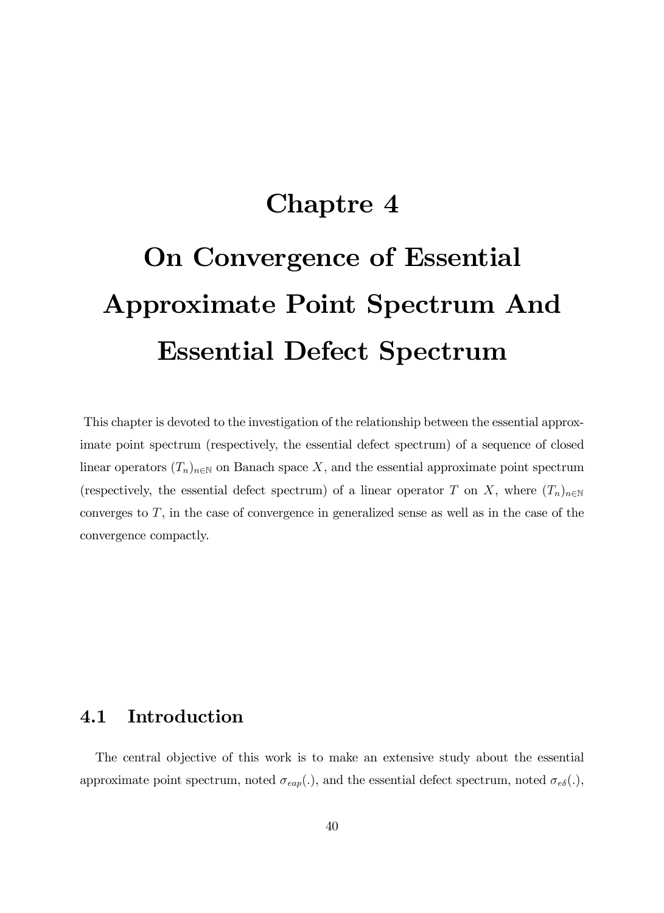# Chaptre 4

# On Convergence of Essential Approximate Point Spectrum And Essential Defect Spectrum

This chapter is devoted to the investigation of the relationship between the essential approximate point spectrum (respectively, the essential defect spectrum) of a sequence of closed linear operators $(T_n)_{n\in\mathbb{N}}$ on Banach space $X$, and the essential approximate point spectrum (respectively, the essential defect spectrum) of a linear operator $T$ on $X$, where $(T_n)_{n\in\mathbb{N}}$ converges to $T$, in the case of convergence in generalized sense as well as in the case of the convergence compactly.

## 4.1 Introduction

The central objective of this work is to make an extensive study about the essential approximate point spectrum, noted $\sigma_{eap}(.)$, and the essential defect spectrum, noted $\sigma_{e\delta}(.)$,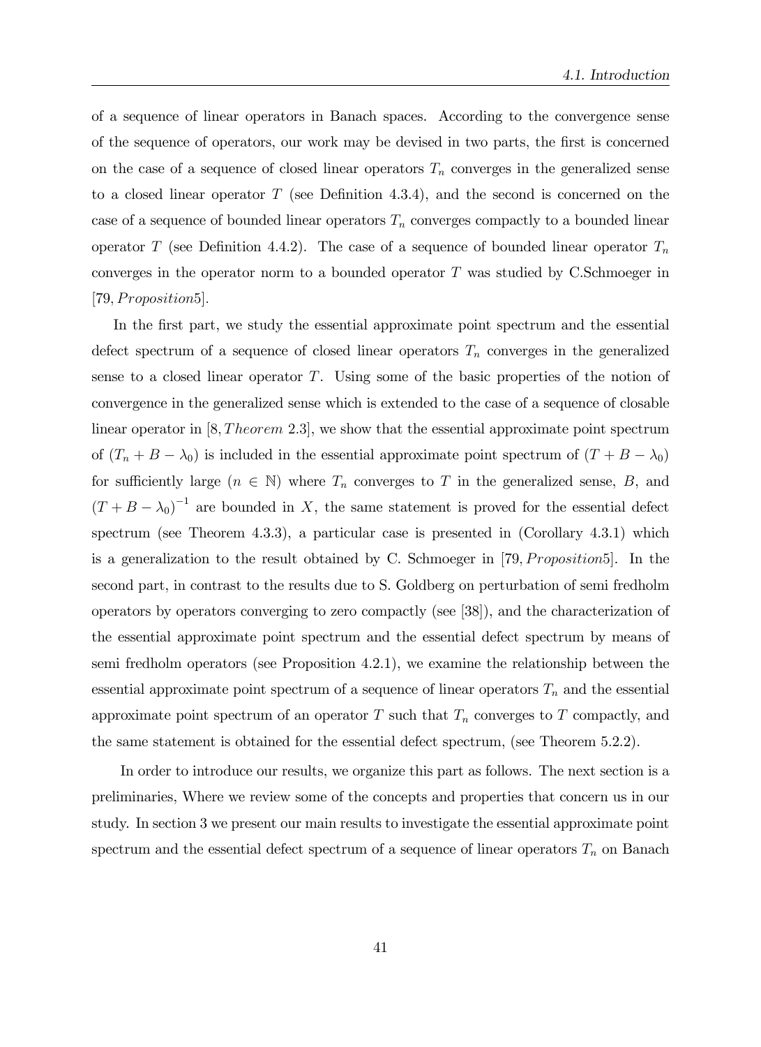of a sequence of linear operators in Banach spaces. According to the convergence sense of the sequence of operators, our work may be devised in two parts, the first is concerned on the case of a sequence of closed linear operators $T_n$ converges in the generalized sense to a closed linear operator $T$ (see Definition 4.3.4), and the second is concerned on the case of a sequence of bounded linear operators $T_n$ converges compactly to a bounded linear operator $T$ (see Definition 4.4.2). The case of a sequence of bounded linear operator $T_n$ converges in the operator norm to a bounded operator $T$ was studied by C.Schmoeger in [79, *Proposition*5].

In the first part, we study the essential approximate point spectrum and the essential defect spectrum of a sequence of closed linear operators $T_n$ converges in the generalized sense to a closed linear operator $T$. Using some of the basic properties of the notion of convergence in the generalized sense which is extended to the case of a sequence of closable linear operator in [8, *Theorem* 2.3], we show that the essential approximate point spectrum of $(T_n + B - \lambda_0)$ is included in the essential approximate point spectrum of $(T + B - \lambda_0)$ for sufficiently large ($n \in \mathbb{N}$) where $T_n$ converges to $T$ in the generalized sense, $B$, and $(T + B - \lambda_0)^{-1}$ are bounded in $X$, the same statement is proved for the essential defect spectrum (see Theorem 4.3.3), a particular case is presented in (Corollary 4.3.1) which is a generalization to the result obtained by C. Schmoeger in [79, *Proposition*5]. In the second part, in contrast to the results due to S. Goldberg on perturbation of semi fredholm operators by operators converging to zero compactly (see [38]), and the characterization of the essential approximate point spectrum and the essential defect spectrum by means of semi fredholm operators (see Proposition 4.2.1), we examine the relationship between the essential approximate point spectrum of a sequence of linear operators $T_n$ and the essential approximate point spectrum of an operator $T$ such that $T_n$ converges to $T$ compactly, and the same statement is obtained for the essential defect spectrum, (see Theorem 5.2.2).

In order to introduce our results, we organize this part as follows. The next section is a preliminaries, Where we review some of the concepts and properties that concern us in our study. In section 3 we present our main results to investigate the essential approximate point spectrum and the essential defect spectrum of a sequence of linear operators $T_n$ on Banach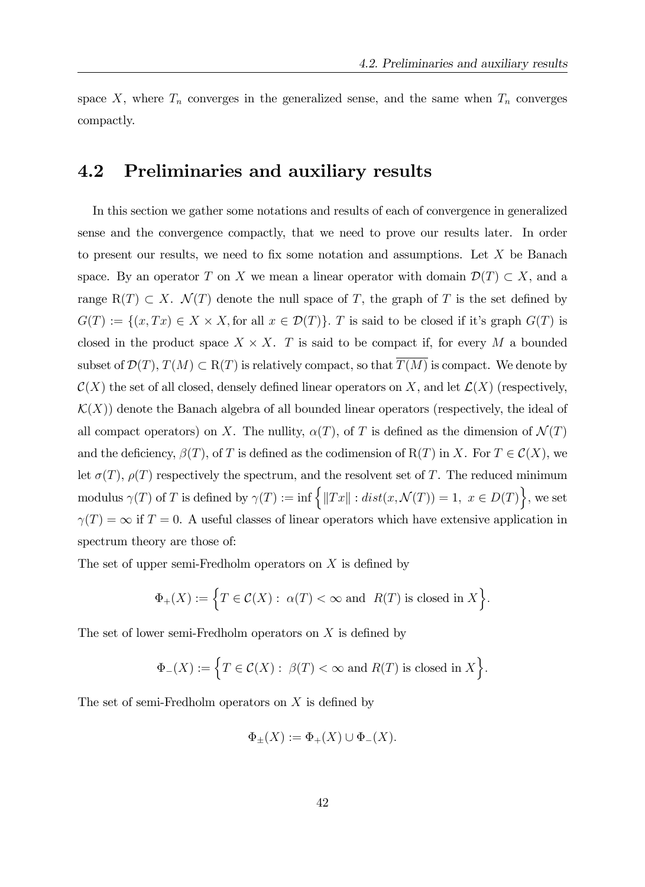space $X$, where $T_n$ converges in the generalized sense, and the same when $T_n$ converges compactly.

## 4.2 Preliminaries and auxiliary results

In this section we gather some notations and results of each of convergence in generalized sense and the convergence compactly, that we need to prove our results later. In order to present our results, we need to fix some notation and assumptions. Let $X$ be Banach space. By an operator $T$ on $X$ we mean a linear operator with domain $\mathcal{D}(T) \subset X$, and a range $\mathrm{R}(T) \subset X$. $\mathcal{N}(T)$ denote the null space of $T$, the graph of $T$ is the set defined by $G(T) := \{(x, Tx) \in X \times X, \text{for all } x \in \mathcal{D}(T)\}$. $T$ is said to be closed if it's graph $G(T)$ is closed in the product space $X \times X$. $T$ is said to be compact if, for every $M$ a bounded subset of $\mathcal{D}(T)$, $T(M) \subset \mathrm{R}(T)$ is relatively compact, so that $\overline{T(M)}$ is compact. We denote by $\mathcal{C}(X)$ the set of all closed, densely defined linear operators on $X$, and let $\mathcal{L}(X)$ (respectively, $\mathcal{K}(X)$) denote the Banach algebra of all bounded linear operators (respectively, the ideal of all compact operators) on $X$. The nullity, $\alpha(T)$, of $T$ is defined as the dimension of $\mathcal{N}(T)$ and the deficiency, $\beta(T)$, of $T$ is defined as the codimension of $\mathrm{R}(T)$ in $X$. For $T \in \mathcal{C}(X)$, we let $\sigma(T)$, $\rho(T)$ respectively the spectrum, and the resolvent set of $T$. The reduced minimum modulus $\gamma(T)$ of $T$ is defined by $\gamma(T) := \inf\Big\{\|Tx\| : dist(x, \mathcal{N}(T)) = 1,\ x \in D(T)\Big\}$, we set $\gamma(T) = \infty$ if $T = 0$. A useful classes of linear operators which have extensive application in spectrum theory are those of:

The set of upper semi-Fredholm operators on $X$ is defined by

$$\Phi_+(X) := \Big\{T \in \mathcal{C}(X) :\ \alpha(T) < \infty \text{ and } \ R(T) \text{ is closed in } X\Big\}.$$

The set of lower semi-Fredholm operators on $X$ is defined by

$$\Phi_-(X) := \Big\{T \in \mathcal{C}(X) :\ \beta(T) < \infty \text{ and } R(T) \text{ is closed in } X\Big\}.$$

The set of semi-Fredholm operators on $X$ is defined by

$$\Phi_\pm(X) := \Phi_+(X) \cup \Phi_-(X).$$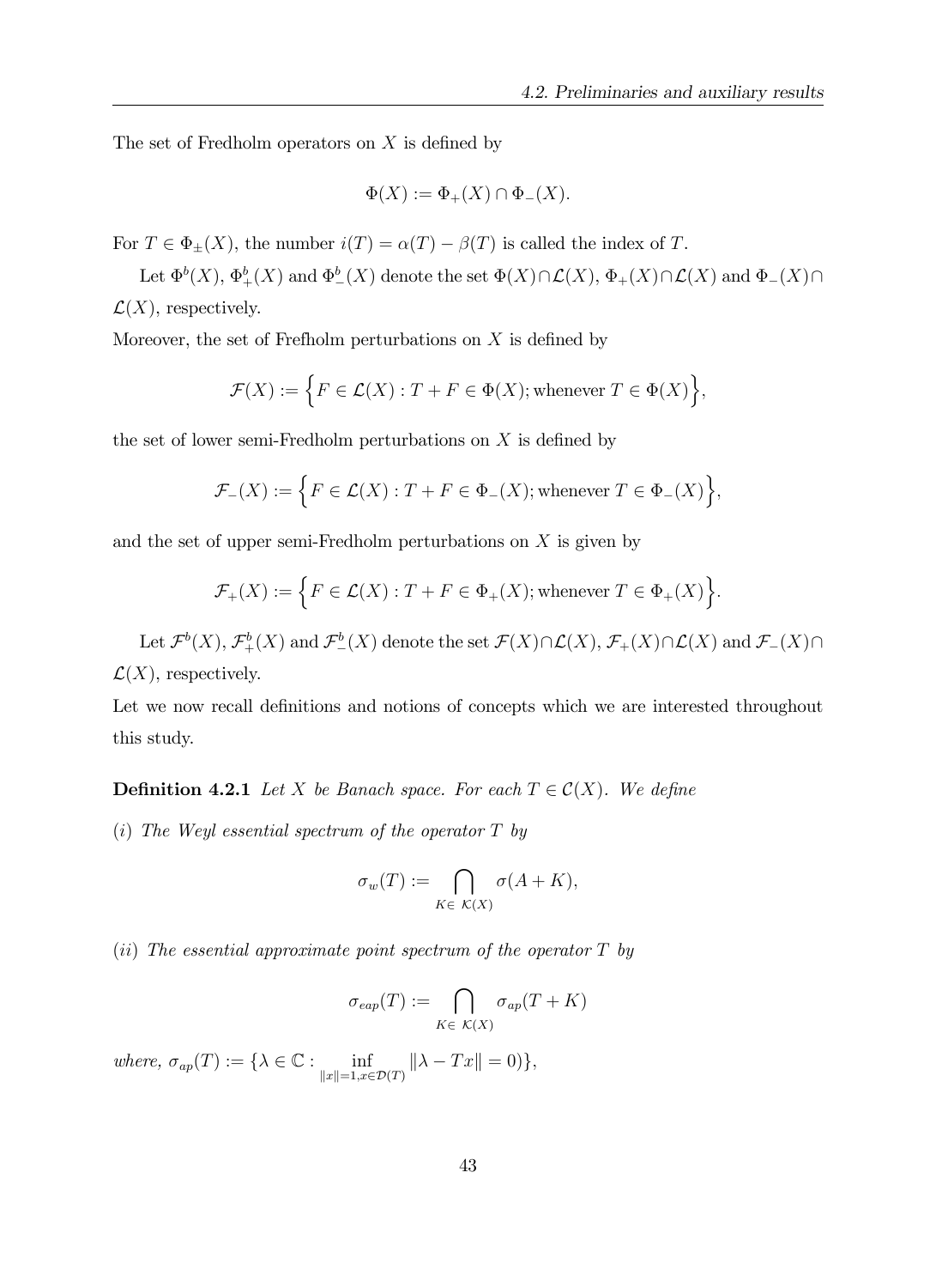The set of Fredholm operators on $X$ is defined by

$$\Phi(X) := \Phi_+(X) \cap \Phi_-(X).$$

For $T \in \Phi_\pm(X)$, the number $i(T) = \alpha(T) - \beta(T)$ is called the index of $T$.

Let $\Phi^b(X)$, $\Phi^b_+(X)$ and $\Phi^b_-(X)$ denote the set $\Phi(X) \cap \mathcal{L}(X)$, $\Phi_+(X) \cap \mathcal{L}(X)$ and $\Phi_-(X) \cap \mathcal{L}(X)$, respectively.

Moreover, the set of Frefholm perturbations on $X$ is defined by

$$\mathcal{F}(X) := \Big\{ F \in \mathcal{L}(X) : T + F \in \Phi(X); \text{whenever } T \in \Phi(X) \Big\},$$

the set of lower semi-Fredholm perturbations on $X$ is defined by

$$\mathcal{F}_-(X) := \Big\{ F \in \mathcal{L}(X) : T + F \in \Phi_-(X); \text{whenever } T \in \Phi_-(X) \Big\},$$

and the set of upper semi-Fredholm perturbations on $X$ is given by

$$\mathcal{F}_+(X) := \Big\{ F \in \mathcal{L}(X) : T + F \in \Phi_+(X); \text{whenever } T \in \Phi_+(X) \Big\}.$$

Let $\mathcal{F}^b(X)$, $\mathcal{F}^b_+(X)$ and $\mathcal{F}^b_-(X)$ denote the set $\mathcal{F}(X) \cap \mathcal{L}(X)$, $\mathcal{F}_+(X) \cap \mathcal{L}(X)$ and $\mathcal{F}_-(X) \cap \mathcal{L}(X)$, respectively.

Let we now recall definitions and notions of concepts which we are interested throughout this study.

**Definition 4.2.1** *Let $X$ be Banach space. For each $T \in \mathcal{C}(X)$. We define*

*(i) The Weyl essential spectrum of the operator $T$ by*

$$\sigma_w(T) := \bigcap_{K \in \mathcal{K}(X)} \sigma(A + K),$$

*(ii) The essential approximate point spectrum of the operator $T$ by*

$$\sigma_{eap}(T) := \bigcap_{K \in \mathcal{K}(X)} \sigma_{ap}(T + K)$$

*where,* $\sigma_{ap}(T) := \{\lambda \in \mathbb{C} : \inf_{\|x\|=1, x \in \mathcal{D}(T)} \|\lambda - Tx\| = 0)\},$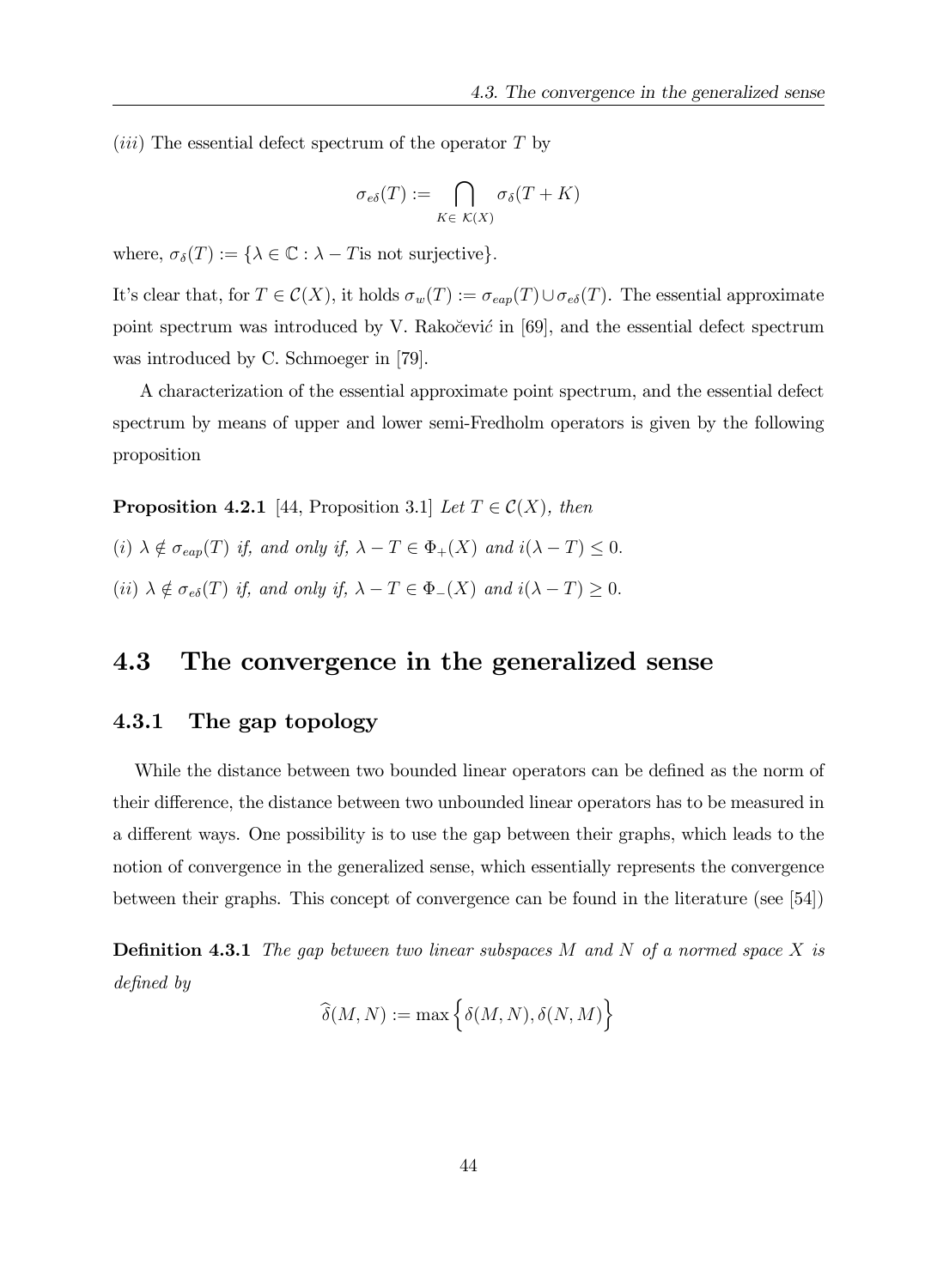$(iii)$ The essential defect spectrum of the operator $T$ by

$$\sigma_{e\delta}(T) := \bigcap_{K \in \mathcal{K}(X)} \sigma_\delta(T + K)$$

where, $\sigma_\delta(T) := \{\lambda \in \mathbb{C} : \lambda - T \text{is not surjective}\}$.

It's clear that, for $T \in \mathcal{C}(X)$, it holds $\sigma_w(T) := \sigma_{eap}(T) \cup \sigma_{e\delta}(T)$. The essential approximate point spectrum was introduced by V. Rakočević in [69], and the essential defect spectrum was introduced by C. Schmoeger in [79].

A characterization of the essential approximate point spectrum, and the essential defect spectrum by means of upper and lower semi-Fredholm operators is given by the following proposition

**Proposition 4.2.1** [44, Proposition 3.1] *Let $T \in \mathcal{C}(X)$, then*

*$(i)$ $\lambda \notin \sigma_{eap}(T)$ if, and only if, $\lambda - T \in \Phi_+(X)$ and $i(\lambda - T) \leq 0$.*

*$(ii)$ $\lambda \notin \sigma_{e\delta}(T)$ if, and only if, $\lambda - T \in \Phi_-(X)$ and $i(\lambda - T) \geq 0$.*

## 4.3 The convergence in the generalized sense

### 4.3.1 The gap topology

While the distance between two bounded linear operators can be defined as the norm of their difference, the distance between two unbounded linear operators has to be measured in a different ways. One possibility is to use the gap between their graphs, which leads to the notion of convergence in the generalized sense, which essentially represents the convergence between their graphs. This concept of convergence can be found in the literature (see [54])

**Definition 4.3.1** *The gap between two linear subspaces $M$ and $N$ of a normed space $X$ is defined by*

$$\widehat{\delta}(M, N) := \max\Big\{\delta(M, N), \delta(N, M)\Big\}$$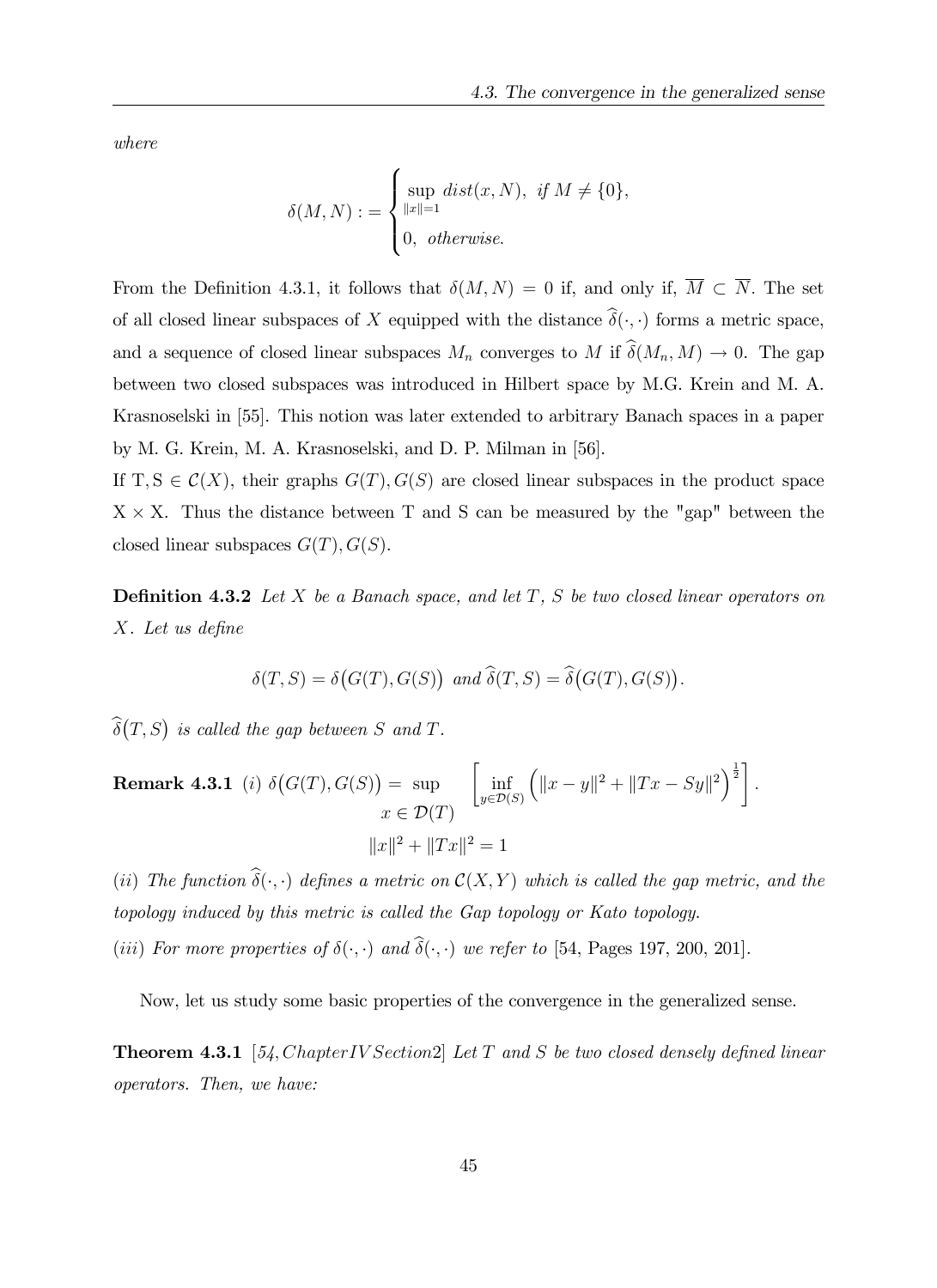*where*

$$\delta(M,N) := \begin{cases} \sup\limits_{\|x\|=1} dist(x,N), & \text{if } M \neq \{0\}, \\ 0, & \text{otherwise.} \end{cases}$$

From the Definition 4.3.1, it follows that $\delta(M,N) = 0$ if, and only if, $\overline{M} \subset \overline{N}$. The set of all closed linear subspaces of $X$ equipped with the distance $\widehat{\delta}(\cdot,\cdot)$ forms a metric space, and a sequence of closed linear subspaces $M_n$ converges to $M$ if $\widehat{\delta}(M_n, M) \to 0$. The gap between two closed subspaces was introduced in Hilbert space by M.G. Krein and M. A. Krasnoselski in [55]. This notion was later extended to arbitrary Banach spaces in a paper by M. G. Krein, M. A. Krasnoselski, and D. P. Milman in [56].

If $T, S \in \mathcal{C}(X)$, their graphs $G(T), G(S)$ are closed linear subspaces in the product space $X \times X$. Thus the distance between T and S can be measured by the "gap" between the closed linear subspaces $G(T), G(S)$.

**Definition 4.3.2** *Let $X$ be a Banach space, and let $T$, $S$ be two closed linear operators on $X$. Let us define*

$$\delta(T,S) = \delta\big(G(T), G(S)\big) \text{ and } \widehat{\delta}(T,S) = \widehat{\delta}\big(G(T), G(S)\big).$$

*$\widehat{\delta}\big(T,S\big)$ is called the gap between $S$ and $T$.*

**Remark 4.3.1** *(i)* $\delta\big(G(T), G(S)\big) = \sup\limits_{\substack{x \in \mathcal{D}(T) \\ \|x\|^2 + \|Tx\|^2 = 1}} \left[ \inf\limits_{y \in \mathcal{D}(S)} \Big( \|x - y\|^2 + \|Tx - Sy\|^2 \Big)^{\frac{1}{2}} \right].$

*(ii) The function $\widehat{\delta}(\cdot,\cdot)$ defines a metric on $\mathcal{C}(X,Y)$ which is called the gap metric, and the topology induced by this metric is called the Gap topology or Kato topology.*

*(iii) For more properties of $\delta(\cdot,\cdot)$ and $\widehat{\delta}(\cdot,\cdot)$ we refer to* [54, Pages 197, 200, 201].

Now, let us study some basic properties of the convergence in the generalized sense.

**Theorem 4.3.1** [54, Chapter IV Section 2] *Let $T$ and $S$ be two closed densely defined linear operators. Then, we have:*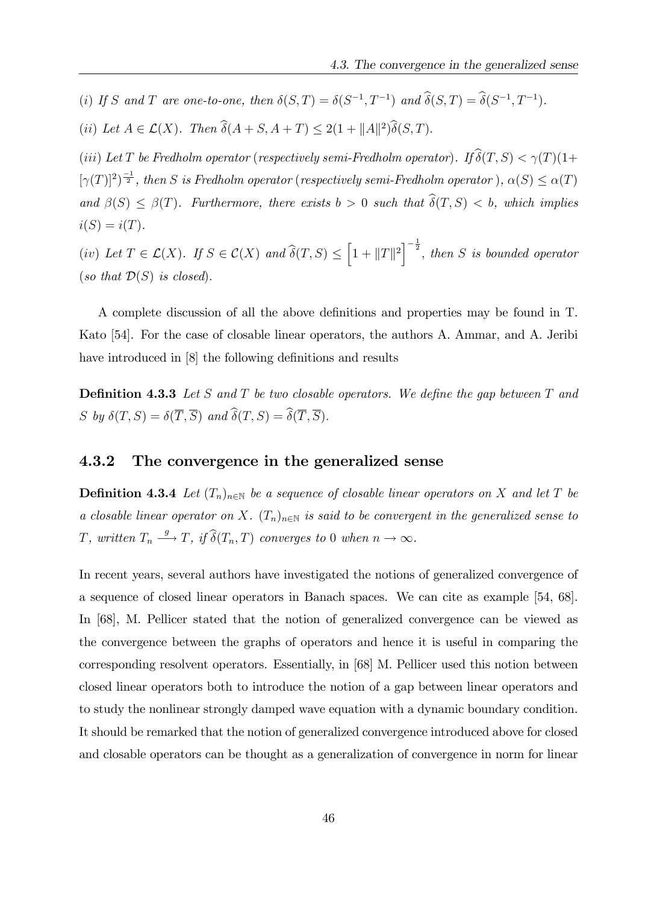*(i) If $S$ and $T$ are one-to-one, then $\delta(S,T) = \delta(S^{-1}, T^{-1})$ and $\widehat{\delta}(S,T) = \widehat{\delta}(S^{-1}, T^{-1})$.*

*(ii) Let $A \in \mathcal{L}(X)$. Then $\widehat{\delta}(A+S, A+T) \leq 2(1 + \|A\|^2)\widehat{\delta}(S,T)$.*

*(iii) Let $T$ be Fredholm operator (respectively semi-Fredholm operator). If $\widehat{\delta}(T,S) < \gamma(T)(1+[\gamma(T)]^2)^{\frac{-1}{2}}$, then $S$ is Fredholm operator (respectively semi-Fredholm operator), $\alpha(S) \leq \alpha(T)$ and $\beta(S) \leq \beta(T)$. Furthermore, there exists $b > 0$ such that $\widehat{\delta}(T,S) < b$, which implies $i(S) = i(T)$.*

*(iv) Let $T \in \mathcal{L}(X)$. If $S \in \mathcal{C}(X)$ and $\widehat{\delta}(T,S) \leq \left[1 + \|T\|^2\right]^{-\frac{1}{2}}$, then $S$ is bounded operator (so that $\mathcal{D}(S)$ is closed).*

A complete discussion of all the above definitions and properties may be found in T. Kato [54]. For the case of closable linear operators, the authors A. Ammar, and A. Jeribi have introduced in [8] the following definitions and results

**Definition 4.3.3** *Let $S$ and $T$ be two closable operators. We define the gap between $T$ and $S$ by $\delta(T,S) = \delta(\overline{T}, \overline{S})$ and $\widehat{\delta}(T,S) = \widehat{\delta}(\overline{T}, \overline{S})$.*

### 4.3.2 The convergence in the generalized sense

**Definition 4.3.4** *Let $(T_n)_{n\in\mathbb{N}}$ be a sequence of closable linear operators on $X$ and let $T$ be a closable linear operator on $X$. $(T_n)_{n\in\mathbb{N}}$ is said to be convergent in the generalized sense to $T$, written $T_n \xrightarrow{g} T$, if $\widehat{\delta}(T_n, T)$ converges to $0$ when $n \to \infty$.*

In recent years, several authors have investigated the notions of generalized convergence of a sequence of closed linear operators in Banach spaces. We can cite as example [54, 68]. In [68], M. Pellicer stated that the notion of generalized convergence can be viewed as the convergence between the graphs of operators and hence it is useful in comparing the corresponding resolvent operators. Essentially, in [68] M. Pellicer used this notion between closed linear operators both to introduce the notion of a gap between linear operators and to study the nonlinear strongly damped wave equation with a dynamic boundary condition. It should be remarked that the notion of generalized convergence introduced above for closed and closable operators can be thought as a generalization of convergence in norm for linear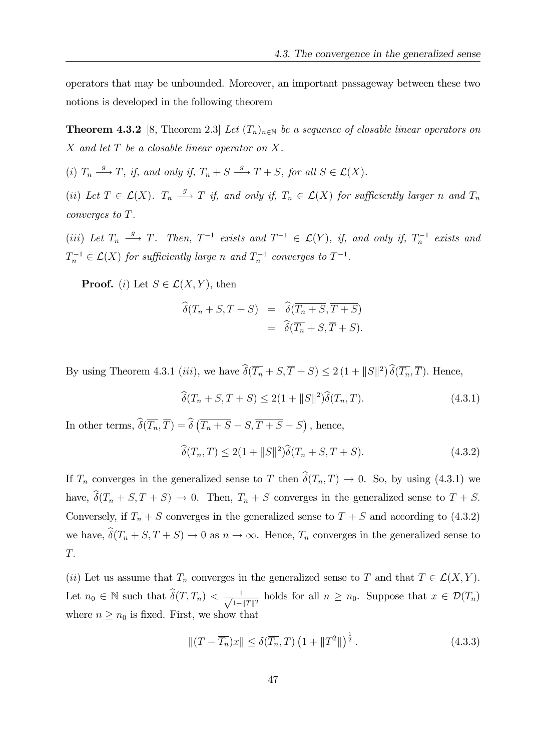operators that may be unbounded. Moreover, an important passageway between these two notions is developed in the following theorem

**Theorem 4.3.2** [8, Theorem 2.3] *Let $(T_n)_{n\in\mathbb{N}}$ be a sequence of closable linear operators on $X$ and let $T$ be a closable linear operator on $X$.*

*(i) $T_n \xrightarrow{g} T$, if, and only if, $T_n + S \xrightarrow{g} T + S$, for all $S \in \mathcal{L}(X)$.*

*(ii) Let $T \in \mathcal{L}(X)$. $T_n \xrightarrow{g} T$ if, and only if, $T_n \in \mathcal{L}(X)$ for sufficiently larger $n$ and $T_n$ converges to $T$.*

*(iii) Let $T_n \xrightarrow{g} T$. Then, $T^{-1}$ exists and $T^{-1} \in \mathcal{L}(Y)$, if, and only if, $T_n^{-1}$ exists and $T_n^{-1} \in \mathcal{L}(X)$ for sufficiently large $n$ and $T_n^{-1}$ converges to $T^{-1}$.*

**Proof.** $(i)$ Let $S \in \mathcal{L}(X,Y)$, then

$$\begin{aligned}
\widehat{\delta}(T_n + S, T + S) &= \widehat{\delta}(\overline{T_n + S}, \overline{T + S}) \\
&= \widehat{\delta}(\overline{T_n} + S, \overline{T} + S).
\end{aligned}$$

By using Theorem 4.3.1 $(iii)$, we have $\widehat{\delta}(\overline{T_n} + S, \overline{T} + S) \leq 2\,(1 + \|S\|^2)\,\widehat{\delta}(\overline{T_n}, \overline{T})$. Hence,

$$\widehat{\delta}(T_n + S, T + S) \leq 2(1 + \|S\|^2)\widehat{\delta}(T_n, T). \tag{4.3.1}$$

In other terms, $\widehat{\delta}(\overline{T_n}, \overline{T}) = \widehat{\delta}\left(\overline{T_n + S} - S, \overline{T + S} - S\right)$, hence,

$$\widehat{\delta}(T_n, T) \leq 2(1 + \|S\|^2)\widehat{\delta}(T_n + S, T + S). \tag{4.3.2}$$

If $T_n$ converges in the generalized sense to $T$ then $\widehat{\delta}(T_n, T) \to 0$. So, by using (4.3.1) we have, $\widehat{\delta}(T_n + S, T + S) \to 0$. Then, $T_n + S$ converges in the generalized sense to $T + S$. Conversely, if $T_n + S$ converges in the generalized sense to $T + S$ and according to (4.3.2) we have, $\widehat{\delta}(T_n + S, T + S) \to 0$ as $n \to \infty$. Hence, $T_n$ converges in the generalized sense to $T$.

$(ii)$ Let us assume that $T_n$ converges in the generalized sense to $T$ and that $T \in \mathcal{L}(X,Y)$. Let $n_0 \in \mathbb{N}$ such that $\widehat{\delta}(T, T_n) < \frac{1}{\sqrt{1+\|T\|^2}}$ holds for all $n \geq n_0$. Suppose that $x \in \mathcal{D}(\overline{T_n})$ where $n \geq n_0$ is fixed. First, we show that

$$\|(T - \overline{T_n})x\| \leq \delta(\overline{T_n}, T)\left(1 + \|T^2\|\right)^{\frac{1}{2}}. \tag{4.3.3}$$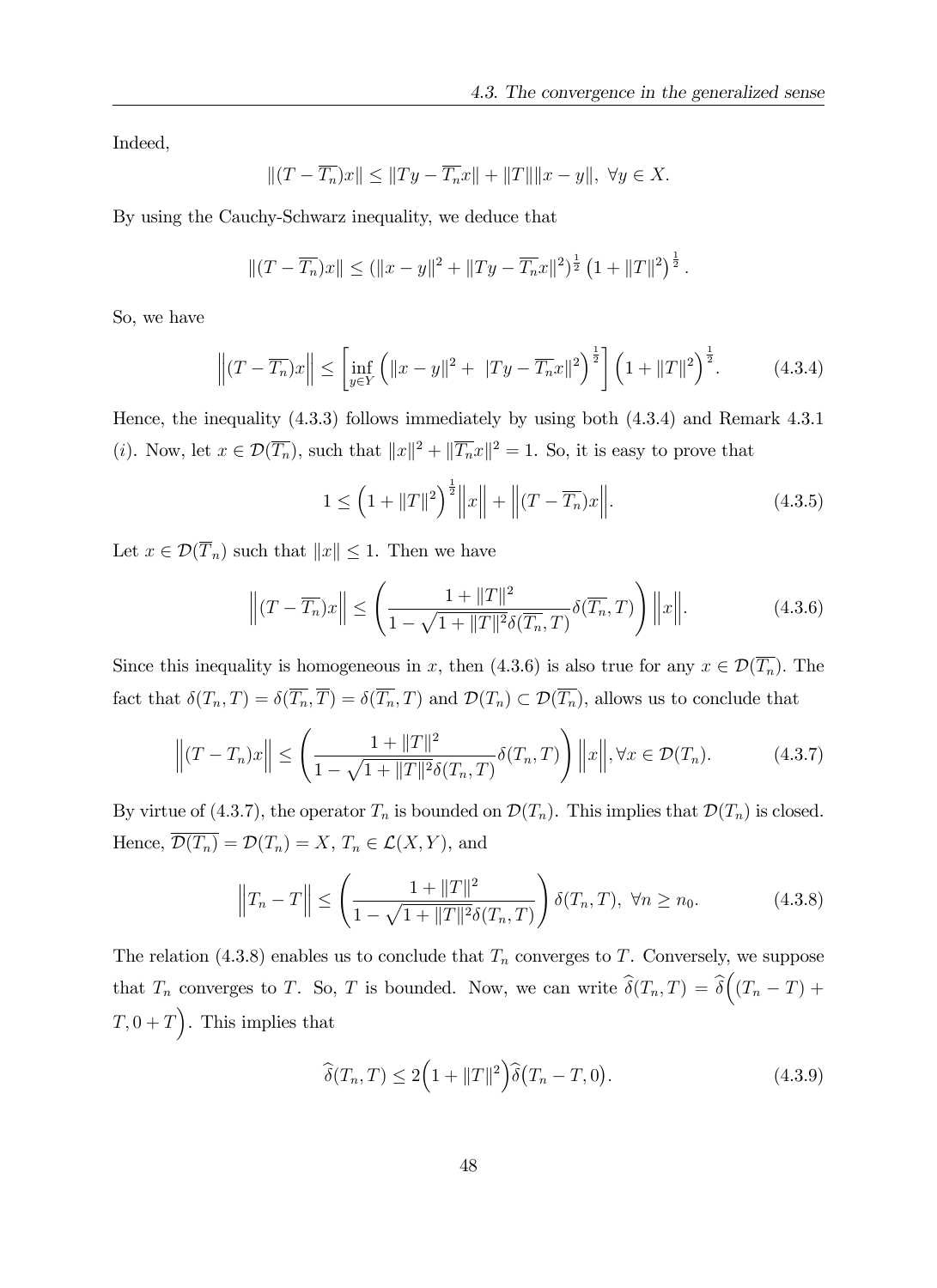Indeed,

$$\|(T - \overline{T_n})x\| \leq \|Ty - \overline{T_n}x\| + \|T\|\|x - y\|, \ \forall y \in X.$$

By using the Cauchy-Schwarz inequality, we deduce that

$$\|(T - \overline{T_n})x\| \leq (\|x - y\|^2 + \|Ty - \overline{T_n}x\|^2)^{\frac{1}{2}} \left(1 + \|T\|^2\right)^{\frac{1}{2}}.$$

So, we have

$$\Big\|(T - \overline{T_n})x\Big\| \leq \left[\inf_{y \in Y} \Big(\|x - y\|^2 + \ |Ty - \overline{T_n}x\|^2\Big)^{\frac{1}{2}}\right] \Big(1 + \|T\|^2\Big)^{\frac{1}{2}}. \tag{4.3.4}$$

Hence, the inequality (4.3.3) follows immediately by using both (4.3.4) and Remark 4.3.1 (*i*). Now, let $x \in \mathcal{D}(\overline{T_n})$, such that $\|x\|^2 + \|\overline{T_n}x\|^2 = 1$. So, it is easy to prove that

$$1 \leq \Big(1 + \|T\|^2\Big)^{\frac{1}{2}} \Big\|x\Big\| + \Big\|(T - \overline{T_n})x\Big\|. \tag{4.3.5}$$

Let $x \in \mathcal{D}(\overline{T}_n)$ such that $\|x\| \leq 1$. Then we have

$$\Big\|(T - \overline{T_n})x\Big\| \leq \left(\frac{1 + \|T\|^2}{1 - \sqrt{1 + \|T\|^2}\delta(\overline{T_n}, T)}\delta(\overline{T_n}, T)\right) \Big\|x\Big\|. \tag{4.3.6}$$

Since this inequality is homogeneous in $x$, then (4.3.6) is also true for any $x \in \mathcal{D}(\overline{T_n})$. The fact that $\delta(T_n, T) = \delta(\overline{T_n}, \overline{T}) = \delta(\overline{T_n}, T)$ and $\mathcal{D}(T_n) \subset \mathcal{D}(\overline{T_n})$, allows us to conclude that

$$\Big\|(T - T_n)x\Big\| \leq \left(\frac{1 + \|T\|^2}{1 - \sqrt{1 + \|T\|^2}\delta(T_n, T)}\delta(T_n, T)\right) \Big\|x\Big\|, \forall x \in \mathcal{D}(T_n). \tag{4.3.7}$$

By virtue of (4.3.7), the operator $T_n$ is bounded on $\mathcal{D}(T_n)$. This implies that $\mathcal{D}(T_n)$ is closed. Hence, $\overline{\mathcal{D}(T_n)} = \mathcal{D}(T_n) = X$, $T_n \in \mathcal{L}(X, Y)$, and

$$\Big\|T_n - T\Big\| \leq \left(\frac{1 + \|T\|^2}{1 - \sqrt{1 + \|T\|^2}\delta(T_n, T)}\right) \delta(T_n, T), \ \forall n \geq n_0. \tag{4.3.8}$$

The relation (4.3.8) enables us to conclude that $T_n$ converges to $T$. Conversely, we suppose that $T_n$ converges to $T$. So, $T$ is bounded. Now, we can write $\widehat{\delta}(T_n, T) = \widehat{\delta}\Big((T_n - T) + T, 0 + T\Big)$. This implies that

$$\widehat{\delta}(T_n, T) \leq 2\Big(1 + \|T\|^2\Big)\widehat{\delta}\big(T_n - T, 0\big). \tag{4.3.9}$$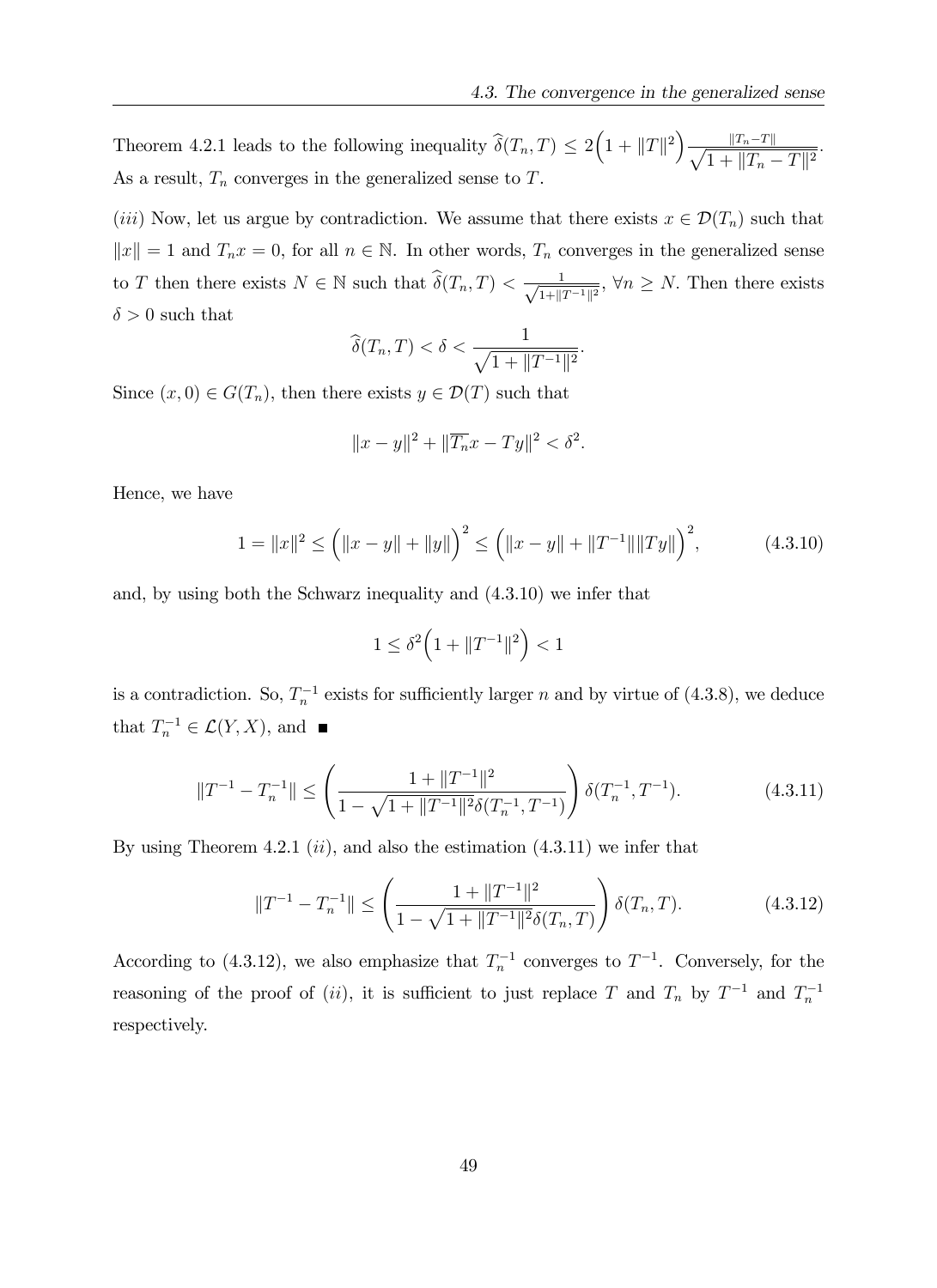Theorem 4.2.1 leads to the following inequality $\widehat{\delta}(T_n, T) \leq 2\Big(1 + \|T\|^2\Big)\dfrac{\|T_n - T\|}{\sqrt{1 + \|T_n - T\|^2}}$. As a result, $T_n$ converges in the generalized sense to $T$.

$(iii)$ Now, let us argue by contradiction. We assume that there exists $x \in \mathcal{D}(T_n)$ such that $\|x\| = 1$ and $T_n x = 0$, for all $n \in \mathbb{N}$. In other words, $T_n$ converges in the generalized sense to $T$ then there exists $N \in \mathbb{N}$ such that $\widehat{\delta}(T_n, T) < \frac{1}{\sqrt{1+\|T^{-1}\|^2}}$, $\forall n \geq N$. Then there exists $\delta > 0$ such that

$$\widehat{\delta}(T_n, T) < \delta < \frac{1}{\sqrt{1 + \|T^{-1}\|^2}}.$$

Since $(x, 0) \in G(T_n)$, then there exists $y \in \mathcal{D}(T)$ such that

$$\|x - y\|^2 + \|\overline{T_n}x - Ty\|^2 < \delta^2.$$

Hence, we have

$$1 = \|x\|^2 \leq \Big(\|x - y\| + \|y\|\Big)^2 \leq \Big(\|x - y\| + \|T^{-1}\|\|Ty\|\Big)^2, \tag{4.3.10}$$

and, by using both the Schwarz inequality and (4.3.10) we infer that

$$1 \leq \delta^2\Big(1 + \|T^{-1}\|^2\Big) < 1$$

is a contradiction. So, $T_n^{-1}$ exists for sufficiently larger $n$ and by virtue of (4.3.8), we deduce that $T_n^{-1} \in \mathcal{L}(Y, X)$, and ∎

$$\|T^{-1} - T_n^{-1}\| \leq \left(\frac{1 + \|T^{-1}\|^2}{1 - \sqrt{1 + \|T^{-1}\|^2}\delta(T_n^{-1}, T^{-1})}\right)\delta(T_n^{-1}, T^{-1}). \tag{4.3.11}$$

By using Theorem 4.2.1 $(ii)$, and also the estimation (4.3.11) we infer that

$$\|T^{-1} - T_n^{-1}\| \leq \left(\frac{1 + \|T^{-1}\|^2}{1 - \sqrt{1 + \|T^{-1}\|^2}\delta(T_n, T)}\right)\delta(T_n, T). \tag{4.3.12}$$

According to (4.3.12), we also emphasize that $T_n^{-1}$ converges to $T^{-1}$. Conversely, for the reasoning of the proof of $(ii)$, it is sufficient to just replace $T$ and $T_n$ by $T^{-1}$ and $T_n^{-1}$ respectively.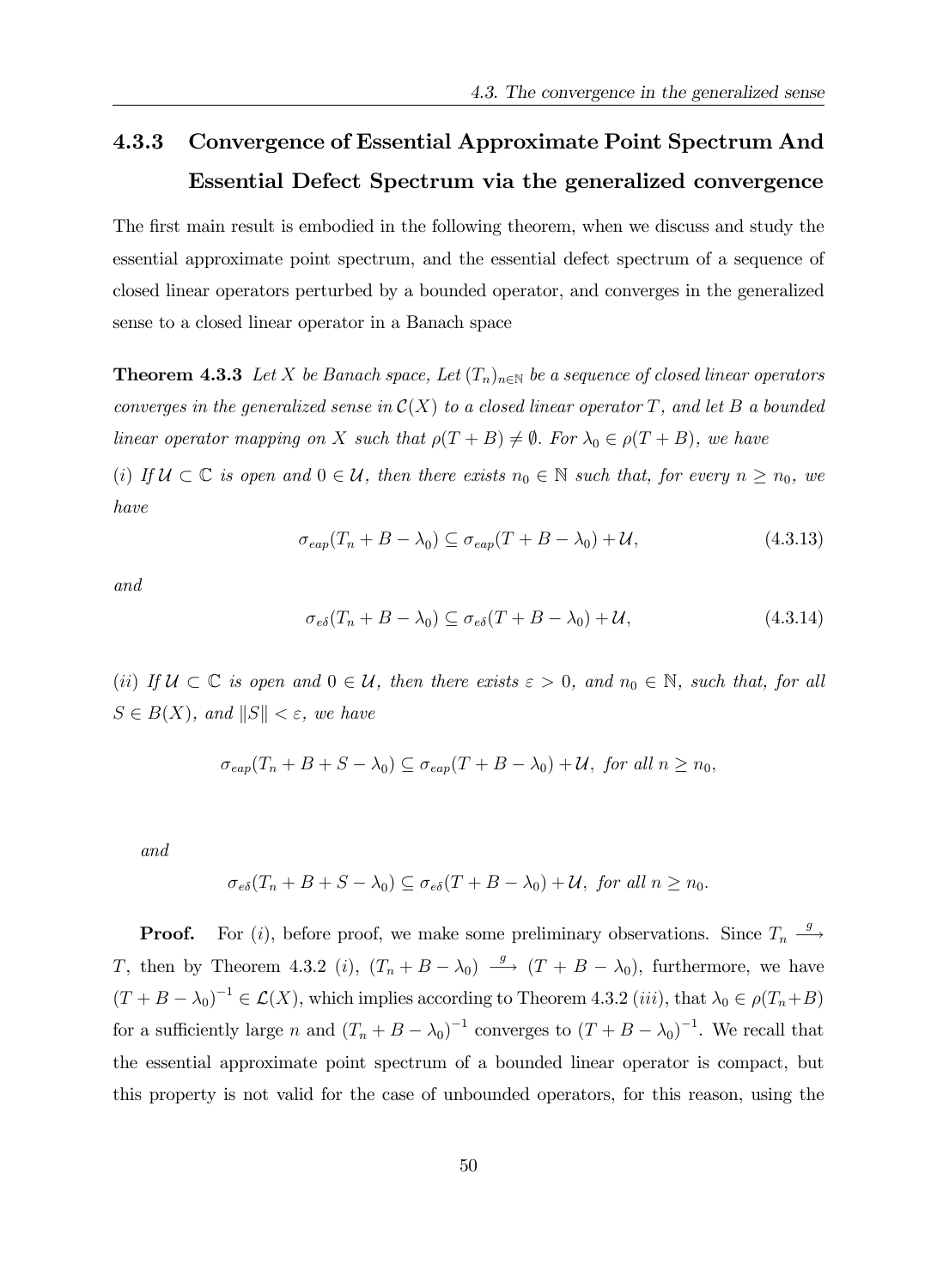### 4.3.3 Convergence of Essential Approximate Point Spectrum And Essential Defect Spectrum via the generalized convergence

The first main result is embodied in the following theorem, when we discuss and study the essential approximate point spectrum, and the essential defect spectrum of a sequence of closed linear operators perturbed by a bounded operator, and converges in the generalized sense to a closed linear operator in a Banach space

**Theorem 4.3.3** *Let $X$ be Banach space, Let $(T_n)_{n\in\mathbb{N}}$ be a sequence of closed linear operators converges in the generalized sense in $\mathcal{C}(X)$ to a closed linear operator $T$, and let $B$ a bounded linear operator mapping on $X$ such that $\rho(T+B)\neq\emptyset$. For $\lambda_0\in\rho(T+B)$, we have*

*(i) If $\mathcal{U}\subset\mathbb{C}$ is open and $0\in\mathcal{U}$, then there exists $n_0\in\mathbb{N}$ such that, for every $n\geq n_0$, we have*

$$\sigma_{eap}(T_n+B-\lambda_0)\subseteq\sigma_{eap}(T+B-\lambda_0)+\mathcal{U}, \tag{4.3.13}$$

*and*

$$\sigma_{e\delta}(T_n+B-\lambda_0)\subseteq\sigma_{e\delta}(T+B-\lambda_0)+\mathcal{U}, \tag{4.3.14}$$

*(ii) If $\mathcal{U}\subset\mathbb{C}$ is open and $0\in\mathcal{U}$, then there exists $\varepsilon>0$, and $n_0\in\mathbb{N}$, such that, for all $S\in B(X)$, and $\|S\|<\varepsilon$, we have*

$$\sigma_{eap}(T_n+B+S-\lambda_0)\subseteq\sigma_{eap}(T+B-\lambda_0)+\mathcal{U},\ \textit{for all } n\geq n_0,$$

*and*

$$\sigma_{e\delta}(T_n+B+S-\lambda_0)\subseteq\sigma_{e\delta}(T+B-\lambda_0)+\mathcal{U},\ \textit{for all } n\geq n_0.$$

**Proof.** For $(i)$, before proof, we make some preliminary observations. Since $T_n\xrightarrow{g}T$, then by Theorem 4.3.2 $(i)$, $(T_n+B-\lambda_0)\xrightarrow{g}(T+B-\lambda_0)$, furthermore, we have $(T+B-\lambda_0)^{-1}\in\mathcal{L}(X)$, which implies according to Theorem 4.3.2 $(iii)$, that $\lambda_0\in\rho(T_n+B)$ for a sufficiently large $n$ and $(T_n+B-\lambda_0)^{-1}$ converges to $(T+B-\lambda_0)^{-1}$. We recall that the essential approximate point spectrum of a bounded linear operator is compact, but this property is not valid for the case of unbounded operators, for this reason, using the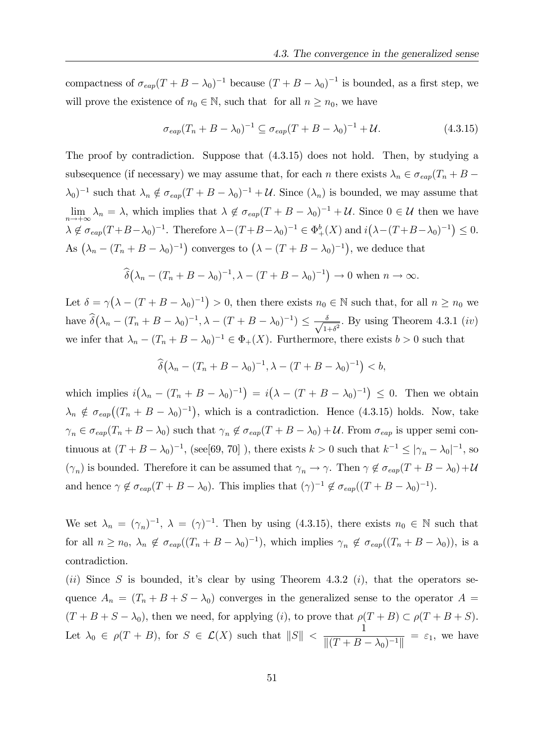compactness of $\sigma_{eap}(T + B - \lambda_0)^{-1}$ because $(T + B - \lambda_0)^{-1}$ is bounded, as a first step, we will prove the existence of $n_0 \in \mathbb{N}$, such that for all $n \geq n_0$, we have

$$\sigma_{eap}(T_n + B - \lambda_0)^{-1} \subseteq \sigma_{eap}(T + B - \lambda_0)^{-1} + \mathcal{U}. \tag{4.3.15}$$

The proof by contradiction. Suppose that (4.3.15) does not hold. Then, by studying a subsequence (if necessary) we may assume that, for each $n$ there exists $\lambda_n \in \sigma_{eap}(T_n + B - \lambda_0)^{-1}$ such that $\lambda_n \notin \sigma_{eap}(T + B - \lambda_0)^{-1} + \mathcal{U}$. Since $(\lambda_n)$ is bounded, we may assume that $\lim_{n\to+\infty} \lambda_n = \lambda$, which implies that $\lambda \notin \sigma_{eap}(T + B - \lambda_0)^{-1} + \mathcal{U}$. Since $0 \in \mathcal{U}$ then we have $\lambda \notin \sigma_{eap}(T+B-\lambda_0)^{-1}$. Therefore $\lambda-(T+B-\lambda_0)^{-1} \in \Phi_+^b(X)$ and $i\big(\lambda-(T+B-\lambda_0)^{-1}\big) \leq 0$. As $\big(\lambda_n - (T_n + B - \lambda_0)^{-1}\big)$ converges to $\big(\lambda - (T + B - \lambda_0)^{-1}\big)$, we deduce that

$$\widehat{\delta}\big(\lambda_n - (T_n + B - \lambda_0)^{-1}, \lambda - (T + B - \lambda_0)^{-1}\big) \to 0 \text{ when } n \to \infty.$$

Let $\delta = \gamma\big(\lambda - (T + B - \lambda_0)^{-1}\big) > 0$, then there exists $n_0 \in \mathbb{N}$ such that, for all $n \geq n_0$ we have $\widehat{\delta}\big(\lambda_n - (T_n + B - \lambda_0)^{-1}, \lambda - (T + B - \lambda_0)^{-1}\big) \leq \frac{\delta}{\sqrt{1+\delta^2}}$. By using Theorem 4.3.1 $(iv)$ we infer that $\lambda_n - (T_n + B - \lambda_0)^{-1} \in \Phi_+(X)$. Furthermore, there exists $b > 0$ such that

$$\widehat{\delta}\big(\lambda_n - (T_n + B - \lambda_0)^{-1}, \lambda - (T + B - \lambda_0)^{-1}\big) < b,$$

which implies $i\big(\lambda_n - (T_n + B - \lambda_0)^{-1}\big) = i\big(\lambda - (T + B - \lambda_0)^{-1}\big) \leq 0$. Then we obtain $\lambda_n \notin \sigma_{eap}\big((T_n + B - \lambda_0)^{-1}\big)$, which is a contradiction. Hence (4.3.15) holds. Now, take $\gamma_n \in \sigma_{eap}(T_n + B - \lambda_0)$ such that $\gamma_n \notin \sigma_{eap}(T + B - \lambda_0) + \mathcal{U}$. From $\sigma_{eap}$ is upper semi continuous at $(T + B - \lambda_0)^{-1}$, (see[69, 70] ), there exists $k > 0$ such that $k^{-1} \leq |\gamma_n - \lambda_0|^{-1}$, so $(\gamma_n)$ is bounded. Therefore it can be assumed that $\gamma_n \to \gamma$. Then $\gamma \notin \sigma_{eap}(T + B - \lambda_0) + \mathcal{U}$ and hence $\gamma \notin \sigma_{eap}(T + B - \lambda_0)$. This implies that $(\gamma)^{-1} \notin \sigma_{eap}((T + B - \lambda_0)^{-1})$.

We set $\lambda_n = (\gamma_n)^{-1}$, $\lambda = (\gamma)^{-1}$. Then by using (4.3.15), there exists $n_0 \in \mathbb{N}$ such that for all $n \geq n_0$, $\lambda_n \notin \sigma_{eap}((T_n + B - \lambda_0)^{-1})$, which implies $\gamma_n \notin \sigma_{eap}((T_n + B - \lambda_0))$, is a contradiction.

$(ii)$ Since $S$ is bounded, it's clear by using Theorem 4.3.2 $(i)$, that the operators sequence $A_n = (T_n + B + S - \lambda_0)$ converges in the generalized sense to the operator $A = (T + B + S - \lambda_0)$, then we need, for applying $(i)$, to prove that $\rho(T + B) \subset \rho(T + B + S)$. Let $\lambda_0 \in \rho(T + B)$, for $S \in \mathcal{L}(X)$ such that $\|S\| < \dfrac{1}{\|(T + B - \lambda_0)^{-1}\|} = \varepsilon_1$, we have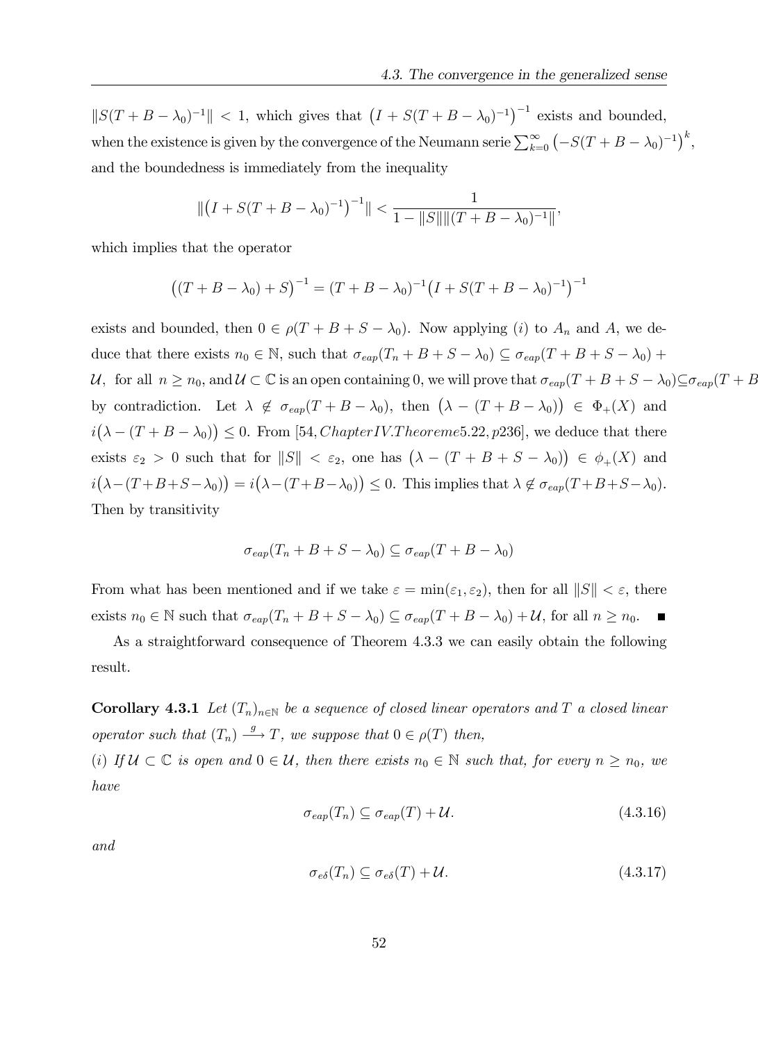$\|S(T+B-\lambda_0)^{-1}\| < 1$, which gives that $\big(I + S(T+B-\lambda_0)^{-1}\big)^{-1}$ exists and bounded, when the existence is given by the convergence of the Neumann serie $\sum_{k=0}^{\infty}\big(-S(T+B-\lambda_0)^{-1}\big)^k$, and the boundedness is immediately from the inequality

$$\|\big(I + S(T+B-\lambda_0)^{-1}\big)^{-1}\| < \frac{1}{1-\|S\|\|(T+B-\lambda_0)^{-1}\|},$$

which implies that the operator

$$\big((T+B-\lambda_0)+S\big)^{-1} = (T+B-\lambda_0)^{-1}\big(I+S(T+B-\lambda_0)^{-1}\big)^{-1}$$

exists and bounded, then $0 \in \rho(T+B+S-\lambda_0)$. Now applying $(i)$ to $A_n$ and $A$, we deduce that there exists $n_0 \in \mathbb{N}$, such that $\sigma_{eap}(T_n+B+S-\lambda_0) \subseteq \sigma_{eap}(T+B+S-\lambda_0) + \mathcal{U}$, for all $n \geq n_0$, and $\mathcal{U} \subset \mathbb{C}$ is an open containing 0, we will prove that $\sigma_{eap}(T+B+S-\lambda_0) \subseteq \sigma_{eap}(T+B$ by contradiction. Let $\lambda \notin \sigma_{eap}(T+B-\lambda_0)$, then $\big(\lambda-(T+B-\lambda_0)\big) \in \Phi_+(X)$ and $i\big(\lambda-(T+B-\lambda_0)\big) \leq 0$. From [54, $Chapter IV. Theorem 5.22, p236$], we deduce that there exists $\varepsilon_2 > 0$ such that for $\|S\| < \varepsilon_2$, one has $\big(\lambda-(T+B+S-\lambda_0)\big) \in \phi_+(X)$ and $i\big(\lambda-(T+B+S-\lambda_0)\big) = i\big(\lambda-(T+B-\lambda_0)\big) \leq 0$. This implies that $\lambda \notin \sigma_{eap}(T+B+S-\lambda_0)$. Then by transitivity

$$\sigma_{eap}(T_n+B+S-\lambda_0) \subseteq \sigma_{eap}(T+B-\lambda_0)$$

From what has been mentioned and if we take $\varepsilon = \min(\varepsilon_1, \varepsilon_2)$, then for all $\|S\| < \varepsilon$, there exists $n_0 \in \mathbb{N}$ such that $\sigma_{eap}(T_n+B+S-\lambda_0) \subseteq \sigma_{eap}(T+B-\lambda_0) + \mathcal{U}$, for all $n \geq n_0$. ■

As a straightforward consequence of Theorem 4.3.3 we can easily obtain the following result.

**Corollary 4.3.1** *Let $(T_n)_{n\in\mathbb{N}}$ be a sequence of closed linear operators and $T$ a closed linear operator such that $(T_n) \xrightarrow{g} T$, we suppose that $0 \in \rho(T)$ then,*

*(i) If $\mathcal{U} \subset \mathbb{C}$ is open and $0 \in \mathcal{U}$, then there exists $n_0 \in \mathbb{N}$ such that, for every $n \geq n_0$, we have*

$$\sigma_{eap}(T_n) \subseteq \sigma_{eap}(T) + \mathcal{U}. \tag{4.3.16}$$

*and*

$$\sigma_{e\delta}(T_n) \subseteq \sigma_{e\delta}(T) + \mathcal{U}. \tag{4.3.17}$$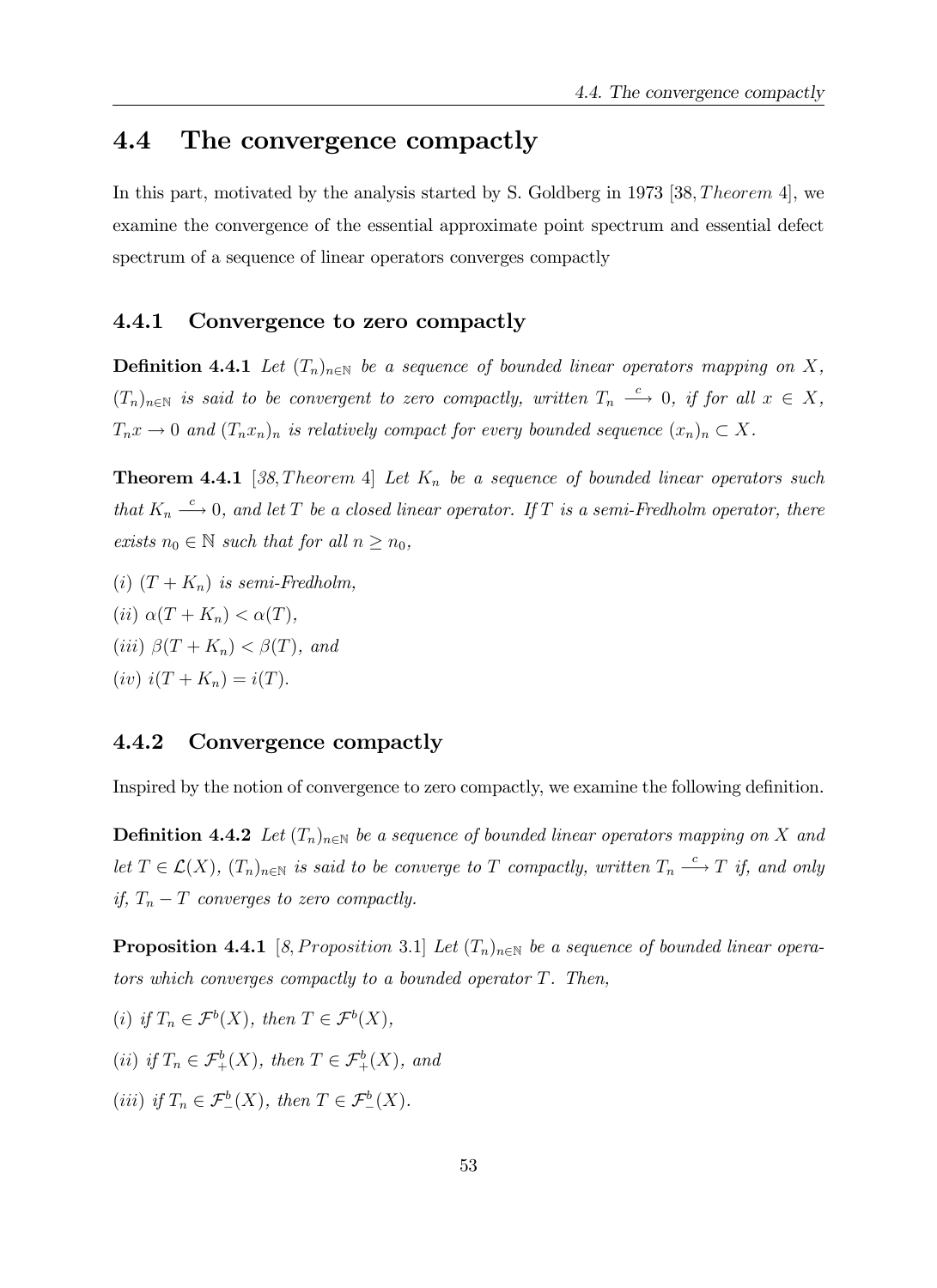## 4.4 The convergence compactly

In this part, motivated by the analysis started by S. Goldberg in 1973 [38, *Theorem* 4], we examine the convergence of the essential approximate point spectrum and essential defect spectrum of a sequence of linear operators converges compactly

### 4.4.1 Convergence to zero compactly

**Definition 4.4.1** *Let $(T_n)_{n\in\mathbb{N}}$ be a sequence of bounded linear operators mapping on $X$, $(T_n)_{n\in\mathbb{N}}$ is said to be convergent to zero compactly, written $T_n \xrightarrow{c} 0$, if for all $x \in X$, $T_n x \to 0$ and $(T_n x_n)_n$ is relatively compact for every bounded sequence $(x_n)_n \subset X$.*

**Theorem 4.4.1** [38, *Theorem* 4] *Let $K_n$ be a sequence of bounded linear operators such that $K_n \xrightarrow{c} 0$, and let $T$ be a closed linear operator. If $T$ is a semi-Fredholm operator, there exists $n_0 \in \mathbb{N}$ such that for all $n \geq n_0$,*

*(i) $(T + K_n)$ is semi-Fredholm,*

*(ii) $\alpha(T + K_n) < \alpha(T)$,*

*(iii) $\beta(T + K_n) < \beta(T)$, and*

*(iv) $i(T + K_n) = i(T)$.*

### 4.4.2 Convergence compactly

Inspired by the notion of convergence to zero compactly, we examine the following definition.

**Definition 4.4.2** *Let $(T_n)_{n\in\mathbb{N}}$ be a sequence of bounded linear operators mapping on $X$ and let $T \in \mathcal{L}(X)$, $(T_n)_{n\in\mathbb{N}}$ is said to be converge to $T$ compactly, written $T_n \xrightarrow{c} T$ if, and only if, $T_n - T$ converges to zero compactly.*

**Proposition 4.4.1** [8, *Proposition* 3.1] *Let $(T_n)_{n\in\mathbb{N}}$ be a sequence of bounded linear operators which converges compactly to a bounded operator $T$. Then,*

*(i) if $T_n \in \mathcal{F}^b(X)$, then $T \in \mathcal{F}^b(X)$,*

*(ii) if $T_n \in \mathcal{F}^b_+(X)$, then $T \in \mathcal{F}^b_+(X)$, and*

*(iii) if $T_n \in \mathcal{F}^b_-(X)$, then $T \in \mathcal{F}^b_-(X)$.*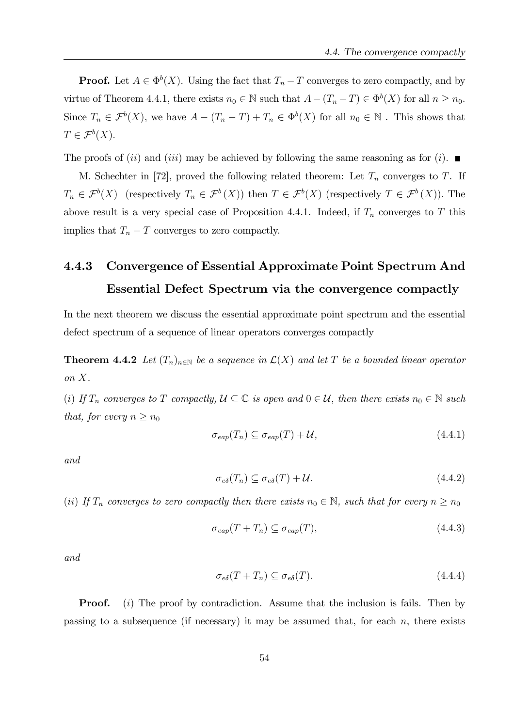**Proof.** Let $A \in \Phi^b(X)$. Using the fact that $T_n - T$ converges to zero compactly, and by virtue of Theorem 4.4.1, there exists $n_0 \in \mathbb{N}$ such that $A-(T_n-T) \in \Phi^b(X)$ for all $n \geq n_0$. Since $T_n \in \mathcal{F}^b(X)$, we have $A-(T_n-T)+T_n \in \Phi^b(X)$ for all $n_0 \in \mathbb{N}$ . This shows that $T \in \mathcal{F}^b(X)$.

The proofs of $(ii)$ and $(iii)$ may be achieved by following the same reasoning as for $(i)$. ■

M. Schechter in [72], proved the following related theorem: Let $T_n$ converges to $T$. If $T_n \in \mathcal{F}^b(X)$ (respectively $T_n \in \mathcal{F}^b_-(X)$) then $T \in \mathcal{F}^b(X)$ (respectively $T \in \mathcal{F}^b_-(X)$). The above result is a very special case of Proposition 4.4.1. Indeed, if $T_n$ converges to $T$ this implies that $T_n - T$ converges to zero compactly.

### 4.4.3 Convergence of Essential Approximate Point Spectrum And Essential Defect Spectrum via the convergence compactly

In the next theorem we discuss the essential approximate point spectrum and the essential defect spectrum of a sequence of linear operators converges compactly

**Theorem 4.4.2** *Let $(T_n)_{n\in\mathbb{N}}$ be a sequence in $\mathcal{L}(X)$ and let $T$ be a bounded linear operator on $X$.*

*$(i)$ If $T_n$ converges to $T$ compactly, $\mathcal{U} \subseteq \mathbb{C}$ is open and $0 \in \mathcal{U}$, then there exists $n_0 \in \mathbb{N}$ such that, for every $n \geq n_0$*

$$\sigma_{eap}(T_n) \subseteq \sigma_{eap}(T) + \mathcal{U}, \tag{4.4.1}$$

*and*

$$\sigma_{e\delta}(T_n) \subseteq \sigma_{e\delta}(T) + \mathcal{U}. \tag{4.4.2}$$

*$(ii)$ If $T_n$ converges to zero compactly then there exists $n_0 \in \mathbb{N}$, such that for every $n \geq n_0$*

$$\sigma_{eap}(T+T_n) \subseteq \sigma_{eap}(T), \tag{4.4.3}$$

*and*

$$\sigma_{e\delta}(T+T_n) \subseteq \sigma_{e\delta}(T). \tag{4.4.4}$$

**Proof.** $(i)$ The proof by contradiction. Assume that the inclusion is fails. Then by passing to a subsequence (if necessary) it may be assumed that, for each $n$, there exists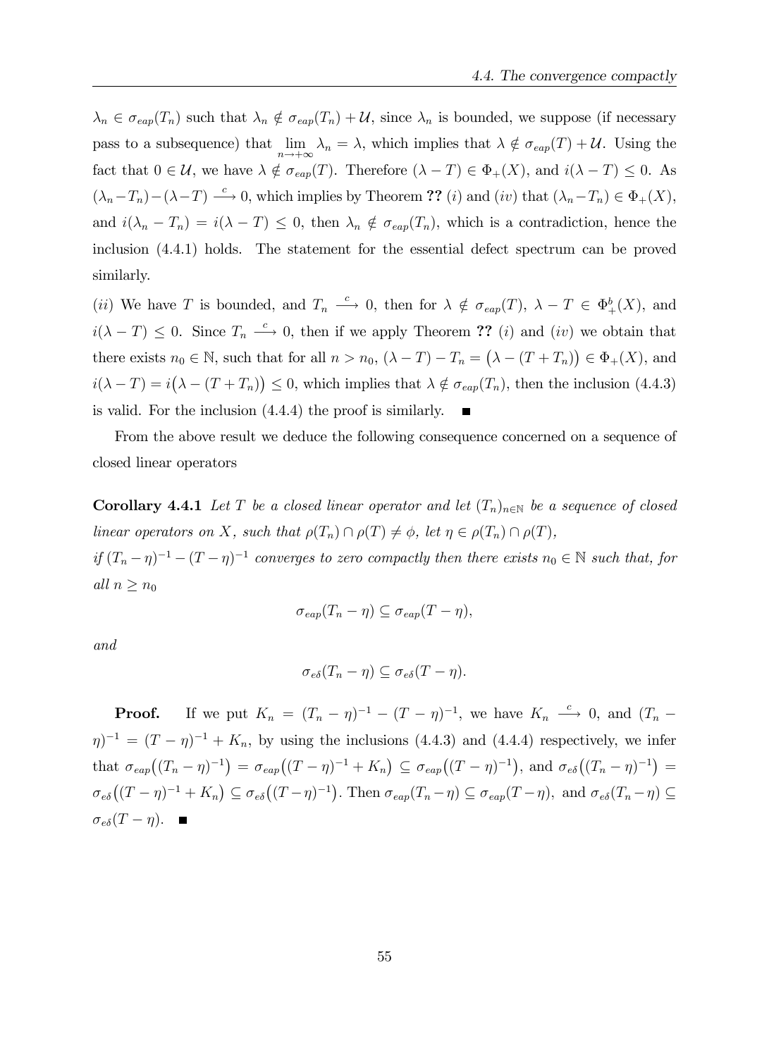$\lambda_n \in \sigma_{eap}(T_n)$ such that $\lambda_n \notin \sigma_{eap}(T_n) + \mathcal{U}$, since $\lambda_n$ is bounded, we suppose (if necessary pass to a subsequence) that $\lim\limits_{n\to+\infty} \lambda_n = \lambda$, which implies that $\lambda \notin \sigma_{eap}(T) + \mathcal{U}$. Using the fact that $0 \in \mathcal{U}$, we have $\lambda \notin \sigma_{eap}(T)$. Therefore $(\lambda - T) \in \Phi_+(X)$, and $i(\lambda - T) \leq 0$. As $(\lambda_n - T_n) - (\lambda - T) \stackrel{c}{\longrightarrow} 0$, which implies by Theorem **??** $(i)$ and $(iv)$ that $(\lambda_n - T_n) \in \Phi_+(X)$, and $i(\lambda_n - T_n) = i(\lambda - T) \leq 0$, then $\lambda_n \notin \sigma_{eap}(T_n)$, which is a contradiction, hence the inclusion (4.4.1) holds. The statement for the essential defect spectrum can be proved similarly.

$(ii)$ We have $T$ is bounded, and $T_n \stackrel{c}{\longrightarrow} 0$, then for $\lambda \notin \sigma_{eap}(T)$, $\lambda - T \in \Phi_+^b(X)$, and $i(\lambda - T) \leq 0$. Since $T_n \stackrel{c}{\longrightarrow} 0$, then if we apply Theorem **??** $(i)$ and $(iv)$ we obtain that there exists $n_0 \in \mathbb{N}$, such that for all $n > n_0$, $(\lambda - T) - T_n = \big(\lambda - (T + T_n)\big) \in \Phi_+(X)$, and $i(\lambda - T) = i\big(\lambda - (T + T_n)\big) \leq 0$, which implies that $\lambda \notin \sigma_{eap}(T_n)$, then the inclusion (4.4.3) is valid. For the inclusion (4.4.4) the proof is similarly. ∎

From the above result we deduce the following consequence concerned on a sequence of closed linear operators

**Corollary 4.4.1** *Let $T$ be a closed linear operator and let $(T_n)_{n\in\mathbb{N}}$ be a sequence of closed linear operators on $X$, such that $\rho(T_n) \cap \rho(T) \neq \phi$, let $\eta \in \rho(T_n) \cap \rho(T)$,*
*if $(T_n - \eta)^{-1} - (T - \eta)^{-1}$ converges to zero compactly then there exists $n_0 \in \mathbb{N}$ such that, for all $n \geq n_0$*

$$\sigma_{eap}(T_n - \eta) \subseteq \sigma_{eap}(T - \eta),$$

*and*

$$\sigma_{e\delta}(T_n - \eta) \subseteq \sigma_{e\delta}(T - \eta).$$

**Proof.** If we put $K_n = (T_n - \eta)^{-1} - (T - \eta)^{-1}$, we have $K_n \stackrel{c}{\longrightarrow} 0$, and $(T_n - \eta)^{-1} = (T - \eta)^{-1} + K_n$, by using the inclusions (4.4.3) and (4.4.4) respectively, we infer that $\sigma_{eap}\big((T_n - \eta)^{-1}\big) = \sigma_{eap}\big((T - \eta)^{-1} + K_n\big) \subseteq \sigma_{eap}\big((T - \eta)^{-1}\big)$, and $\sigma_{e\delta}\big((T_n - \eta)^{-1}\big) = \sigma_{e\delta}\big((T - \eta)^{-1} + K_n\big) \subseteq \sigma_{e\delta}\big((T - \eta)^{-1}\big)$. Then $\sigma_{eap}(T_n - \eta) \subseteq \sigma_{eap}(T - \eta)$, and $\sigma_{e\delta}(T_n - \eta) \subseteq \sigma_{e\delta}(T - \eta)$. ∎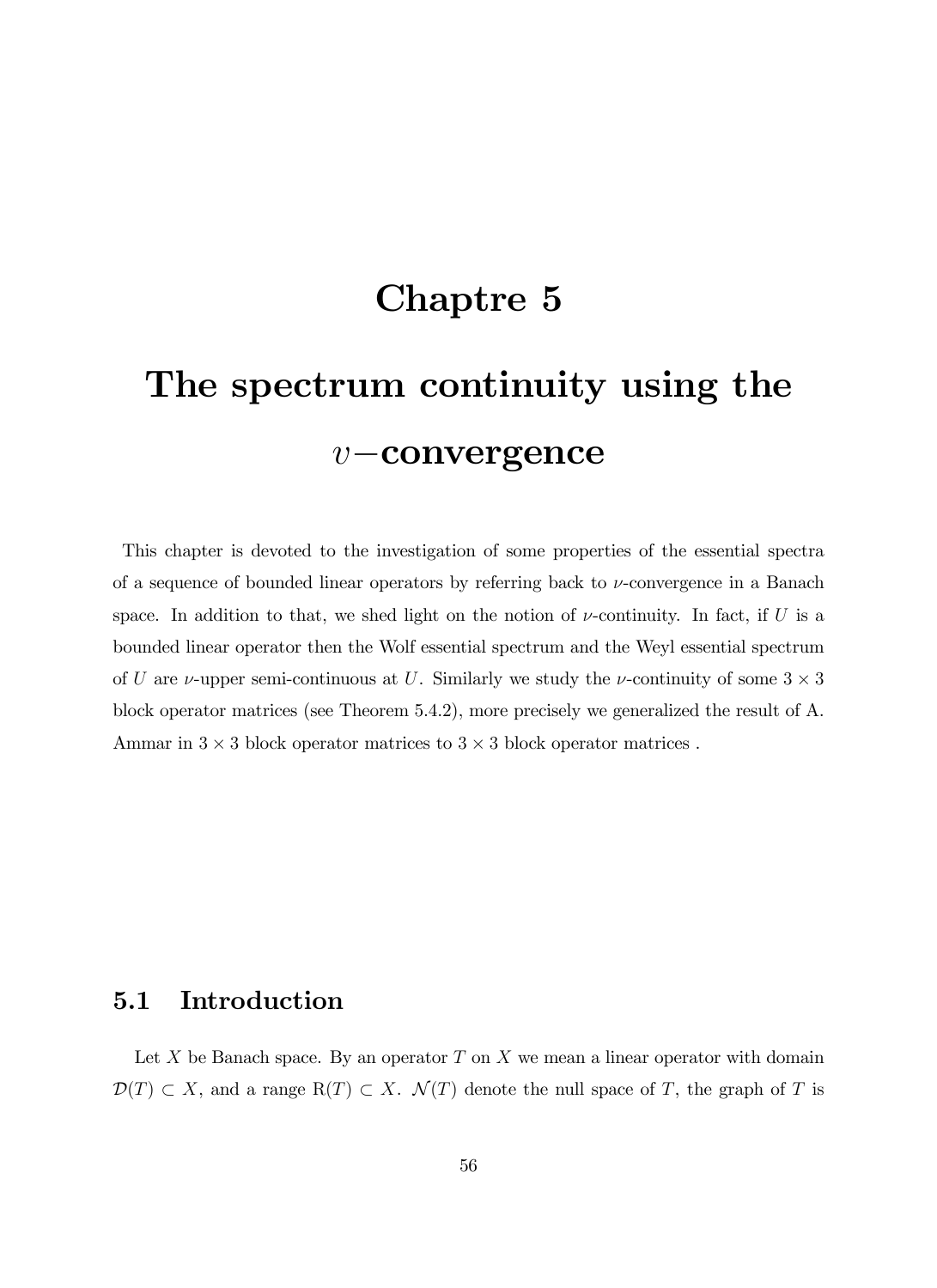# Chaptre 5

# The spectrum continuity using the $\upsilon-$convergence

This chapter is devoted to the investigation of some properties of the essential spectra of a sequence of bounded linear operators by referring back to $\nu$-convergence in a Banach space. In addition to that, we shed light on the notion of $\nu$-continuity. In fact, if $U$ is a bounded linear operator then the Wolf essential spectrum and the Weyl essential spectrum of $U$ are $\nu$-upper semi-continuous at $U$. Similarly we study the $\nu$-continuity of some $3 \times 3$ block operator matrices (see Theorem 5.4.2), more precisely we generalized the result of A. Ammar in $3 \times 3$ block operator matrices to $3 \times 3$ block operator matrices .

## 5.1 Introduction

Let $X$ be Banach space. By an operator $T$ on $X$ we mean a linear operator with domain $\mathcal{D}(T) \subset X$, and a range $\mathrm{R}(T) \subset X$. $\mathcal{N}(T)$ denote the null space of $T$, the graph of $T$ is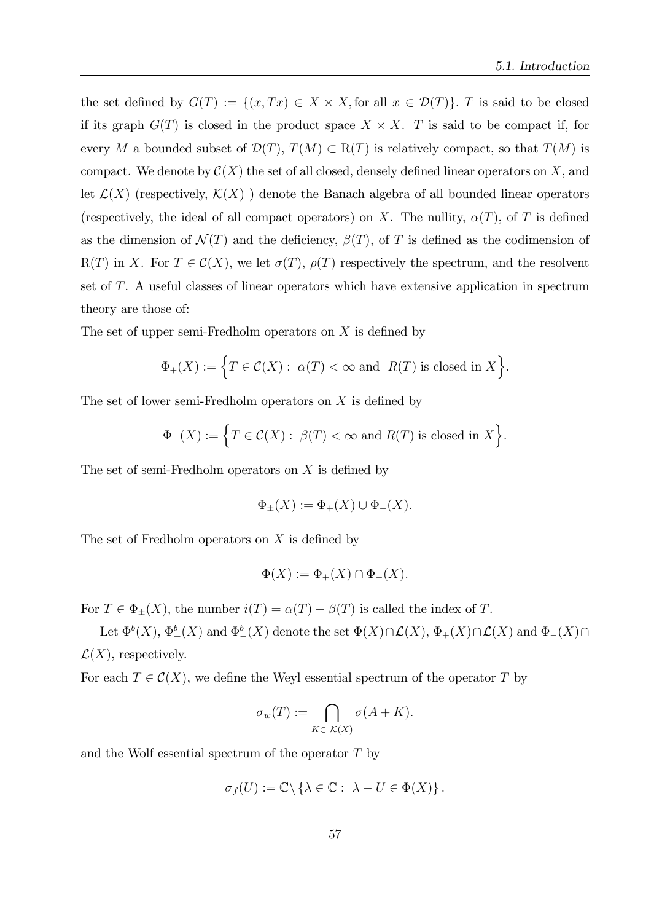the set defined by $G(T) := \{(x, Tx) \in X \times X, \text{for all } x \in \mathcal{D}(T)\}$. $T$ is said to be closed if its graph $G(T)$ is closed in the product space $X \times X$. $T$ is said to be compact if, for every $M$ a bounded subset of $\mathcal{D}(T)$, $T(M) \subset \mathrm{R}(T)$ is relatively compact, so that $\overline{T(M)}$ is compact. We denote by $\mathcal{C}(X)$ the set of all closed, densely defined linear operators on $X$, and let $\mathcal{L}(X)$ (respectively, $\mathcal{K}(X)$ ) denote the Banach algebra of all bounded linear operators (respectively, the ideal of all compact operators) on $X$. The nullity, $\alpha(T)$, of $T$ is defined as the dimension of $\mathcal{N}(T)$ and the deficiency, $\beta(T)$, of $T$ is defined as the codimension of $\mathrm{R}(T)$ in $X$. For $T \in \mathcal{C}(X)$, we let $\sigma(T)$, $\rho(T)$ respectively the spectrum, and the resolvent set of $T$. A useful classes of linear operators which have extensive application in spectrum theory are those of:

The set of upper semi-Fredholm operators on $X$ is defined by

$$\Phi_+(X) := \Big\{T \in \mathcal{C}(X) : \ \alpha(T) < \infty \text{ and } \ R(T) \text{ is closed in } X\Big\}.$$

The set of lower semi-Fredholm operators on $X$ is defined by

$$\Phi_-(X) := \Big\{T \in \mathcal{C}(X) : \ \beta(T) < \infty \text{ and } R(T) \text{ is closed in } X\Big\}.$$

The set of semi-Fredholm operators on $X$ is defined by

$$\Phi_\pm(X) := \Phi_+(X) \cup \Phi_-(X).$$

The set of Fredholm operators on $X$ is defined by

$$\Phi(X) := \Phi_+(X) \cap \Phi_-(X).$$

For $T \in \Phi_\pm(X)$, the number $i(T) = \alpha(T) - \beta(T)$ is called the index of $T$.

Let $\Phi^b(X)$, $\Phi^b_+(X)$ and $\Phi^b_-(X)$ denote the set $\Phi(X) \cap \mathcal{L}(X)$, $\Phi_+(X) \cap \mathcal{L}(X)$ and $\Phi_-(X) \cap \mathcal{L}(X)$, respectively.

For each $T \in \mathcal{C}(X)$, we define the Weyl essential spectrum of the operator $T$ by

$$\sigma_w(T) := \bigcap_{K \in \ \mathcal{K}(X)} \sigma(A + K).$$

and the Wolf essential spectrum of the operator $T$ by

$$\sigma_f(U) := \mathbb{C} \backslash \left\{ \lambda \in \mathbb{C} : \ \lambda - U \in \Phi(X) \right\}.$$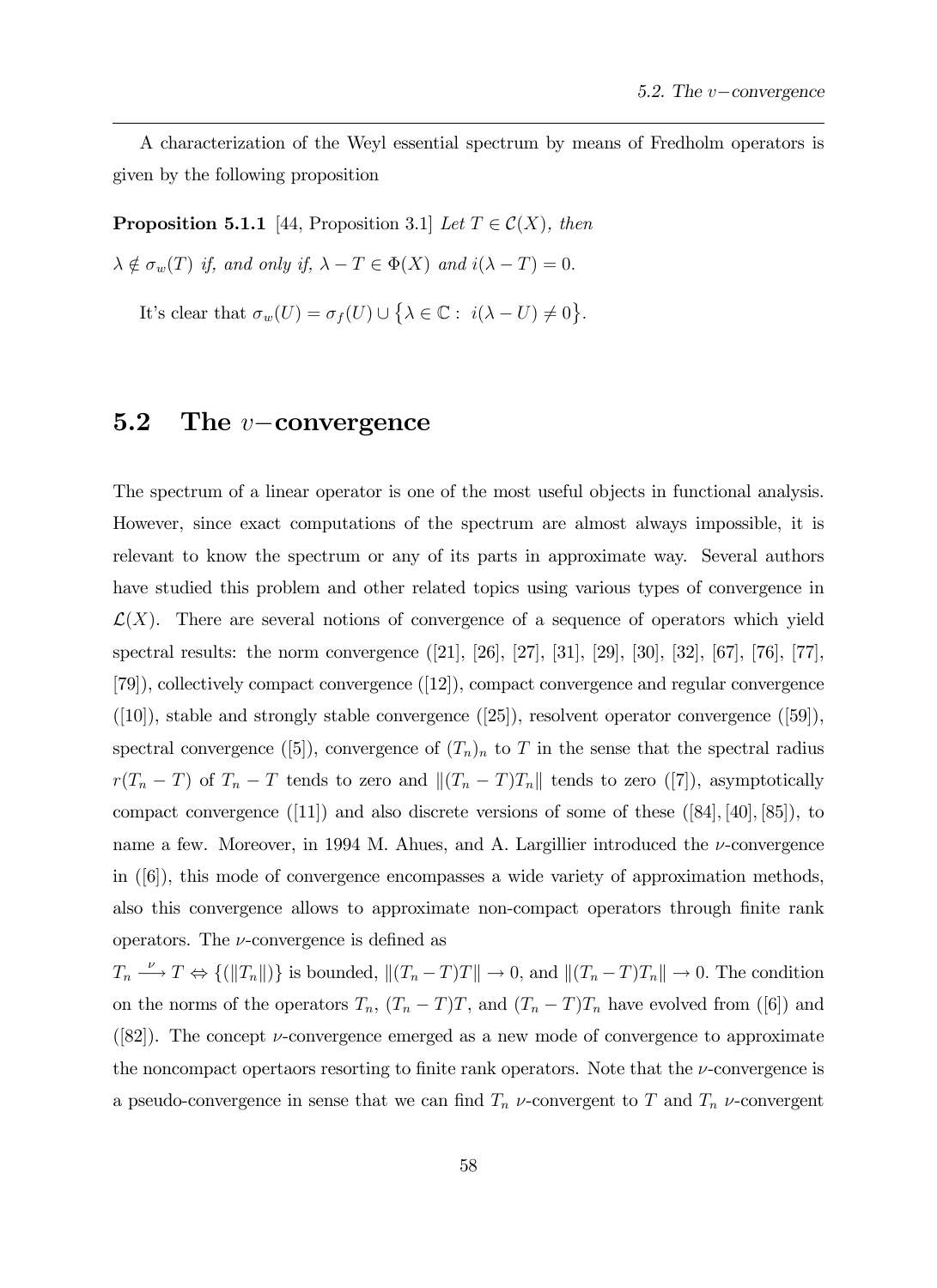A characterization of the Weyl essential spectrum by means of Fredholm operators is given by the following proposition

**Proposition 5.1.1** [44, Proposition 3.1] *Let $T \in \mathcal{C}(X)$, then*

*$\lambda \notin \sigma_w(T)$ if, and only if, $\lambda - T \in \Phi(X)$ and $i(\lambda - T) = 0$.*

It's clear that $\sigma_w(U) = \sigma_f(U) \cup \{\lambda \in \mathbb{C} : \; i(\lambda - U) \neq 0\}$.

## 5.2 The $\upsilon-$convergence

The spectrum of a linear operator is one of the most useful objects in functional analysis. However, since exact computations of the spectrum are almost always impossible, it is relevant to know the spectrum or any of its parts in approximate way. Several authors have studied this problem and other related topics using various types of convergence in $\mathcal{L}(X)$. There are several notions of convergence of a sequence of operators which yield spectral results: the norm convergence ([21], [26], [27], [31], [29], [30], [32], [67], [76], [77], [79]), collectively compact convergence ([12]), compact convergence and regular convergence ([10]), stable and strongly stable convergence ([25]), resolvent operator convergence ([59]), spectral convergence ([5]), convergence of $(T_n)_n$ to $T$ in the sense that the spectral radius $r(T_n - T)$ of $T_n - T$ tends to zero and $\|(T_n - T)T_n\|$ tends to zero ([7]), asymptotically compact convergence ([11]) and also discrete versions of some of these ([84], [40], [85]), to name a few. Moreover, in 1994 M. Ahues, and A. Largillier introduced the $\nu$-convergence in ([6]), this mode of convergence encompasses a wide variety of approximation methods, also this convergence allows to approximate non-compact operators through finite rank operators. The $\nu$-convergence is defined as

$T_n \xrightarrow{\nu} T \Leftrightarrow \{(\|T_n\|)\}$ is bounded, $\|(T_n - T)T\| \to 0$, and $\|(T_n - T)T_n\| \to 0$. The condition on the norms of the operators $T_n$, $(T_n - T)T$, and $(T_n - T)T_n$ have evolved from ([6]) and ([82]). The concept $\nu$-convergence emerged as a new mode of convergence to approximate the noncompact opertaors resorting to finite rank operators. Note that the $\nu$-convergence is a pseudo-convergence in sense that we can find $T_n$ $\nu$-convergent to $T$ and $T_n$ $\nu$-convergent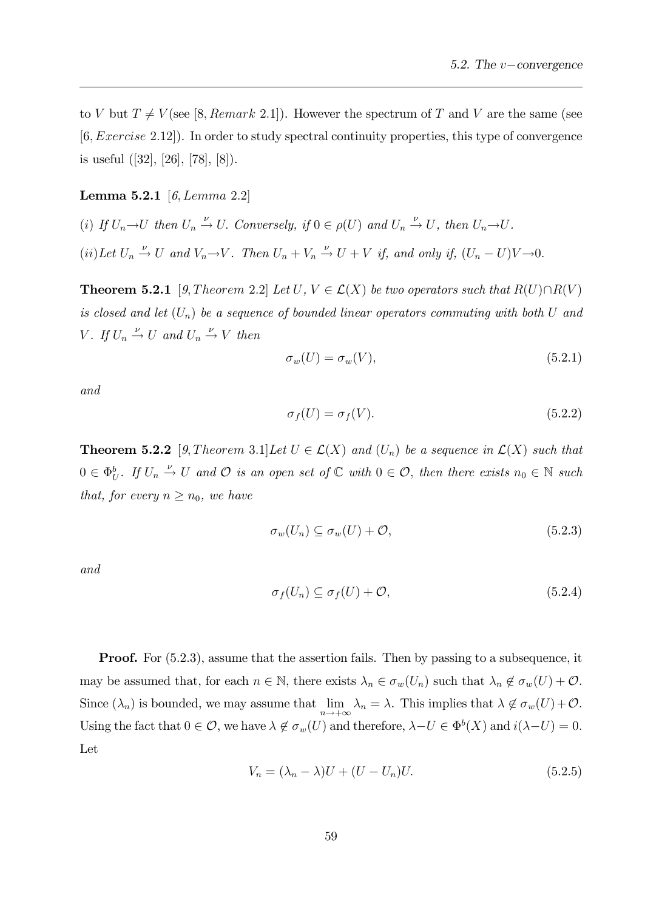to $V$ but $T \neq V$(see [8, *Remark* 2.1]). However the spectrum of $T$ and $V$ are the same (see [6, *Exercise* 2.12]). In order to study spectral continuity properties, this type of convergence is useful ([32], [26], [78], [8]).

**Lemma 5.2.1** [6, *Lemma* 2.2]

*(i) If $U_n \to U$ then $U_n \xrightarrow{\nu} U$. Conversely, if $0 \in \rho(U)$ and $U_n \xrightarrow{\nu} U$, then $U_n \to U$.*

*(ii)Let $U_n \xrightarrow{\nu} U$ and $V_n \to V$. Then $U_n + V_n \xrightarrow{\nu} U + V$ if, and only if, $(U_n - U)V \to 0$.*

**Theorem 5.2.1** [9, *Theorem* 2.2] *Let $U, V \in \mathcal{L}(X)$ be two operators such that $R(U) \cap R(V)$ is closed and let $(U_n)$ be a sequence of bounded linear operators commuting with both $U$ and $V$. If $U_n \xrightarrow{\nu} U$ and $U_n \xrightarrow{\nu} V$ then*

$$\sigma_w(U) = \sigma_w(V), \tag{5.2.1}$$

*and*

$$\sigma_f(U) = \sigma_f(V). \tag{5.2.2}$$

**Theorem 5.2.2** [9, *Theorem* 3.1]*Let $U \in \mathcal{L}(X)$ and $(U_n)$ be a sequence in $\mathcal{L}(X)$ such that $0 \in \Phi_U^b$. If $U_n \xrightarrow{\nu} U$ and $\mathcal{O}$ is an open set of $\mathbb{C}$ with $0 \in \mathcal{O}$, then there exists $n_0 \in \mathbb{N}$ such that, for every $n \geq n_0$, we have*

$$\sigma_w(U_n) \subseteq \sigma_w(U) + \mathcal{O}, \tag{5.2.3}$$

*and*

$$\sigma_f(U_n) \subseteq \sigma_f(U) + \mathcal{O}, \tag{5.2.4}$$

**Proof.** For (5.2.3), assume that the assertion fails. Then by passing to a subsequence, it may be assumed that, for each $n \in \mathbb{N}$, there exists $\lambda_n \in \sigma_w(U_n)$ such that $\lambda_n \notin \sigma_w(U) + \mathcal{O}$. Since $(\lambda_n)$ is bounded, we may assume that $\lim\limits_{n \to +\infty} \lambda_n = \lambda$. This implies that $\lambda \notin \sigma_w(U) + \mathcal{O}$. Using the fact that $0 \in \mathcal{O}$, we have $\lambda \notin \sigma_w(U)$ and therefore, $\lambda - U \in \Phi^b(X)$ and $i(\lambda - U) = 0$. Let

$$V_n = (\lambda_n - \lambda)U + (U - U_n)U. \tag{5.2.5}$$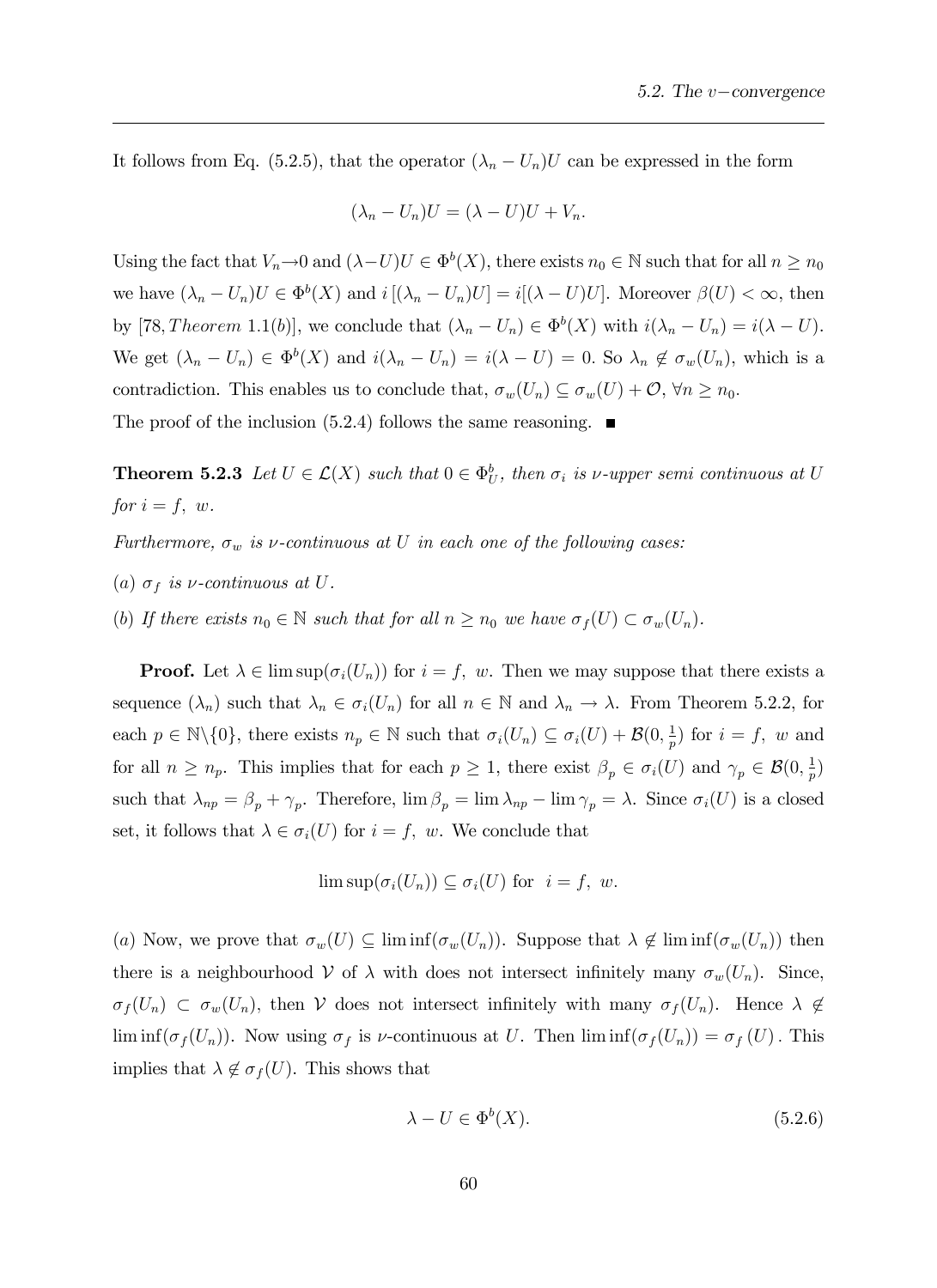It follows from Eq. (5.2.5), that the operator $(\lambda_n - U_n)U$ can be expressed in the form

$$(\lambda_n - U_n)U = (\lambda - U)U + V_n.$$

Using the fact that $V_n \to 0$ and $(\lambda - U)U \in \Phi^b(X)$, there exists $n_0 \in \mathbb{N}$ such that for all $n \geq n_0$ we have $(\lambda_n - U_n)U \in \Phi^b(X)$ and $i\,[(\lambda_n - U_n)U] = i[(\lambda - U)U]$. Moreover $\beta(U) < \infty$, then by [78, *Theorem* 1.1(*b*)], we conclude that $(\lambda_n - U_n) \in \Phi^b(X)$ with $i(\lambda_n - U_n) = i(\lambda - U)$. We get $(\lambda_n - U_n) \in \Phi^b(X)$ and $i(\lambda_n - U_n) = i(\lambda - U) = 0$. So $\lambda_n \notin \sigma_w(U_n)$, which is a contradiction. This enables us to conclude that, $\sigma_w(U_n) \subseteq \sigma_w(U) + \mathcal{O}$, $\forall n \geq n_0$.
The proof of the inclusion (5.2.4) follows the same reasoning. ■

**Theorem 5.2.3** *Let $U \in \mathcal{L}(X)$ such that $0 \in \Phi_U^b$, then $\sigma_i$ is $\nu$-upper semi continuous at $U$ for $i = f,\ w$.*

*Furthermore, $\sigma_w$ is $\nu$-continuous at $U$ in each one of the following cases:*

*(a) $\sigma_f$ is $\nu$-continuous at $U$.*

*(b) If there exists $n_0 \in \mathbb{N}$ such that for all $n \geq n_0$ we have $\sigma_f(U) \subset \sigma_w(U_n)$.*

**Proof.** Let $\lambda \in \limsup(\sigma_i(U_n))$ for $i = f,\ w$. Then we may suppose that there exists a sequence $(\lambda_n)$ such that $\lambda_n \in \sigma_i(U_n)$ for all $n \in \mathbb{N}$ and $\lambda_n \to \lambda$. From Theorem 5.2.2, for each $p \in \mathbb{N}\backslash\{0\}$, there exists $n_p \in \mathbb{N}$ such that $\sigma_i(U_n) \subseteq \sigma_i(U) + \mathcal{B}(0, \frac{1}{p})$ for $i = f,\ w$ and for all $n \geq n_p$. This implies that for each $p \geq 1$, there exist $\beta_p \in \sigma_i(U)$ and $\gamma_p \in \mathcal{B}(0, \frac{1}{p})$ such that $\lambda_{np} = \beta_p + \gamma_p$. Therefore, $\lim \beta_p = \lim \lambda_{np} - \lim \gamma_p = \lambda$. Since $\sigma_i(U)$ is a closed set, it follows that $\lambda \in \sigma_i(U)$ for $i = f,\ w$. We conclude that

$$\limsup(\sigma_i(U_n)) \subseteq \sigma_i(U) \text{ for } \ i = f,\ w.$$

$(a)$ Now, we prove that $\sigma_w(U) \subseteq \liminf(\sigma_w(U_n))$. Suppose that $\lambda \notin \liminf(\sigma_w(U_n))$ then there is a neighbourhood $\mathcal{V}$ of $\lambda$ with does not intersect infinitely many $\sigma_w(U_n)$. Since, $\sigma_f(U_n) \subset \sigma_w(U_n)$, then $\mathcal{V}$ does not intersect infinitely with many $\sigma_f(U_n)$. Hence $\lambda \notin \liminf(\sigma_f(U_n))$. Now using $\sigma_f$ is $\nu$-continuous at $U$. Then $\liminf(\sigma_f(U_n)) = \sigma_f(U)$. This implies that $\lambda \notin \sigma_f(U)$. This shows that

$$\lambda - U \in \Phi^b(X). \tag{5.2.6}$$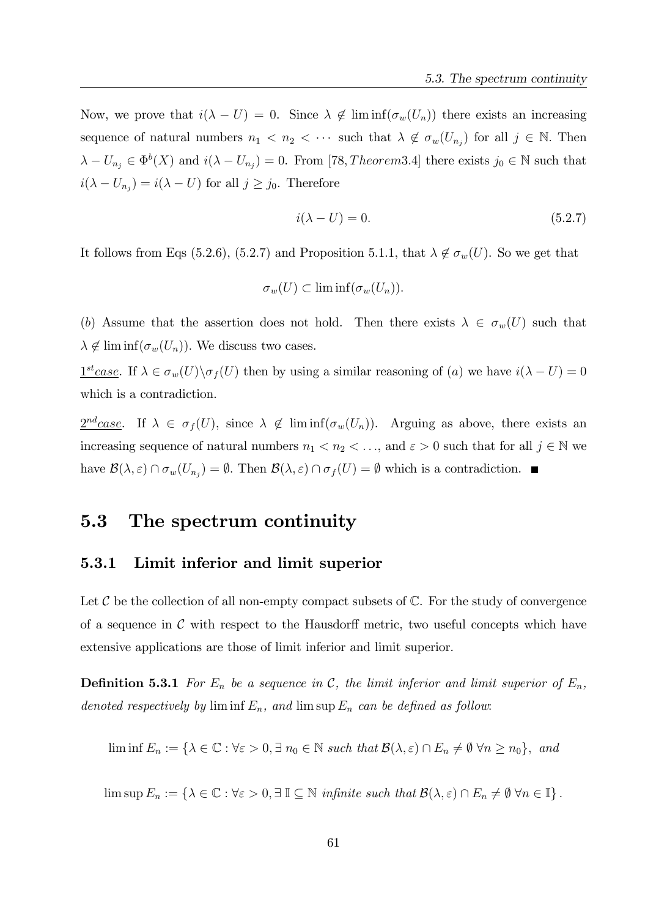Now, we prove that $i(\lambda - U) = 0$. Since $\lambda \notin \liminf(\sigma_w(U_n))$ there exists an increasing sequence of natural numbers $n_1 < n_2 < \cdots$ such that $\lambda \notin \sigma_w(U_{n_j})$ for all $j \in \mathbb{N}$. Then $\lambda - U_{n_j} \in \Phi^b(X)$ and $i(\lambda - U_{n_j}) = 0$. From [78, *Theorem*3.4] there exists $j_0 \in \mathbb{N}$ such that $i(\lambda - U_{n_j}) = i(\lambda - U)$ for all $j \geq j_0$. Therefore

$$i(\lambda - U) = 0. \tag{5.2.7}$$

It follows from Eqs (5.2.6), (5.2.7) and Proposition 5.1.1, that $\lambda \notin \sigma_w(U)$. So we get that

$$\sigma_w(U) \subset \liminf(\sigma_w(U_n)).$$

$(b)$ Assume that the assertion does not hold. Then there exists $\lambda \in \sigma_w(U)$ such that $\lambda \notin \liminf(\sigma_w(U_n))$. We discuss two cases.

<u>$1^{st}$*case*</u>. If $\lambda \in \sigma_w(U) \backslash \sigma_f(U)$ then by using a similar reasoning of $(a)$ we have $i(\lambda - U) = 0$ which is a contradiction.

<u>$2^{nd}$*case*</u>. If $\lambda \in \sigma_f(U)$, since $\lambda \notin \liminf(\sigma_w(U_n))$. Arguing as above, there exists an increasing sequence of natural numbers $n_1 < n_2 < \ldots$, and $\varepsilon > 0$ such that for all $j \in \mathbb{N}$ we have $\mathcal{B}(\lambda, \varepsilon) \cap \sigma_w(U_{n_j}) = \emptyset$. Then $\mathcal{B}(\lambda, \varepsilon) \cap \sigma_f(U) = \emptyset$ which is a contradiction. ■

## 5.3 The spectrum continuity

### 5.3.1 Limit inferior and limit superior

Let $\mathcal{C}$ be the collection of all non-empty compact subsets of $\mathbb{C}$. For the study of convergence of a sequence in $\mathcal{C}$ with respect to the Hausdorff metric, two useful concepts which have extensive applications are those of limit inferior and limit superior.

**Definition 5.3.1** *For $E_n$ be a sequence in $\mathcal{C}$, the limit inferior and limit superior of $E_n$, denoted respectively by $\liminf E_n$, and $\limsup E_n$ can be defined as follow:*

$$\liminf E_n := \{\lambda \in \mathbb{C} : \forall \varepsilon > 0, \exists\, n_0 \in \mathbb{N} \text{ such that } \mathcal{B}(\lambda, \varepsilon) \cap E_n \neq \emptyset \ \forall n \geq n_0\}, \text{ and}$$

$$\limsup E_n := \{\lambda \in \mathbb{C} : \forall \varepsilon > 0, \exists\, \mathbb{I} \subseteq \mathbb{N} \text{ infinite such that } \mathcal{B}(\lambda, \varepsilon) \cap E_n \neq \emptyset \ \forall n \in \mathbb{I}\}.$$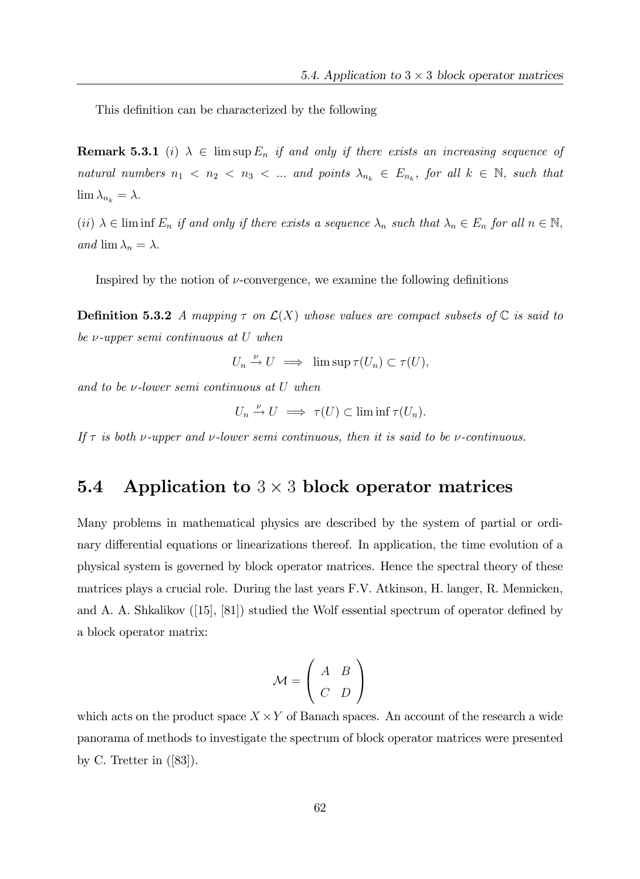This definition can be characterized by the following

**Remark 5.3.1** *(i) $\lambda \in \limsup E_n$ if and only if there exists an increasing sequence of natural numbers $n_1 < n_2 < n_3 < \ldots$ and points $\lambda_{n_k} \in E_{n_k}$, for all $k \in \mathbb{N}$, such that $\lim \lambda_{n_k} = \lambda$.*

*(ii) $\lambda \in \liminf E_n$ if and only if there exists a sequence $\lambda_n$ such that $\lambda_n \in E_n$ for all $n \in \mathbb{N}$, and $\lim \lambda_n = \lambda$.*

Inspired by the notion of $\nu$-convergence, we examine the following definitions

**Definition 5.3.2** *A mapping $\tau$ on $\mathcal{L}(X)$ whose values are compact subsets of $\mathbb{C}$ is said to be $\nu$-upper semi continuous at $U$ when*

$$U_n \xrightarrow{\nu} U \implies \limsup \tau(U_n) \subset \tau(U),$$

*and to be $\nu$-lower semi continuous at $U$ when*

$$U_n \xrightarrow{\nu} U \implies \tau(U) \subset \liminf \tau(U_n).$$

*If $\tau$ is both $\nu$-upper and $\nu$-lower semi continuous, then it is said to be $\nu$-continuous.*

## 5.4 Application to $3 \times 3$ block operator matrices

Many problems in mathematical physics are described by the system of partial or ordinary differential equations or linearizations thereof. In application, the time evolution of a physical system is governed by block operator matrices. Hence the spectral theory of these matrices plays a crucial role. During the last years F.V. Atkinson, H. langer, R. Mennicken, and A. A. Shkalikov ([15], [81]) studied the Wolf essential spectrum of operator defined by a block operator matrix:

$$\mathcal{M} = \begin{pmatrix} A & B \\ C & D \end{pmatrix}$$

which acts on the product space $X \times Y$ of Banach spaces. An account of the research a wide panorama of methods to investigate the spectrum of block operator matrices were presented by C. Tretter in ([83]).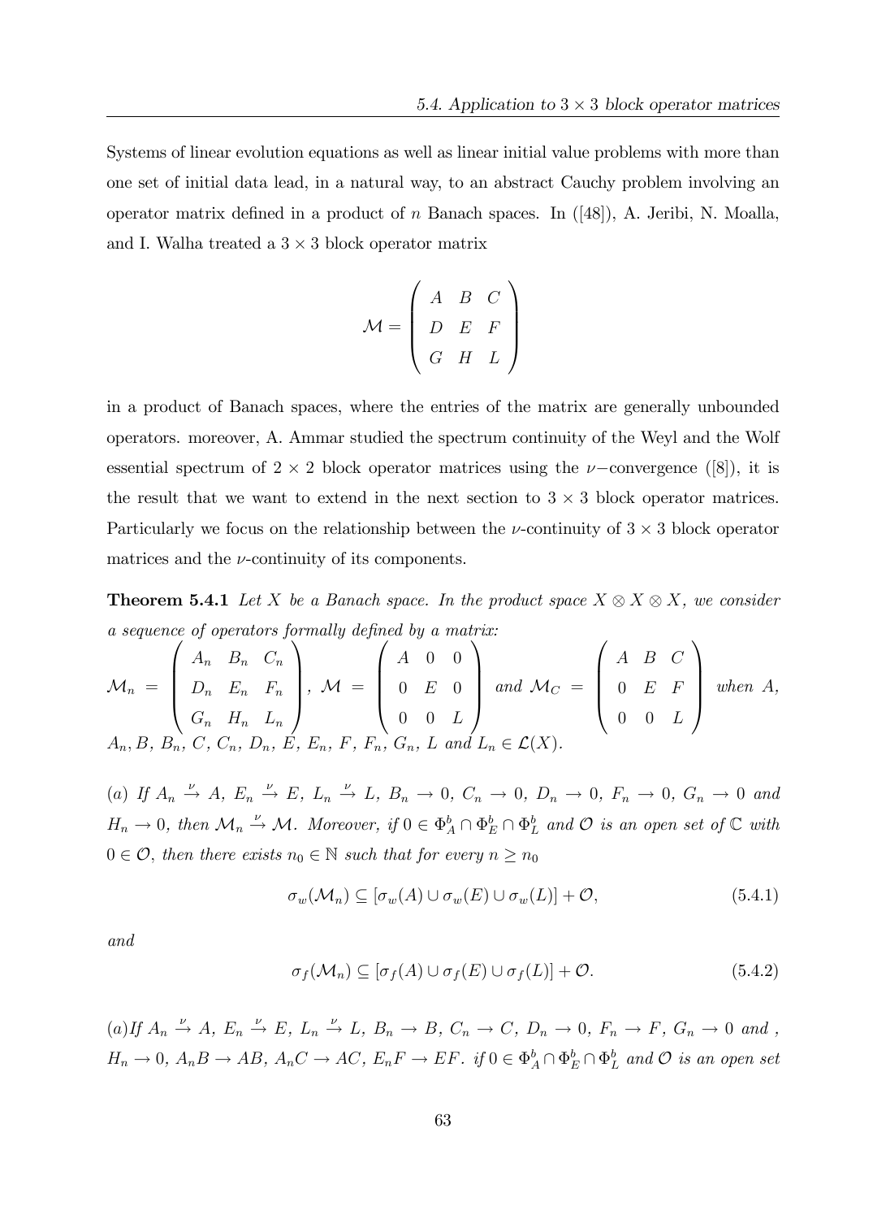Systems of linear evolution equations as well as linear initial value problems with more than one set of initial data lead, in a natural way, to an abstract Cauchy problem involving an operator matrix defined in a product of $n$ Banach spaces. In ([48]), A. Jeribi, N. Moalla, and I. Walha treated a $3 \times 3$ block operator matrix

$$\mathcal{M} = \begin{pmatrix} A & B & C \\ D & E & F \\ G & H & L \end{pmatrix}$$

in a product of Banach spaces, where the entries of the matrix are generally unbounded operators. moreover, A. Ammar studied the spectrum continuity of the Weyl and the Wolf essential spectrum of $2 \times 2$ block operator matrices using the $\nu-$convergence ([8]), it is the result that we want to extend in the next section to $3 \times 3$ block operator matrices. Particularly we focus on the relationship between the $\nu$-continuity of $3 \times 3$ block operator matrices and the $\nu$-continuity of its components.

**Theorem 5.4.1** *Let $X$ be a Banach space. In the product space $X \otimes X \otimes X$, we consider a sequence of operators formally defined by a matrix:*
$\mathcal{M}_n = \begin{pmatrix} A_n & B_n & C_n \\ D_n & E_n & F_n \\ G_n & H_n & L_n \end{pmatrix}$, $\mathcal{M} = \begin{pmatrix} A & 0 & 0 \\ 0 & E & 0 \\ 0 & 0 & L \end{pmatrix}$ *and* $\mathcal{M}_C = \begin{pmatrix} A & B & C \\ 0 & E & F \\ 0 & 0 & L \end{pmatrix}$ *when* $A$, $A_n, B, B_n, C, C_n, D_n, E, E_n, F, F_n, G_n, L$ *and* $L_n \in \mathcal{L}(X)$.

*(a) If $A_n \xrightarrow{\nu} A$, $E_n \xrightarrow{\nu} E$, $L_n \xrightarrow{\nu} L$, $B_n \to 0$, $C_n \to 0$, $D_n \to 0$, $F_n \to 0$, $G_n \to 0$ and $H_n \to 0$, then $\mathcal{M}_n \xrightarrow{\nu} \mathcal{M}$. Moreover, if $0 \in \Phi_A^b \cap \Phi_E^b \cap \Phi_L^b$ and $\mathcal{O}$ is an open set of $\mathbb{C}$ with $0 \in \mathcal{O}$, then there exists $n_0 \in \mathbb{N}$ such that for every $n \geq n_0$*

$$\sigma_w(\mathcal{M}_n) \subseteq [\sigma_w(A) \cup \sigma_w(E) \cup \sigma_w(L)] + \mathcal{O}, \tag{5.4.1}$$

*and*

$$\sigma_f(\mathcal{M}_n) \subseteq [\sigma_f(A) \cup \sigma_f(E) \cup \sigma_f(L)] + \mathcal{O}. \tag{5.4.2}$$

*(a)If $A_n \xrightarrow{\nu} A$, $E_n \xrightarrow{\nu} E$, $L_n \xrightarrow{\nu} L$, $B_n \to B$, $C_n \to C$, $D_n \to 0$, $F_n \to F$, $G_n \to 0$ and , $H_n \to 0$, $A_nB \to AB$, $A_nC \to AC$, $E_nF \to EF$. if $0 \in \Phi_A^b \cap \Phi_E^b \cap \Phi_L^b$ and $\mathcal{O}$ is an open set*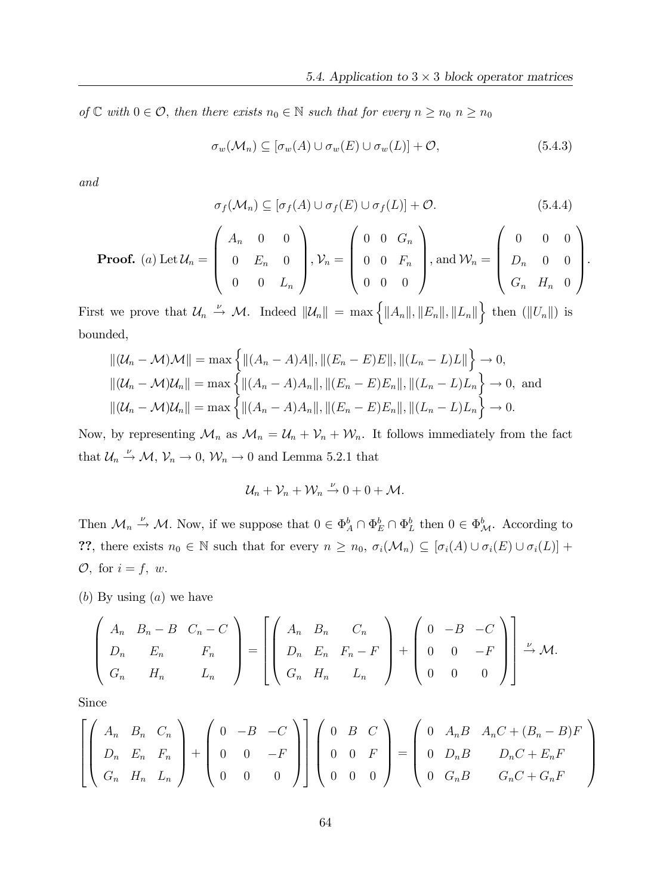*of $\mathbb{C}$ with $0 \in \mathcal{O}$, then there exists $n_0 \in \mathbb{N}$ such that for every $n \geq n_0$ $n \geq n_0$*

$$\sigma_w(\mathcal{M}_n) \subseteq [\sigma_w(A) \cup \sigma_w(E) \cup \sigma_w(L)] + \mathcal{O}, \tag{5.4.3}$$

*and*

$$\sigma_f(\mathcal{M}_n) \subseteq [\sigma_f(A) \cup \sigma_f(E) \cup \sigma_f(L)] + \mathcal{O}. \tag{5.4.4}$$

**Proof.** $(a)$ Let $\mathcal{U}_n = \begin{pmatrix} A_n & 0 & 0 \\ 0 & E_n & 0 \\ 0 & 0 & L_n \end{pmatrix}$, $\mathcal{V}_n = \begin{pmatrix} 0 & 0 & G_n \\ 0 & 0 & F_n \\ 0 & 0 & 0 \end{pmatrix}$, and $\mathcal{W}_n = \begin{pmatrix} 0 & 0 & 0 \\ D_n & 0 & 0 \\ G_n & H_n & 0 \end{pmatrix}$.

First we prove that $\mathcal{U}_n \xrightarrow{\nu} \mathcal{M}$. Indeed $\|\mathcal{U}_n\| = \max\Big\{\|A_n\|, \|E_n\|, \|L_n\|\Big\}$ then $(\|U_n\|)$ is bounded,

$$\begin{aligned}
&\|(\mathcal{U}_n - \mathcal{M})\mathcal{M}\| = \max\Big\{\|(A_n - A)A\|, \|(E_n - E)E\|, \|(L_n - L)L\|\Big\} \to 0, \\
&\|(\mathcal{U}_n - \mathcal{M})\mathcal{U}_n\| = \max\Big\{\|(A_n - A)A_n\|, \|(E_n - E)E_n\|, \|(L_n - L)L_n\Big\} \to 0, \text{ and} \\
&\|(\mathcal{U}_n - \mathcal{M})\mathcal{U}_n\| = \max\Big\{\|(A_n - A)A_n\|, \|(E_n - E)E_n\|, \|(L_n - L)L_n\Big\} \to 0.
\end{aligned}$$

Now, by representing $\mathcal{M}_n$ as $\mathcal{M}_n = \mathcal{U}_n + \mathcal{V}_n + \mathcal{W}_n$. It follows immediately from the fact that $\mathcal{U}_n \xrightarrow{\nu} \mathcal{M}$, $\mathcal{V}_n \to 0$, $\mathcal{W}_n \to 0$ and Lemma 5.2.1 that

$$\mathcal{U}_n + \mathcal{V}_n + \mathcal{W}_n \xrightarrow{\nu} 0 + 0 + \mathcal{M}.$$

Then $\mathcal{M}_n \xrightarrow{\nu} \mathcal{M}$. Now, if we suppose that $0 \in \Phi^b_A \cap \Phi^b_E \cap \Phi^b_L$ then $0 \in \Phi^b_{\mathcal{M}}$. According to **??**, there exists $n_0 \in \mathbb{N}$ such that for every $n \geq n_0$, $\sigma_i(\mathcal{M}_n) \subseteq [\sigma_i(A) \cup \sigma_i(E) \cup \sigma_i(L)] + \mathcal{O}$, for $i = f,\ w$.

$(b)$ By using $(a)$ we have

$$\begin{pmatrix} A_n & B_n - B & C_n - C \\ D_n & E_n & F_n \\ G_n & H_n & L_n \end{pmatrix} = \left[\begin{pmatrix} A_n & B_n & C_n \\ D_n & E_n & F_n - F \\ G_n & H_n & L_n \end{pmatrix} + \begin{pmatrix} 0 & -B & -C \\ 0 & 0 & -F \\ 0 & 0 & 0 \end{pmatrix}\right] \xrightarrow{\nu} \mathcal{M}.$$

Since

$$\left[\begin{pmatrix} A_n & B_n & C_n \\ D_n & E_n & F_n \\ G_n & H_n & L_n \end{pmatrix} + \begin{pmatrix} 0 & -B & -C \\ 0 & 0 & -F \\ 0 & 0 & 0 \end{pmatrix}\right] \begin{pmatrix} 0 & B & C \\ 0 & 0 & F \\ 0 & 0 & 0 \end{pmatrix} = \begin{pmatrix} 0 & A_nB & A_nC + (B_n - B)F \\ 0 & D_nB & D_nC + E_nF \\ 0 & G_nB & G_nC + G_nF \end{pmatrix}$$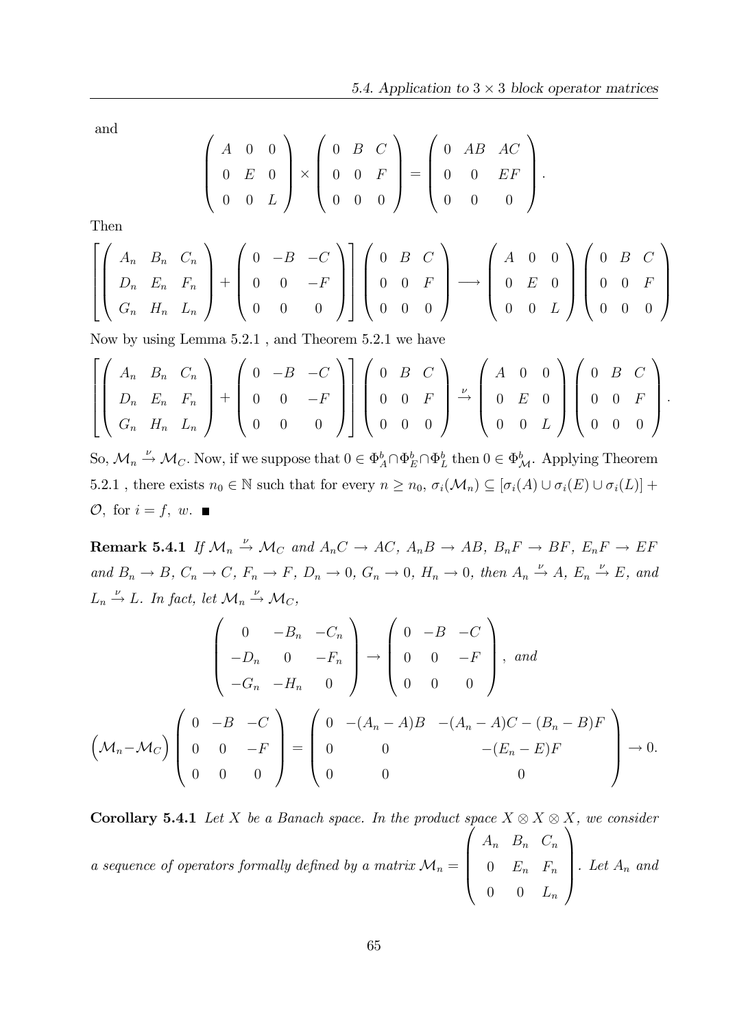and

$$\begin{pmatrix} A & 0 & 0 \\ 0 & E & 0 \\ 0 & 0 & L \end{pmatrix} \times \begin{pmatrix} 0 & B & C \\ 0 & 0 & F \\ 0 & 0 & 0 \end{pmatrix} = \begin{pmatrix} 0 & AB & AC \\ 0 & 0 & EF \\ 0 & 0 & 0 \end{pmatrix}.$$

Then

$$\left[ \begin{pmatrix} A_n & B_n & C_n \\ D_n & E_n & F_n \\ G_n & H_n & L_n \end{pmatrix} + \begin{pmatrix} 0 & -B & -C \\ 0 & 0 & -F \\ 0 & 0 & 0 \end{pmatrix} \right] \begin{pmatrix} 0 & B & C \\ 0 & 0 & F \\ 0 & 0 & 0 \end{pmatrix} \longrightarrow \begin{pmatrix} A & 0 & 0 \\ 0 & E & 0 \\ 0 & 0 & L \end{pmatrix} \begin{pmatrix} 0 & B & C \\ 0 & 0 & F \\ 0 & 0 & 0 \end{pmatrix}$$

Now by using Lemma 5.2.1 , and Theorem 5.2.1 we have

$$\left[ \begin{pmatrix} A_n & B_n & C_n \\ D_n & E_n & F_n \\ G_n & H_n & L_n \end{pmatrix} + \begin{pmatrix} 0 & -B & -C \\ 0 & 0 & -F \\ 0 & 0 & 0 \end{pmatrix} \right] \begin{pmatrix} 0 & B & C \\ 0 & 0 & F \\ 0 & 0 & 0 \end{pmatrix} \xrightarrow{\nu} \begin{pmatrix} A & 0 & 0 \\ 0 & E & 0 \\ 0 & 0 & L \end{pmatrix} \begin{pmatrix} 0 & B & C \\ 0 & 0 & F \\ 0 & 0 & 0 \end{pmatrix}.$$

So, $\mathcal{M}_n \xrightarrow{\nu} \mathcal{M}_C$. Now, if we suppose that $0 \in \Phi^b_A \cap \Phi^b_E \cap \Phi^b_L$ then $0 \in \Phi^b_{\mathcal{M}}$. Applying Theorem 5.2.1 , there exists $n_0 \in \mathbb{N}$ such that for every $n \geq n_0$, $\sigma_i(\mathcal{M}_n) \subseteq [\sigma_i(A) \cup \sigma_i(E) \cup \sigma_i(L)] + \mathcal{O}$, for $i = f,\ w$. ■

**Remark 5.4.1** *If $\mathcal{M}_n \xrightarrow{\nu} \mathcal{M}_C$ and $A_nC \to AC$, $A_nB \to AB$, $B_nF \to BF$, $E_nF \to EF$ and $B_n \to B$, $C_n \to C$, $F_n \to F$, $D_n \to 0$, $G_n \to 0$, $H_n \to 0$, then $A_n \xrightarrow{\nu} A$, $E_n \xrightarrow{\nu} E$, and $L_n \xrightarrow{\nu} L$. In fact, let $\mathcal{M}_n \xrightarrow{\nu} \mathcal{M}_C$,*

$$\begin{pmatrix} 0 & -B_n & -C_n \\ -D_n & 0 & -F_n \\ -G_n & -H_n & 0 \end{pmatrix} \to \begin{pmatrix} 0 & -B & -C \\ 0 & 0 & -F \\ 0 & 0 & 0 \end{pmatrix}, \text{ and}$$

$$\Big(\mathcal{M}_n - \mathcal{M}_C\Big) \begin{pmatrix} 0 & -B & -C \\ 0 & 0 & -F \\ 0 & 0 & 0 \end{pmatrix} = \begin{pmatrix} 0 & -(A_n - A)B & -(A_n - A)C - (B_n - B)F \\ 0 & 0 & -(E_n - E)F \\ 0 & 0 & 0 \end{pmatrix} \to 0.$$

**Corollary 5.4.1** *Let $X$ be a Banach space. In the product space $X \otimes X \otimes X$, we consider a sequence of operators formally defined by a matrix $\mathcal{M}_n = \begin{pmatrix} A_n & B_n & C_n \\ 0 & E_n & F_n \\ 0 & 0 & L_n \end{pmatrix}$. Let $A_n$ and*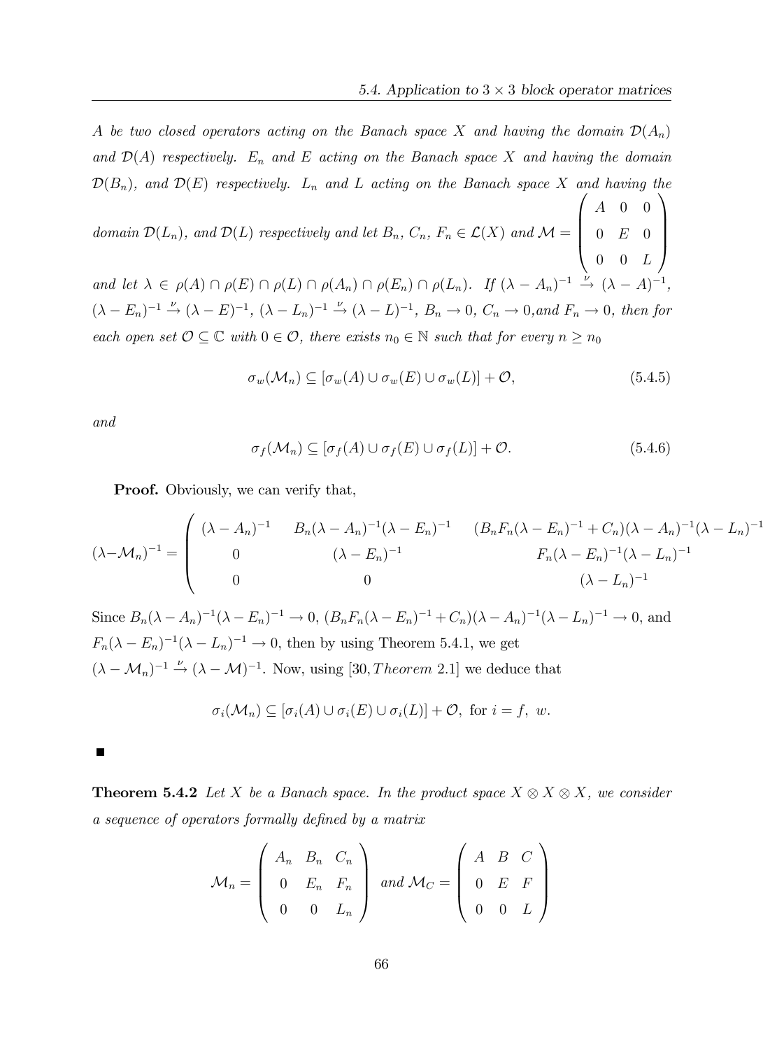*$A$ be two closed operators acting on the Banach space $X$ and having the domain $\mathcal{D}(A_n)$ and $\mathcal{D}(A)$ respectively. $E_n$ and $E$ acting on the Banach space $X$ and having the domain $\mathcal{D}(B_n)$, and $\mathcal{D}(E)$ respectively. $L_n$ and $L$ acting on the Banach space $X$ and having the domain $\mathcal{D}(L_n)$, and $\mathcal{D}(L)$ respectively and let $B_n$, $C_n$, $F_n \in \mathcal{L}(X)$ and $\mathcal{M} = \begin{pmatrix} A & 0 & 0 \\ 0 & E & 0 \\ 0 & 0 & L \end{pmatrix}$ and let $\lambda \in \rho(A) \cap \rho(E) \cap \rho(L) \cap \rho(A_n) \cap \rho(E_n) \cap \rho(L_n)$. If $(\lambda - A_n)^{-1} \overset{\nu}{\to} (\lambda - A)^{-1}$, $(\lambda - E_n)^{-1} \overset{\nu}{\to} (\lambda - E)^{-1}$, $(\lambda - L_n)^{-1} \overset{\nu}{\to} (\lambda - L)^{-1}$, $B_n \to 0$, $C_n \to 0$,and $F_n \to 0$, then for each open set $\mathcal{O} \subseteq \mathbb{C}$ with $0 \in \mathcal{O}$, there exists $n_0 \in \mathbb{N}$ such that for every $n \geq n_0$*

$$\sigma_w(\mathcal{M}_n) \subseteq [\sigma_w(A) \cup \sigma_w(E) \cup \sigma_w(L)] + \mathcal{O}, \tag{5.4.5}$$

*and*

$$\sigma_f(\mathcal{M}_n) \subseteq [\sigma_f(A) \cup \sigma_f(E) \cup \sigma_f(L)] + \mathcal{O}. \tag{5.4.6}$$

**Proof.** Obviously, we can verify that,

$$(\lambda - \mathcal{M}_n)^{-1} = \begin{pmatrix} (\lambda - A_n)^{-1} & B_n(\lambda - A_n)^{-1}(\lambda - E_n)^{-1} & (B_n F_n(\lambda - E_n)^{-1} + C_n)(\lambda - A_n)^{-1}(\lambda - L_n)^{-1} \\ 0 & (\lambda - E_n)^{-1} & F_n(\lambda - E_n)^{-1}(\lambda - L_n)^{-1} \\ 0 & 0 & (\lambda - L_n)^{-1} \end{pmatrix}$$

Since $B_n(\lambda - A_n)^{-1}(\lambda - E_n)^{-1} \to 0$, $(B_n F_n(\lambda - E_n)^{-1} + C_n)(\lambda - A_n)^{-1}(\lambda - L_n)^{-1} \to 0$, and $F_n(\lambda - E_n)^{-1}(\lambda - L_n)^{-1} \to 0$, then by using Theorem 5.4.1, we get $(\lambda - \mathcal{M}_n)^{-1} \overset{\nu}{\to} (\lambda - \mathcal{M})^{-1}$. Now, using [30, *Theorem* 2.1] we deduce that

$$\sigma_i(\mathcal{M}_n) \subseteq [\sigma_i(A) \cup \sigma_i(E) \cup \sigma_i(L)] + \mathcal{O}, \text{ for } i = f,\ w.$$

■

**Theorem 5.4.2** *Let $X$ be a Banach space. In the product space $X \otimes X \otimes X$, we consider a sequence of operators formally defined by a matrix*

$$\mathcal{M}_n = \begin{pmatrix} A_n & B_n & C_n \\ 0 & E_n & F_n \\ 0 & 0 & L_n \end{pmatrix} \text{ and } \mathcal{M}_C = \begin{pmatrix} A & B & C \\ 0 & E & F \\ 0 & 0 & L \end{pmatrix}$$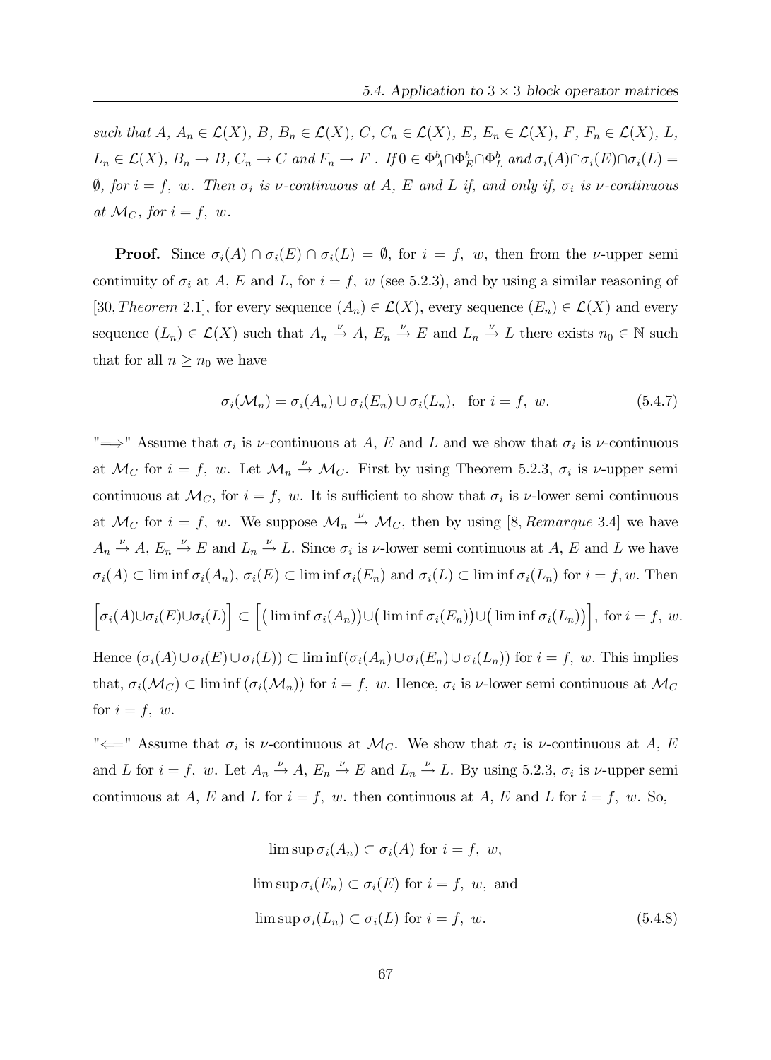*such that $A$, $A_n \in \mathcal{L}(X)$, $B$, $B_n \in \mathcal{L}(X)$, $C$, $C_n \in \mathcal{L}(X)$, $E$, $E_n \in \mathcal{L}(X)$, $F$, $F_n \in \mathcal{L}(X)$, $L$, $L_n \in \mathcal{L}(X)$, $B_n \to B$, $C_n \to C$ and $F_n \to F$ . If $0 \in \Phi^b_A \cap \Phi^b_E \cap \Phi^b_L$ and $\sigma_i(A) \cap \sigma_i(E) \cap \sigma_i(L) = \emptyset$, for $i = f,\ w$. Then $\sigma_i$ is $\nu$-continuous at $A$, $E$ and $L$ if, and only if, $\sigma_i$ is $\nu$-continuous at $\mathcal{M}_C$, for $i = f,\ w$.*

**Proof.** Since $\sigma_i(A) \cap \sigma_i(E) \cap \sigma_i(L) = \emptyset$, for $i = f,\ w$, then from the $\nu$-upper semi continuity of $\sigma_i$ at $A$, $E$ and $L$, for $i = f,\ w$ (see 5.2.3), and by using a similar reasoning of [30, *Theorem* 2.1], for every sequence $(A_n) \in \mathcal{L}(X)$, every sequence $(E_n) \in \mathcal{L}(X)$ and every sequence $(L_n) \in \mathcal{L}(X)$ such that $A_n \xrightarrow{\nu} A$, $E_n \xrightarrow{\nu} E$ and $L_n \xrightarrow{\nu} L$ there exists $n_0 \in \mathbb{N}$ such that for all $n \geq n_0$ we have

$$\sigma_i(\mathcal{M}_n) = \sigma_i(A_n) \cup \sigma_i(E_n) \cup \sigma_i(L_n), \quad \text{for } i = f,\ w. \tag{5.4.7}$$

"$\Longrightarrow$" Assume that $\sigma_i$ is $\nu$-continuous at $A$, $E$ and $L$ and we show that $\sigma_i$ is $\nu$-continuous at $\mathcal{M}_C$ for $i = f,\ w$. Let $\mathcal{M}_n \xrightarrow{\nu} \mathcal{M}_C$. First by using Theorem 5.2.3, $\sigma_i$ is $\nu$-upper semi continuous at $\mathcal{M}_C$, for $i = f,\ w$. It is sufficient to show that $\sigma_i$ is $\nu$-lower semi continuous at $\mathcal{M}_C$ for $i = f,\ w$. We suppose $\mathcal{M}_n \xrightarrow{\nu} \mathcal{M}_C$, then by using [8, *Remarque* 3.4] we have $A_n \xrightarrow{\nu} A$, $E_n \xrightarrow{\nu} E$ and $L_n \xrightarrow{\nu} L$. Since $\sigma_i$ is $\nu$-lower semi continuous at $A$, $E$ and $L$ we have $\sigma_i(A) \subset \liminf \sigma_i(A_n)$, $\sigma_i(E) \subset \liminf \sigma_i(E_n)$ and $\sigma_i(L) \subset \liminf \sigma_i(L_n)$ for $i = f, w$. Then

$$\Big[\sigma_i(A) \cup \sigma_i(E) \cup \sigma_i(L)\Big] \subset \Big[\big(\liminf \sigma_i(A_n)\big) \cup \big(\liminf \sigma_i(E_n)\big) \cup \big(\liminf \sigma_i(L_n)\big)\Big], \text{ for } i = f,\ w.$$

Hence $(\sigma_i(A) \cup \sigma_i(E) \cup \sigma_i(L)) \subset \liminf(\sigma_i(A_n) \cup \sigma_i(E_n) \cup \sigma_i(L_n))$ for $i = f,\ w$. This implies that, $\sigma_i(\mathcal{M}_C) \subset \liminf(\sigma_i(\mathcal{M}_n))$ for $i = f,\ w$. Hence, $\sigma_i$ is $\nu$-lower semi continuous at $\mathcal{M}_C$ for $i = f,\ w$.

"$\Longleftarrow$" Assume that $\sigma_i$ is $\nu$-continuous at $\mathcal{M}_C$. We show that $\sigma_i$ is $\nu$-continuous at $A$, $E$ and $L$ for $i = f,\ w$. Let $A_n \xrightarrow{\nu} A$, $E_n \xrightarrow{\nu} E$ and $L_n \xrightarrow{\nu} L$. By using 5.2.3, $\sigma_i$ is $\nu$-upper semi continuous at $A$, $E$ and $L$ for $i = f,\ w$. then continuous at $A$, $E$ and $L$ for $i = f,\ w$. So,

$$\begin{aligned}
&\limsup \sigma_i(A_n) \subset \sigma_i(A) \text{ for } i = f,\ w, \\
&\limsup \sigma_i(E_n) \subset \sigma_i(E) \text{ for } i = f,\ w, \text{ and} \\
&\limsup \sigma_i(L_n) \subset \sigma_i(L) \text{ for } i = f,\ w.
\end{aligned} \tag{5.4.8}$$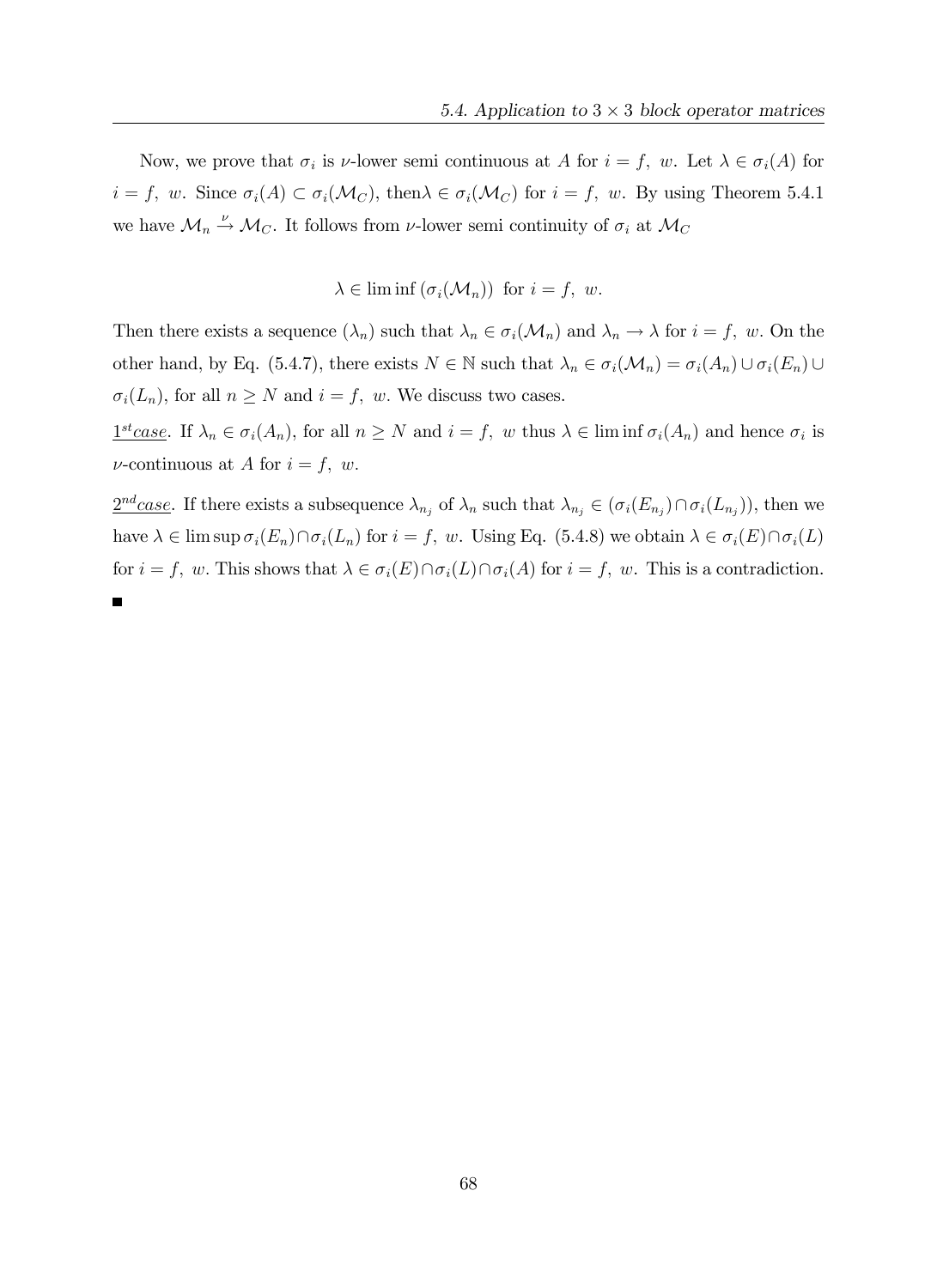Now, we prove that $\sigma_i$ is $\nu$-lower semi continuous at $A$ for $i = f,\ w$. Let $\lambda \in \sigma_i(A)$ for $i = f,\ w$. Since $\sigma_i(A) \subset \sigma_i(\mathcal{M}_C)$, then$\lambda \in \sigma_i(\mathcal{M}_C)$ for $i = f,\ w$. By using Theorem 5.4.1 we have $\mathcal{M}_n \xrightarrow{\nu} \mathcal{M}_C$. It follows from $\nu$-lower semi continuity of $\sigma_i$ at $\mathcal{M}_C$

$$\lambda \in \liminf \left(\sigma_i(\mathcal{M}_n)\right) \text{ for } i = f,\ w.$$

Then there exists a sequence $(\lambda_n)$ such that $\lambda_n \in \sigma_i(\mathcal{M}_n)$ and $\lambda_n \to \lambda$ for $i = f,\ w$. On the other hand, by Eq. (5.4.7), there exists $N \in \mathbb{N}$ such that $\lambda_n \in \sigma_i(\mathcal{M}_n) = \sigma_i(A_n) \cup \sigma_i(E_n) \cup \sigma_i(L_n)$, for all $n \geq N$ and $i = f,\ w$. We discuss two cases.

<u>$1^{st}case$</u>. If $\lambda_n \in \sigma_i(A_n)$, for all $n \geq N$ and $i = f,\ w$ thus $\lambda \in \liminf \sigma_i(A_n)$ and hence $\sigma_i$ is $\nu$-continuous at $A$ for $i = f,\ w$.

<u>$2^{nd}case$</u>. If there exists a subsequence $\lambda_{n_j}$ of $\lambda_n$ such that $\lambda_{n_j} \in (\sigma_i(E_{n_j}) \cap \sigma_i(L_{n_j}))$, then we have $\lambda \in \limsup \sigma_i(E_n) \cap \sigma_i(L_n)$ for $i = f,\ w$. Using Eq. (5.4.8) we obtain $\lambda \in \sigma_i(E) \cap \sigma_i(L)$ for $i = f,\ w$. This shows that $\lambda \in \sigma_i(E) \cap \sigma_i(L) \cap \sigma_i(A)$ for $i = f,\ w$. This is a contradiction.

∎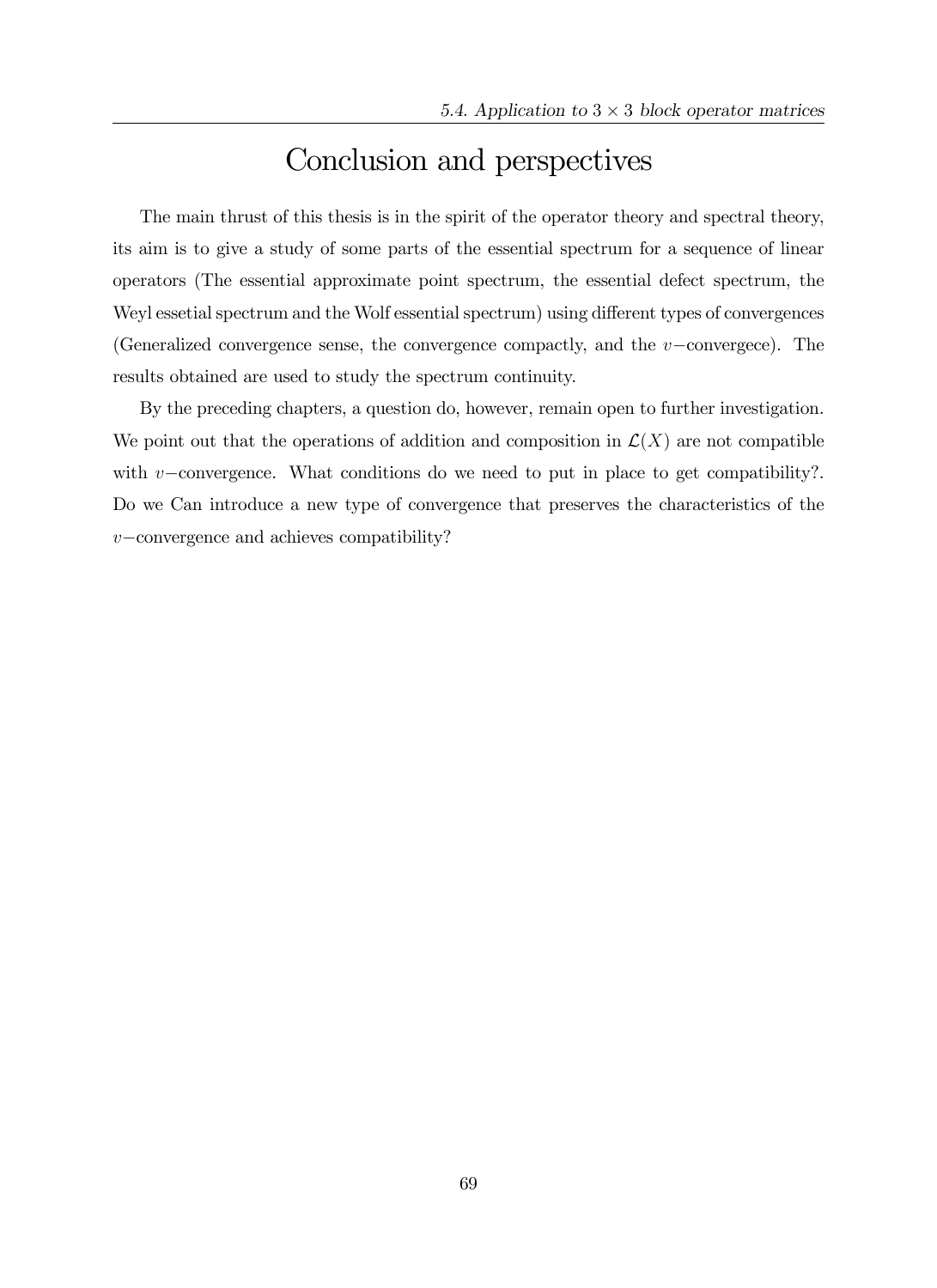# Conclusion and perspectives

The main thrust of this thesis is in the spirit of the operator theory and spectral theory, its aim is to give a study of some parts of the essential spectrum for a sequence of linear operators (The essential approximate point spectrum, the essential defect spectrum, the Weyl essetial spectrum and the Wolf essential spectrum) using different types of convergences (Generalized convergence sense, the convergence compactly, and the $v-$convergece). The results obtained are used to study the spectrum continuity.

By the preceding chapters, a question do, however, remain open to further investigation. We point out that the operations of addition and composition in $\mathcal{L}(X)$ are not compatible with $v-$convergence. What conditions do we need to put in place to get compatibility?. Do we Can introduce a new type of convergence that preserves the characteristics of the $v-$convergence and achieves compatibility?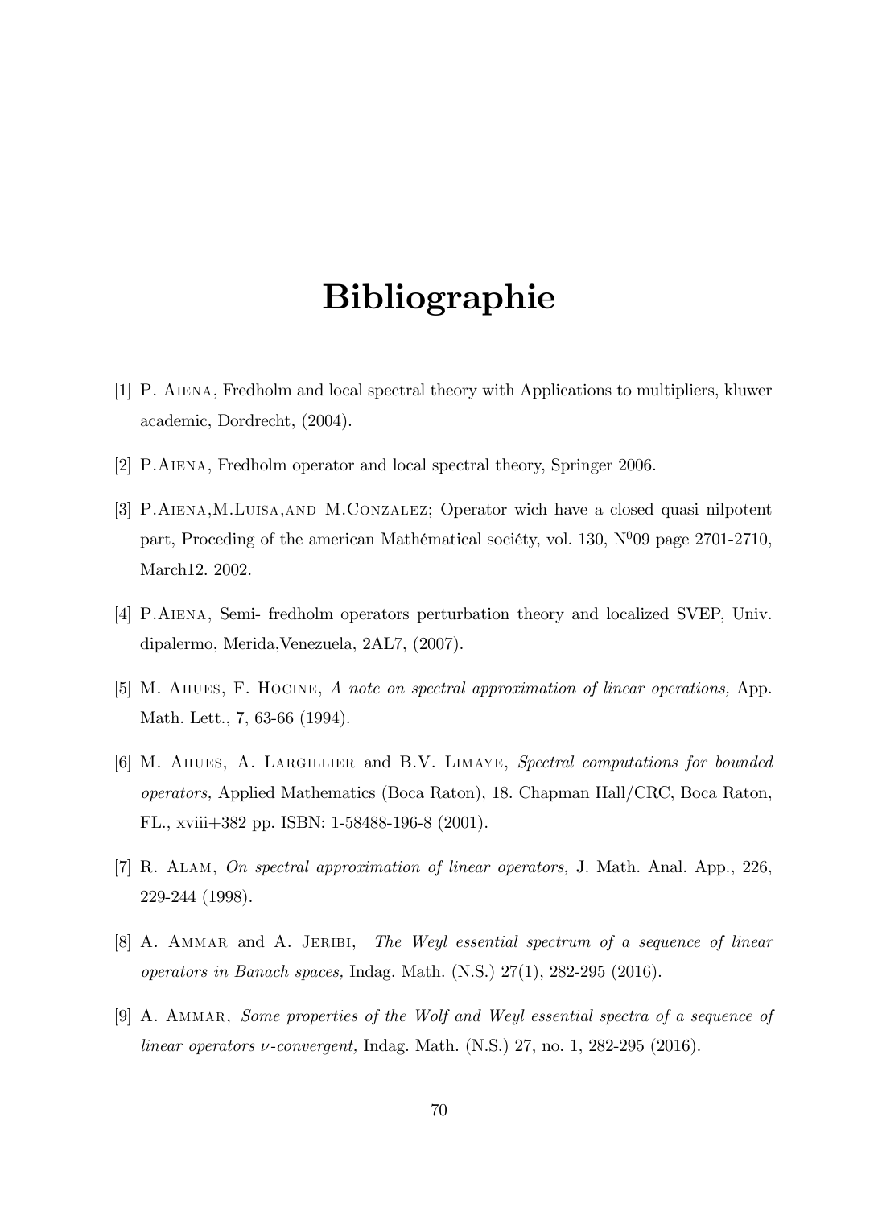# Bibliographie

[1] P. Aiena, Fredholm and local spectral theory with Applications to multipliers, kluwer academic, Dordrecht, (2004).

[2] P.Aiena, Fredholm operator and local spectral theory, Springer 2006.

[3] P.Aiena,M.Luisa,and M.Conzalez; Operator wich have a closed quasi nilpotent part, Proceding of the american Mathématical sociéty, vol. 130, N$^0$09 page 2701-2710, March12. 2002.

[4] P.Aiena, Semi- fredholm operators perturbation theory and localized SVEP, Univ. dipalermo, Merida,Venezuela, 2AL7, (2007).

[5] M. Ahues, F. Hocine, *A note on spectral approximation of linear operations,* App. Math. Lett., 7, 63-66 (1994).

[6] M. Ahues, A. Largillier and B.V. Limaye, *Spectral computations for bounded operators,* Applied Mathematics (Boca Raton), 18. Chapman Hall/CRC, Boca Raton, FL., xviii+382 pp. ISBN: 1-58488-196-8 (2001).

[7] R. Alam, *On spectral approximation of linear operators,* J. Math. Anal. App., 226, 229-244 (1998).

[8] A. Ammar and A. Jeribi, *The Weyl essential spectrum of a sequence of linear operators in Banach spaces,* Indag. Math. (N.S.) 27(1), 282-295 (2016).

[9] A. Ammar, *Some properties of the Wolf and Weyl essential spectra of a sequence of linear operators $\nu$-convergent,* Indag. Math. (N.S.) 27, no. 1, 282-295 (2016).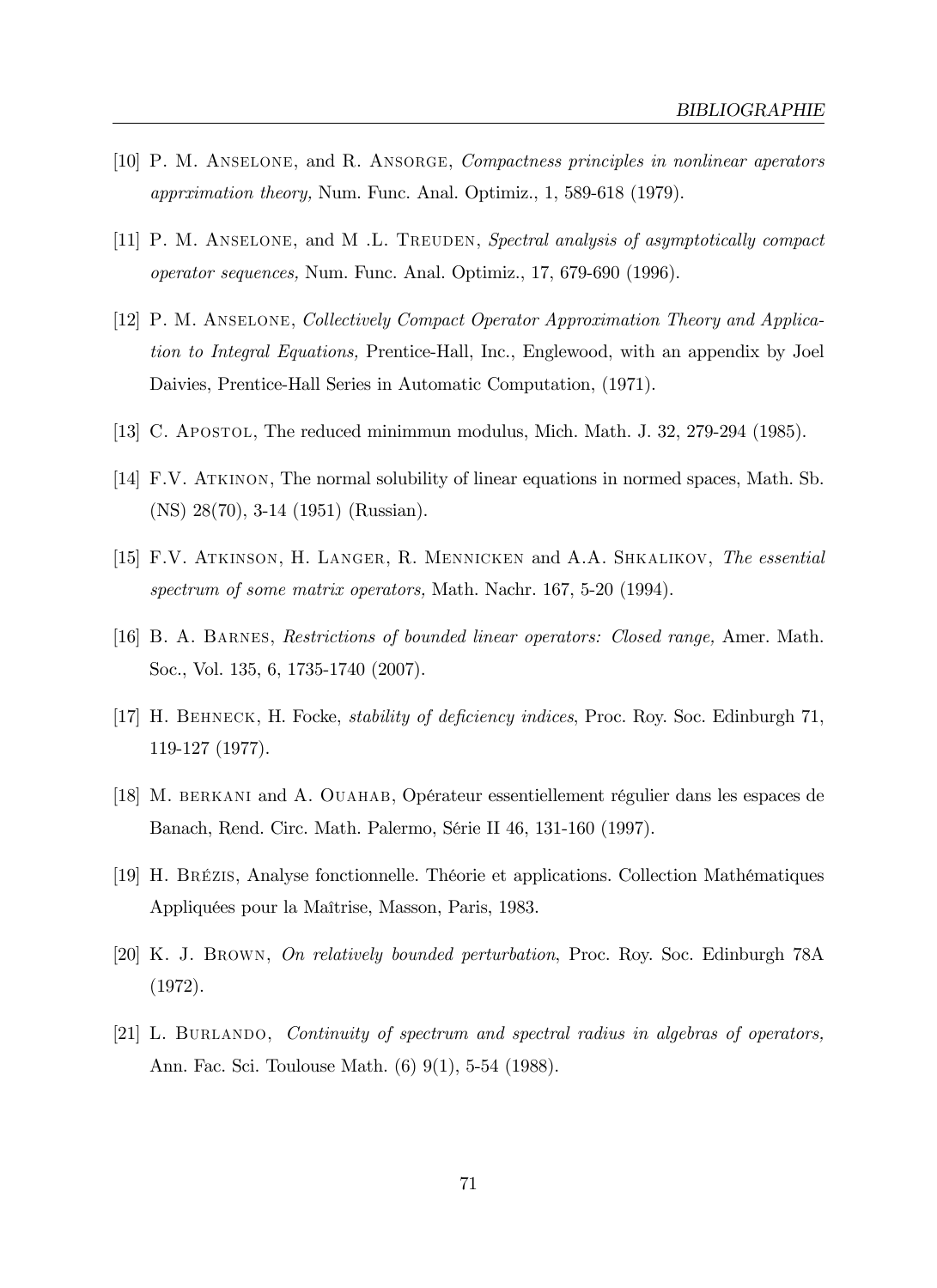[10] P. M. Anselone, and R. Ansorge, *Compactness principles in nonlinear aperators apprximation theory,* Num. Func. Anal. Optimiz., 1, 589-618 (1979).

[11] P. M. Anselone, and M .L. Treuden, *Spectral analysis of asymptotically compact operator sequences,* Num. Func. Anal. Optimiz., 17, 679-690 (1996).

[12] P. M. Anselone, *Collectively Compact Operator Approximation Theory and Application to Integral Equations,* Prentice-Hall, Inc., Englewood, with an appendix by Joel Daivies, Prentice-Hall Series in Automatic Computation, (1971).

[13] C. Apostol, The reduced minimmun modulus, Mich. Math. J. 32, 279-294 (1985).

[14] F.V. Atkinon, The normal solubility of linear equations in normed spaces, Math. Sb. (NS) 28(70), 3-14 (1951) (Russian).

[15] F.V. Atkinson, H. Langer, R. Mennicken and A.A. Shkalikov, *The essential spectrum of some matrix operators,* Math. Nachr. 167, 5-20 (1994).

[16] B. A. Barnes, *Restrictions of bounded linear operators: Closed range,* Amer. Math. Soc., Vol. 135, 6, 1735-1740 (2007).

[17] H. Behneck, H. Focke, *stability of deficiency indices*, Proc. Roy. Soc. Edinburgh 71, 119-127 (1977).

[18] M. berkani and A. Ouahab, Opérateur essentiellement régulier dans les espaces de Banach, Rend. Circ. Math. Palermo, Série II 46, 131-160 (1997).

[19] H. Brézis, Analyse fonctionnelle. Théorie et applications. Collection Mathématiques Appliquées pour la Maîtrise, Masson, Paris, 1983.

[20] K. J. Brown, *On relatively bounded perturbation*, Proc. Roy. Soc. Edinburgh 78A (1972).

[21] L. Burlando, *Continuity of spectrum and spectral radius in algebras of operators,* Ann. Fac. Sci. Toulouse Math. (6) 9(1), 5-54 (1988).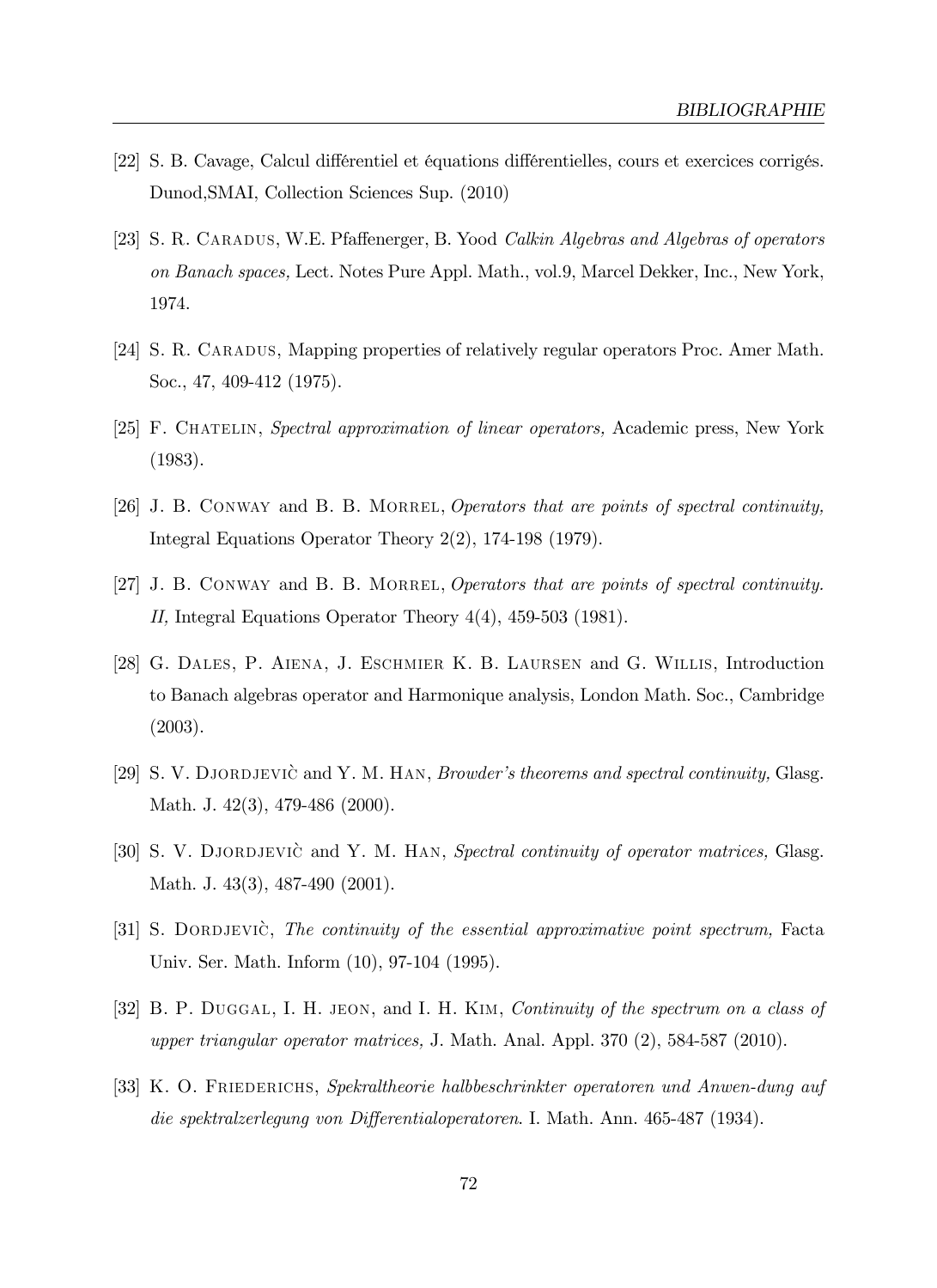[22] S. B. Cavage, Calcul différentiel et équations différentielles, cours et exercices corrigés. Dunod,SMAI, Collection Sciences Sup. (2010)

[23] S. R. Caradus, W.E. Pfaffenerger, B. Yood *Calkin Algebras and Algebras of operators on Banach spaces,* Lect. Notes Pure Appl. Math., vol.9, Marcel Dekker, Inc., New York, 1974.

[24] S. R. Caradus, Mapping properties of relatively regular operators Proc. Amer Math. Soc., 47, 409-412 (1975).

[25] F. Chatelin, *Spectral approximation of linear operators,* Academic press, New York (1983).

[26] J. B. Conway and B. B. Morrel, *Operators that are points of spectral continuity,* Integral Equations Operator Theory 2(2), 174-198 (1979).

[27] J. B. Conway and B. B. Morrel, *Operators that are points of spectral continuity. II,* Integral Equations Operator Theory 4(4), 459-503 (1981).

[28] G. Dales, P. Aiena, J. Eschmier K. B. Laursen and G. Willis, Introduction to Banach algebras operator and Harmonique analysis, London Math. Soc., Cambridge (2003).

[29] S. V. Djordjevič and Y. M. Han, *Browder's theorems and spectral continuity,* Glasg. Math. J. 42(3), 479-486 (2000).

[30] S. V. Djordjevič and Y. M. Han, *Spectral continuity of operator matrices,* Glasg. Math. J. 43(3), 487-490 (2001).

[31] S. Dordjevič, *The continuity of the essential approximative point spectrum,* Facta Univ. Ser. Math. Inform (10), 97-104 (1995).

[32] B. P. Duggal, I. H. jeon, and I. H. Kim, *Continuity of the spectrum on a class of upper triangular operator matrices,* J. Math. Anal. Appl. 370 (2), 584-587 (2010).

[33] K. O. Friederichs, *Spekraltheorie halbbeschrinkter operatoren und Anwen-dung auf die spektralzerlegung von Differentialoperatoren*. I. Math. Ann. 465-487 (1934).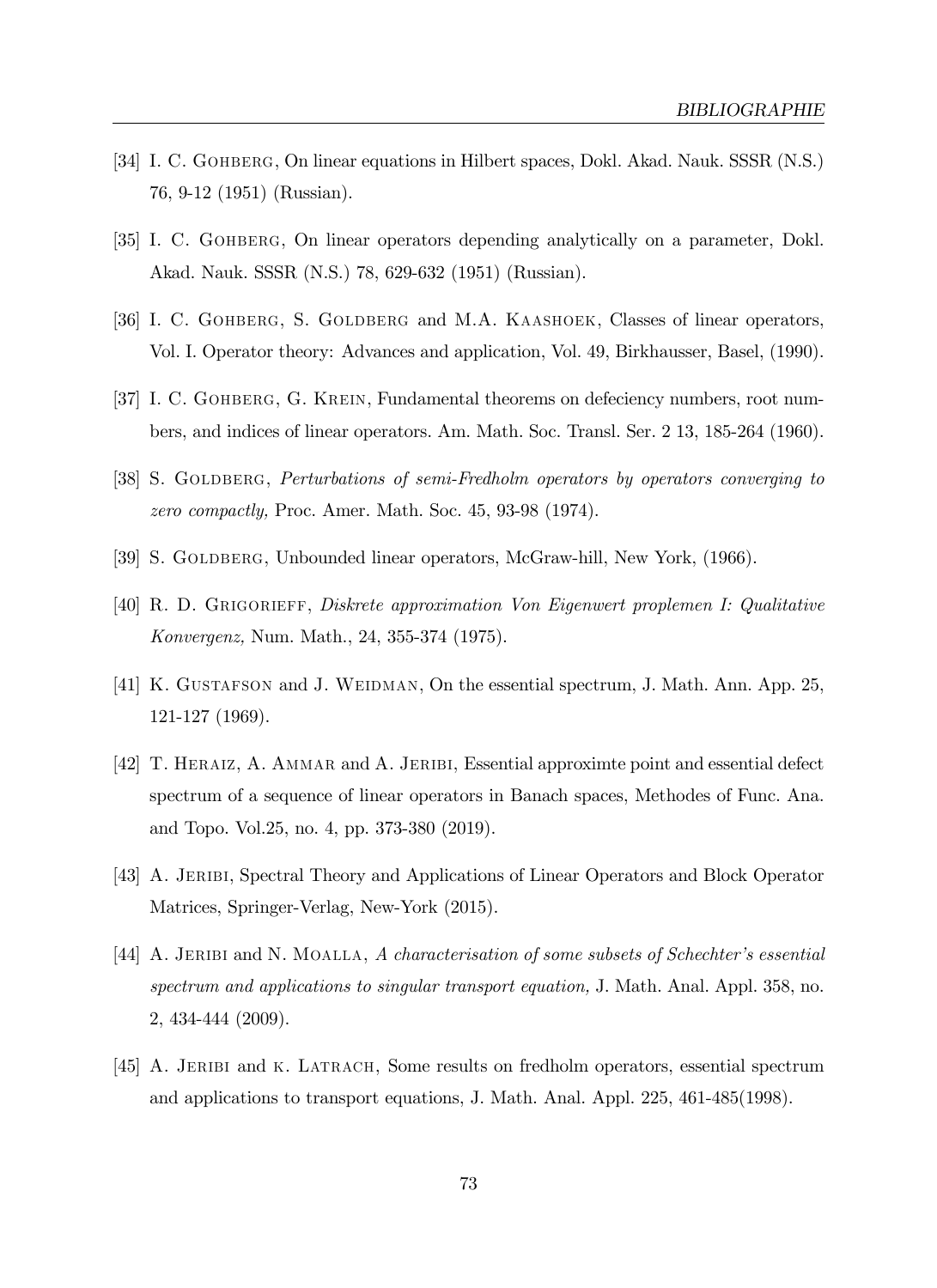[34] I. C. Gohberg, On linear equations in Hilbert spaces, Dokl. Akad. Nauk. SSSR (N.S.) 76, 9-12 (1951) (Russian).

[35] I. C. Gohberg, On linear operators depending analytically on a parameter, Dokl. Akad. Nauk. SSSR (N.S.) 78, 629-632 (1951) (Russian).

[36] I. C. Gohberg, S. Goldberg and M.A. Kaashoek, Classes of linear operators, Vol. I. Operator theory: Advances and application, Vol. 49, Birkhausser, Basel, (1990).

[37] I. C. Gohberg, G. Krein, Fundamental theorems on defeciency numbers, root numbers, and indices of linear operators. Am. Math. Soc. Transl. Ser. 2 13, 185-264 (1960).

[38] S. Goldberg, *Perturbations of semi-Fredholm operators by operators converging to zero compactly,* Proc. Amer. Math. Soc. 45, 93-98 (1974).

[39] S. Goldberg, Unbounded linear operators, McGraw-hill, New York, (1966).

[40] R. D. Grigorieff, *Diskrete approximation Von Eigenwert proplemen I: Qualitative Konvergenz,* Num. Math., 24, 355-374 (1975).

[41] K. Gustafson and J. Weidman, On the essential spectrum, J. Math. Ann. App. 25, 121-127 (1969).

[42] T. Heraiz, A. Ammar and A. Jeribi, Essential approximte point and essential defect spectrum of a sequence of linear operators in Banach spaces, Methodes of Func. Ana. and Topo. Vol.25, no. 4, pp. 373-380 (2019).

[43] A. Jeribi, Spectral Theory and Applications of Linear Operators and Block Operator Matrices, Springer-Verlag, New-York (2015).

[44] A. Jeribi and N. Moalla, *A characterisation of some subsets of Schechter's essential spectrum and applications to singular transport equation,* J. Math. Anal. Appl. 358, no. 2, 434-444 (2009).

[45] A. Jeribi and k. Latrach, Some results on fredholm operators, essential spectrum and applications to transport equations, J. Math. Anal. Appl. 225, 461-485(1998).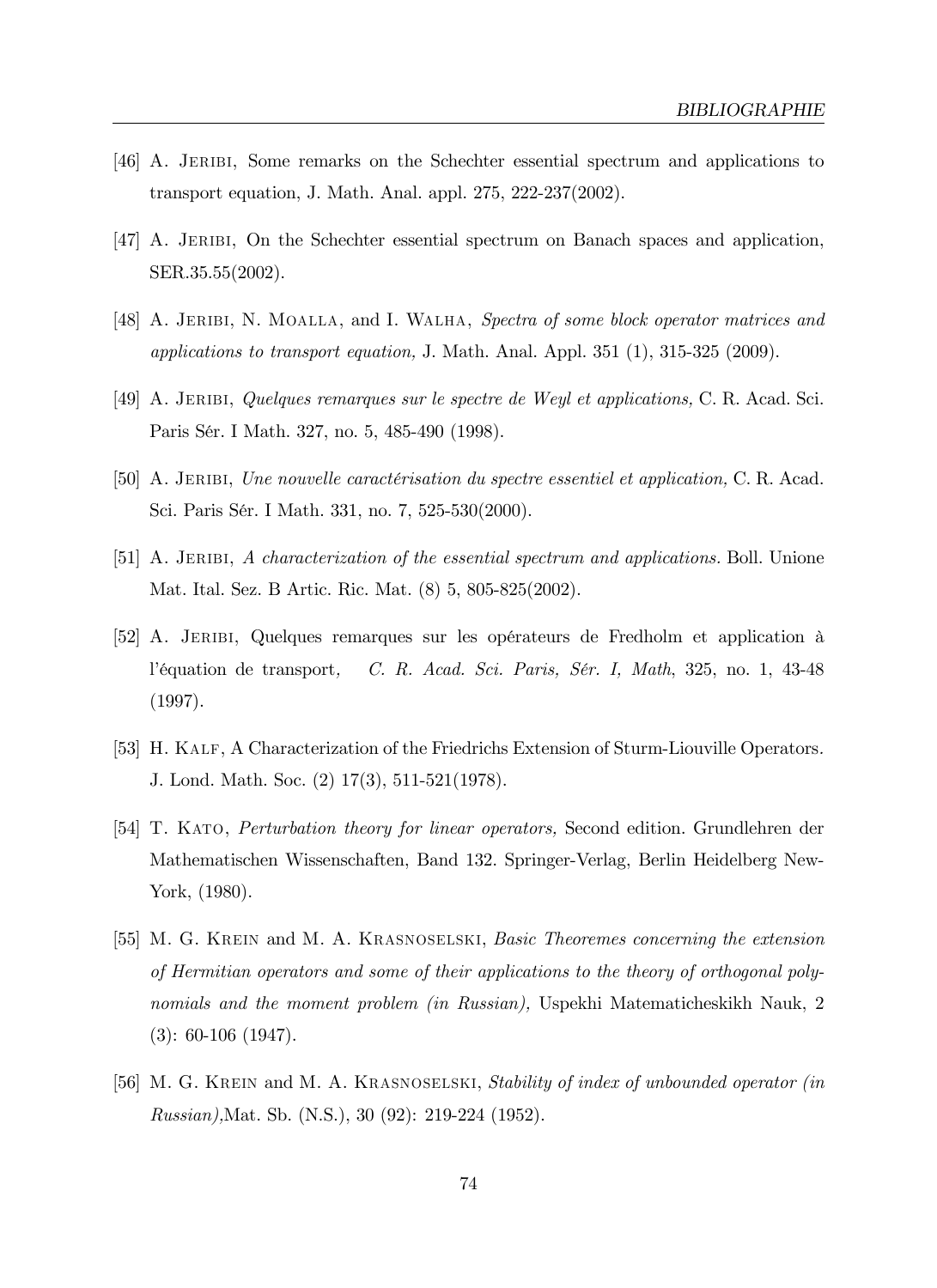[46] A. Jeribi, Some remarks on the Schechter essential spectrum and applications to transport equation, J. Math. Anal. appl. 275, 222-237(2002).

[47] A. Jeribi, On the Schechter essential spectrum on Banach spaces and application, SER.35.55(2002).

[48] A. Jeribi, N. Moalla, and I. Walha, *Spectra of some block operator matrices and applications to transport equation,* J. Math. Anal. Appl. 351 (1), 315-325 (2009).

[49] A. Jeribi, *Quelques remarques sur le spectre de Weyl et applications,* C. R. Acad. Sci. Paris Sér. I Math. 327, no. 5, 485-490 (1998).

[50] A. Jeribi, *Une nouvelle caractérisation du spectre essentiel et application,* C. R. Acad. Sci. Paris Sér. I Math. 331, no. 7, 525-530(2000).

[51] A. Jeribi, *A characterization of the essential spectrum and applications.* Boll. Unione Mat. Ital. Sez. B Artic. Ric. Mat. (8) 5, 805-825(2002).

[52] A. Jeribi, Quelques remarques sur les opérateurs de Fredholm et application à l'équation de transport, *C. R. Acad. Sci. Paris, Sér. I, Math*, 325, no. 1, 43-48 (1997).

[53] H. Kalf, A Characterization of the Friedrichs Extension of Sturm-Liouville Operators. J. Lond. Math. Soc. (2) 17(3), 511-521(1978).

[54] T. Kato, *Perturbation theory for linear operators,* Second edition. Grundlehren der Mathematischen Wissenschaften, Band 132. Springer-Verlag, Berlin Heidelberg New-York, (1980).

[55] M. G. Krein and M. A. Krasnoselski, *Basic Theoremes concerning the extension of Hermitian operators and some of their applications to the theory of orthogonal polynomials and the moment problem (in Russian),* Uspekhi Matematicheskikh Nauk, 2 (3): 60-106 (1947).

[56] M. G. Krein and M. A. Krasnoselski, *Stability of index of unbounded operator (in Russian)*,Mat. Sb. (N.S.), 30 (92): 219-224 (1952).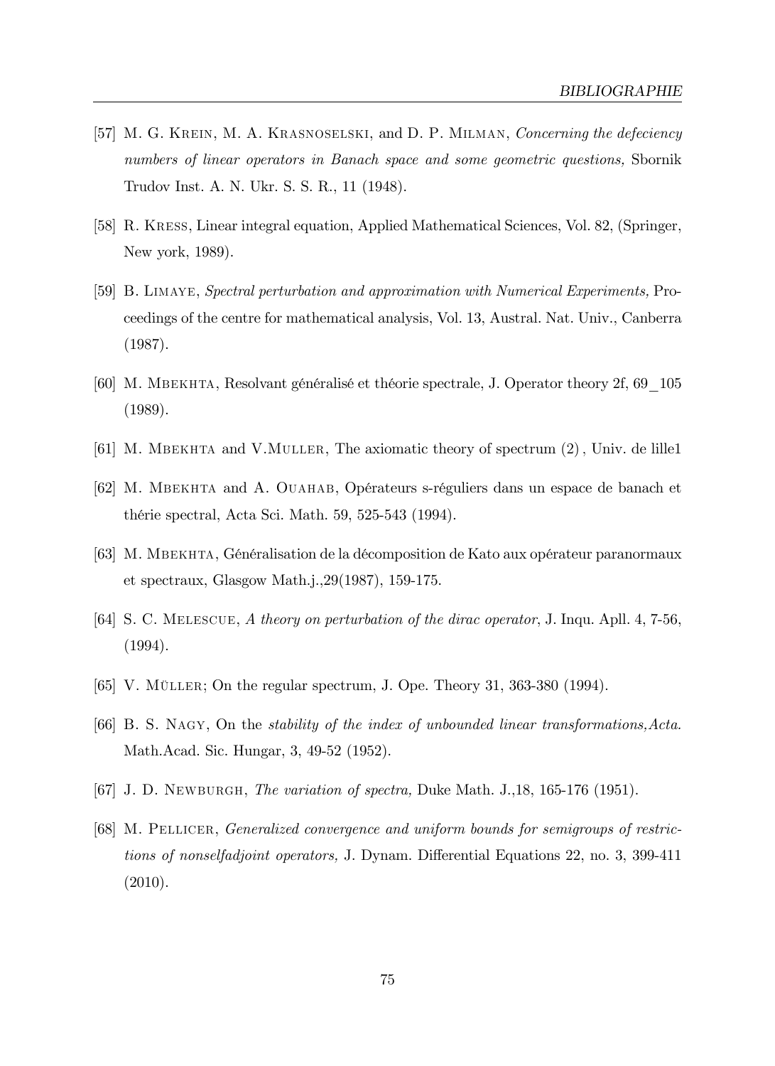[57] M. G. Krein, M. A. Krasnoselski, and D. P. Milman, *Concerning the defeciency numbers of linear operators in Banach space and some geometric questions,* Sbornik Trudov Inst. A. N. Ukr. S. S. R., 11 (1948).

[58] R. Kress, Linear integral equation, Applied Mathematical Sciences, Vol. 82, (Springer, New york, 1989).

[59] B. Limaye, *Spectral perturbation and approximation with Numerical Experiments,* Proceedings of the centre for mathematical analysis, Vol. 13, Austral. Nat. Univ., Canberra (1987).

[60] M. Mbekhta, Resolvant généralisé et théorie spectrale, J. Operator theory 2f, 69_105 (1989).

[61] M. Mbekhta and V.Muller, The axiomatic theory of spectrum (2) , Univ. de lille1

[62] M. Mbekhta and A. Ouahab, Opérateurs s-réguliers dans un espace de banach et thérie spectral, Acta Sci. Math. 59, 525-543 (1994).

[63] M. Mbekhta, Généralisation de la décomposition de Kato aux opérateur paranormaux et spectraux, Glasgow Math.j.,29(1987), 159-175.

[64] S. C. Melescue, *A theory on perturbation of the dirac operator*, J. Inqu. Apll. 4, 7-56, (1994).

[65] V. Müller; On the regular spectrum, J. Ope. Theory 31, 363-380 (1994).

[66] B. S. Nagy, On the *stability of the index of unbounded linear transformations,Acta.* Math.Acad. Sic. Hungar, 3, 49-52 (1952).

[67] J. D. Newburgh, *The variation of spectra,* Duke Math. J.,18, 165-176 (1951).

[68] M. Pellicer, *Generalized convergence and uniform bounds for semigroups of restrictions of nonselfadjoint operators,* J. Dynam. Differential Equations 22, no. 3, 399-411 (2010).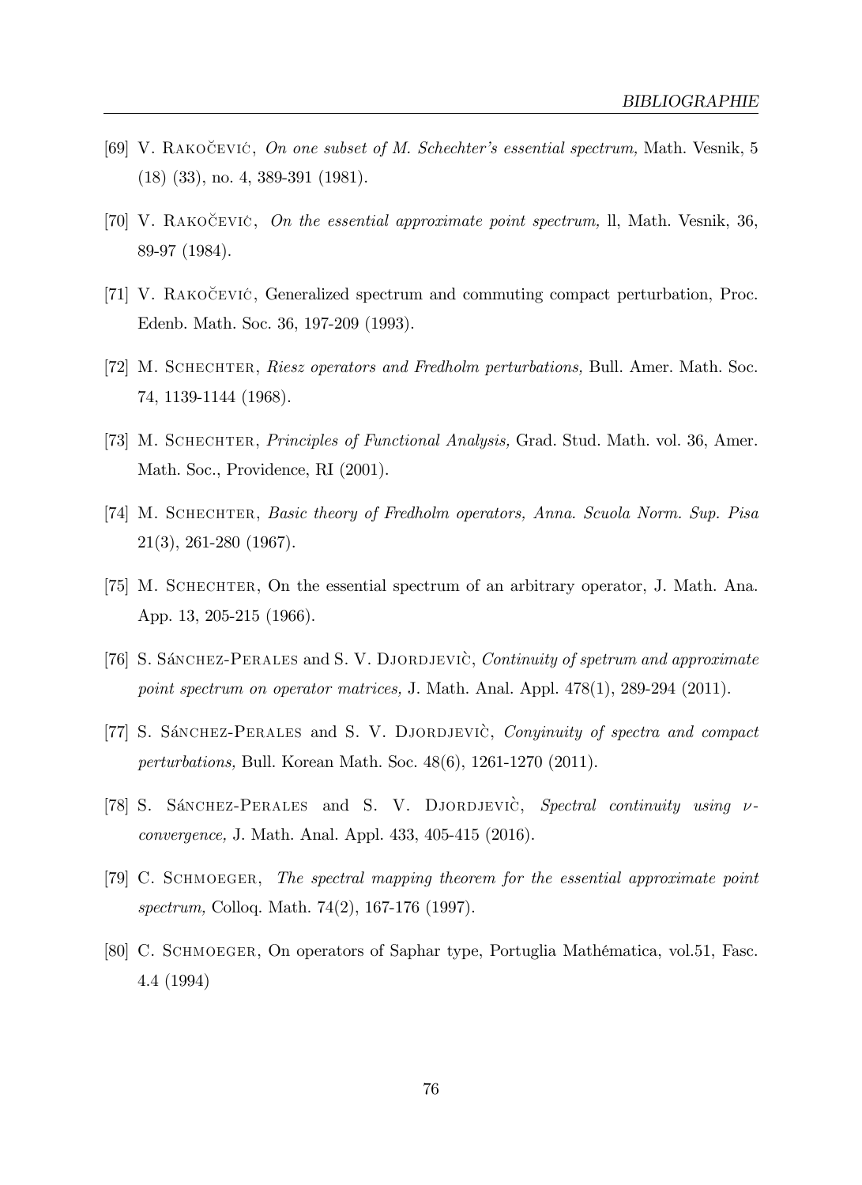[69] V. Rakočević, *On one subset of M. Schechter's essential spectrum,* Math. Vesnik, 5 (18) (33), no. 4, 389-391 (1981).

[70] V. Rakočević, *On the essential approximate point spectrum,* ll, Math. Vesnik, 36, 89-97 (1984).

[71] V. Rakočević, Generalized spectrum and commuting compact perturbation, Proc. Edenb. Math. Soc. 36, 197-209 (1993).

[72] M. Schechter, *Riesz operators and Fredholm perturbations,* Bull. Amer. Math. Soc. 74, 1139-1144 (1968).

[73] M. Schechter, *Principles of Functional Analysis,* Grad. Stud. Math. vol. 36, Amer. Math. Soc., Providence, RI (2001).

[74] M. Schechter, *Basic theory of Fredholm operators, Anna. Scuola Norm. Sup. Pisa* 21(3), 261-280 (1967).

[75] M. Schechter, On the essential spectrum of an arbitrary operator, J. Math. Ana. App. 13, 205-215 (1966).

[76] S. Sánchez-Perales and S. V. Djordjevič, *Continuity of spetrum and approximate point spectrum on operator matrices,* J. Math. Anal. Appl. 478(1), 289-294 (2011).

[77] S. Sánchez-Perales and S. V. Djordjevič, *Conyinuity of spectra and compact perturbations,* Bull. Korean Math. Soc. 48(6), 1261-1270 (2011).

[78] S. Sánchez-Perales and S. V. Djordjevič, *Spectral continuity using $\nu$-convergence,* J. Math. Anal. Appl. 433, 405-415 (2016).

[79] C. Schmoeger, *The spectral mapping theorem for the essential approximate point spectrum,* Colloq. Math. 74(2), 167-176 (1997).

[80] C. Schmoeger, On operators of Saphar type, Portuglia Mathématica, vol.51, Fasc. 4.4 (1994)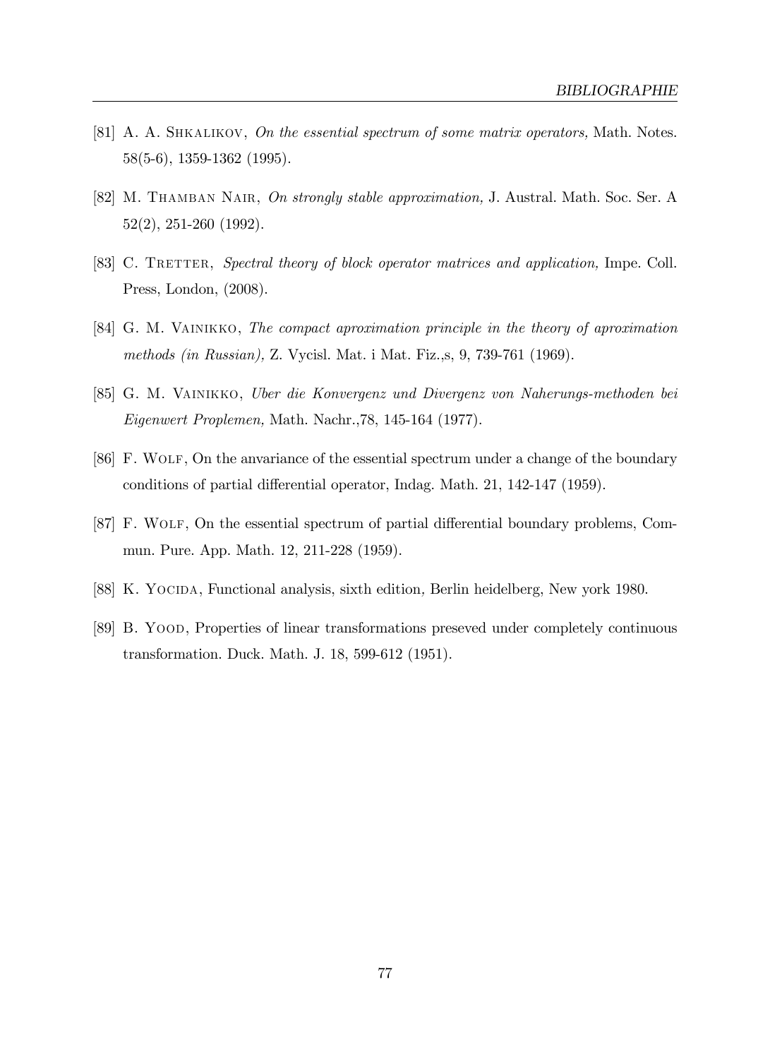[81] A. A. Shkalikov, *On the essential spectrum of some matrix operators,* Math. Notes. 58(5-6), 1359-1362 (1995).

[82] M. Thamban Nair, *On strongly stable approximation,* J. Austral. Math. Soc. Ser. A 52(2), 251-260 (1992).

[83] C. Tretter, *Spectral theory of block operator matrices and application,* Impe. Coll. Press, London, (2008).

[84] G. M. Vainikko, *The compact aproximation principle in the theory of aproximation methods (in Russian),* Z. Vycisl. Mat. i Mat. Fiz.,s, 9, 739-761 (1969).

[85] G. M. Vainikko, *Uber die Konvergenz und Divergenz von Naherungs-methoden bei Eigenwert Proplemen,* Math. Nachr.,78, 145-164 (1977).

[86] F. Wolf, On the anvariance of the essential spectrum under a change of the boundary conditions of partial differential operator, Indag. Math. 21, 142-147 (1959).

[87] F. Wolf, On the essential spectrum of partial differential boundary problems, Commun. Pure. App. Math. 12, 211-228 (1959).

[88] K. Yocida, Functional analysis, sixth edition, Berlin heidelberg, New york 1980.

[89] B. Yood, Properties of linear transformations preseved under completely continuous transformation. Duck. Math. J. 18, 599-612 (1951).